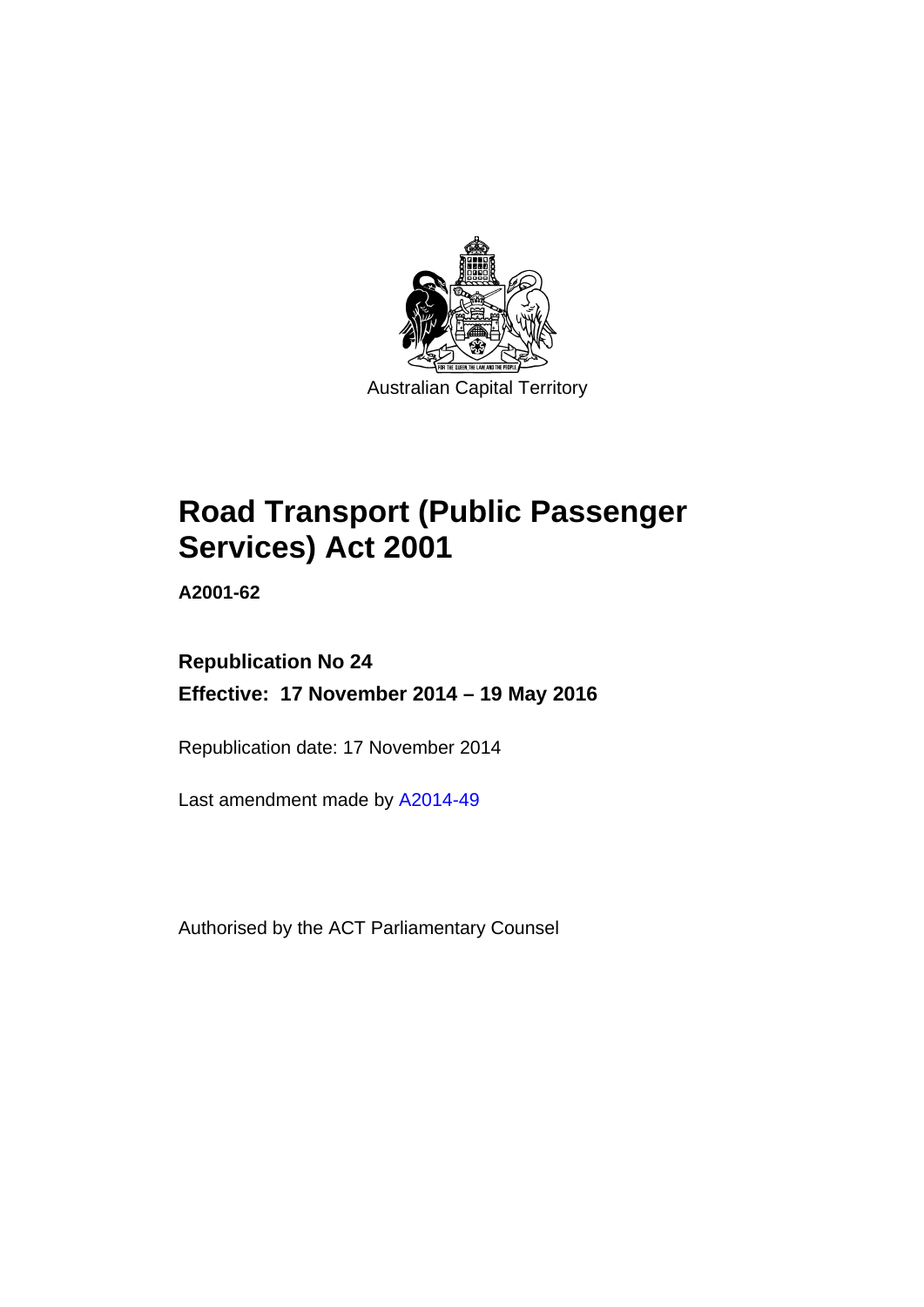Australian Capital Territory

# Road Transport (Public Passenger Services) Act 2001

**A2001-62**

**Republication No 24**

**Effective: 17 November 2014 – 19 May 2016**

Republication date: 17 November 2014

Last amendment made by A2014-49

Authorised by the ACT Parliamentary Counsel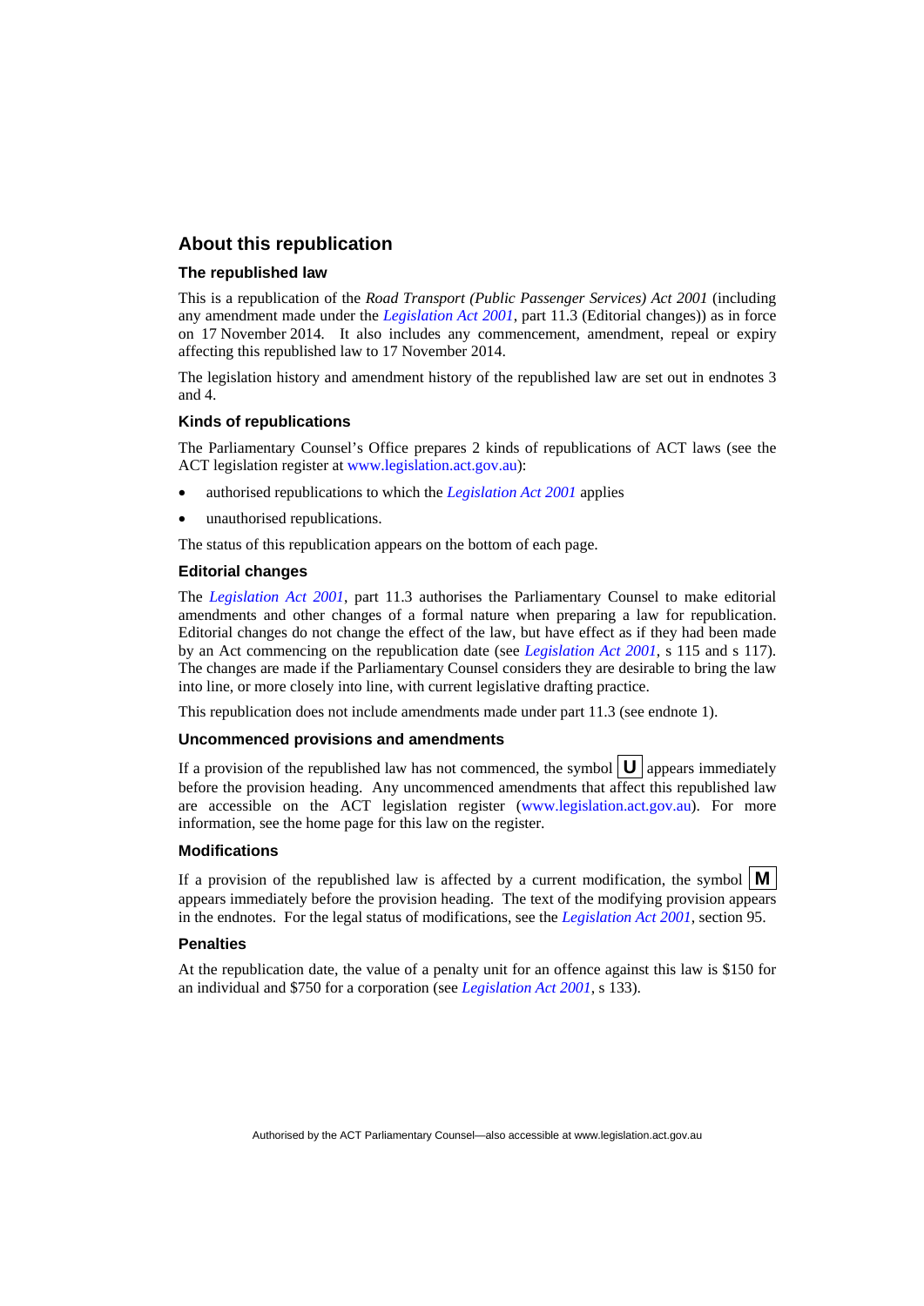## About this republication

### The republished law

This is a republication of the *Road Transport (Public Passenger Services) Act 2001* (including any amendment made under the *Legislation Act 2001*, part 11.3 (Editorial changes)) as in force on 17 November 2014*.* It also includes any commencement, amendment, repeal or expiry affecting this republished law to 17 November 2014.

The legislation history and amendment history of the republished law are set out in endnotes 3 and 4.

### Kinds of republications

The Parliamentary Counsel's Office prepares 2 kinds of republications of ACT laws (see the ACT legislation register at www.legislation.act.gov.au):

- authorised republications to which the *Legislation Act 2001* applies
- unauthorised republications.

The status of this republication appears on the bottom of each page.

### Editorial changes

The *Legislation Act 2001*, part 11.3 authorises the Parliamentary Counsel to make editorial amendments and other changes of a formal nature when preparing a law for republication. Editorial changes do not change the effect of the law, but have effect as if they had been made by an Act commencing on the republication date (see *Legislation Act 2001*, s 115 and s 117). The changes are made if the Parliamentary Counsel considers they are desirable to bring the law into line, or more closely into line, with current legislative drafting practice.

This republication does not include amendments made under part 11.3 (see endnote 1).

### Uncommenced provisions and amendments

If a provision of the republished law has not commenced, the symbol **U** appears immediately before the provision heading. Any uncommenced amendments that affect this republished law are accessible on the ACT legislation register (www.legislation.act.gov.au). For more information, see the home page for this law on the register.

### Modifications

If a provision of the republished law is affected by a current modification, the symbol **M** appears immediately before the provision heading. The text of the modifying provision appears in the endnotes. For the legal status of modifications, see the *Legislation Act 2001*, section 95.

### Penalties

At the republication date, the value of a penalty unit for an offence against this law is $150 for an individual and $750 for a corporation (see *Legislation Act 2001*, s 133).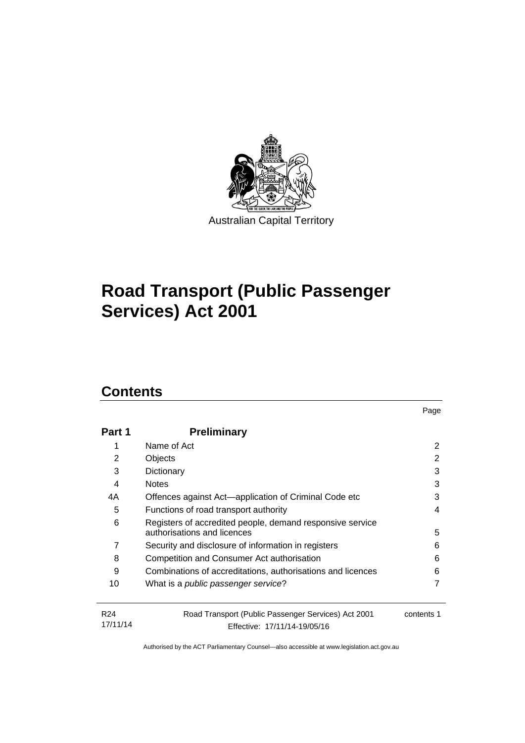Australian Capital Territory

# Road Transport (Public Passenger Services) Act 2001

## Contents

| | | Page |
|---|---|---|
| **Part 1** | **Preliminary** | |
| 1 | Name of Act | 2 |
| 2 | Objects | 2 |
| 3 | Dictionary | 3 |
| 4 | Notes | 3 |
| 4A | Offences against Act—application of Criminal Code etc | 3 |
| 5 | Functions of road transport authority | 4 |
| 6 | Registers of accredited people, demand responsive service authorisations and licences | 5 |
| 7 | Security and disclosure of information in registers | 6 |
| 8 | Competition and Consumer Act authorisation | 6 |
| 9 | Combinations of accreditations, authorisations and licences | 6 |
| 10 | What is a *public passenger service*? | 7 |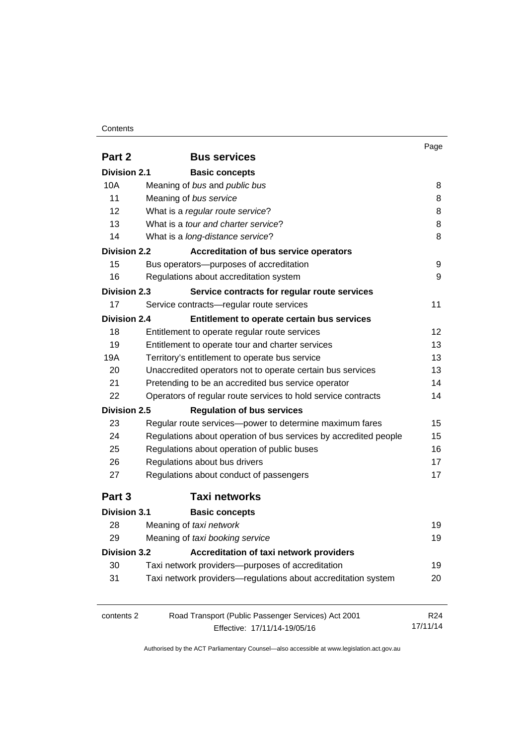| | | Page |
|---|---|---|
| **Part 2** | **Bus services** | |
| **Division 2.1** | **Basic concepts** | |
| 10A | Meaning of *bus* and *public bus* | 8 |
| 11 | Meaning of *bus service* | 8 |
| 12 | What is a *regular route service*? | 8 |
| 13 | What is a *tour and charter service*? | 8 |
| 14 | What is a *long-distance service*? | 8 |
| **Division 2.2** | **Accreditation of bus service operators** | |
| 15 | Bus operators—purposes of accreditation | 9 |
| 16 | Regulations about accreditation system | 9 |
| **Division 2.3** | **Service contracts for regular route services** | |
| 17 | Service contracts—regular route services | 11 |
| **Division 2.4** | **Entitlement to operate certain bus services** | |
| 18 | Entitlement to operate regular route services | 12 |
| 19 | Entitlement to operate tour and charter services | 13 |
| 19A | Territory's entitlement to operate bus service | 13 |
| 20 | Unaccredited operators not to operate certain bus services | 13 |
| 21 | Pretending to be an accredited bus service operator | 14 |
| 22 | Operators of regular route services to hold service contracts | 14 |
| **Division 2.5** | **Regulation of bus services** | |
| 23 | Regular route services—power to determine maximum fares | 15 |
| 24 | Regulations about operation of bus services by accredited people | 15 |
| 25 | Regulations about operation of public buses | 16 |
| 26 | Regulations about bus drivers | 17 |
| 27 | Regulations about conduct of passengers | 17 |
| **Part 3** | **Taxi networks** | |
| **Division 3.1** | **Basic concepts** | |
| 28 | Meaning of *taxi network* | 19 |
| 29 | Meaning of *taxi booking service* | 19 |
| **Division 3.2** | **Accreditation of taxi network providers** | |
| 30 | Taxi network providers—purposes of accreditation | 19 |
| 31 | Taxi network providers—regulations about accreditation system | 20 |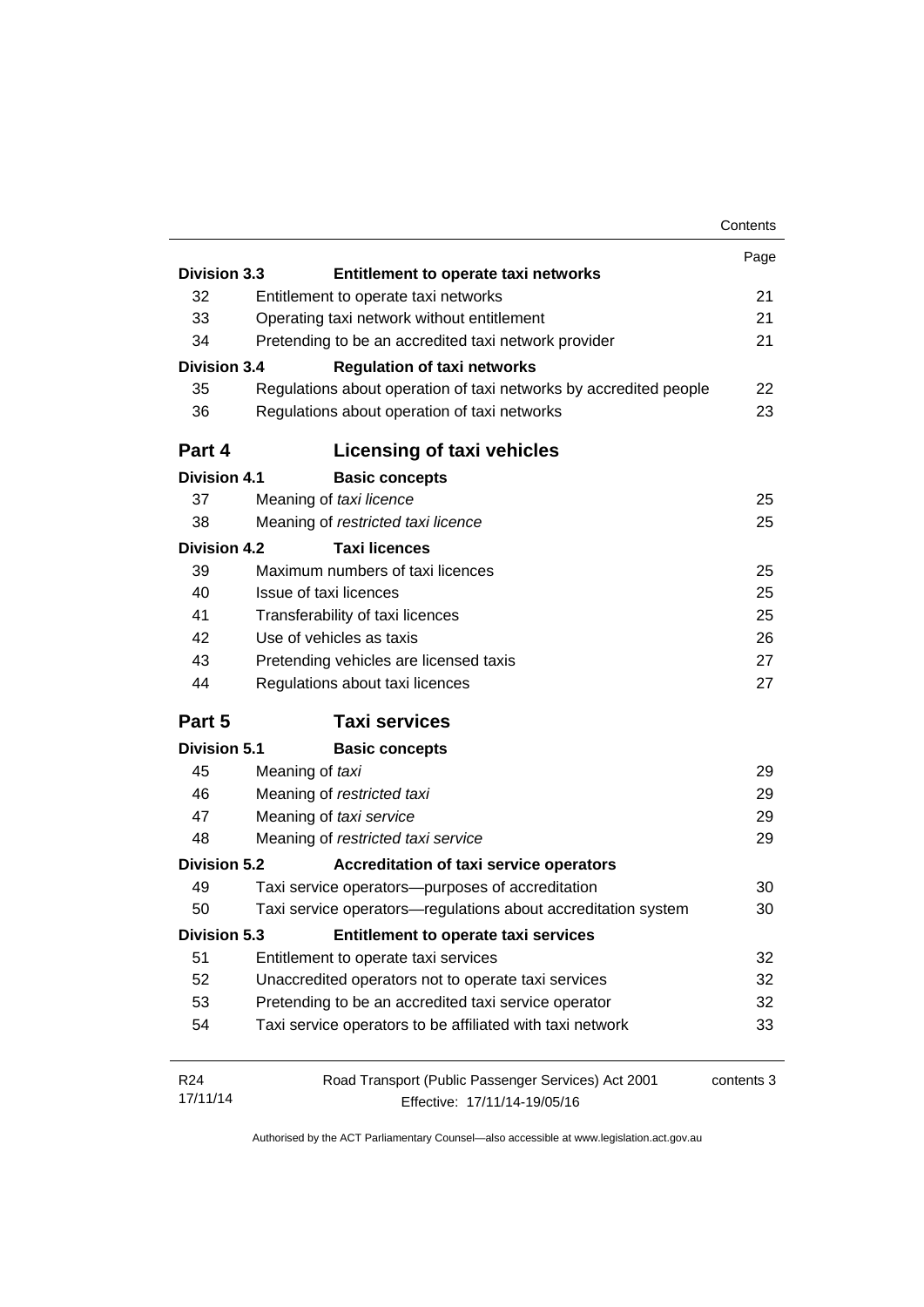| | | Page |
|---|---|---|
| **Division 3.3** | **Entitlement to operate taxi networks** | |
| 32 | Entitlement to operate taxi networks | 21 |
| 33 | Operating taxi network without entitlement | 21 |
| 34 | Pretending to be an accredited taxi network provider | 21 |
| **Division 3.4** | **Regulation of taxi networks** | |
| 35 | Regulations about operation of taxi networks by accredited people | 22 |
| 36 | Regulations about operation of taxi networks | 23 |
| **Part 4** | **Licensing of taxi vehicles** | |
| **Division 4.1** | **Basic concepts** | |
| 37 | Meaning of *taxi licence* | 25 |
| 38 | Meaning of *restricted taxi licence* | 25 |
| **Division 4.2** | **Taxi licences** | |
| 39 | Maximum numbers of taxi licences | 25 |
| 40 | Issue of taxi licences | 25 |
| 41 | Transferability of taxi licences | 25 |
| 42 | Use of vehicles as taxis | 26 |
| 43 | Pretending vehicles are licensed taxis | 27 |
| 44 | Regulations about taxi licences | 27 |
| **Part 5** | **Taxi services** | |
| **Division 5.1** | **Basic concepts** | |
| 45 | Meaning of *taxi* | 29 |
| 46 | Meaning of *restricted taxi* | 29 |
| 47 | Meaning of *taxi service* | 29 |
| 48 | Meaning of *restricted taxi service* | 29 |
| **Division 5.2** | **Accreditation of taxi service operators** | |
| 49 | Taxi service operators—purposes of accreditation | 30 |
| 50 | Taxi service operators—regulations about accreditation system | 30 |
| **Division 5.3** | **Entitlement to operate taxi services** | |
| 51 | Entitlement to operate taxi services | 32 |
| 52 | Unaccredited operators not to operate taxi services | 32 |
| 53 | Pretending to be an accredited taxi service operator | 32 |
| 54 | Taxi service operators to be affiliated with taxi network | 33 |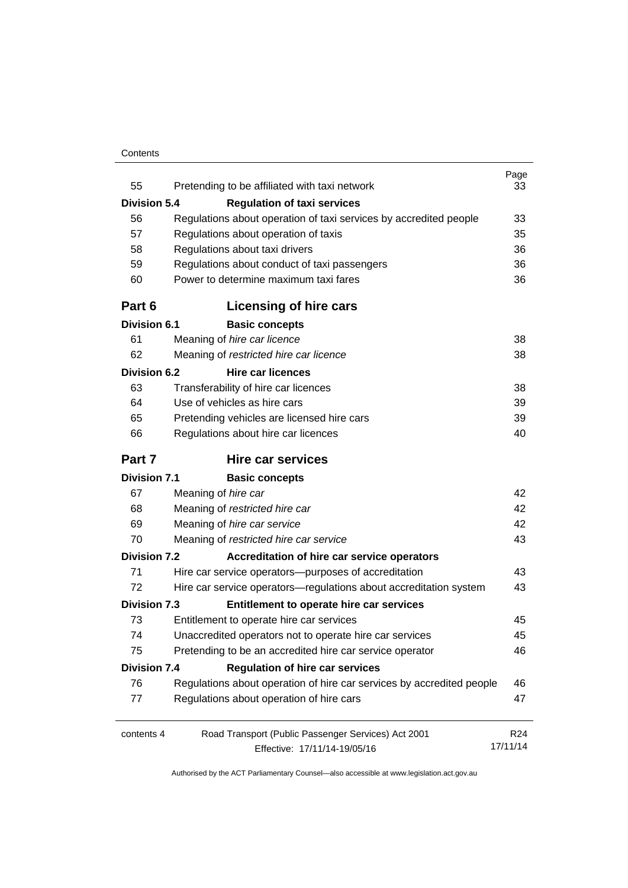| | | Page |
|---|---|---|
| 55 | Pretending to be affiliated with taxi network | 33 |
| **Division 5.4** | **Regulation of taxi services** | |
| 56 | Regulations about operation of taxi services by accredited people | 33 |
| 57 | Regulations about operation of taxis | 35 |
| 58 | Regulations about taxi drivers | 36 |
| 59 | Regulations about conduct of taxi passengers | 36 |
| 60 | Power to determine maximum taxi fares | 36 |

## Part 6 Licensing of hire cars

| | | |
|---|---|---|
| **Division 6.1** | **Basic concepts** | |
| 61 | Meaning of *hire car licence* | 38 |
| 62 | Meaning of *restricted hire car licence* | 38 |
| **Division 6.2** | **Hire car licences** | |
| 63 | Transferability of hire car licences | 38 |
| 64 | Use of vehicles as hire cars | 39 |
| 65 | Pretending vehicles are licensed hire cars | 39 |
| 66 | Regulations about hire car licences | 40 |

## Part 7 Hire car services

| | | |
|---|---|---|
| **Division 7.1** | **Basic concepts** | |
| 67 | Meaning of *hire car* | 42 |
| 68 | Meaning of *restricted hire car* | 42 |
| 69 | Meaning of *hire car service* | 42 |
| 70 | Meaning of *restricted hire car service* | 43 |
| **Division 7.2** | **Accreditation of hire car service operators** | |
| 71 | Hire car service operators—purposes of accreditation | 43 |
| 72 | Hire car service operators—regulations about accreditation system | 43 |
| **Division 7.3** | **Entitlement to operate hire car services** | |
| 73 | Entitlement to operate hire car services | 45 |
| 74 | Unaccredited operators not to operate hire car services | 45 |
| 75 | Pretending to be an accredited hire car service operator | 46 |
| **Division 7.4** | **Regulation of hire car services** | |
| 76 | Regulations about operation of hire car services by accredited people | 46 |
| 77 | Regulations about operation of hire cars | 47 |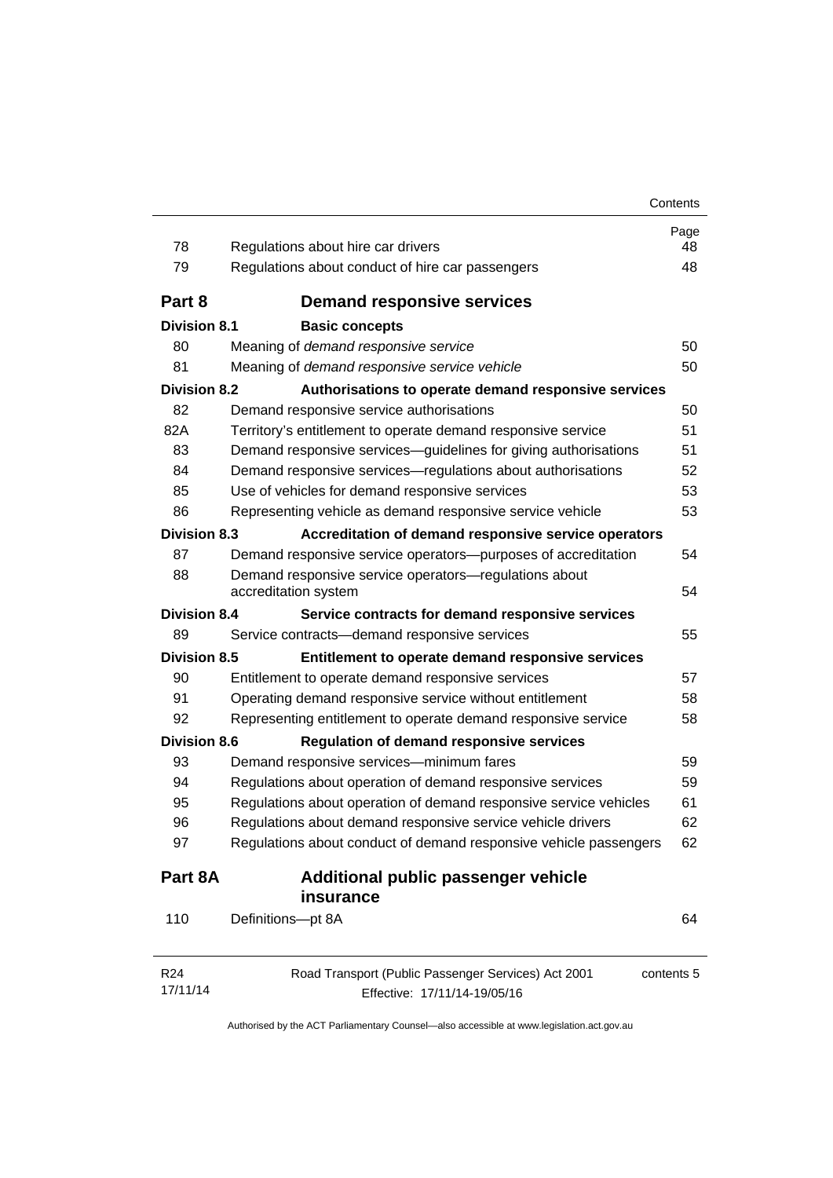| | | Page |
|---|---|---|
| 78 | Regulations about hire car drivers | 48 |
| 79 | Regulations about conduct of hire car passengers | 48 |
| **Part 8** | **Demand responsive services** | |
| **Division 8.1** | **Basic concepts** | |
| 80 | Meaning of *demand responsive service* | 50 |
| 81 | Meaning of *demand responsive service vehicle* | 50 |
| **Division 8.2** | **Authorisations to operate demand responsive services** | |
| 82 | Demand responsive service authorisations | 50 |
| 82A | Territory's entitlement to operate demand responsive service | 51 |
| 83 | Demand responsive services—guidelines for giving authorisations | 51 |
| 84 | Demand responsive services—regulations about authorisations | 52 |
| 85 | Use of vehicles for demand responsive services | 53 |
| 86 | Representing vehicle as demand responsive service vehicle | 53 |
| **Division 8.3** | **Accreditation of demand responsive service operators** | |
| 87 | Demand responsive service operators—purposes of accreditation | 54 |
| 88 | Demand responsive service operators—regulations about accreditation system | 54 |
| **Division 8.4** | **Service contracts for demand responsive services** | |
| 89 | Service contracts—demand responsive services | 55 |
| **Division 8.5** | **Entitlement to operate demand responsive services** | |
| 90 | Entitlement to operate demand responsive services | 57 |
| 91 | Operating demand responsive service without entitlement | 58 |
| 92 | Representing entitlement to operate demand responsive service | 58 |
| **Division 8.6** | **Regulation of demand responsive services** | |
| 93 | Demand responsive services—minimum fares | 59 |
| 94 | Regulations about operation of demand responsive services | 59 |
| 95 | Regulations about operation of demand responsive service vehicles | 61 |
| 96 | Regulations about demand responsive service vehicle drivers | 62 |
| 97 | Regulations about conduct of demand responsive vehicle passengers | 62 |
| **Part 8A** | **Additional public passenger vehicle insurance** | |
| 110 | Definitions—pt 8A | 64 |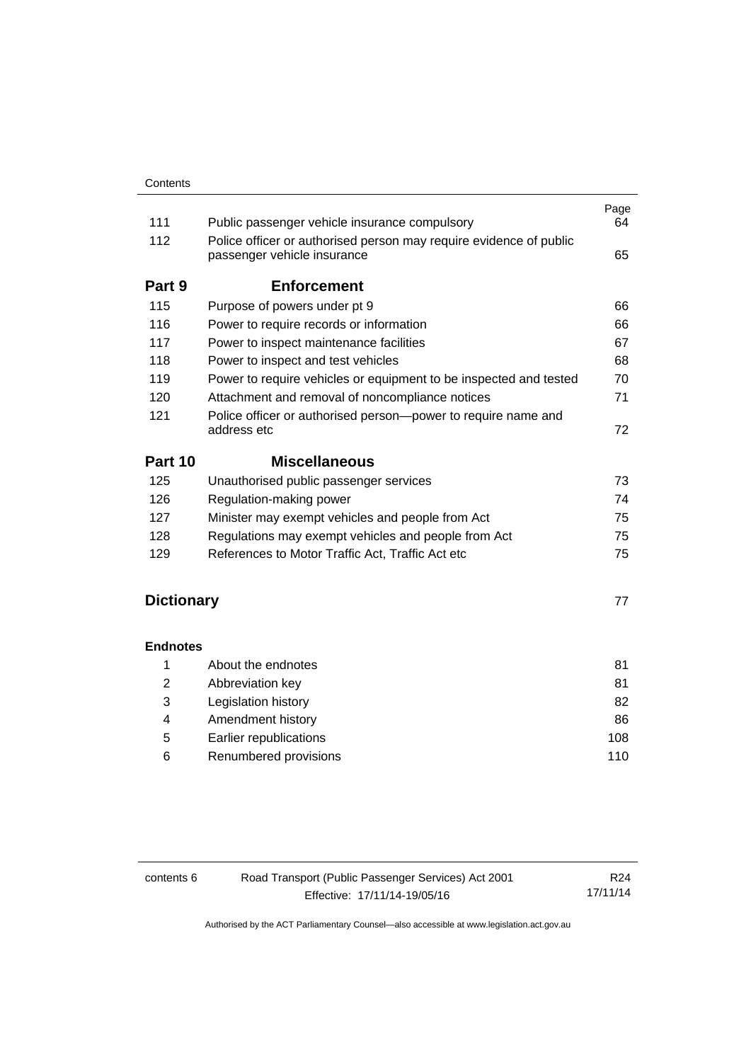| | | Page |
|---|---|---|
| 111 | Public passenger vehicle insurance compulsory | 64 |
| 112 | Police officer or authorised person may require evidence of public passenger vehicle insurance | 65 |
| **Part 9** | **Enforcement** | |
| 115 | Purpose of powers under pt 9 | 66 |
| 116 | Power to require records or information | 66 |
| 117 | Power to inspect maintenance facilities | 67 |
| 118 | Power to inspect and test vehicles | 68 |
| 119 | Power to require vehicles or equipment to be inspected and tested | 70 |
| 120 | Attachment and removal of noncompliance notices | 71 |
| 121 | Police officer or authorised person—power to require name and address etc | 72 |
| **Part 10** | **Miscellaneous** | |
| 125 | Unauthorised public passenger services | 73 |
| 126 | Regulation-making power | 74 |
| 127 | Minister may exempt vehicles and people from Act | 75 |
| 128 | Regulations may exempt vehicles and people from Act | 75 |
| 129 | References to Motor Traffic Act, Traffic Act etc | 75 |

**Dictionary** 77

**Endnotes**

| | | |
|---|---|---|
| 1 | About the endnotes | 81 |
| 2 | Abbreviation key | 81 |
| 3 | Legislation history | 82 |
| 4 | Amendment history | 86 |
| 5 | Earlier republications | 108 |
| 6 | Renumbered provisions | 110 |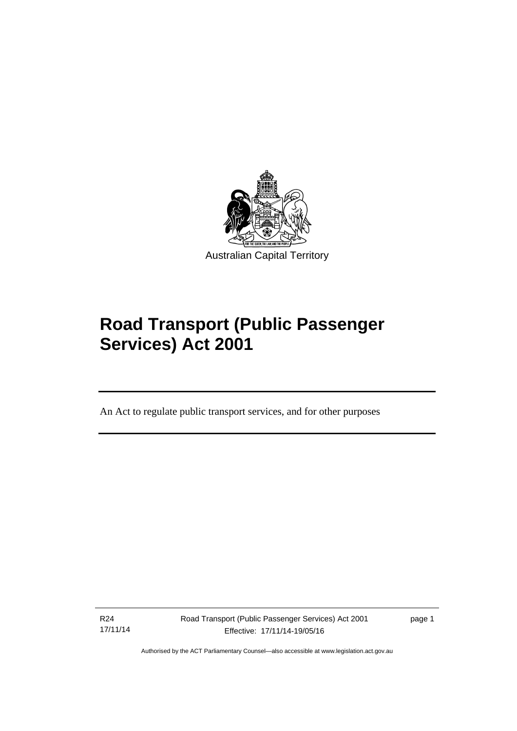Australian Capital Territory

# Road Transport (Public Passenger Services) Act 2001

An Act to regulate public transport services, and for other purposes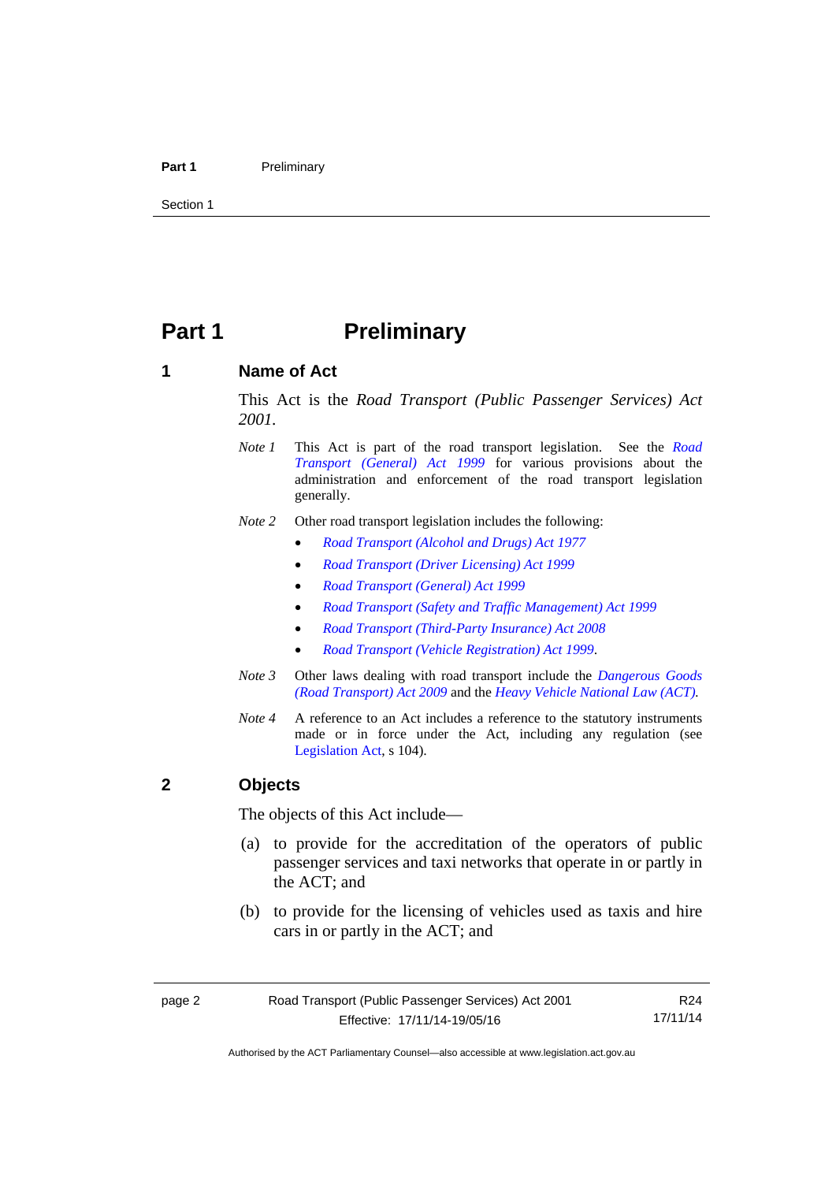# Part 1 Preliminary

## 1 Name of Act

This Act is the *Road Transport (Public Passenger Services) Act 2001*.

*Note 1* This Act is part of the road transport legislation. See the *Road Transport (General) Act 1999* for various provisions about the administration and enforcement of the road transport legislation generally.

*Note 2* Other road transport legislation includes the following:

- *Road Transport (Alcohol and Drugs) Act 1977*
- *Road Transport (Driver Licensing) Act 1999*
- *Road Transport (General) Act 1999*
- *Road Transport (Safety and Traffic Management) Act 1999*
- *Road Transport (Third-Party Insurance) Act 2008*
- *Road Transport (Vehicle Registration) Act 1999*.

*Note 3* Other laws dealing with road transport include the *Dangerous Goods (Road Transport) Act 2009* and the *Heavy Vehicle National Law (ACT).*

*Note 4* A reference to an Act includes a reference to the statutory instruments made or in force under the Act, including any regulation (see Legislation Act, s 104).

## 2 Objects

The objects of this Act include—

(a) to provide for the accreditation of the operators of public passenger services and taxi networks that operate in or partly in the ACT; and

(b) to provide for the licensing of vehicles used as taxis and hire cars in or partly in the ACT; and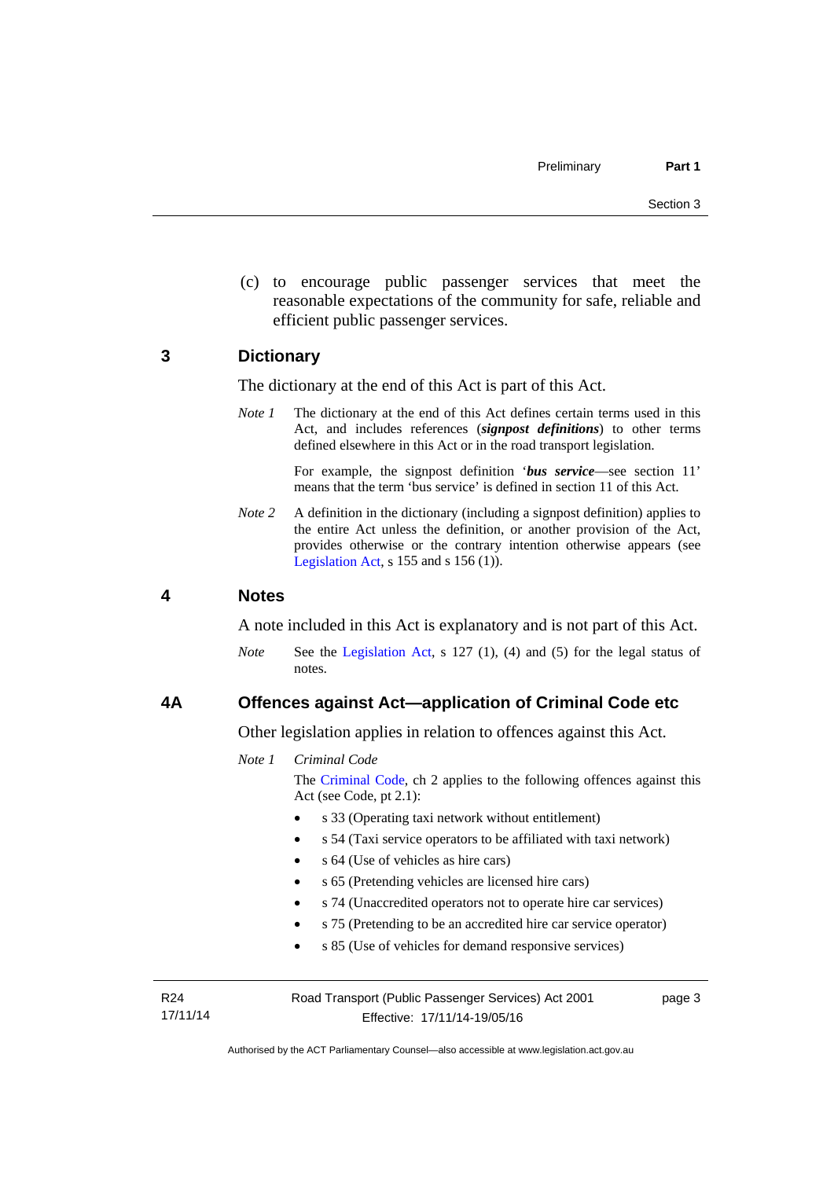(c) to encourage public passenger services that meet the reasonable expectations of the community for safe, reliable and efficient public passenger services.

## 3 Dictionary

The dictionary at the end of this Act is part of this Act.

*Note 1* The dictionary at the end of this Act defines certain terms used in this Act, and includes references (***signpost definitions***) to other terms defined elsewhere in this Act or in the road transport legislation.

For example, the signpost definition '***bus service***—see section 11' means that the term 'bus service' is defined in section 11 of this Act.

*Note 2* A definition in the dictionary (including a signpost definition) applies to the entire Act unless the definition, or another provision of the Act, provides otherwise or the contrary intention otherwise appears (see Legislation Act, s 155 and s 156 (1)).

## 4 Notes

A note included in this Act is explanatory and is not part of this Act.

*Note* See the Legislation Act, s 127 (1), (4) and (5) for the legal status of notes.

## 4A Offences against Act—application of Criminal Code etc

Other legislation applies in relation to offences against this Act.

*Note 1* *Criminal Code*

The Criminal Code, ch 2 applies to the following offences against this Act (see Code, pt 2.1):

- s 33 (Operating taxi network without entitlement)
- s 54 (Taxi service operators to be affiliated with taxi network)
- s 64 (Use of vehicles as hire cars)
- s 65 (Pretending vehicles are licensed hire cars)
- s 74 (Unaccredited operators not to operate hire car services)
- s 75 (Pretending to be an accredited hire car service operator)
- s 85 (Use of vehicles for demand responsive services)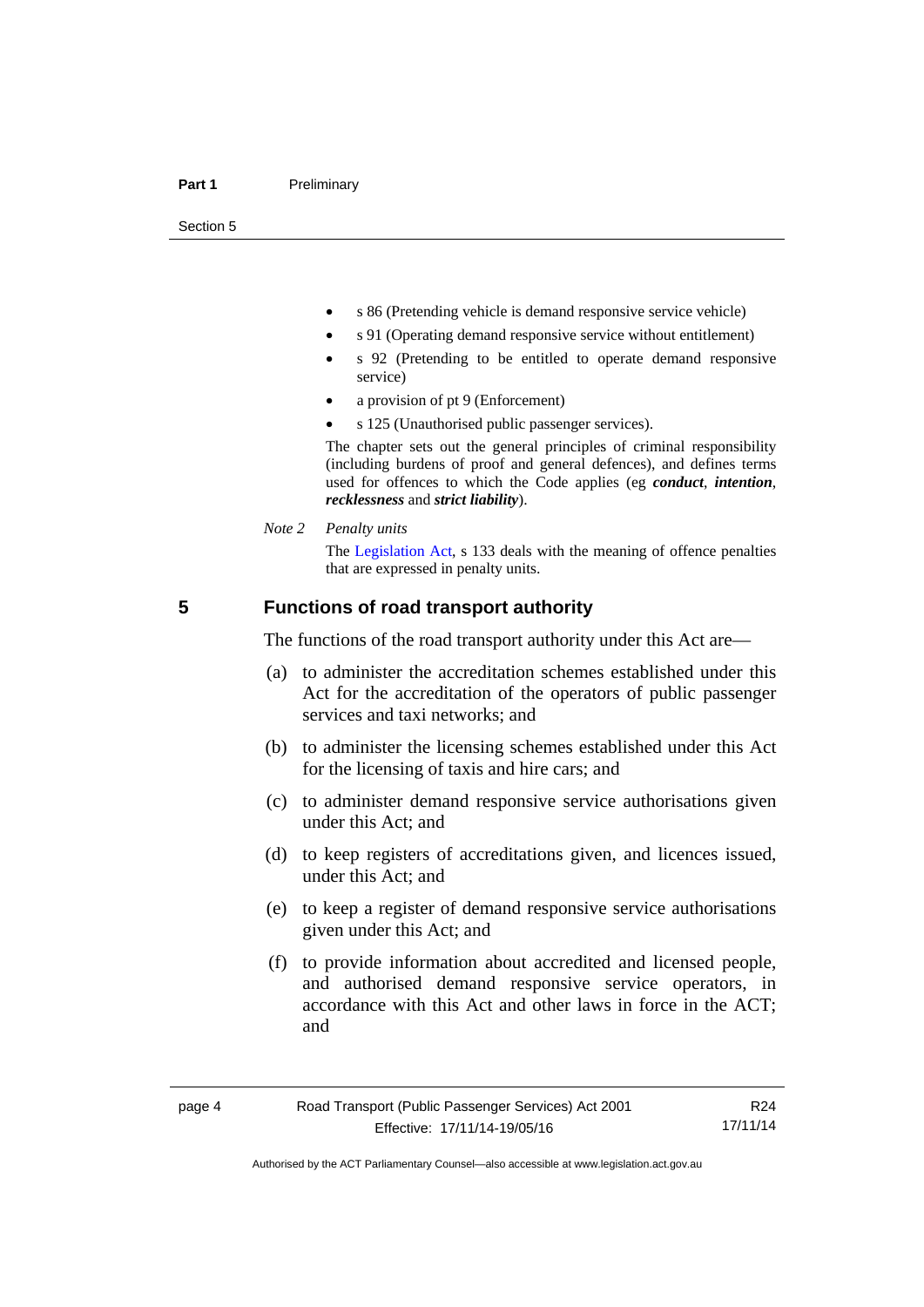- s 86 (Pretending vehicle is demand responsive service vehicle)
- s 91 (Operating demand responsive service without entitlement)
- s 92 (Pretending to be entitled to operate demand responsive service)
- a provision of pt 9 (Enforcement)
- s 125 (Unauthorised public passenger services).

The chapter sets out the general principles of criminal responsibility (including burdens of proof and general defences), and defines terms used for offences to which the Code applies (eg ***conduct***, ***intention***, ***recklessness*** and ***strict liability***).

*Note 2* *Penalty units*

The Legislation Act, s 133 deals with the meaning of offence penalties that are expressed in penalty units.

## 5 Functions of road transport authority

The functions of the road transport authority under this Act are—

(a) to administer the accreditation schemes established under this Act for the accreditation of the operators of public passenger services and taxi networks; and

(b) to administer the licensing schemes established under this Act for the licensing of taxis and hire cars; and

(c) to administer demand responsive service authorisations given under this Act; and

(d) to keep registers of accreditations given, and licences issued, under this Act; and

(e) to keep a register of demand responsive service authorisations given under this Act; and

(f) to provide information about accredited and licensed people, and authorised demand responsive service operators, in accordance with this Act and other laws in force in the ACT; and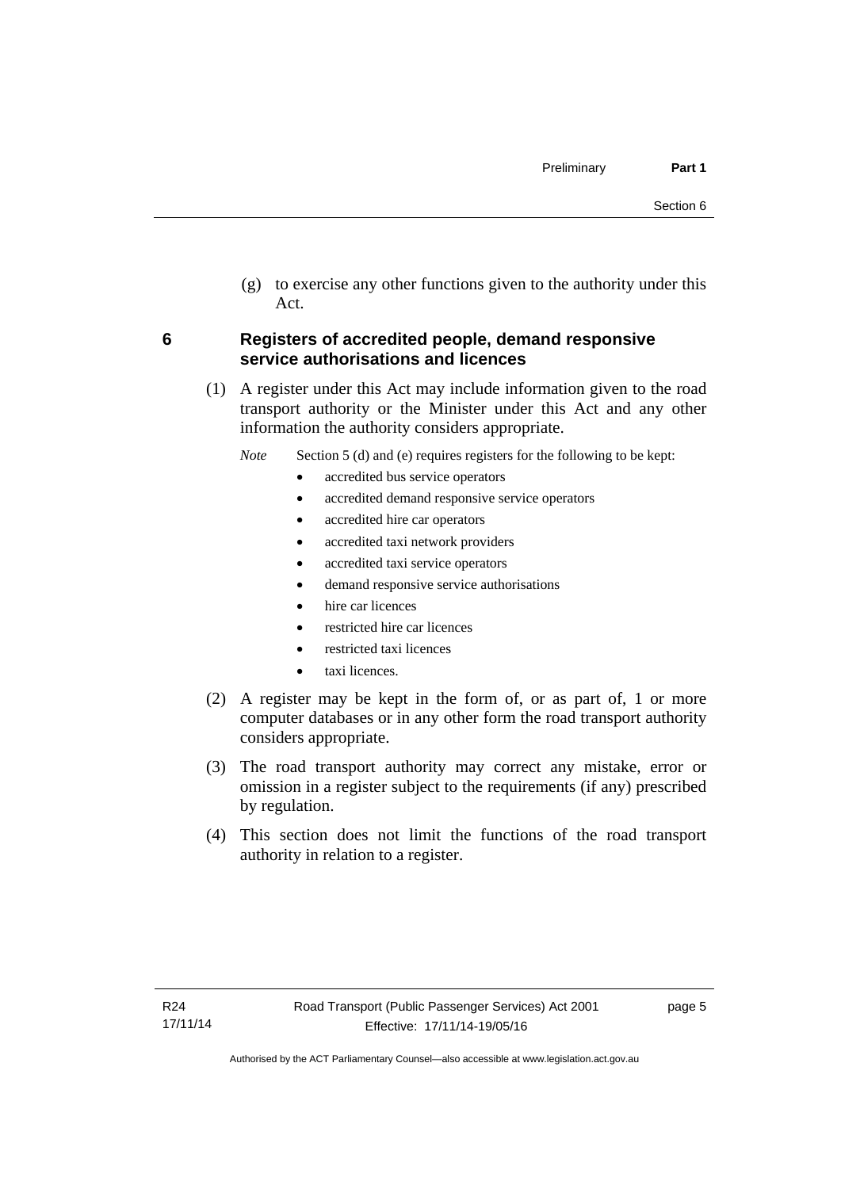(g) to exercise any other functions given to the authority under this Act.

## 6 Registers of accredited people, demand responsive service authorisations and licences

(1) A register under this Act may include information given to the road transport authority or the Minister under this Act and any other information the authority considers appropriate.

*Note* Section 5 (d) and (e) requires registers for the following to be kept:

- accredited bus service operators
- accredited demand responsive service operators
- accredited hire car operators
- accredited taxi network providers
- accredited taxi service operators
- demand responsive service authorisations
- hire car licences
- restricted hire car licences
- restricted taxi licences
- taxi licences.

(2) A register may be kept in the form of, or as part of, 1 or more computer databases or in any other form the road transport authority considers appropriate.

(3) The road transport authority may correct any mistake, error or omission in a register subject to the requirements (if any) prescribed by regulation.

(4) This section does not limit the functions of the road transport authority in relation to a register.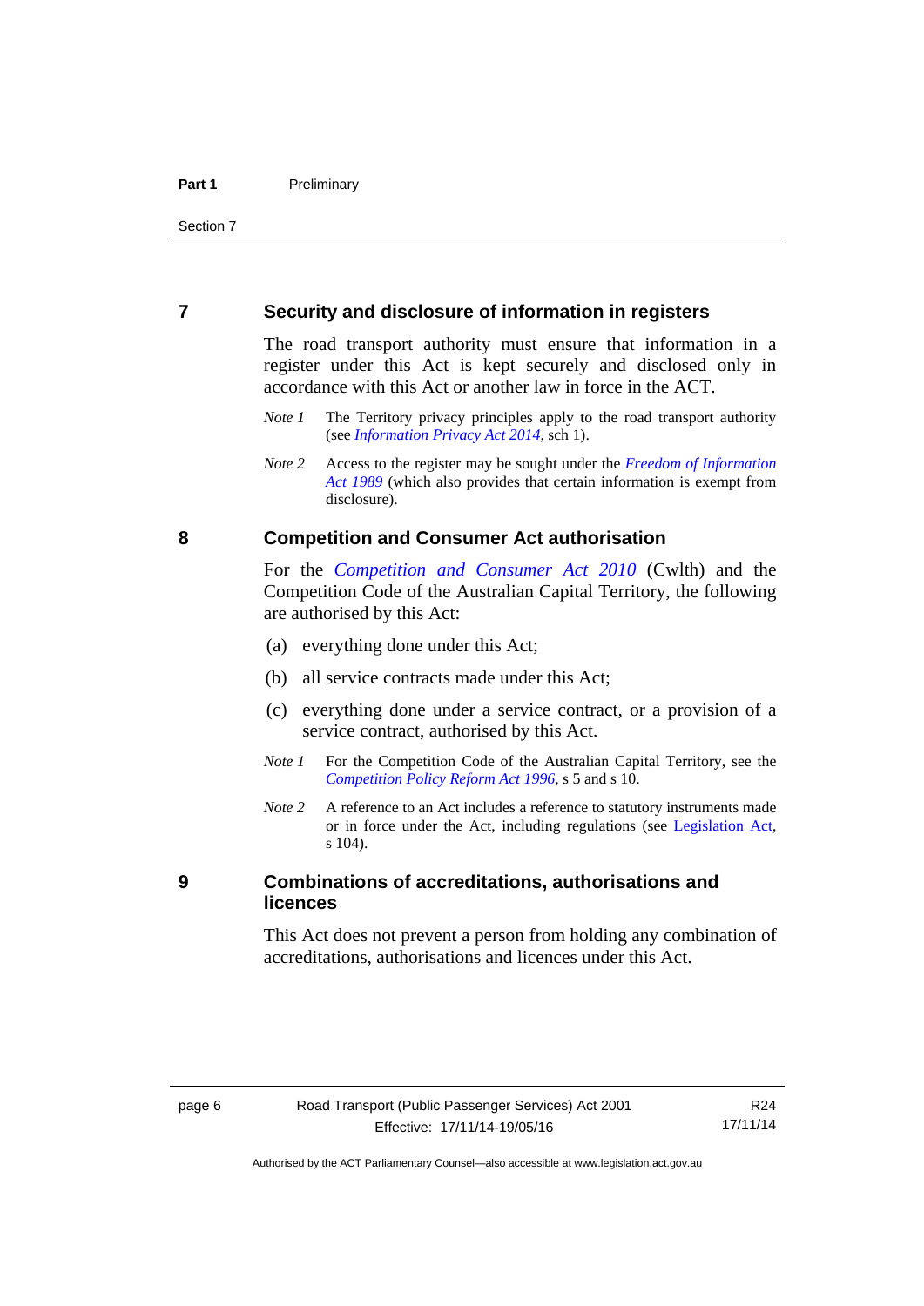## 7 Security and disclosure of information in registers

The road transport authority must ensure that information in a register under this Act is kept securely and disclosed only in accordance with this Act or another law in force in the ACT.

*Note 1* The Territory privacy principles apply to the road transport authority (see *Information Privacy Act 2014*, sch 1).

*Note 2* Access to the register may be sought under the *Freedom of Information Act 1989* (which also provides that certain information is exempt from disclosure).

## 8 Competition and Consumer Act authorisation

For the *Competition and Consumer Act 2010* (Cwlth) and the Competition Code of the Australian Capital Territory, the following are authorised by this Act:

(a) everything done under this Act;

(b) all service contracts made under this Act;

(c) everything done under a service contract, or a provision of a service contract, authorised by this Act.

*Note 1* For the Competition Code of the Australian Capital Territory, see the *Competition Policy Reform Act 1996*, s 5 and s 10.

*Note 2* A reference to an Act includes a reference to statutory instruments made or in force under the Act, including regulations (see Legislation Act, s 104).

## 9 Combinations of accreditations, authorisations and licences

This Act does not prevent a person from holding any combination of accreditations, authorisations and licences under this Act.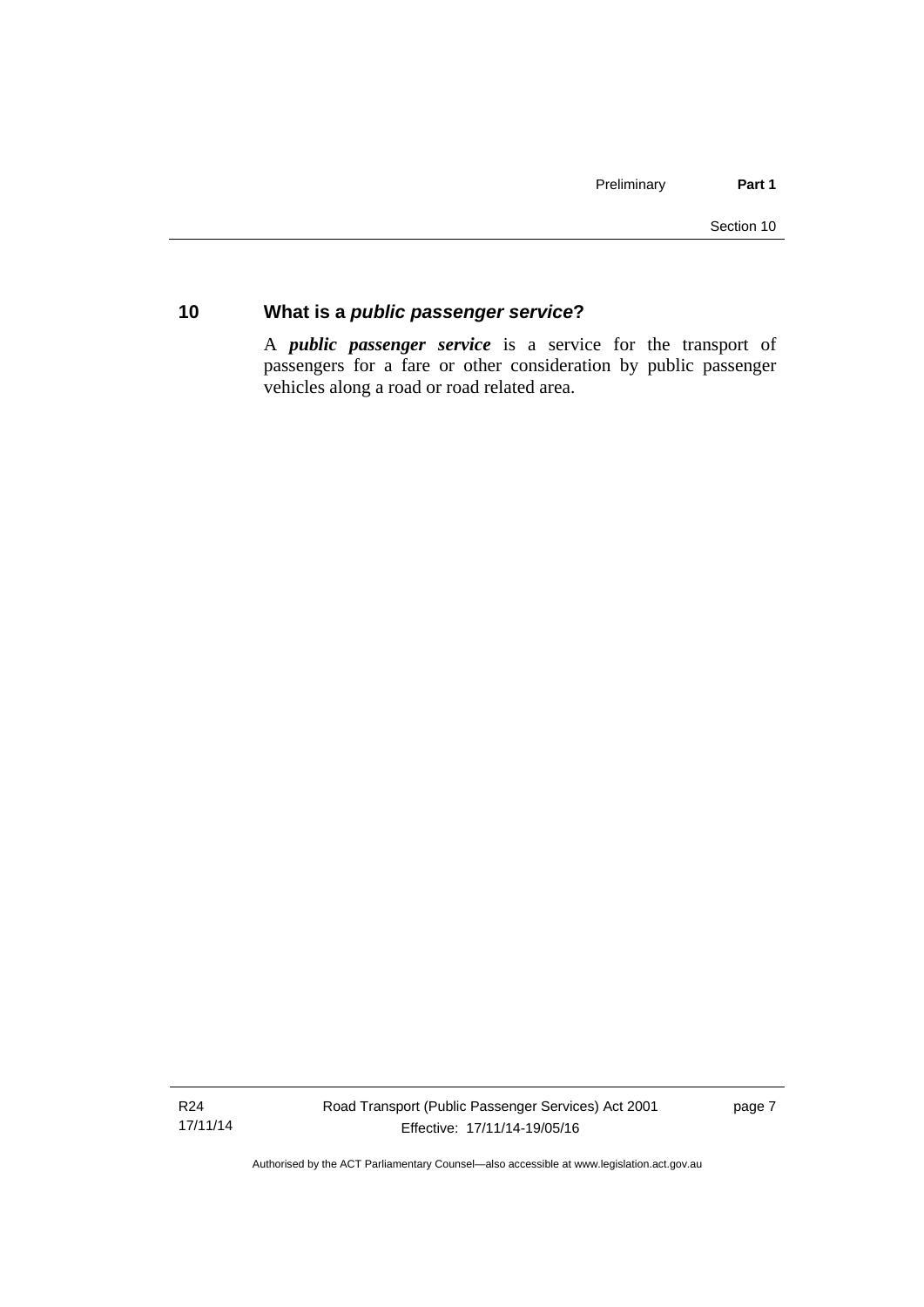## 10 What is a *public passenger service*?

A ***public passenger service*** is a service for the transport of passengers for a fare or other consideration by public passenger vehicles along a road or road related area.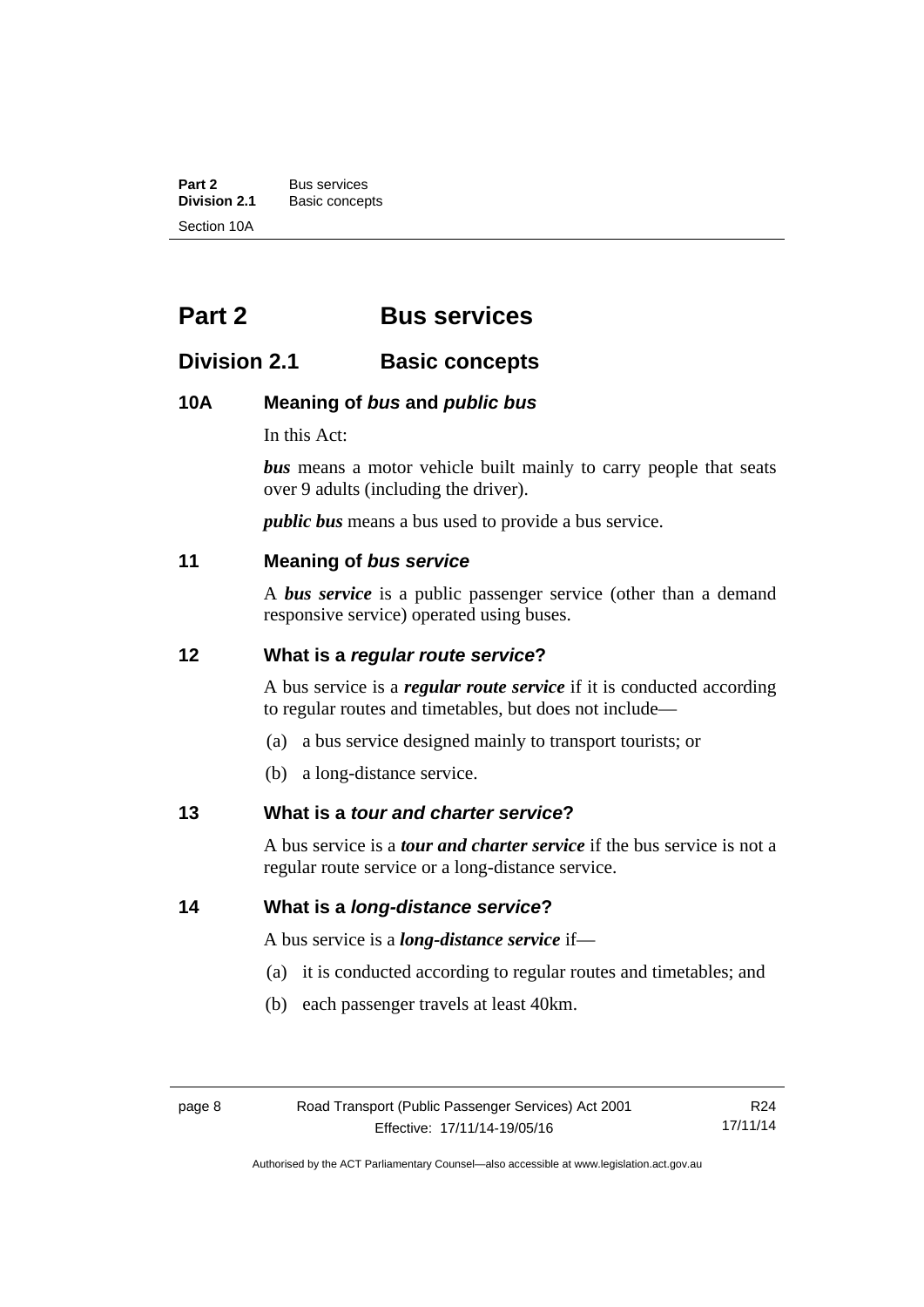# Part 2 Bus services

## Division 2.1 Basic concepts

### 10A Meaning of *bus* and *public bus*

In this Act:

***bus*** means a motor vehicle built mainly to carry people that seats over 9 adults (including the driver).

***public bus*** means a bus used to provide a bus service.

### 11 Meaning of *bus service*

A ***bus service*** is a public passenger service (other than a demand responsive service) operated using buses.

### 12 What is a *regular route service*?

A bus service is a ***regular route service*** if it is conducted according to regular routes and timetables, but does not include—

(a) a bus service designed mainly to transport tourists; or

(b) a long-distance service.

### 13 What is a *tour and charter service*?

A bus service is a ***tour and charter service*** if the bus service is not a regular route service or a long-distance service.

### 14 What is a *long-distance service*?

A bus service is a ***long-distance service*** if—

(a) it is conducted according to regular routes and timetables; and

(b) each passenger travels at least 40km.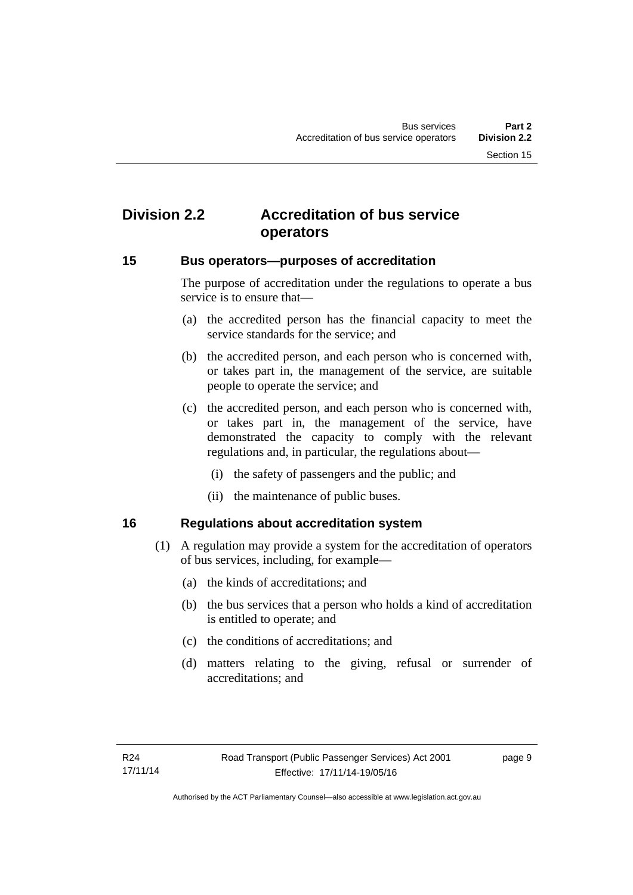## Division 2.2 Accreditation of bus service operators

### 15 Bus operators—purposes of accreditation

The purpose of accreditation under the regulations to operate a bus service is to ensure that—

(a) the accredited person has the financial capacity to meet the service standards for the service; and

(b) the accredited person, and each person who is concerned with, or takes part in, the management of the service, are suitable people to operate the service; and

(c) the accredited person, and each person who is concerned with, or takes part in, the management of the service, have demonstrated the capacity to comply with the relevant regulations and, in particular, the regulations about—

(i) the safety of passengers and the public; and

(ii) the maintenance of public buses.

### 16 Regulations about accreditation system

(1) A regulation may provide a system for the accreditation of operators of bus services, including, for example—

(a) the kinds of accreditations; and

(b) the bus services that a person who holds a kind of accreditation is entitled to operate; and

(c) the conditions of accreditations; and

(d) matters relating to the giving, refusal or surrender of accreditations; and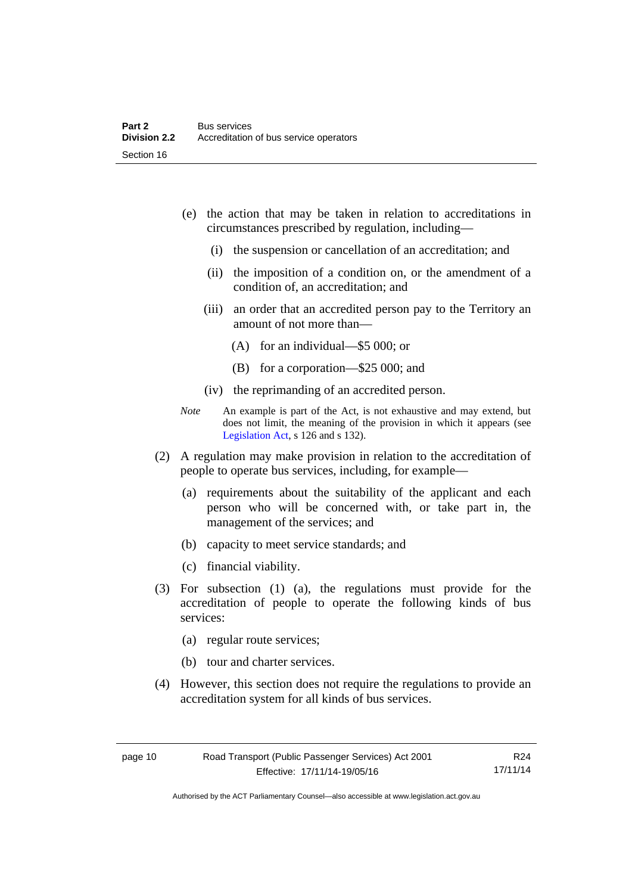(e) the action that may be taken in relation to accreditations in circumstances prescribed by regulation, including—

  (i) the suspension or cancellation of an accreditation; and

  (ii) the imposition of a condition on, or the amendment of a condition of, an accreditation; and

  (iii) an order that an accredited person pay to the Territory an amount of not more than—

    (A) for an individual—$5 000; or

    (B) for a corporation—$25 000; and

  (iv) the reprimanding of an accredited person.

*Note* An example is part of the Act, is not exhaustive and may extend, but does not limit, the meaning of the provision in which it appears (see Legislation Act, s 126 and s 132).

(2) A regulation may make provision in relation to the accreditation of people to operate bus services, including, for example—

  (a) requirements about the suitability of the applicant and each person who will be concerned with, or take part in, the management of the services; and

  (b) capacity to meet service standards; and

  (c) financial viability.

(3) For subsection (1) (a), the regulations must provide for the accreditation of people to operate the following kinds of bus services:

  (a) regular route services;

  (b) tour and charter services.

(4) However, this section does not require the regulations to provide an accreditation system for all kinds of bus services.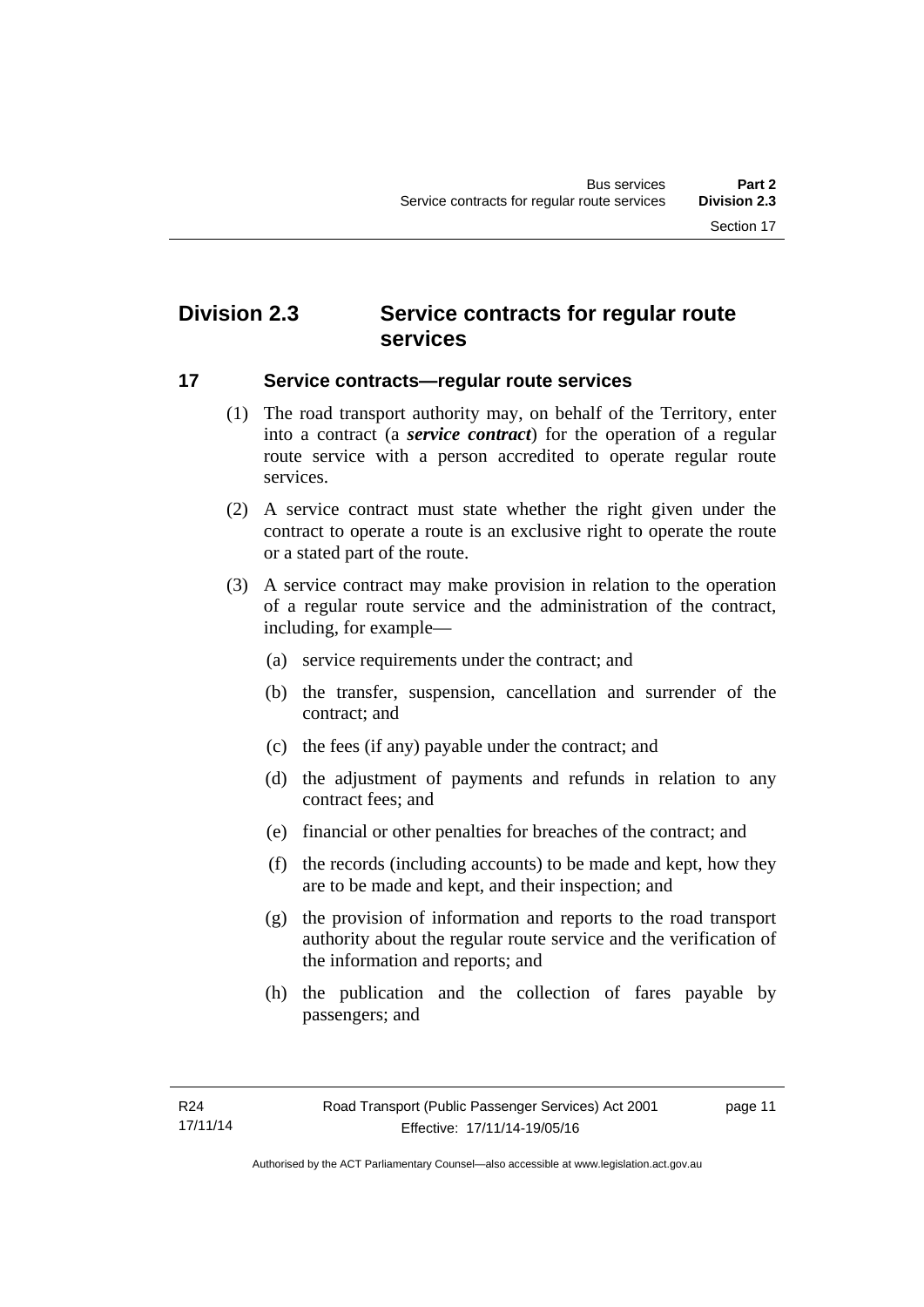## Division 2.3 Service contracts for regular route services

### 17 Service contracts—regular route services

(1) The road transport authority may, on behalf of the Territory, enter into a contract (a ***service contract***) for the operation of a regular route service with a person accredited to operate regular route services.

(2) A service contract must state whether the right given under the contract to operate a route is an exclusive right to operate the route or a stated part of the route.

(3) A service contract may make provision in relation to the operation of a regular route service and the administration of the contract, including, for example—

(a) service requirements under the contract; and

(b) the transfer, suspension, cancellation and surrender of the contract; and

(c) the fees (if any) payable under the contract; and

(d) the adjustment of payments and refunds in relation to any contract fees; and

(e) financial or other penalties for breaches of the contract; and

(f) the records (including accounts) to be made and kept, how they are to be made and kept, and their inspection; and

(g) the provision of information and reports to the road transport authority about the regular route service and the verification of the information and reports; and

(h) the publication and the collection of fares payable by passengers; and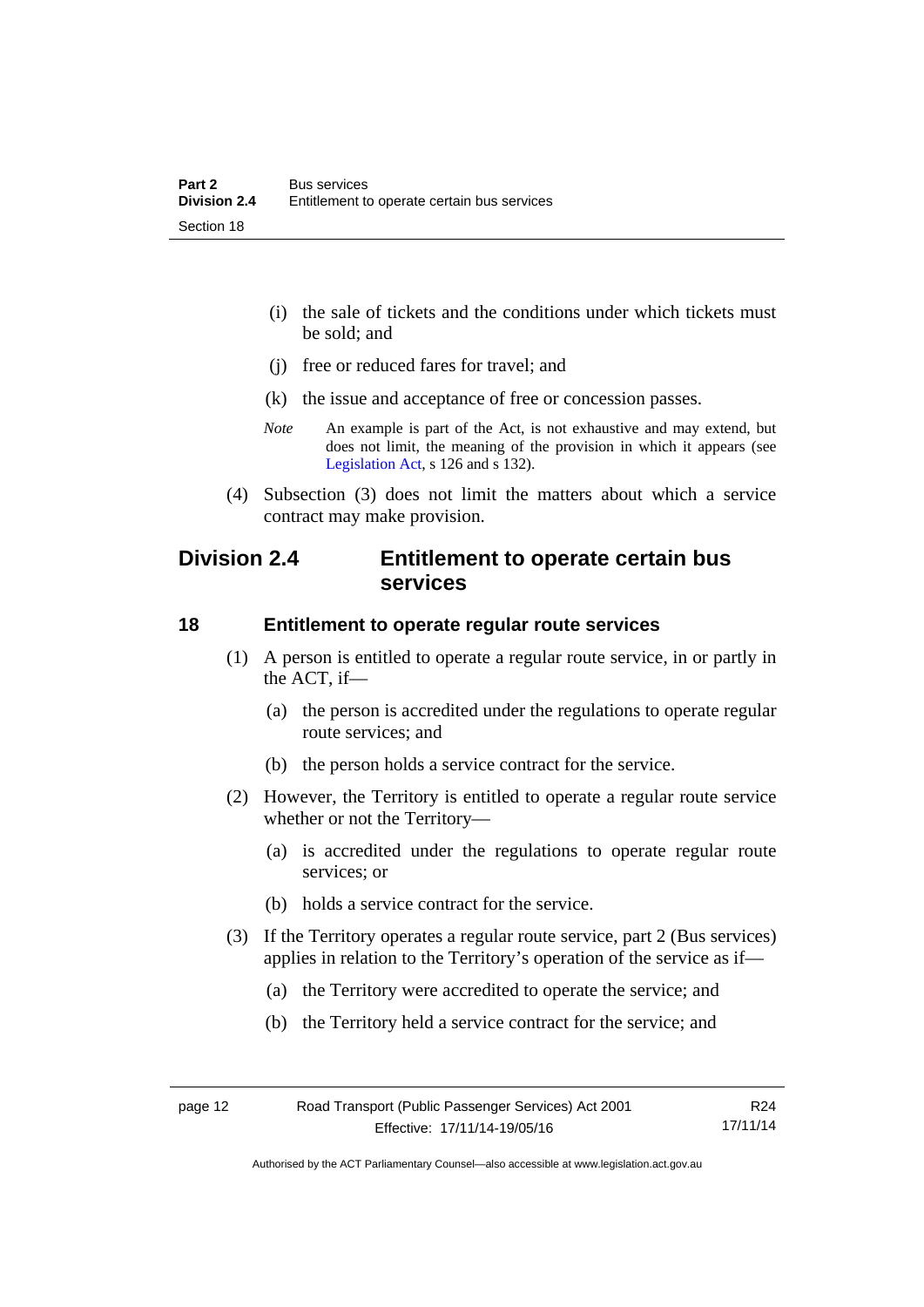(i) the sale of tickets and the conditions under which tickets must be sold; and

(j) free or reduced fares for travel; and

(k) the issue and acceptance of free or concession passes.

*Note* An example is part of the Act, is not exhaustive and may extend, but does not limit, the meaning of the provision in which it appears (see Legislation Act, s 126 and s 132).

(4) Subsection (3) does not limit the matters about which a service contract may make provision.

## Division 2.4 Entitlement to operate certain bus services

### 18 Entitlement to operate regular route services

(1) A person is entitled to operate a regular route service, in or partly in the ACT, if—

(a) the person is accredited under the regulations to operate regular route services; and

(b) the person holds a service contract for the service.

(2) However, the Territory is entitled to operate a regular route service whether or not the Territory—

(a) is accredited under the regulations to operate regular route services; or

(b) holds a service contract for the service.

(3) If the Territory operates a regular route service, part 2 (Bus services) applies in relation to the Territory's operation of the service as if—

(a) the Territory were accredited to operate the service; and

(b) the Territory held a service contract for the service; and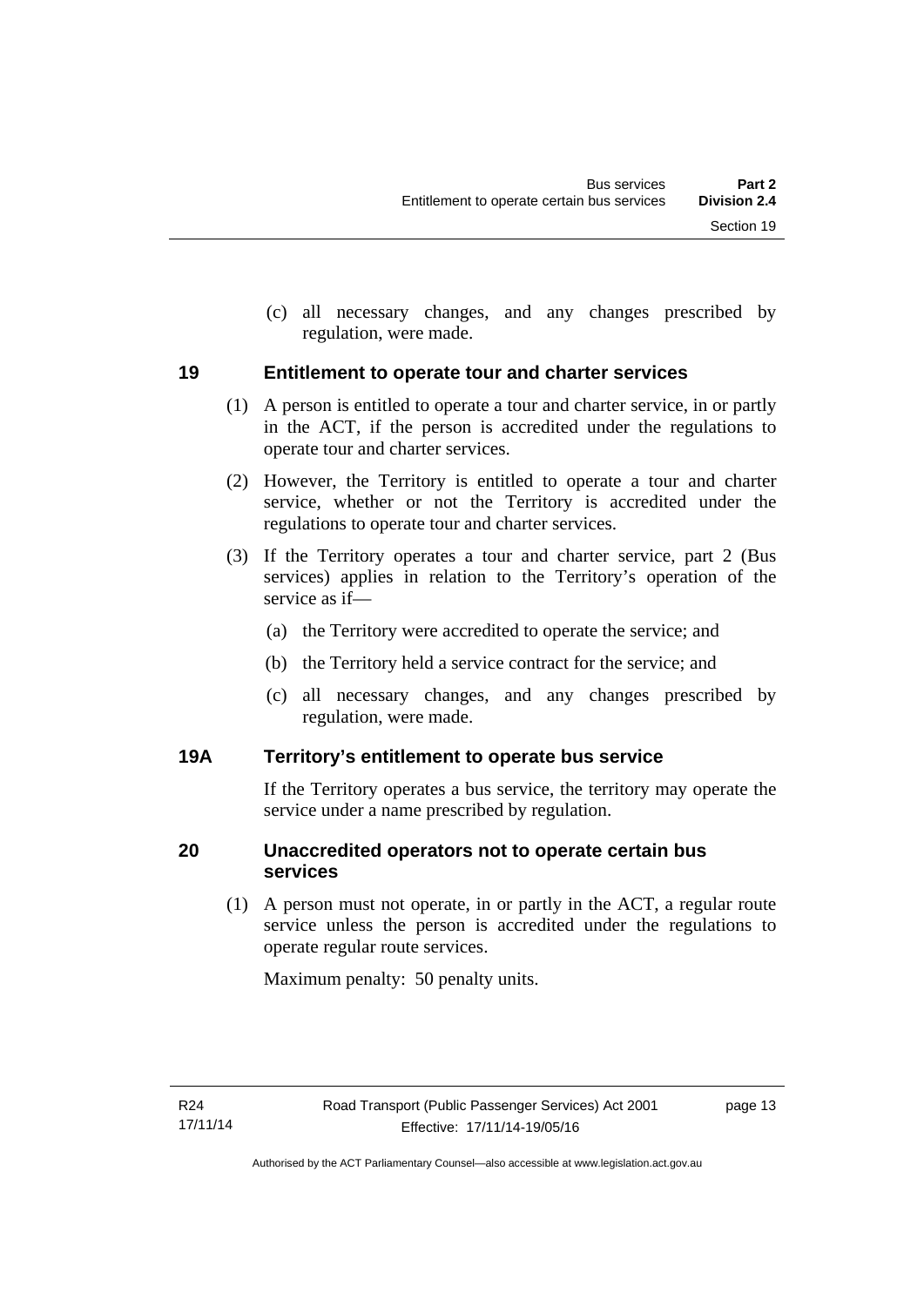(c) all necessary changes, and any changes prescribed by regulation, were made.

## 19 Entitlement to operate tour and charter services

(1) A person is entitled to operate a tour and charter service, in or partly in the ACT, if the person is accredited under the regulations to operate tour and charter services.

(2) However, the Territory is entitled to operate a tour and charter service, whether or not the Territory is accredited under the regulations to operate tour and charter services.

(3) If the Territory operates a tour and charter service, part 2 (Bus services) applies in relation to the Territory's operation of the service as if—

(a) the Territory were accredited to operate the service; and

(b) the Territory held a service contract for the service; and

(c) all necessary changes, and any changes prescribed by regulation, were made.

## 19A Territory's entitlement to operate bus service

If the Territory operates a bus service, the territory may operate the service under a name prescribed by regulation.

## 20 Unaccredited operators not to operate certain bus services

(1) A person must not operate, in or partly in the ACT, a regular route service unless the person is accredited under the regulations to operate regular route services.

Maximum penalty: 50 penalty units.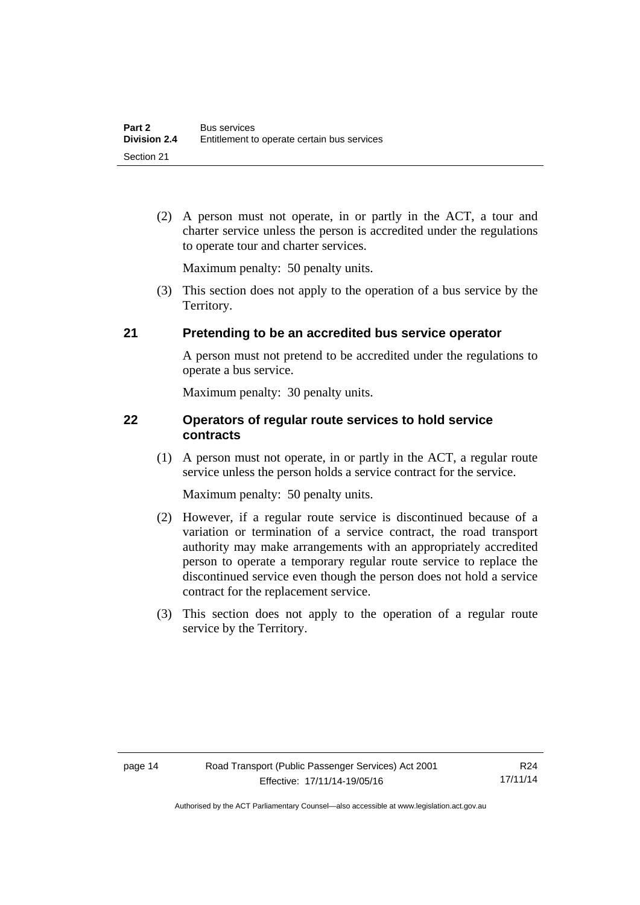(2) A person must not operate, in or partly in the ACT, a tour and charter service unless the person is accredited under the regulations to operate tour and charter services.

Maximum penalty: 50 penalty units.

(3) This section does not apply to the operation of a bus service by the Territory.

## 21 Pretending to be an accredited bus service operator

A person must not pretend to be accredited under the regulations to operate a bus service.

Maximum penalty: 30 penalty units.

## 22 Operators of regular route services to hold service contracts

(1) A person must not operate, in or partly in the ACT, a regular route service unless the person holds a service contract for the service.

Maximum penalty: 50 penalty units.

(2) However, if a regular route service is discontinued because of a variation or termination of a service contract, the road transport authority may make arrangements with an appropriately accredited person to operate a temporary regular route service to replace the discontinued service even though the person does not hold a service contract for the replacement service.

(3) This section does not apply to the operation of a regular route service by the Territory.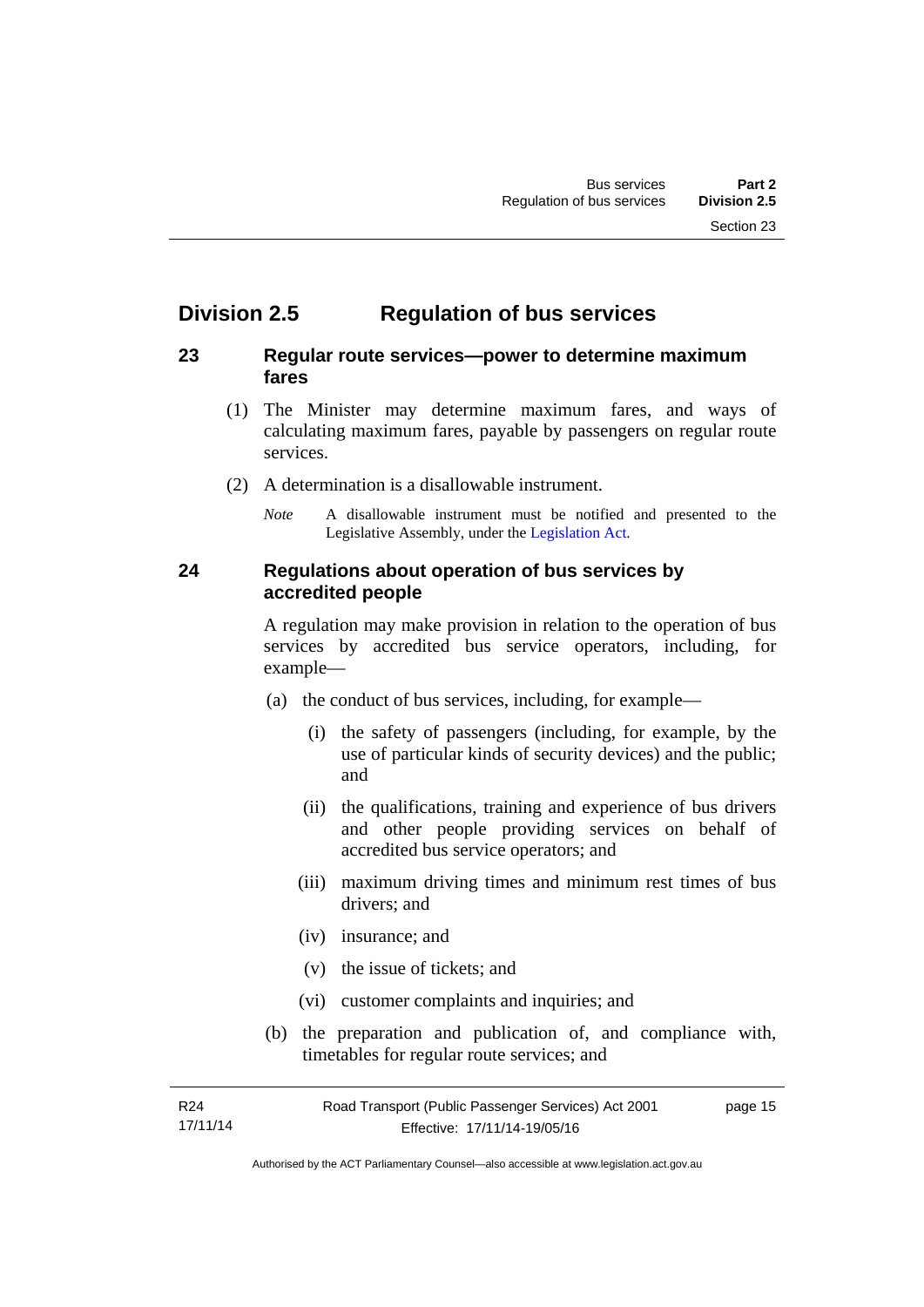## Division 2.5 Regulation of bus services

### 23 Regular route services—power to determine maximum fares

(1) The Minister may determine maximum fares, and ways of calculating maximum fares, payable by passengers on regular route services.

(2) A determination is a disallowable instrument.

*Note* A disallowable instrument must be notified and presented to the Legislative Assembly, under the Legislation Act.

### 24 Regulations about operation of bus services by accredited people

A regulation may make provision in relation to the operation of bus services by accredited bus service operators, including, for example—

(a) the conduct of bus services, including, for example—

(i) the safety of passengers (including, for example, by the use of particular kinds of security devices) and the public; and

(ii) the qualifications, training and experience of bus drivers and other people providing services on behalf of accredited bus service operators; and

(iii) maximum driving times and minimum rest times of bus drivers; and

(iv) insurance; and

(v) the issue of tickets; and

(vi) customer complaints and inquiries; and

(b) the preparation and publication of, and compliance with, timetables for regular route services; and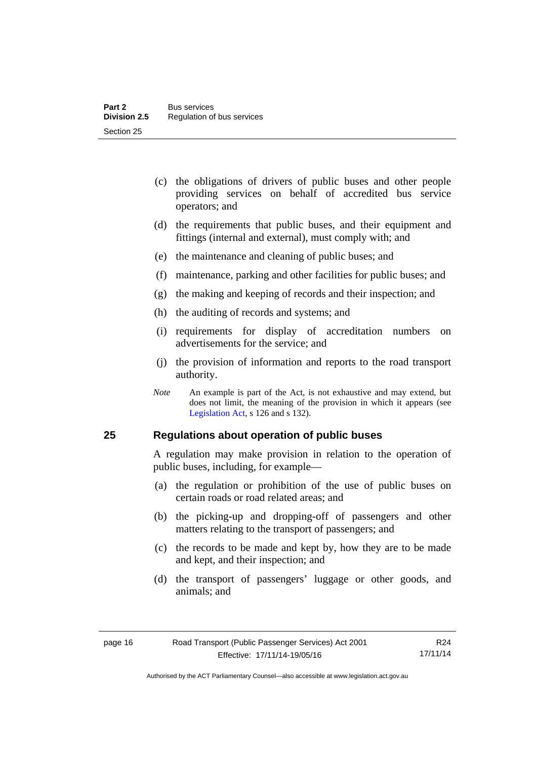(c) the obligations of drivers of public buses and other people providing services on behalf of accredited bus service operators; and

(d) the requirements that public buses, and their equipment and fittings (internal and external), must comply with; and

(e) the maintenance and cleaning of public buses; and

(f) maintenance, parking and other facilities for public buses; and

(g) the making and keeping of records and their inspection; and

(h) the auditing of records and systems; and

(i) requirements for display of accreditation numbers on advertisements for the service; and

(j) the provision of information and reports to the road transport authority.

*Note* An example is part of the Act, is not exhaustive and may extend, but does not limit, the meaning of the provision in which it appears (see Legislation Act, s 126 and s 132).

## 25 Regulations about operation of public buses

A regulation may make provision in relation to the operation of public buses, including, for example—

(a) the regulation or prohibition of the use of public buses on certain roads or road related areas; and

(b) the picking-up and dropping-off of passengers and other matters relating to the transport of passengers; and

(c) the records to be made and kept by, how they are to be made and kept, and their inspection; and

(d) the transport of passengers' luggage or other goods, and animals; and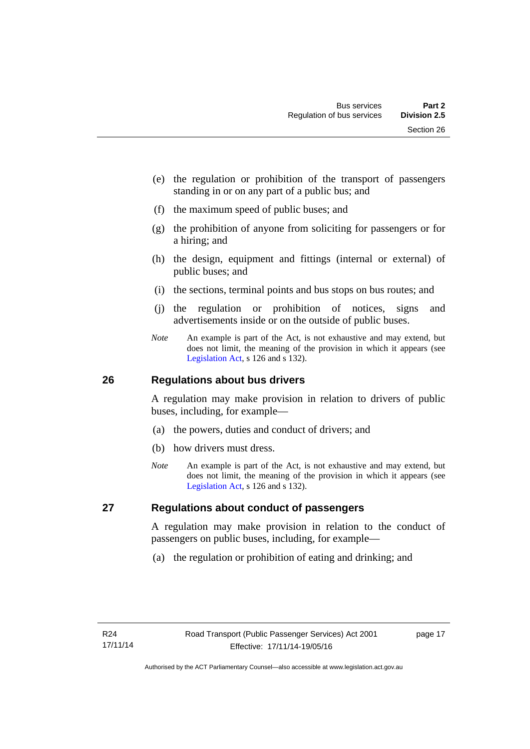(e) the regulation or prohibition of the transport of passengers standing in or on any part of a public bus; and

(f) the maximum speed of public buses; and

(g) the prohibition of anyone from soliciting for passengers or for a hiring; and

(h) the design, equipment and fittings (internal or external) of public buses; and

(i) the sections, terminal points and bus stops on bus routes; and

(j) the regulation or prohibition of notices, signs and advertisements inside or on the outside of public buses.

*Note* An example is part of the Act, is not exhaustive and may extend, but does not limit, the meaning of the provision in which it appears (see Legislation Act, s 126 and s 132).

## 26 Regulations about bus drivers

A regulation may make provision in relation to drivers of public buses, including, for example—

(a) the powers, duties and conduct of drivers; and

(b) how drivers must dress.

*Note* An example is part of the Act, is not exhaustive and may extend, but does not limit, the meaning of the provision in which it appears (see Legislation Act, s 126 and s 132).

## 27 Regulations about conduct of passengers

A regulation may make provision in relation to the conduct of passengers on public buses, including, for example—

(a) the regulation or prohibition of eating and drinking; and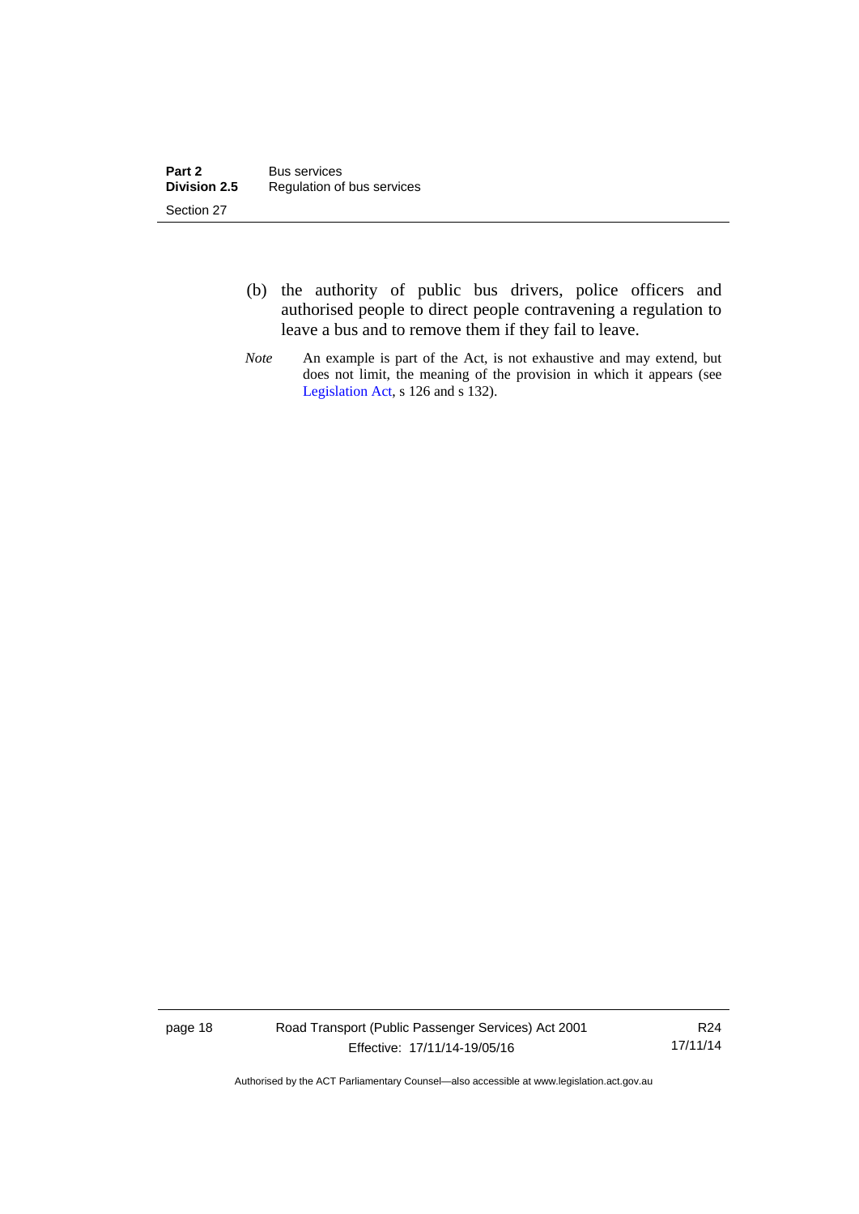(b) the authority of public bus drivers, police officers and authorised people to direct people contravening a regulation to leave a bus and to remove them if they fail to leave.

*Note* An example is part of the Act, is not exhaustive and may extend, but does not limit, the meaning of the provision in which it appears (see Legislation Act, s 126 and s 132).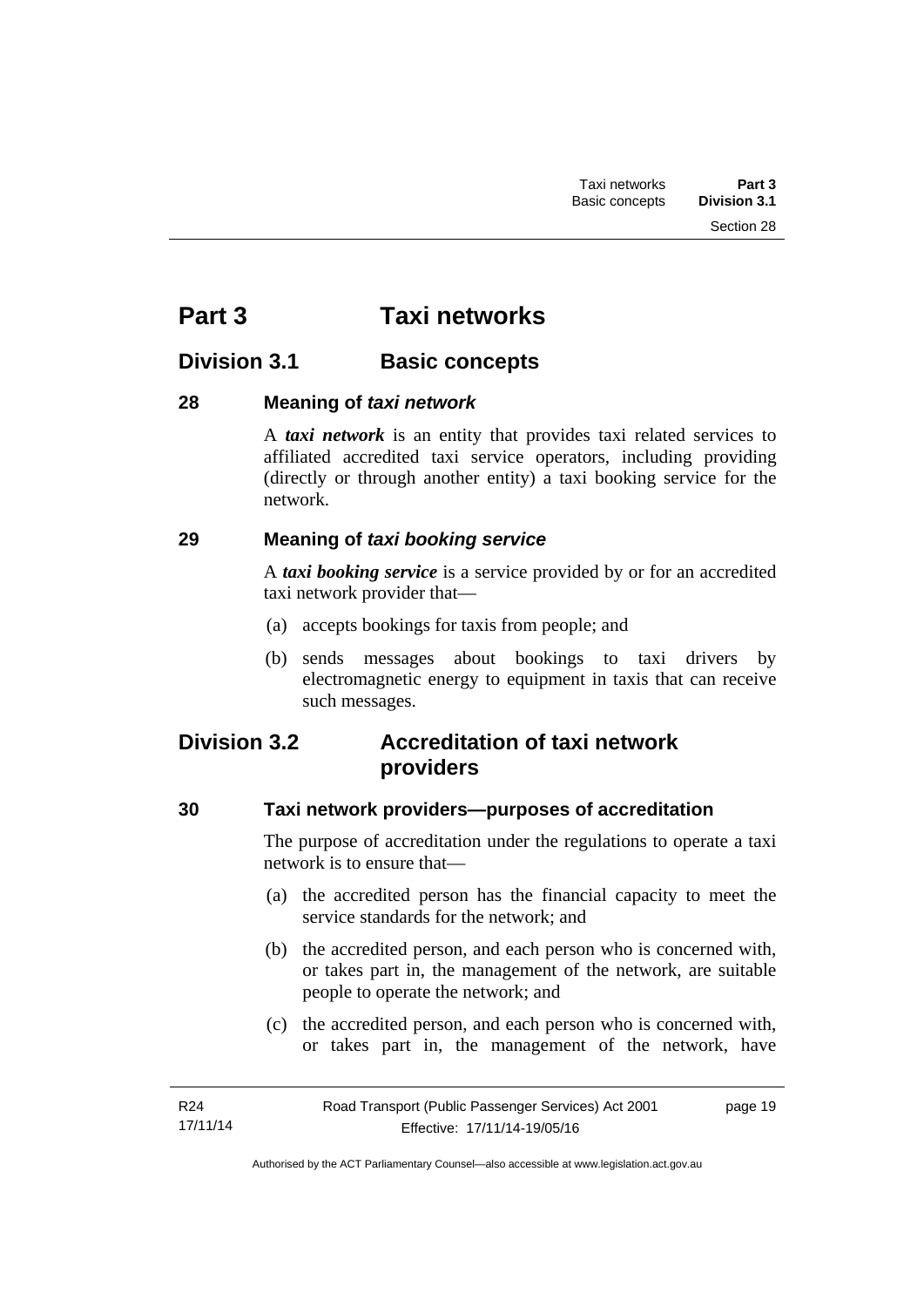# Part 3 Taxi networks

## Division 3.1 Basic concepts

### 28 Meaning of *taxi network*

A ***taxi network*** is an entity that provides taxi related services to affiliated accredited taxi service operators, including providing (directly or through another entity) a taxi booking service for the network.

### 29 Meaning of *taxi booking service*

A ***taxi booking service*** is a service provided by or for an accredited taxi network provider that—

(a) accepts bookings for taxis from people; and

(b) sends messages about bookings to taxi drivers by electromagnetic energy to equipment in taxis that can receive such messages.

## Division 3.2 Accreditation of taxi network providers

### 30 Taxi network providers—purposes of accreditation

The purpose of accreditation under the regulations to operate a taxi network is to ensure that—

(a) the accredited person has the financial capacity to meet the service standards for the network; and

(b) the accredited person, and each person who is concerned with, or takes part in, the management of the network, are suitable people to operate the network; and

(c) the accredited person, and each person who is concerned with, or takes part in, the management of the network, have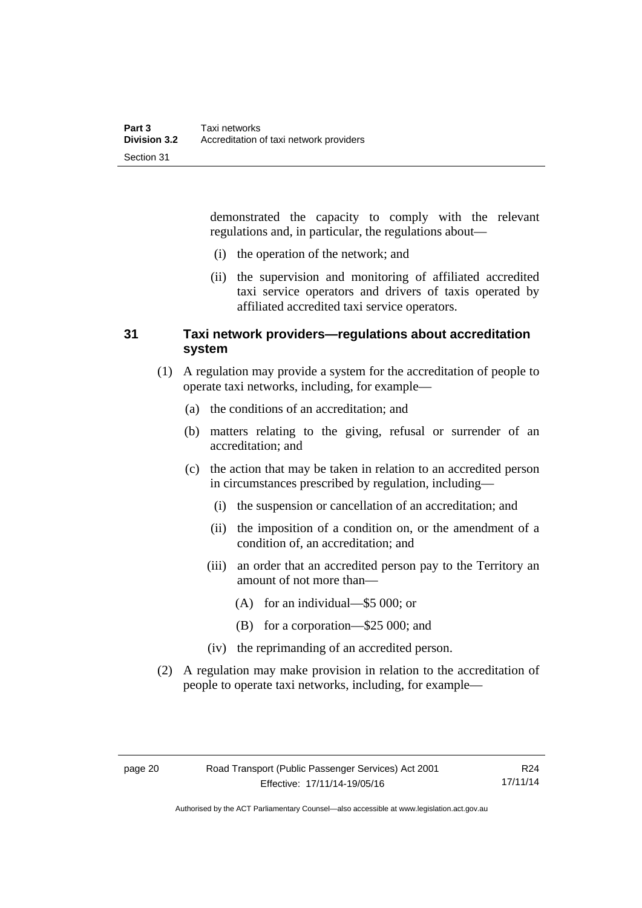demonstrated the capacity to comply with the relevant regulations and, in particular, the regulations about—

(i) the operation of the network; and

(ii) the supervision and monitoring of affiliated accredited taxi service operators and drivers of taxis operated by affiliated accredited taxi service operators.

### 31 Taxi network providers—regulations about accreditation system

(1) A regulation may provide a system for the accreditation of people to operate taxi networks, including, for example—

(a) the conditions of an accreditation; and

(b) matters relating to the giving, refusal or surrender of an accreditation; and

(c) the action that may be taken in relation to an accredited person in circumstances prescribed by regulation, including—

(i) the suspension or cancellation of an accreditation; and

(ii) the imposition of a condition on, or the amendment of a condition of, an accreditation; and

(iii) an order that an accredited person pay to the Territory an amount of not more than—

(A) for an individual—$5 000; or

(B) for a corporation—$25 000; and

(iv) the reprimanding of an accredited person.

(2) A regulation may make provision in relation to the accreditation of people to operate taxi networks, including, for example—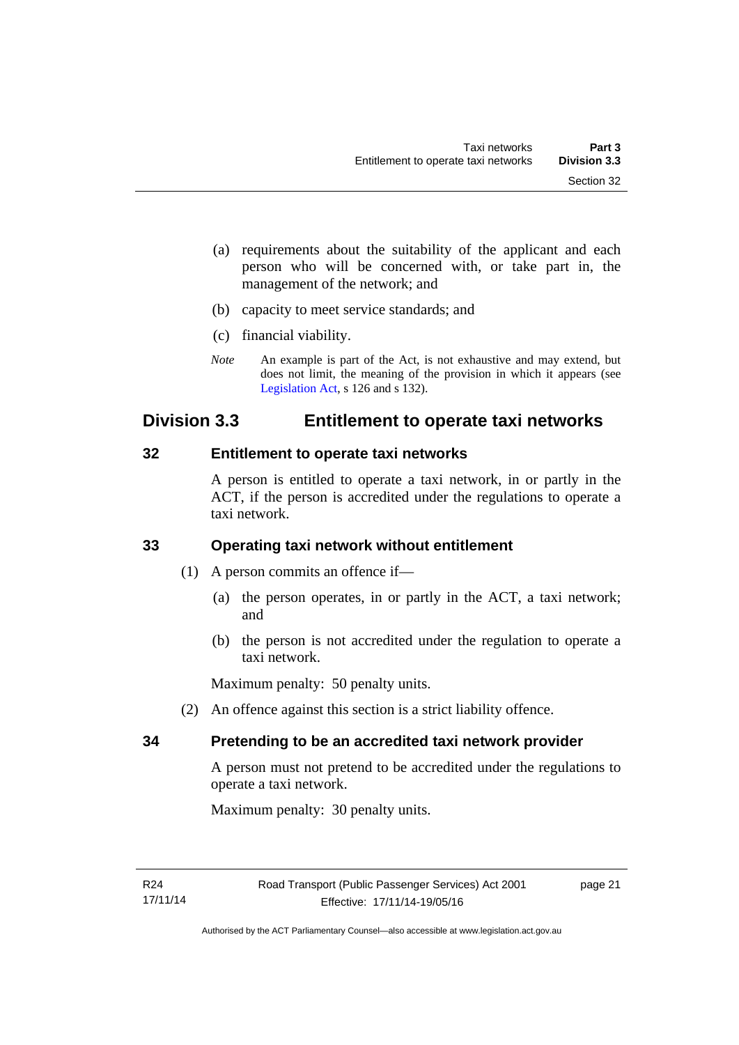(a) requirements about the suitability of the applicant and each person who will be concerned with, or take part in, the management of the network; and

(b) capacity to meet service standards; and

(c) financial viability.

*Note* An example is part of the Act, is not exhaustive and may extend, but does not limit, the meaning of the provision in which it appears (see Legislation Act, s 126 and s 132).

## Division 3.3 Entitlement to operate taxi networks

### 32 Entitlement to operate taxi networks

A person is entitled to operate a taxi network, in or partly in the ACT, if the person is accredited under the regulations to operate a taxi network.

### 33 Operating taxi network without entitlement

(1) A person commits an offence if—

(a) the person operates, in or partly in the ACT, a taxi network; and

(b) the person is not accredited under the regulation to operate a taxi network.

Maximum penalty: 50 penalty units.

(2) An offence against this section is a strict liability offence.

### 34 Pretending to be an accredited taxi network provider

A person must not pretend to be accredited under the regulations to operate a taxi network.

Maximum penalty: 30 penalty units.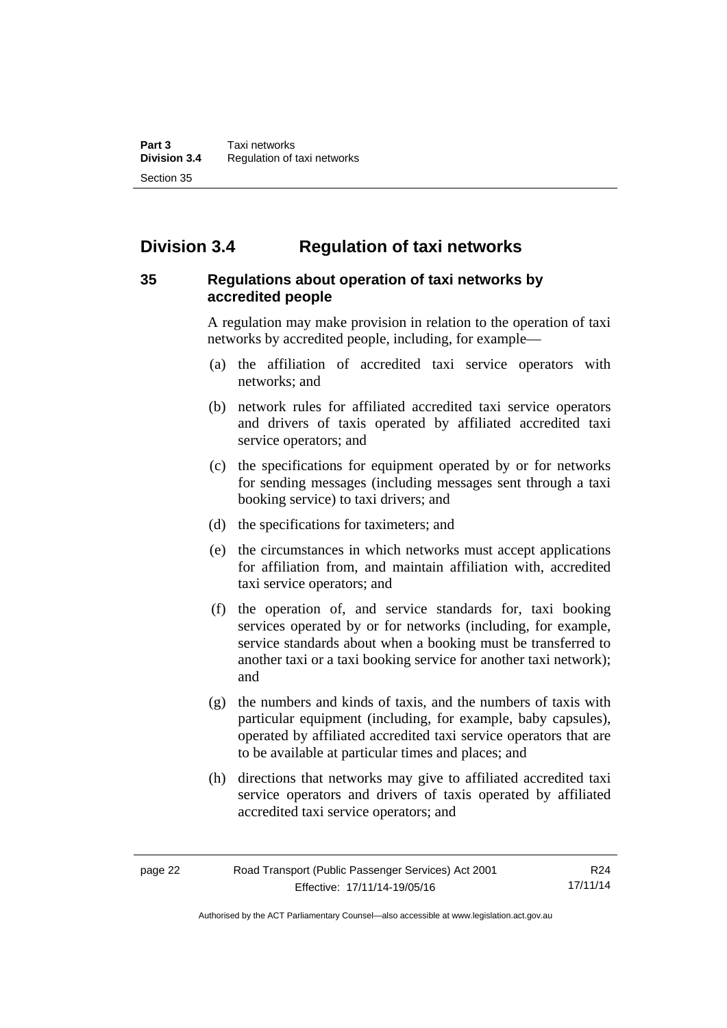## Division 3.4 Regulation of taxi networks

### 35 Regulations about operation of taxi networks by accredited people

A regulation may make provision in relation to the operation of taxi networks by accredited people, including, for example—

(a) the affiliation of accredited taxi service operators with networks; and

(b) network rules for affiliated accredited taxi service operators and drivers of taxis operated by affiliated accredited taxi service operators; and

(c) the specifications for equipment operated by or for networks for sending messages (including messages sent through a taxi booking service) to taxi drivers; and

(d) the specifications for taximeters; and

(e) the circumstances in which networks must accept applications for affiliation from, and maintain affiliation with, accredited taxi service operators; and

(f) the operation of, and service standards for, taxi booking services operated by or for networks (including, for example, service standards about when a booking must be transferred to another taxi or a taxi booking service for another taxi network); and

(g) the numbers and kinds of taxis, and the numbers of taxis with particular equipment (including, for example, baby capsules), operated by affiliated accredited taxi service operators that are to be available at particular times and places; and

(h) directions that networks may give to affiliated accredited taxi service operators and drivers of taxis operated by affiliated accredited taxi service operators; and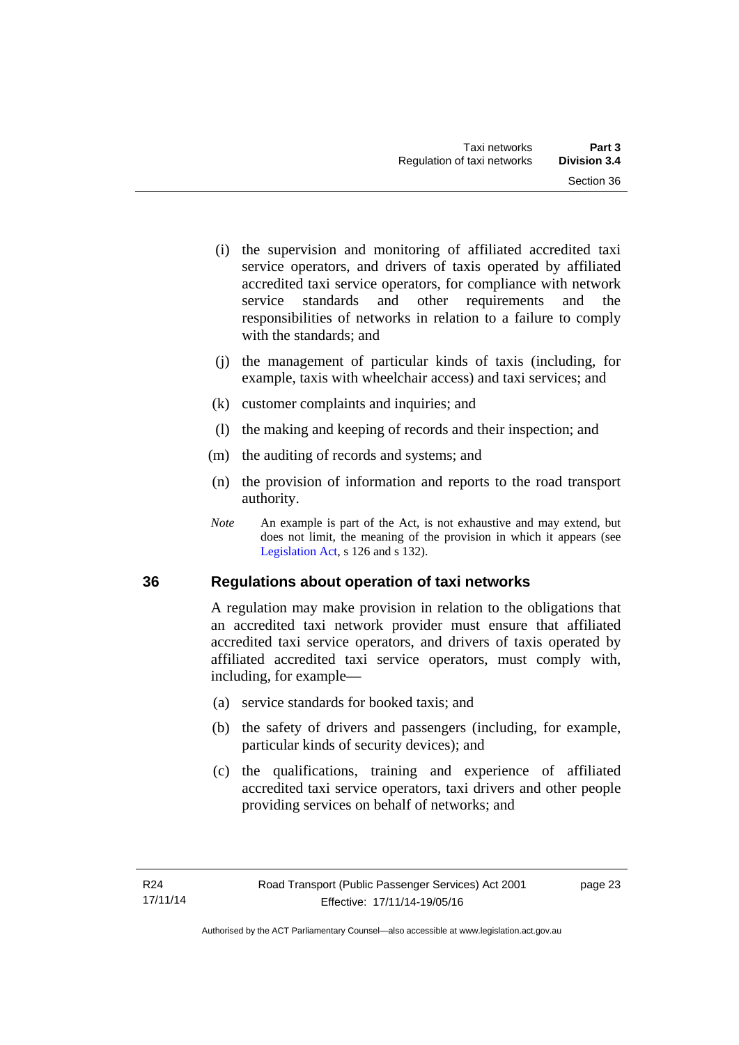(i) the supervision and monitoring of affiliated accredited taxi service operators, and drivers of taxis operated by affiliated accredited taxi service operators, for compliance with network service standards and other requirements and the responsibilities of networks in relation to a failure to comply with the standards; and

(j) the management of particular kinds of taxis (including, for example, taxis with wheelchair access) and taxi services; and

(k) customer complaints and inquiries; and

(l) the making and keeping of records and their inspection; and

(m) the auditing of records and systems; and

(n) the provision of information and reports to the road transport authority.

*Note* An example is part of the Act, is not exhaustive and may extend, but does not limit, the meaning of the provision in which it appears (see Legislation Act, s 126 and s 132).

## 36 Regulations about operation of taxi networks

A regulation may make provision in relation to the obligations that an accredited taxi network provider must ensure that affiliated accredited taxi service operators, and drivers of taxis operated by affiliated accredited taxi service operators, must comply with, including, for example—

(a) service standards for booked taxis; and

(b) the safety of drivers and passengers (including, for example, particular kinds of security devices); and

(c) the qualifications, training and experience of affiliated accredited taxi service operators, taxi drivers and other people providing services on behalf of networks; and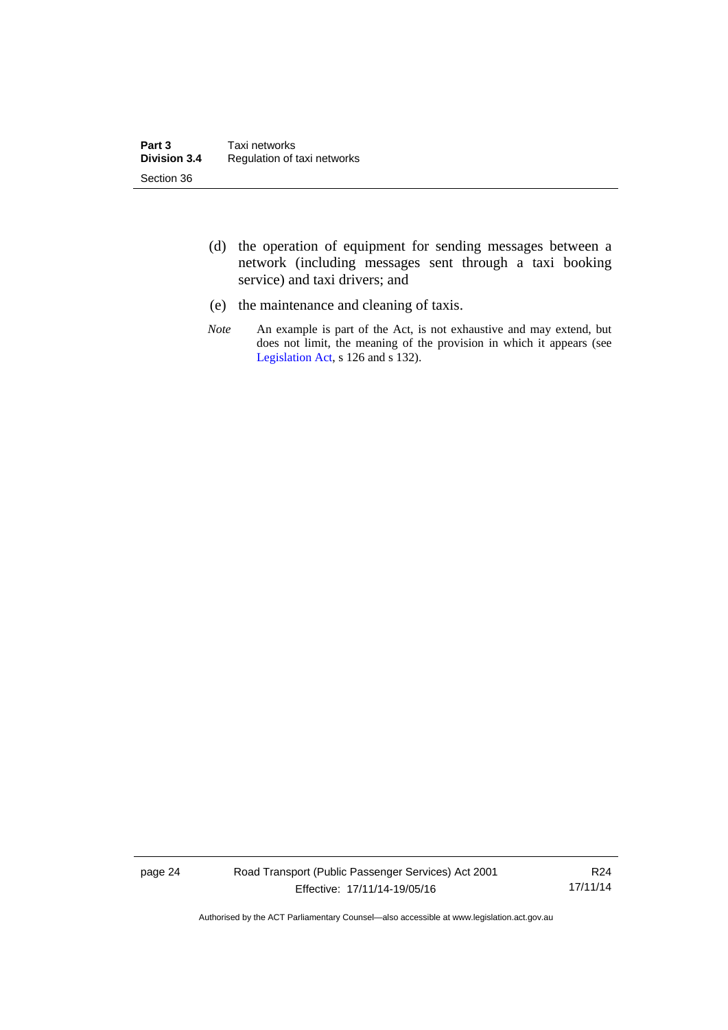(d) the operation of equipment for sending messages between a network (including messages sent through a taxi booking service) and taxi drivers; and

(e) the maintenance and cleaning of taxis.

*Note* An example is part of the Act, is not exhaustive and may extend, but does not limit, the meaning of the provision in which it appears (see Legislation Act, s 126 and s 132).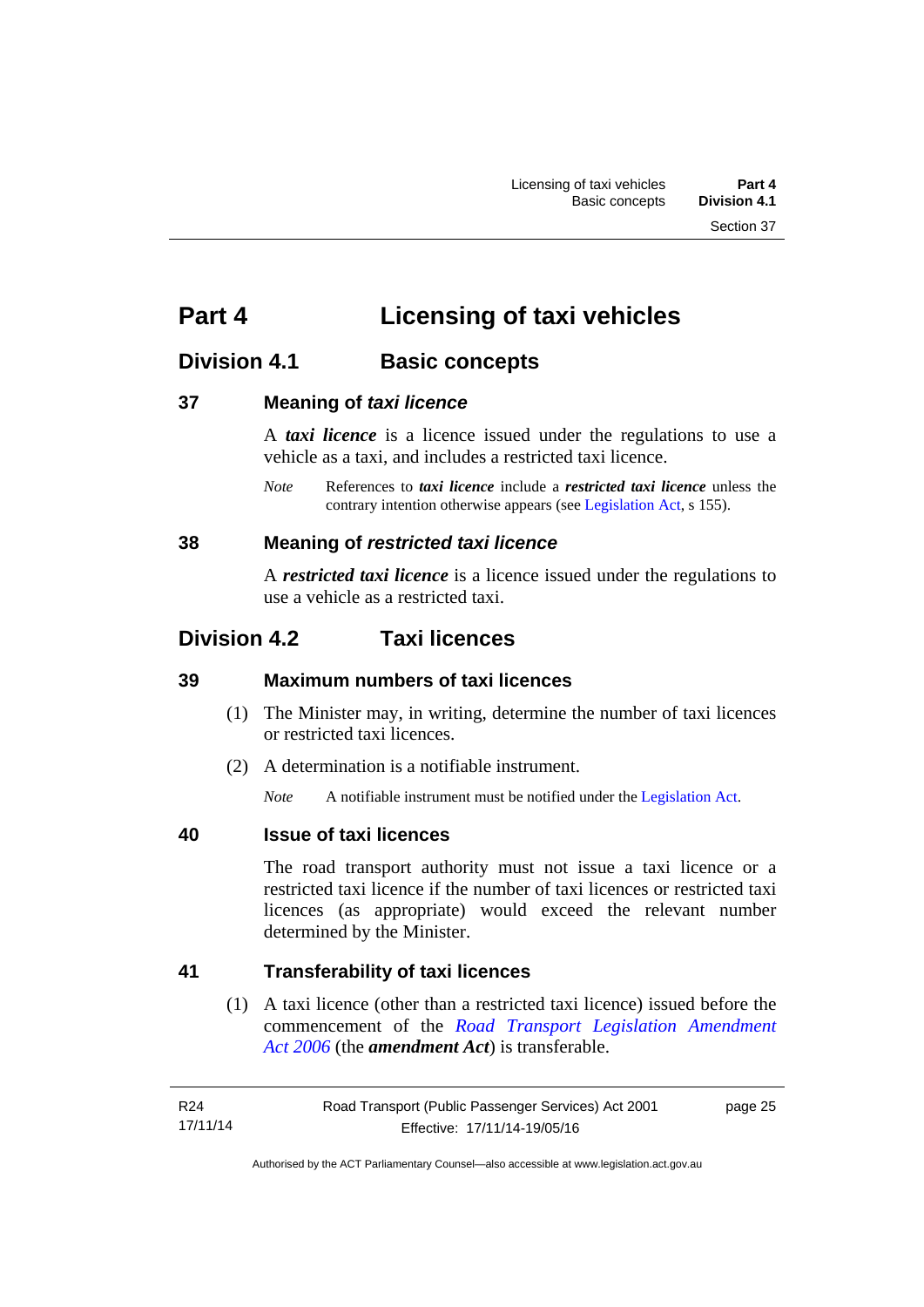# Part 4 Licensing of taxi vehicles

## Division 4.1 Basic concepts

### 37 Meaning of *taxi licence*

A ***taxi licence*** is a licence issued under the regulations to use a vehicle as a taxi, and includes a restricted taxi licence.

*Note* References to ***taxi licence*** include a ***restricted taxi licence*** unless the contrary intention otherwise appears (see Legislation Act, s 155).

### 38 Meaning of *restricted taxi licence*

A ***restricted taxi licence*** is a licence issued under the regulations to use a vehicle as a restricted taxi.

## Division 4.2 Taxi licences

### 39 Maximum numbers of taxi licences

(1) The Minister may, in writing, determine the number of taxi licences or restricted taxi licences.

(2) A determination is a notifiable instrument.

*Note* A notifiable instrument must be notified under the Legislation Act.

### 40 Issue of taxi licences

The road transport authority must not issue a taxi licence or a restricted taxi licence if the number of taxi licences or restricted taxi licences (as appropriate) would exceed the relevant number determined by the Minister.

### 41 Transferability of taxi licences

(1) A taxi licence (other than a restricted taxi licence) issued before the commencement of the *Road Transport Legislation Amendment Act 2006* (the ***amendment Act***) is transferable.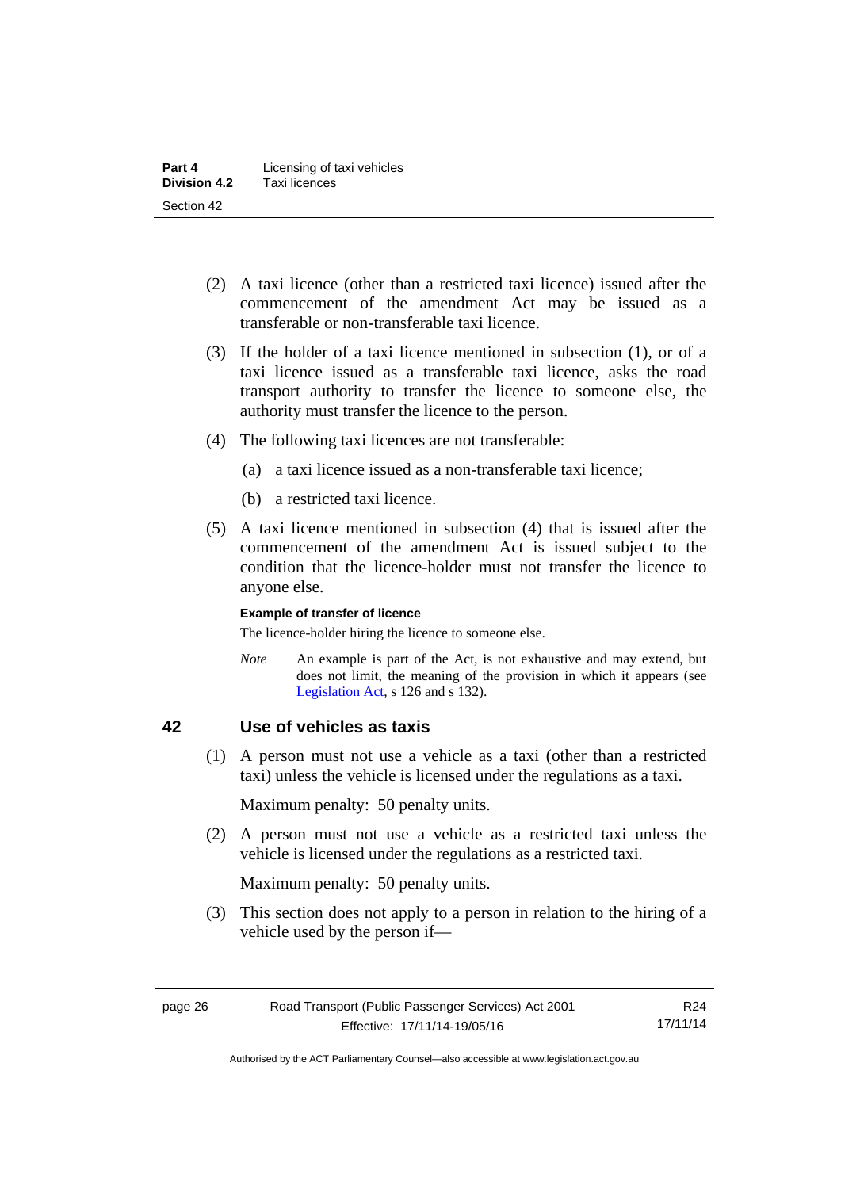(2) A taxi licence (other than a restricted taxi licence) issued after the commencement of the amendment Act may be issued as a transferable or non-transferable taxi licence.

(3) If the holder of a taxi licence mentioned in subsection (1), or of a taxi licence issued as a transferable taxi licence, asks the road transport authority to transfer the licence to someone else, the authority must transfer the licence to the person.

(4) The following taxi licences are not transferable:

(a) a taxi licence issued as a non-transferable taxi licence;

(b) a restricted taxi licence.

(5) A taxi licence mentioned in subsection (4) that is issued after the commencement of the amendment Act is issued subject to the condition that the licence-holder must not transfer the licence to anyone else.

**Example of transfer of licence**

The licence-holder hiring the licence to someone else.

*Note* An example is part of the Act, is not exhaustive and may extend, but does not limit, the meaning of the provision in which it appears (see Legislation Act, s 126 and s 132).

## 42 Use of vehicles as taxis

(1) A person must not use a vehicle as a taxi (other than a restricted taxi) unless the vehicle is licensed under the regulations as a taxi.

Maximum penalty: 50 penalty units.

(2) A person must not use a vehicle as a restricted taxi unless the vehicle is licensed under the regulations as a restricted taxi.

Maximum penalty: 50 penalty units.

(3) This section does not apply to a person in relation to the hiring of a vehicle used by the person if—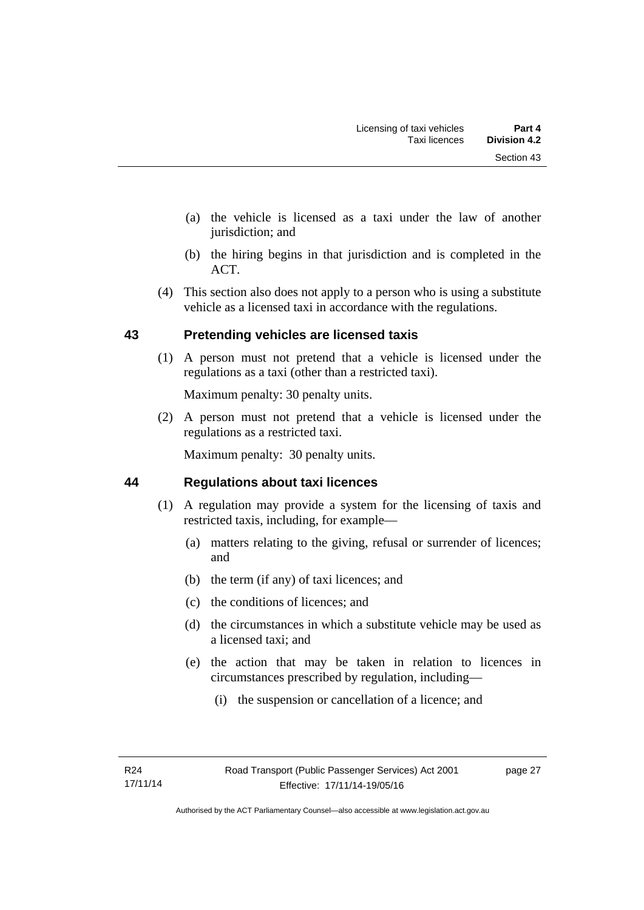(a) the vehicle is licensed as a taxi under the law of another jurisdiction; and

(b) the hiring begins in that jurisdiction and is completed in the ACT.

(4) This section also does not apply to a person who is using a substitute vehicle as a licensed taxi in accordance with the regulations.

## 43 Pretending vehicles are licensed taxis

(1) A person must not pretend that a vehicle is licensed under the regulations as a taxi (other than a restricted taxi).

Maximum penalty: 30 penalty units.

(2) A person must not pretend that a vehicle is licensed under the regulations as a restricted taxi.

Maximum penalty: 30 penalty units.

## 44 Regulations about taxi licences

(1) A regulation may provide a system for the licensing of taxis and restricted taxis, including, for example—

(a) matters relating to the giving, refusal or surrender of licences; and

(b) the term (if any) of taxi licences; and

(c) the conditions of licences; and

(d) the circumstances in which a substitute vehicle may be used as a licensed taxi; and

(e) the action that may be taken in relation to licences in circumstances prescribed by regulation, including—

(i) the suspension or cancellation of a licence; and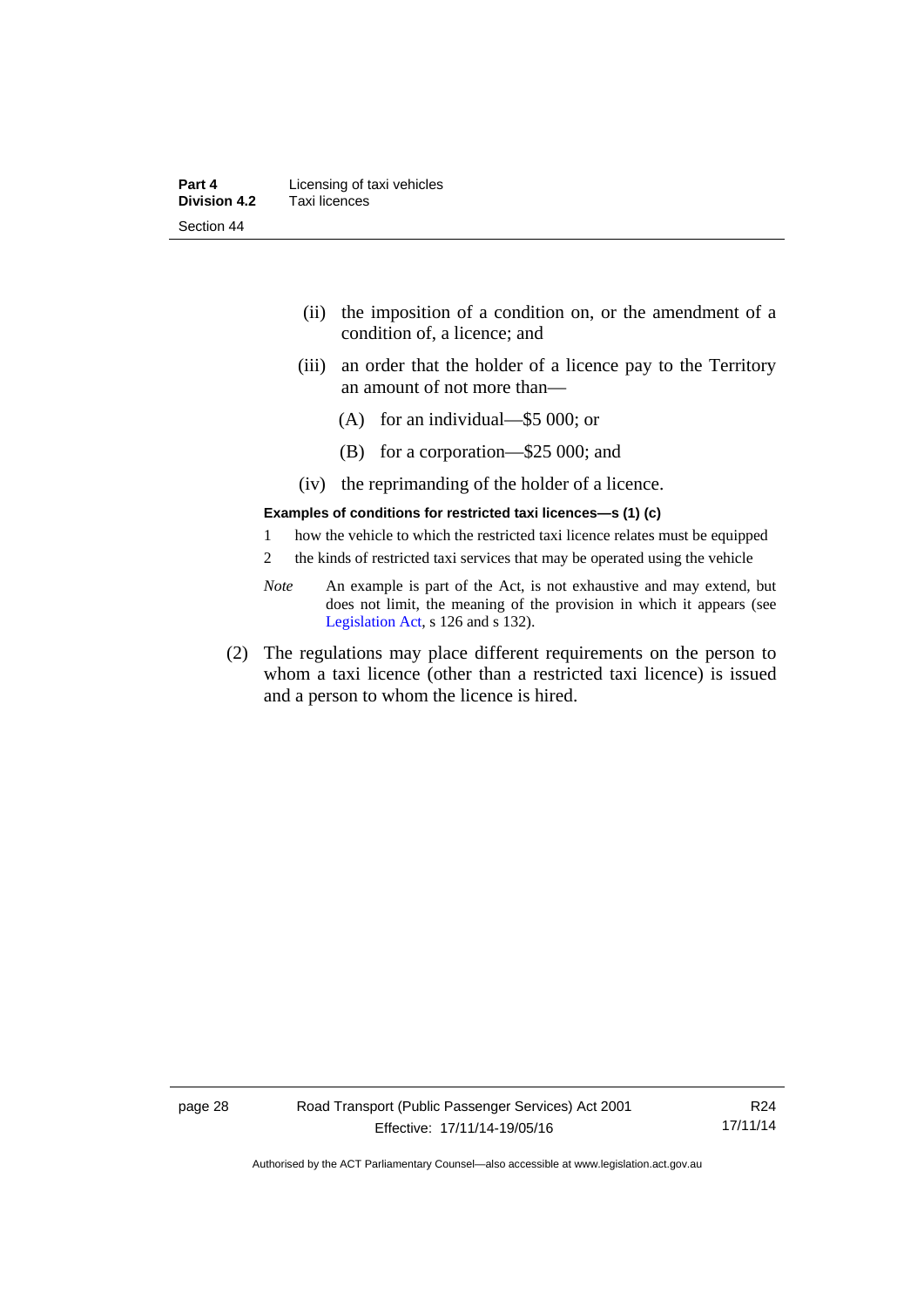(ii) the imposition of a condition on, or the amendment of a condition of, a licence; and

(iii) an order that the holder of a licence pay to the Territory an amount of not more than—

(A) for an individual—$5 000; or

(B) for a corporation—$25 000; and

(iv) the reprimanding of the holder of a licence.

**Examples of conditions for restricted taxi licences—s (1) (c)**

1 how the vehicle to which the restricted taxi licence relates must be equipped

2 the kinds of restricted taxi services that may be operated using the vehicle

*Note* An example is part of the Act, is not exhaustive and may extend, but does not limit, the meaning of the provision in which it appears (see Legislation Act, s 126 and s 132).

(2) The regulations may place different requirements on the person to whom a taxi licence (other than a restricted taxi licence) is issued and a person to whom the licence is hired.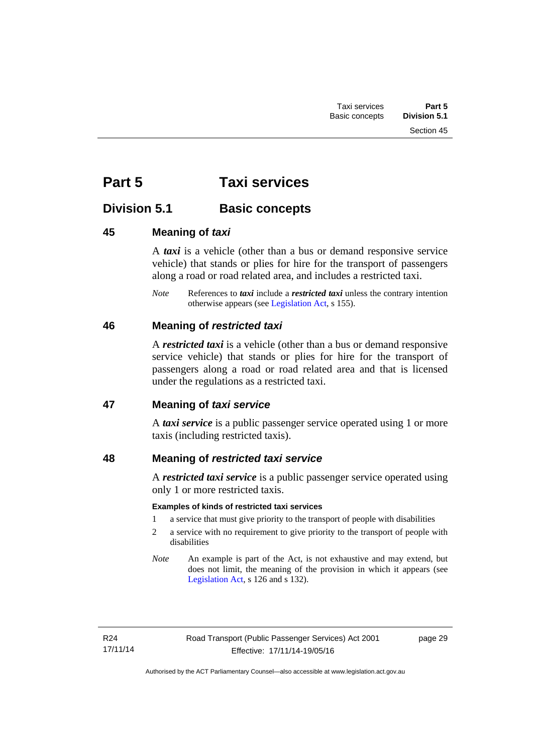# Part 5 Taxi services

## Division 5.1 Basic concepts

### 45 Meaning of *taxi*

A ***taxi*** is a vehicle (other than a bus or demand responsive service vehicle) that stands or plies for hire for the transport of passengers along a road or road related area, and includes a restricted taxi.

*Note* References to ***taxi*** include a ***restricted taxi*** unless the contrary intention otherwise appears (see Legislation Act, s 155).

### 46 Meaning of *restricted taxi*

A ***restricted taxi*** is a vehicle (other than a bus or demand responsive service vehicle) that stands or plies for hire for the transport of passengers along a road or road related area and that is licensed under the regulations as a restricted taxi.

### 47 Meaning of *taxi service*

A ***taxi service*** is a public passenger service operated using 1 or more taxis (including restricted taxis).

### 48 Meaning of *restricted taxi service*

A ***restricted taxi service*** is a public passenger service operated using only 1 or more restricted taxis.

**Examples of kinds of restricted taxi services**

1 a service that must give priority to the transport of people with disabilities

2 a service with no requirement to give priority to the transport of people with disabilities

*Note* An example is part of the Act, is not exhaustive and may extend, but does not limit, the meaning of the provision in which it appears (see Legislation Act, s 126 and s 132).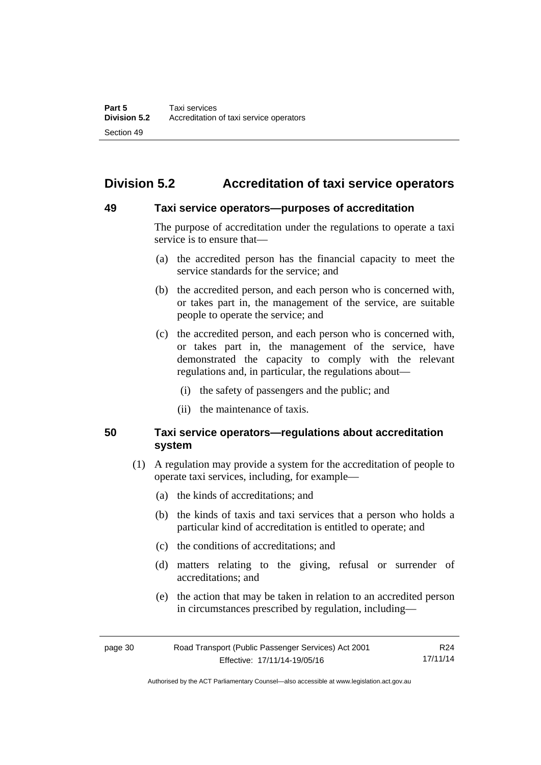## Division 5.2 Accreditation of taxi service operators

### 49 Taxi service operators—purposes of accreditation

The purpose of accreditation under the regulations to operate a taxi service is to ensure that—

(a) the accredited person has the financial capacity to meet the service standards for the service; and

(b) the accredited person, and each person who is concerned with, or takes part in, the management of the service, are suitable people to operate the service; and

(c) the accredited person, and each person who is concerned with, or takes part in, the management of the service, have demonstrated the capacity to comply with the relevant regulations and, in particular, the regulations about—

(i) the safety of passengers and the public; and

(ii) the maintenance of taxis.

### 50 Taxi service operators—regulations about accreditation system

(1) A regulation may provide a system for the accreditation of people to operate taxi services, including, for example—

(a) the kinds of accreditations; and

(b) the kinds of taxis and taxi services that a person who holds a particular kind of accreditation is entitled to operate; and

(c) the conditions of accreditations; and

(d) matters relating to the giving, refusal or surrender of accreditations; and

(e) the action that may be taken in relation to an accredited person in circumstances prescribed by regulation, including—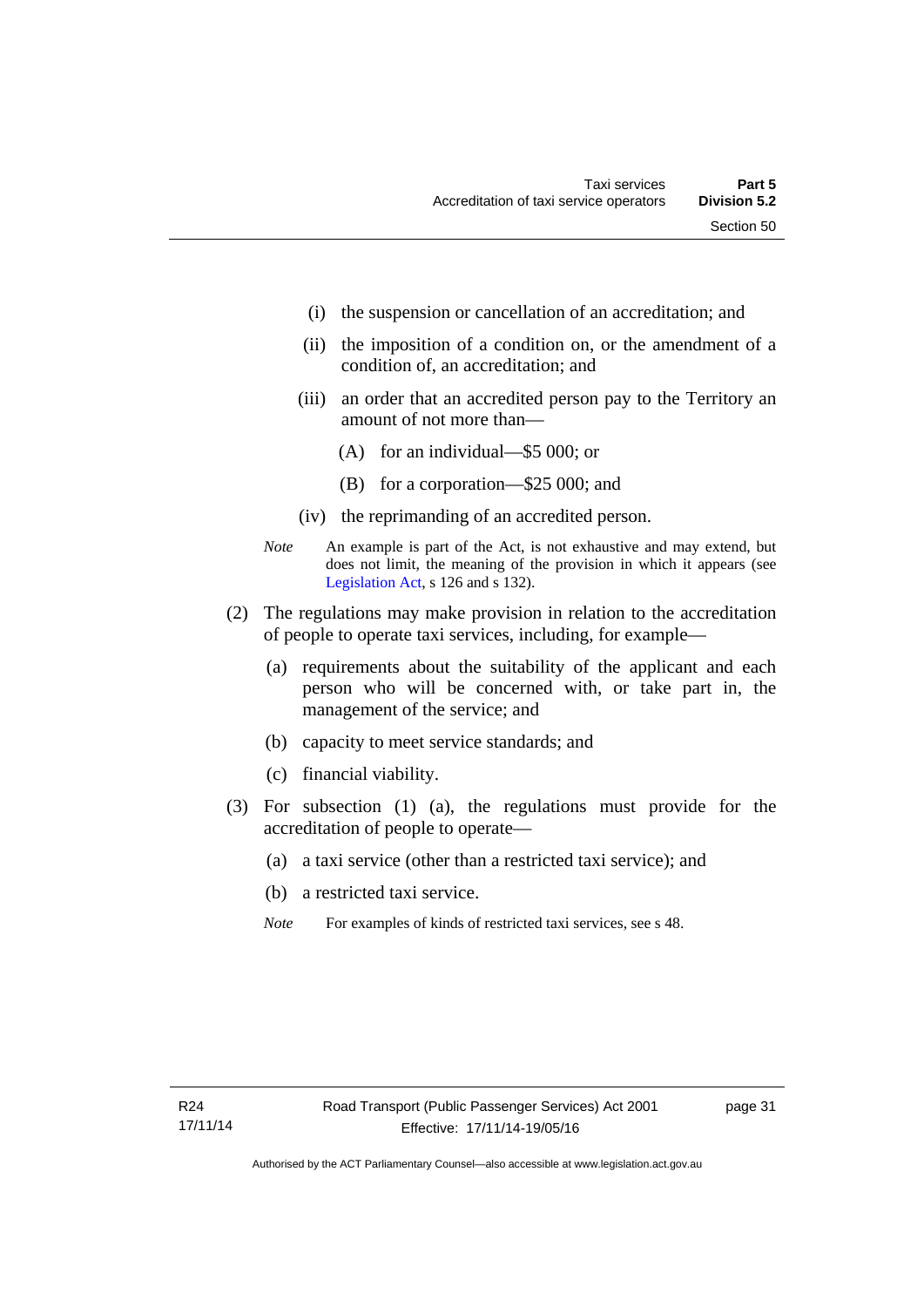(i) the suspension or cancellation of an accreditation; and

(ii) the imposition of a condition on, or the amendment of a condition of, an accreditation; and

(iii) an order that an accredited person pay to the Territory an amount of not more than—

(A) for an individual—$5 000; or

(B) for a corporation—$25 000; and

(iv) the reprimanding of an accredited person.

*Note* An example is part of the Act, is not exhaustive and may extend, but does not limit, the meaning of the provision in which it appears (see Legislation Act, s 126 and s 132).

(2) The regulations may make provision in relation to the accreditation of people to operate taxi services, including, for example—

(a) requirements about the suitability of the applicant and each person who will be concerned with, or take part in, the management of the service; and

(b) capacity to meet service standards; and

(c) financial viability.

(3) For subsection (1) (a), the regulations must provide for the accreditation of people to operate—

(a) a taxi service (other than a restricted taxi service); and

(b) a restricted taxi service.

*Note* For examples of kinds of restricted taxi services, see s 48.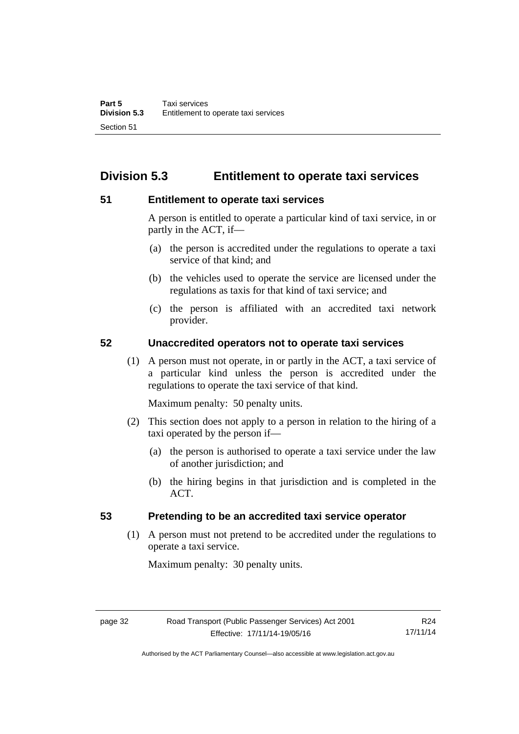## Division 5.3 Entitlement to operate taxi services

### 51 Entitlement to operate taxi services

A person is entitled to operate a particular kind of taxi service, in or partly in the ACT, if—

(a) the person is accredited under the regulations to operate a taxi service of that kind; and

(b) the vehicles used to operate the service are licensed under the regulations as taxis for that kind of taxi service; and

(c) the person is affiliated with an accredited taxi network provider.

### 52 Unaccredited operators not to operate taxi services

(1) A person must not operate, in or partly in the ACT, a taxi service of a particular kind unless the person is accredited under the regulations to operate the taxi service of that kind.

Maximum penalty: 50 penalty units.

(2) This section does not apply to a person in relation to the hiring of a taxi operated by the person if—

(a) the person is authorised to operate a taxi service under the law of another jurisdiction; and

(b) the hiring begins in that jurisdiction and is completed in the ACT.

### 53 Pretending to be an accredited taxi service operator

(1) A person must not pretend to be accredited under the regulations to operate a taxi service.

Maximum penalty: 30 penalty units.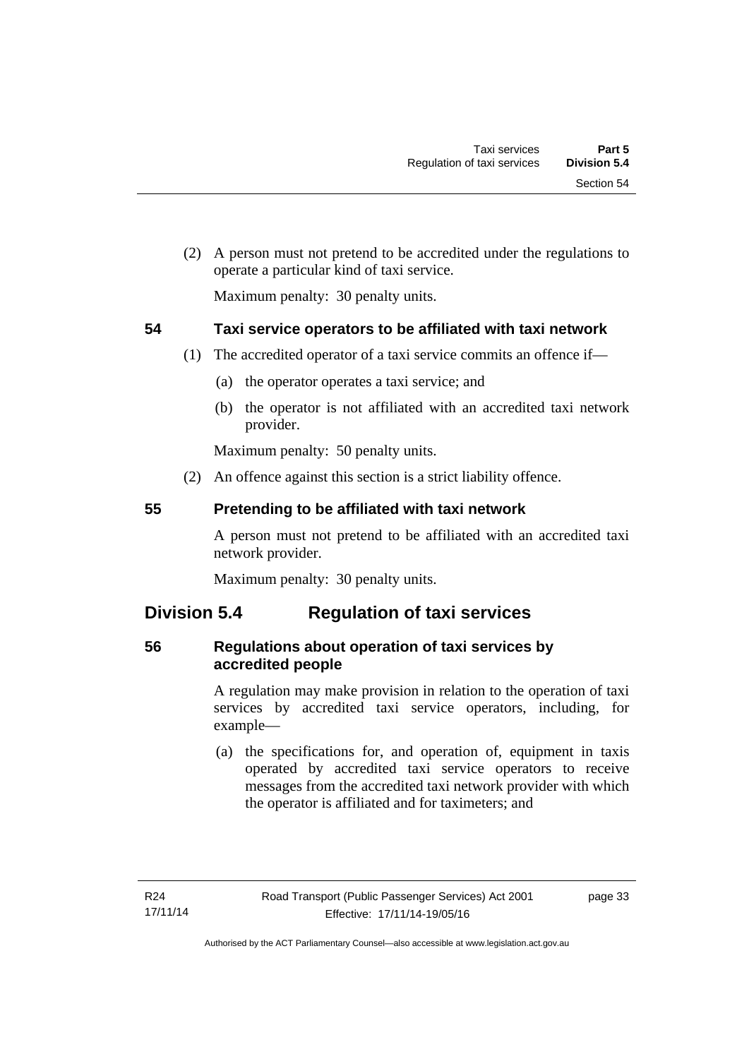(2) A person must not pretend to be accredited under the regulations to operate a particular kind of taxi service.

Maximum penalty: 30 penalty units.

### 54 Taxi service operators to be affiliated with taxi network

(1) The accredited operator of a taxi service commits an offence if—

(a) the operator operates a taxi service; and

(b) the operator is not affiliated with an accredited taxi network provider.

Maximum penalty: 50 penalty units.

(2) An offence against this section is a strict liability offence.

### 55 Pretending to be affiliated with taxi network

A person must not pretend to be affiliated with an accredited taxi network provider.

Maximum penalty: 30 penalty units.

## Division 5.4 Regulation of taxi services

### 56 Regulations about operation of taxi services by accredited people

A regulation may make provision in relation to the operation of taxi services by accredited taxi service operators, including, for example—

(a) the specifications for, and operation of, equipment in taxis operated by accredited taxi service operators to receive messages from the accredited taxi network provider with which the operator is affiliated and for taximeters; and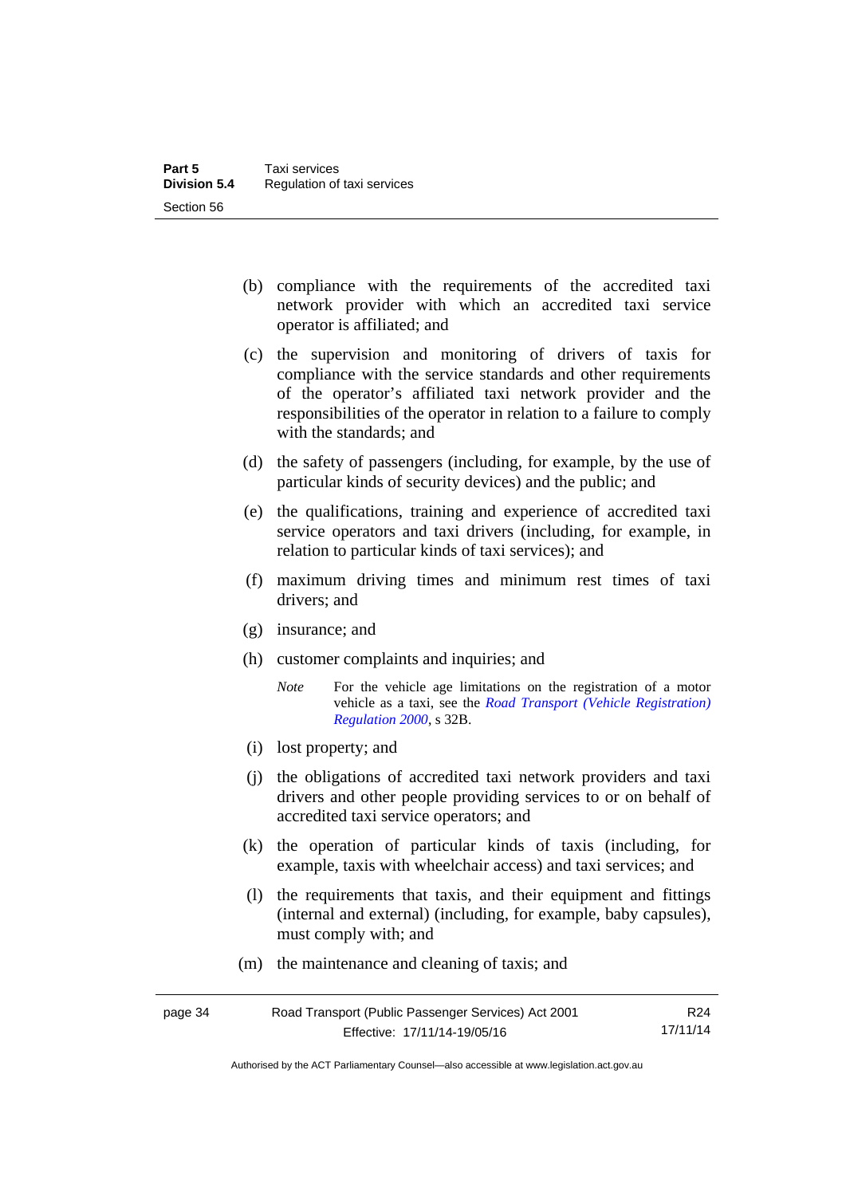(b) compliance with the requirements of the accredited taxi network provider with which an accredited taxi service operator is affiliated; and

(c) the supervision and monitoring of drivers of taxis for compliance with the service standards and other requirements of the operator's affiliated taxi network provider and the responsibilities of the operator in relation to a failure to comply with the standards; and

(d) the safety of passengers (including, for example, by the use of particular kinds of security devices) and the public; and

(e) the qualifications, training and experience of accredited taxi service operators and taxi drivers (including, for example, in relation to particular kinds of taxi services); and

(f) maximum driving times and minimum rest times of taxi drivers; and

(g) insurance; and

(h) customer complaints and inquiries; and

*Note* For the vehicle age limitations on the registration of a motor vehicle as a taxi, see the *Road Transport (Vehicle Registration) Regulation 2000*, s 32B.

(i) lost property; and

(j) the obligations of accredited taxi network providers and taxi drivers and other people providing services to or on behalf of accredited taxi service operators; and

(k) the operation of particular kinds of taxis (including, for example, taxis with wheelchair access) and taxi services; and

(l) the requirements that taxis, and their equipment and fittings (internal and external) (including, for example, baby capsules), must comply with; and

(m) the maintenance and cleaning of taxis; and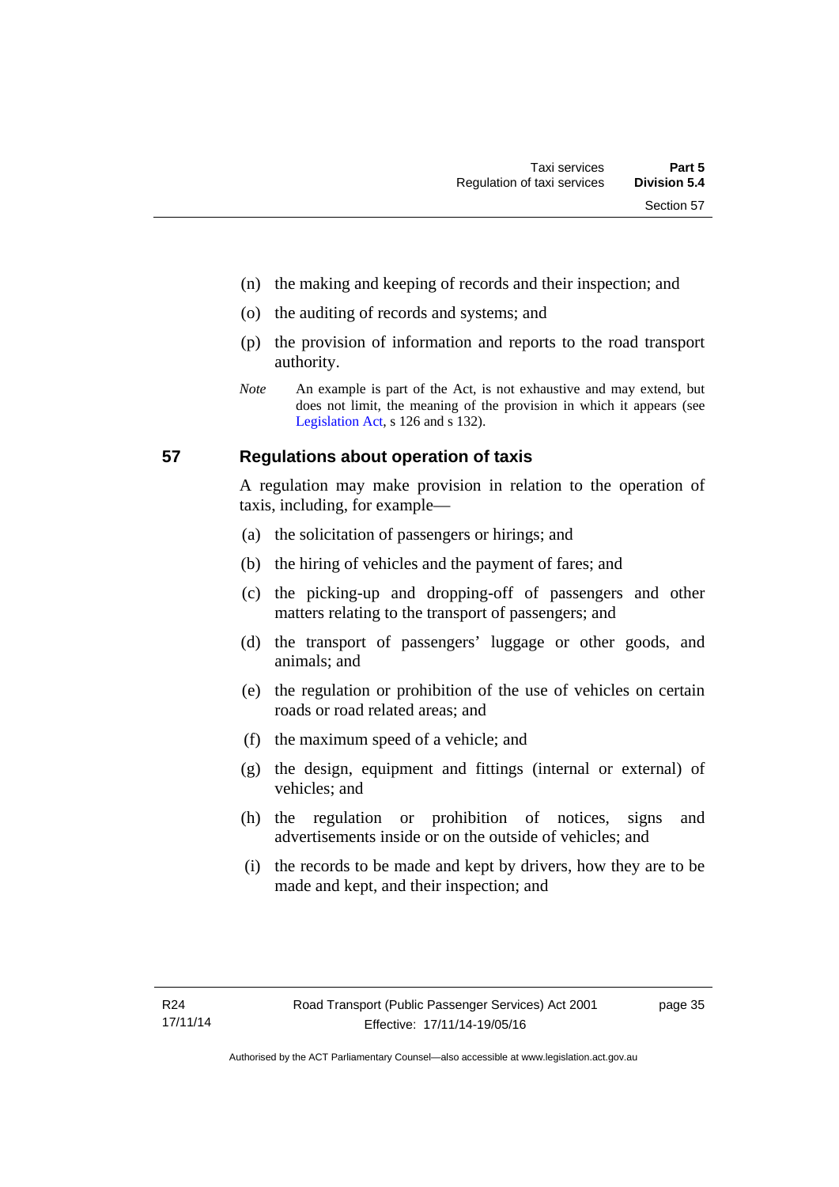(n) the making and keeping of records and their inspection; and

(o) the auditing of records and systems; and

(p) the provision of information and reports to the road transport authority.

*Note* An example is part of the Act, is not exhaustive and may extend, but does not limit, the meaning of the provision in which it appears (see Legislation Act, s 126 and s 132).

## 57 Regulations about operation of taxis

A regulation may make provision in relation to the operation of taxis, including, for example—

(a) the solicitation of passengers or hirings; and

(b) the hiring of vehicles and the payment of fares; and

(c) the picking-up and dropping-off of passengers and other matters relating to the transport of passengers; and

(d) the transport of passengers' luggage or other goods, and animals; and

(e) the regulation or prohibition of the use of vehicles on certain roads or road related areas; and

(f) the maximum speed of a vehicle; and

(g) the design, equipment and fittings (internal or external) of vehicles; and

(h) the regulation or prohibition of notices, signs and advertisements inside or on the outside of vehicles; and

(i) the records to be made and kept by drivers, how they are to be made and kept, and their inspection; and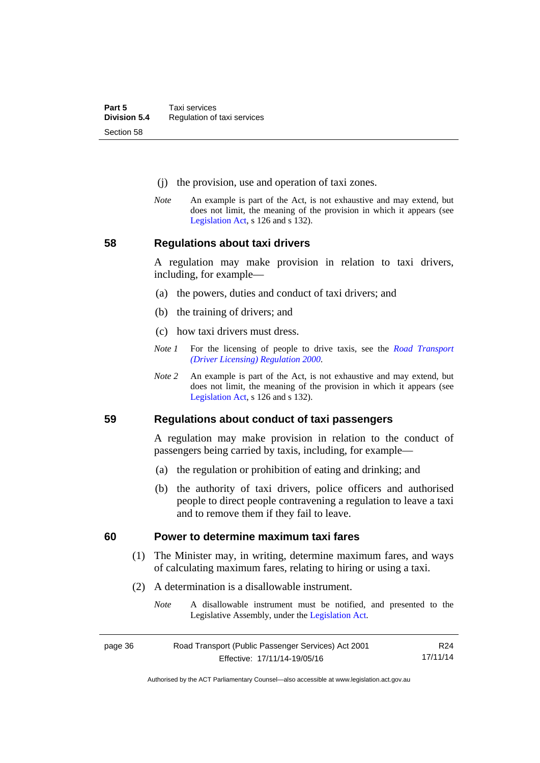(j) the provision, use and operation of taxi zones.

*Note* An example is part of the Act, is not exhaustive and may extend, but does not limit, the meaning of the provision in which it appears (see Legislation Act, s 126 and s 132).

## 58 Regulations about taxi drivers

A regulation may make provision in relation to taxi drivers, including, for example—

(a) the powers, duties and conduct of taxi drivers; and

(b) the training of drivers; and

(c) how taxi drivers must dress.

*Note 1* For the licensing of people to drive taxis, see the *Road Transport (Driver Licensing) Regulation 2000*.

*Note 2* An example is part of the Act, is not exhaustive and may extend, but does not limit, the meaning of the provision in which it appears (see Legislation Act, s 126 and s 132).

## 59 Regulations about conduct of taxi passengers

A regulation may make provision in relation to the conduct of passengers being carried by taxis, including, for example—

(a) the regulation or prohibition of eating and drinking; and

(b) the authority of taxi drivers, police officers and authorised people to direct people contravening a regulation to leave a taxi and to remove them if they fail to leave.

## 60 Power to determine maximum taxi fares

(1) The Minister may, in writing, determine maximum fares, and ways of calculating maximum fares, relating to hiring or using a taxi.

(2) A determination is a disallowable instrument.

*Note* A disallowable instrument must be notified, and presented to the Legislative Assembly, under the Legislation Act.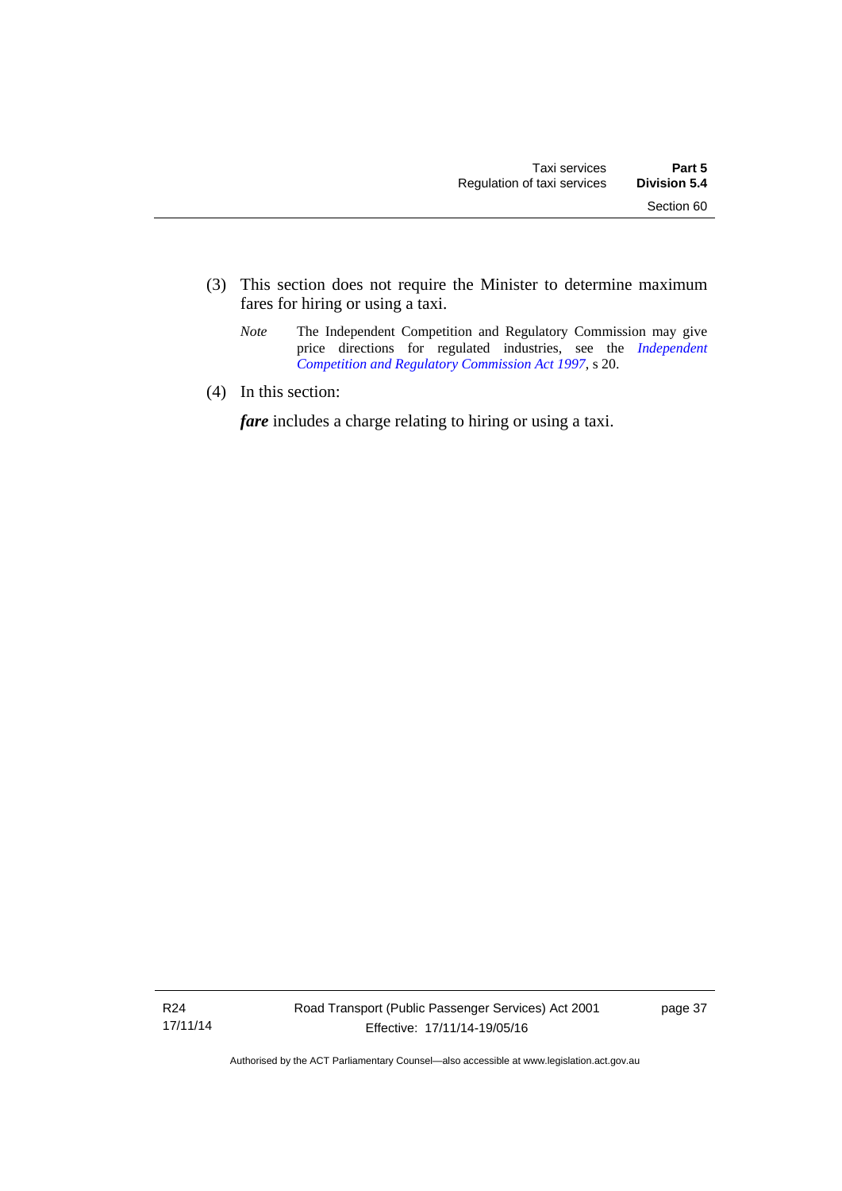(3) This section does not require the Minister to determine maximum fares for hiring or using a taxi.

*Note* The Independent Competition and Regulatory Commission may give price directions for regulated industries, see the *Independent Competition and Regulatory Commission Act 1997*, s 20.

(4) In this section:

***fare*** includes a charge relating to hiring or using a taxi.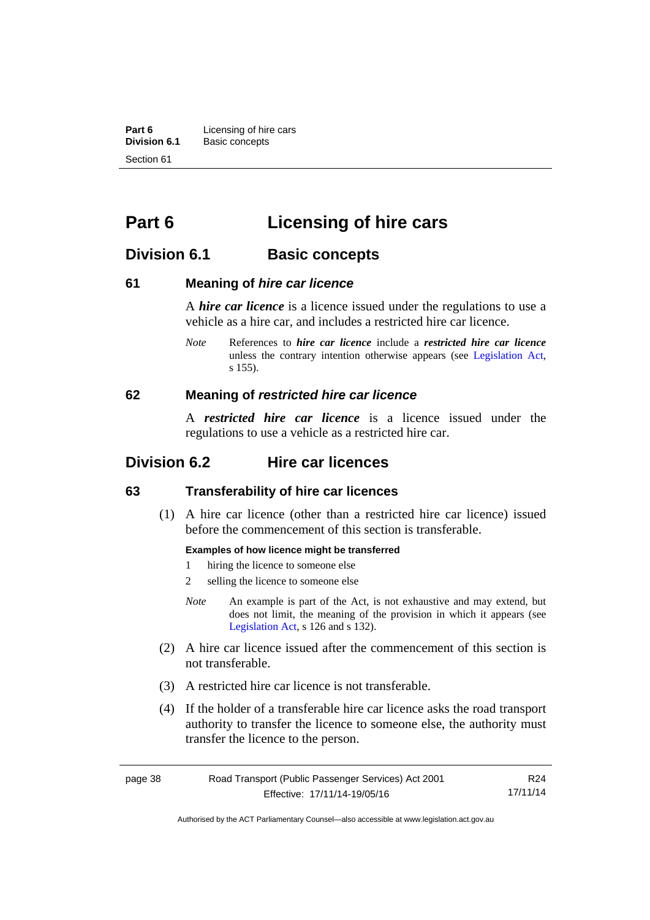# Part 6 Licensing of hire cars

## Division 6.1 Basic concepts

### 61 Meaning of *hire car licence*

A ***hire car licence*** is a licence issued under the regulations to use a vehicle as a hire car, and includes a restricted hire car licence.

*Note* References to ***hire car licence*** include a ***restricted hire car licence*** unless the contrary intention otherwise appears (see Legislation Act, s 155).

### 62 Meaning of *restricted hire car licence*

A ***restricted hire car licence*** is a licence issued under the regulations to use a vehicle as a restricted hire car.

## Division 6.2 Hire car licences

### 63 Transferability of hire car licences

(1) A hire car licence (other than a restricted hire car licence) issued before the commencement of this section is transferable.

**Examples of how licence might be transferred**

1. hiring the licence to someone else
2. selling the licence to someone else

*Note* An example is part of the Act, is not exhaustive and may extend, but does not limit, the meaning of the provision in which it appears (see Legislation Act, s 126 and s 132).

(2) A hire car licence issued after the commencement of this section is not transferable.

(3) A restricted hire car licence is not transferable.

(4) If the holder of a transferable hire car licence asks the road transport authority to transfer the licence to someone else, the authority must transfer the licence to the person.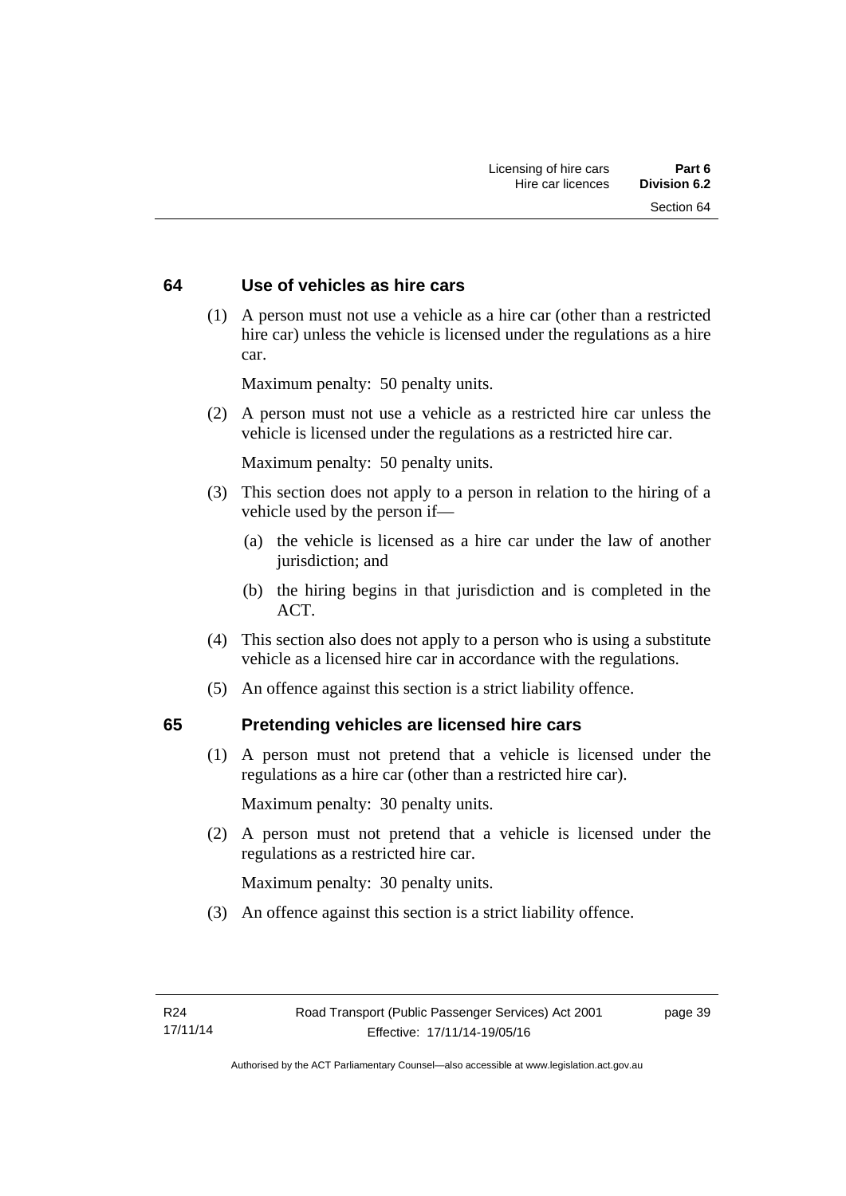## 64 Use of vehicles as hire cars

(1) A person must not use a vehicle as a hire car (other than a restricted hire car) unless the vehicle is licensed under the regulations as a hire car.

Maximum penalty: 50 penalty units.

(2) A person must not use a vehicle as a restricted hire car unless the vehicle is licensed under the regulations as a restricted hire car.

Maximum penalty: 50 penalty units.

(3) This section does not apply to a person in relation to the hiring of a vehicle used by the person if—

- (a) the vehicle is licensed as a hire car under the law of another jurisdiction; and
- (b) the hiring begins in that jurisdiction and is completed in the ACT.

(4) This section also does not apply to a person who is using a substitute vehicle as a licensed hire car in accordance with the regulations.

(5) An offence against this section is a strict liability offence.

## 65 Pretending vehicles are licensed hire cars

(1) A person must not pretend that a vehicle is licensed under the regulations as a hire car (other than a restricted hire car).

Maximum penalty: 30 penalty units.

(2) A person must not pretend that a vehicle is licensed under the regulations as a restricted hire car.

Maximum penalty: 30 penalty units.

(3) An offence against this section is a strict liability offence.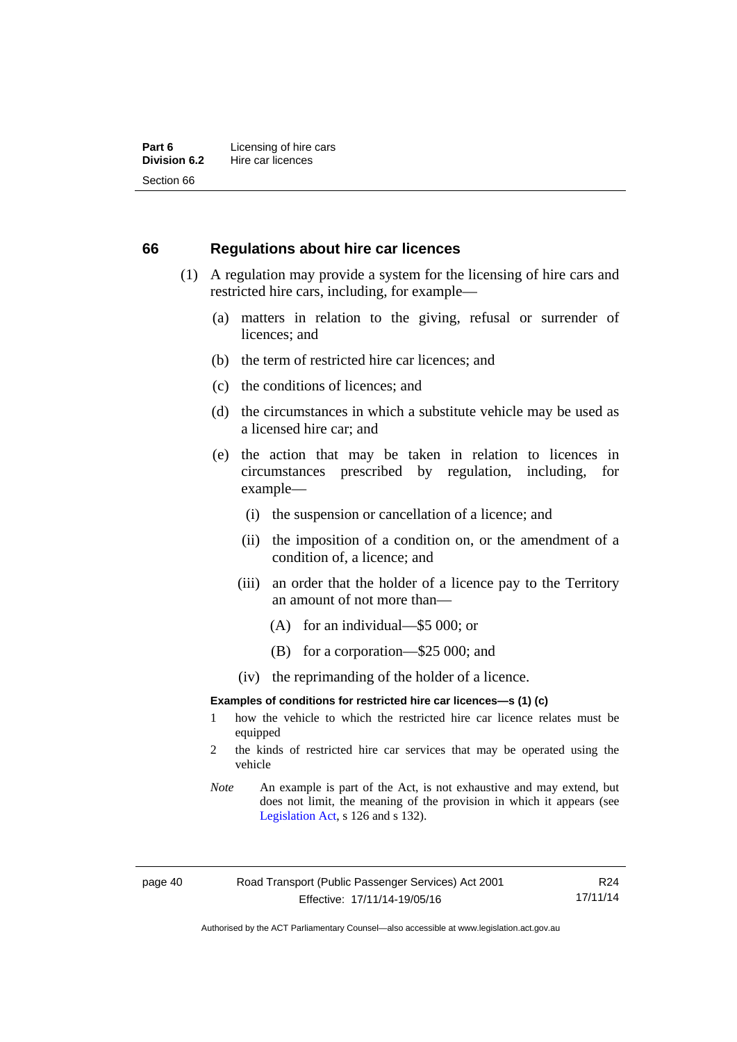## 66 Regulations about hire car licences

(1) A regulation may provide a system for the licensing of hire cars and restricted hire cars, including, for example—

(a) matters in relation to the giving, refusal or surrender of licences; and

(b) the term of restricted hire car licences; and

(c) the conditions of licences; and

(d) the circumstances in which a substitute vehicle may be used as a licensed hire car; and

(e) the action that may be taken in relation to licences in circumstances prescribed by regulation, including, for example—

(i) the suspension or cancellation of a licence; and

(ii) the imposition of a condition on, or the amendment of a condition of, a licence; and

(iii) an order that the holder of a licence pay to the Territory an amount of not more than—

(A) for an individual—$5 000; or

(B) for a corporation—$25 000; and

(iv) the reprimanding of the holder of a licence.

**Examples of conditions for restricted hire car licences—s (1) (c)**

1 how the vehicle to which the restricted hire car licence relates must be equipped

2 the kinds of restricted hire car services that may be operated using the vehicle

*Note* An example is part of the Act, is not exhaustive and may extend, but does not limit, the meaning of the provision in which it appears (see Legislation Act, s 126 and s 132).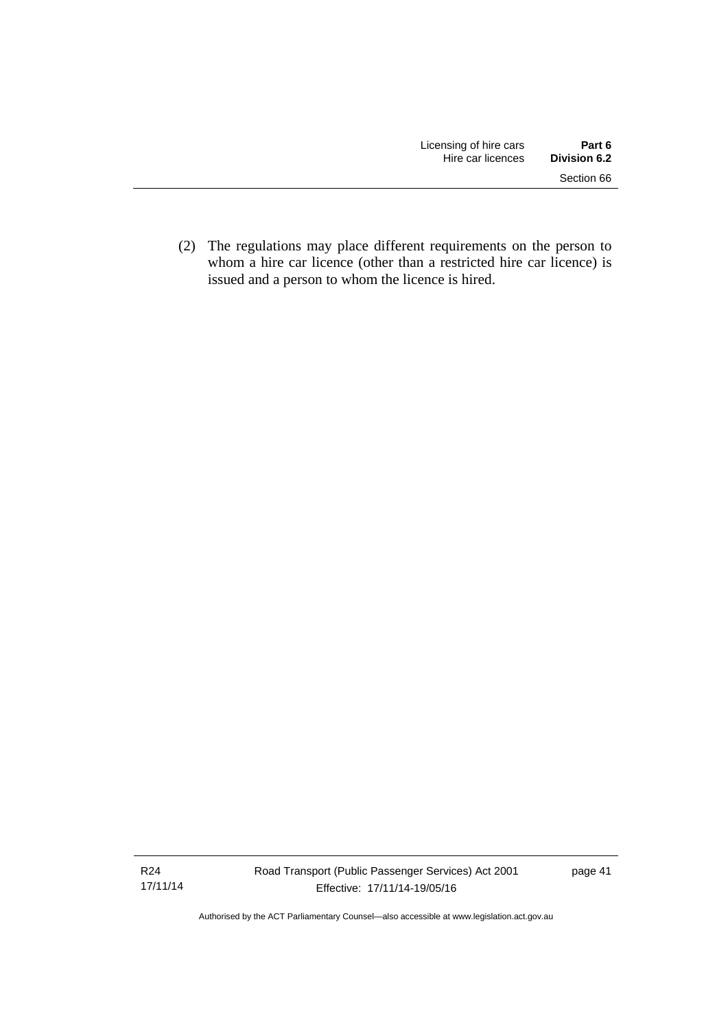(2) The regulations may place different requirements on the person to whom a hire car licence (other than a restricted hire car licence) is issued and a person to whom the licence is hired.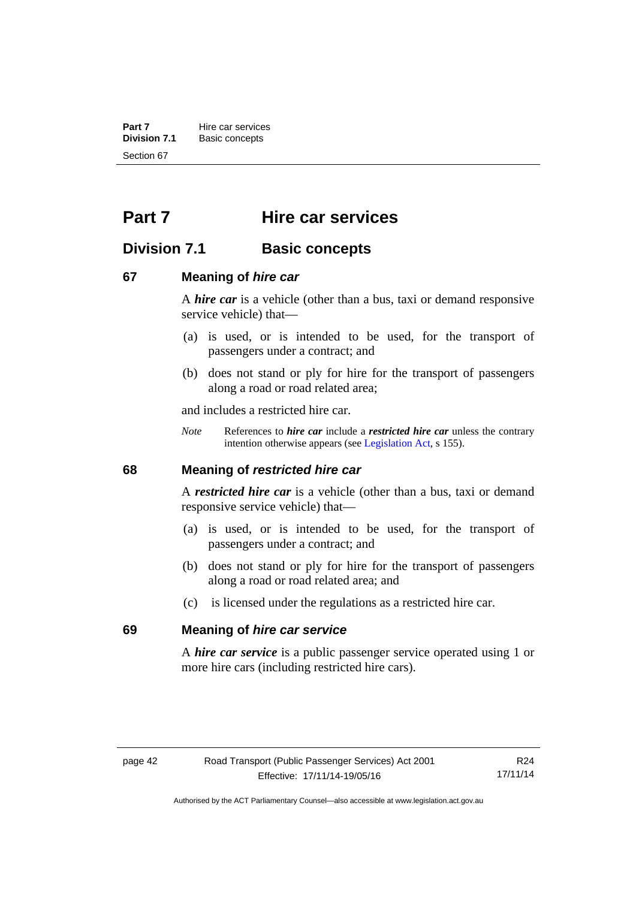# Part 7 Hire car services

## Division 7.1 Basic concepts

### 67 Meaning of *hire car*

A ***hire car*** is a vehicle (other than a bus, taxi or demand responsive service vehicle) that—

(a) is used, or is intended to be used, for the transport of passengers under a contract; and

(b) does not stand or ply for hire for the transport of passengers along a road or road related area;

and includes a restricted hire car.

*Note* References to ***hire car*** include a ***restricted hire car*** unless the contrary intention otherwise appears (see Legislation Act, s 155).

### 68 Meaning of *restricted hire car*

A ***restricted hire car*** is a vehicle (other than a bus, taxi or demand responsive service vehicle) that—

(a) is used, or is intended to be used, for the transport of passengers under a contract; and

(b) does not stand or ply for hire for the transport of passengers along a road or road related area; and

(c) is licensed under the regulations as a restricted hire car.

### 69 Meaning of *hire car service*

A ***hire car service*** is a public passenger service operated using 1 or more hire cars (including restricted hire cars).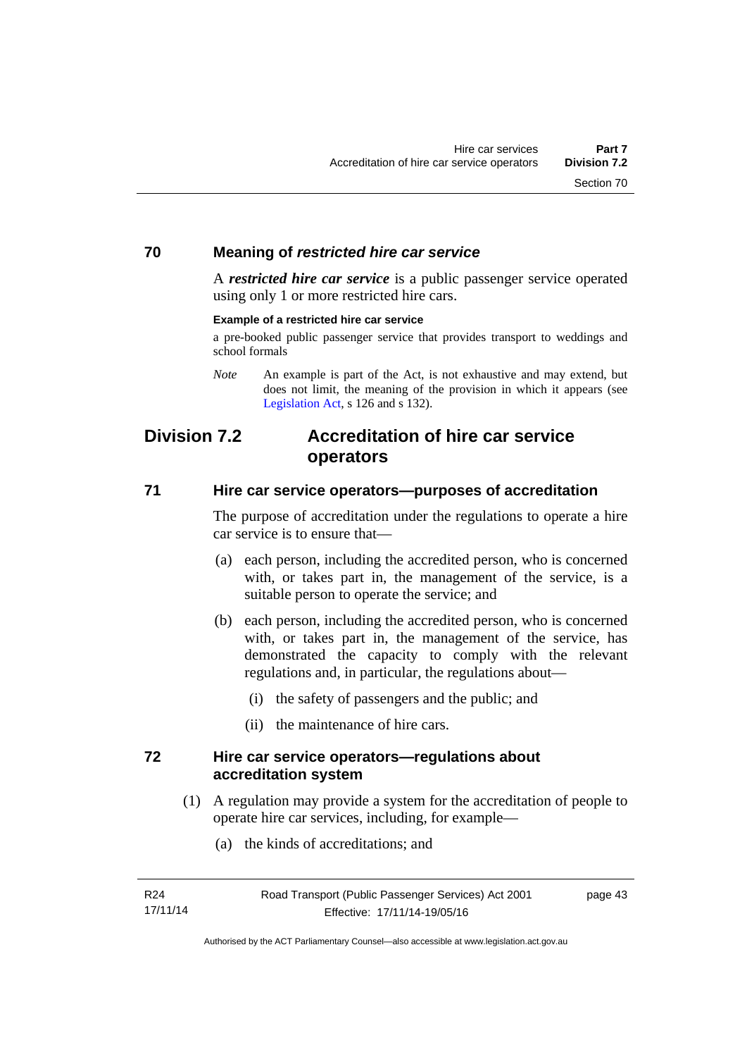## 70 Meaning of *restricted hire car service*

A ***restricted hire car service*** is a public passenger service operated using only 1 or more restricted hire cars.

**Example of a restricted hire car service**

a pre-booked public passenger service that provides transport to weddings and school formals

*Note* An example is part of the Act, is not exhaustive and may extend, but does not limit, the meaning of the provision in which it appears (see Legislation Act, s 126 and s 132).

# Division 7.2 Accreditation of hire car service operators

## 71 Hire car service operators—purposes of accreditation

The purpose of accreditation under the regulations to operate a hire car service is to ensure that—

(a) each person, including the accredited person, who is concerned with, or takes part in, the management of the service, is a suitable person to operate the service; and

(b) each person, including the accredited person, who is concerned with, or takes part in, the management of the service, has demonstrated the capacity to comply with the relevant regulations and, in particular, the regulations about—

(i) the safety of passengers and the public; and

(ii) the maintenance of hire cars.

## 72 Hire car service operators—regulations about accreditation system

(1) A regulation may provide a system for the accreditation of people to operate hire car services, including, for example—

(a) the kinds of accreditations; and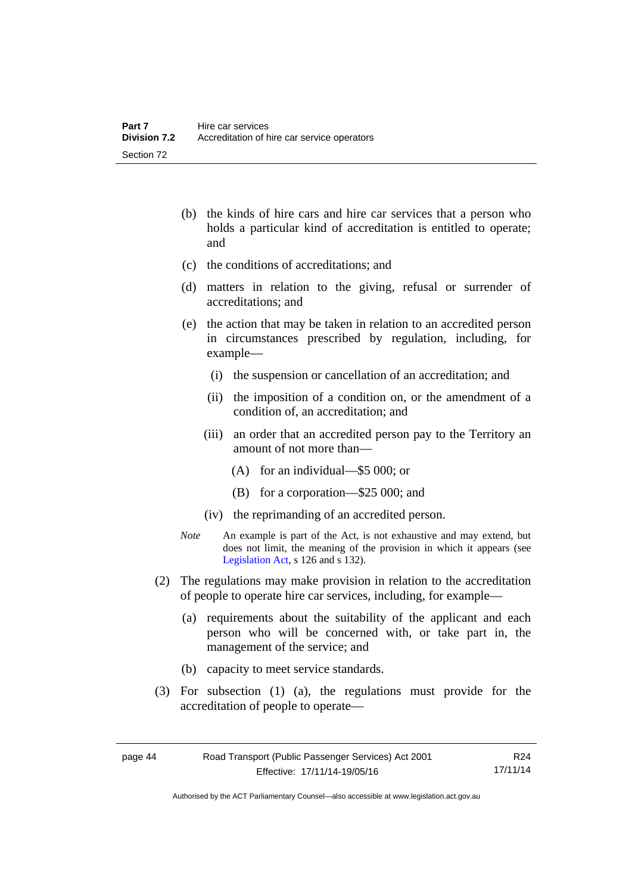(b) the kinds of hire cars and hire car services that a person who holds a particular kind of accreditation is entitled to operate; and

(c) the conditions of accreditations; and

(d) matters in relation to the giving, refusal or surrender of accreditations; and

(e) the action that may be taken in relation to an accredited person in circumstances prescribed by regulation, including, for example—

(i) the suspension or cancellation of an accreditation; and

(ii) the imposition of a condition on, or the amendment of a condition of, an accreditation; and

(iii) an order that an accredited person pay to the Territory an amount of not more than—

(A) for an individual—$5 000; or

(B) for a corporation—$25 000; and

(iv) the reprimanding of an accredited person.

*Note* An example is part of the Act, is not exhaustive and may extend, but does not limit, the meaning of the provision in which it appears (see Legislation Act, s 126 and s 132).

(2) The regulations may make provision in relation to the accreditation of people to operate hire car services, including, for example—

(a) requirements about the suitability of the applicant and each person who will be concerned with, or take part in, the management of the service; and

(b) capacity to meet service standards.

(3) For subsection (1) (a), the regulations must provide for the accreditation of people to operate—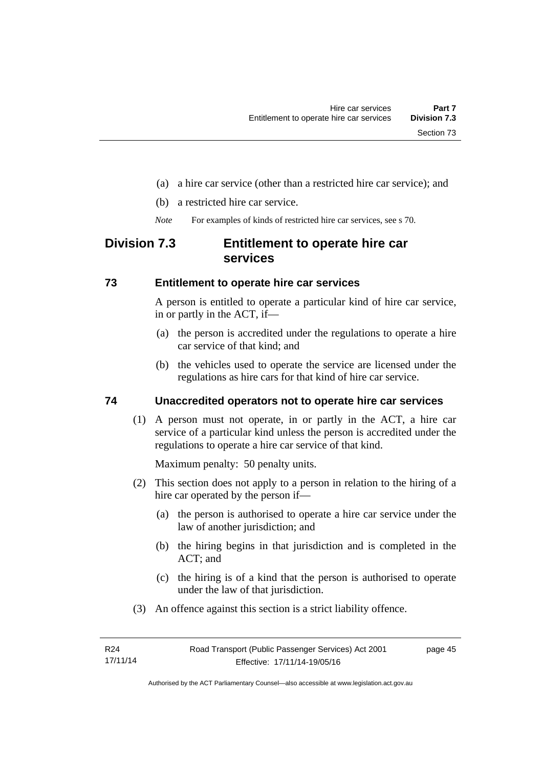(a) a hire car service (other than a restricted hire car service); and

(b) a restricted hire car service.

*Note* For examples of kinds of restricted hire car services, see s 70.

## Division 7.3 Entitlement to operate hire car services

### 73 Entitlement to operate hire car services

A person is entitled to operate a particular kind of hire car service, in or partly in the ACT, if—

(a) the person is accredited under the regulations to operate a hire car service of that kind; and

(b) the vehicles used to operate the service are licensed under the regulations as hire cars for that kind of hire car service.

### 74 Unaccredited operators not to operate hire car services

(1) A person must not operate, in or partly in the ACT, a hire car service of a particular kind unless the person is accredited under the regulations to operate a hire car service of that kind.

Maximum penalty: 50 penalty units.

(2) This section does not apply to a person in relation to the hiring of a hire car operated by the person if—

(a) the person is authorised to operate a hire car service under the law of another jurisdiction; and

(b) the hiring begins in that jurisdiction and is completed in the ACT; and

(c) the hiring is of a kind that the person is authorised to operate under the law of that jurisdiction.

(3) An offence against this section is a strict liability offence.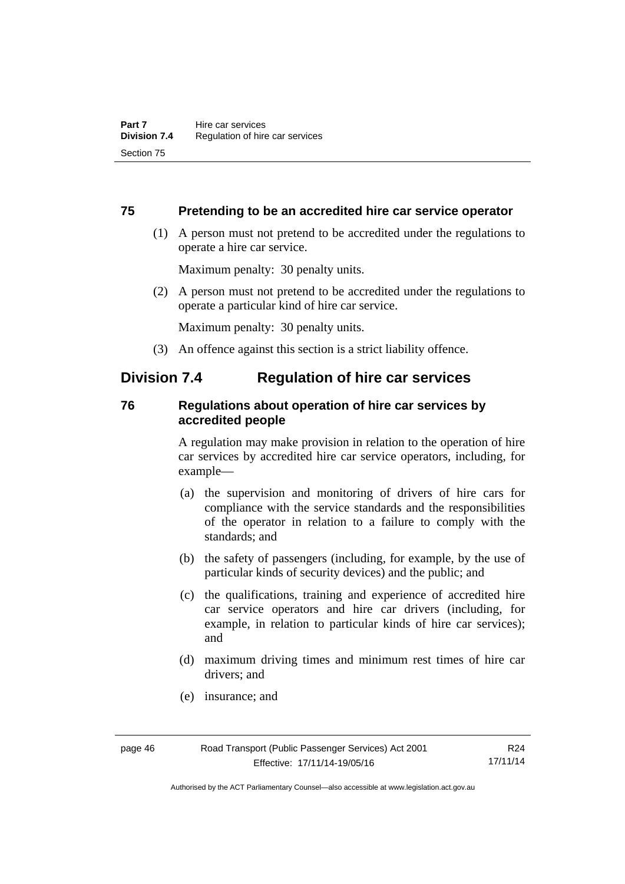### 75 Pretending to be an accredited hire car service operator

(1) A person must not pretend to be accredited under the regulations to operate a hire car service.

Maximum penalty: 30 penalty units.

(2) A person must not pretend to be accredited under the regulations to operate a particular kind of hire car service.

Maximum penalty: 30 penalty units.

(3) An offence against this section is a strict liability offence.

## Division 7.4 Regulation of hire car services

### 76 Regulations about operation of hire car services by accredited people

A regulation may make provision in relation to the operation of hire car services by accredited hire car service operators, including, for example—

(a) the supervision and monitoring of drivers of hire cars for compliance with the service standards and the responsibilities of the operator in relation to a failure to comply with the standards; and

(b) the safety of passengers (including, for example, by the use of particular kinds of security devices) and the public; and

(c) the qualifications, training and experience of accredited hire car service operators and hire car drivers (including, for example, in relation to particular kinds of hire car services); and

(d) maximum driving times and minimum rest times of hire car drivers; and

(e) insurance; and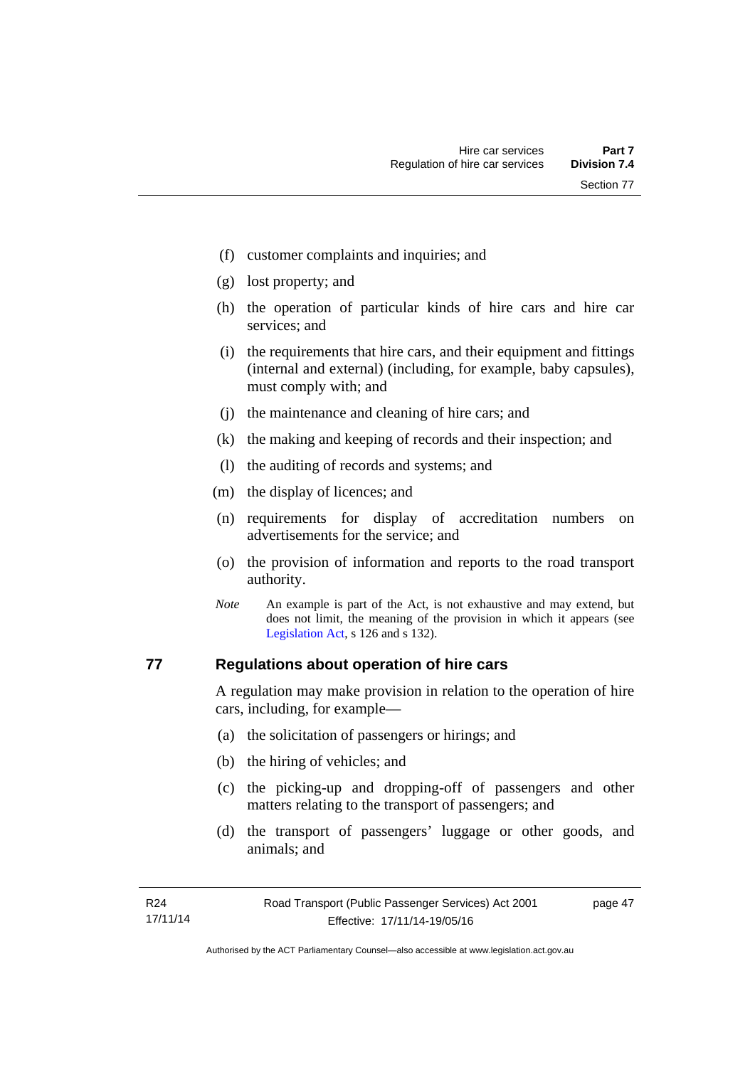(f) customer complaints and inquiries; and

(g) lost property; and

(h) the operation of particular kinds of hire cars and hire car services; and

(i) the requirements that hire cars, and their equipment and fittings (internal and external) (including, for example, baby capsules), must comply with; and

(j) the maintenance and cleaning of hire cars; and

(k) the making and keeping of records and their inspection; and

(l) the auditing of records and systems; and

(m) the display of licences; and

(n) requirements for display of accreditation numbers on advertisements for the service; and

(o) the provision of information and reports to the road transport authority.

*Note* An example is part of the Act, is not exhaustive and may extend, but does not limit, the meaning of the provision in which it appears (see Legislation Act, s 126 and s 132).

### 77 Regulations about operation of hire cars

A regulation may make provision in relation to the operation of hire cars, including, for example—

(a) the solicitation of passengers or hirings; and

(b) the hiring of vehicles; and

(c) the picking-up and dropping-off of passengers and other matters relating to the transport of passengers; and

(d) the transport of passengers' luggage or other goods, and animals; and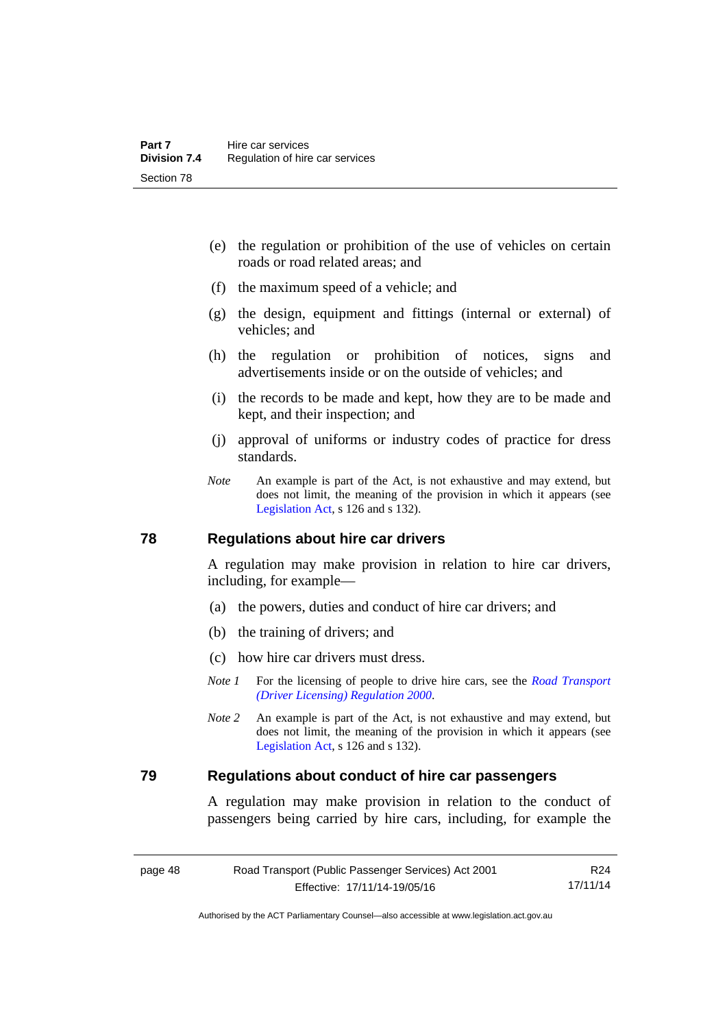(e) the regulation or prohibition of the use of vehicles on certain roads or road related areas; and

(f) the maximum speed of a vehicle; and

(g) the design, equipment and fittings (internal or external) of vehicles; and

(h) the regulation or prohibition of notices, signs and advertisements inside or on the outside of vehicles; and

(i) the records to be made and kept, how they are to be made and kept, and their inspection; and

(j) approval of uniforms or industry codes of practice for dress standards.

*Note* An example is part of the Act, is not exhaustive and may extend, but does not limit, the meaning of the provision in which it appears (see Legislation Act, s 126 and s 132).

## 78 Regulations about hire car drivers

A regulation may make provision in relation to hire car drivers, including, for example—

(a) the powers, duties and conduct of hire car drivers; and

(b) the training of drivers; and

(c) how hire car drivers must dress.

*Note 1* For the licensing of people to drive hire cars, see the *Road Transport (Driver Licensing) Regulation 2000*.

*Note 2* An example is part of the Act, is not exhaustive and may extend, but does not limit, the meaning of the provision in which it appears (see Legislation Act, s 126 and s 132).

## 79 Regulations about conduct of hire car passengers

A regulation may make provision in relation to the conduct of passengers being carried by hire cars, including, for example the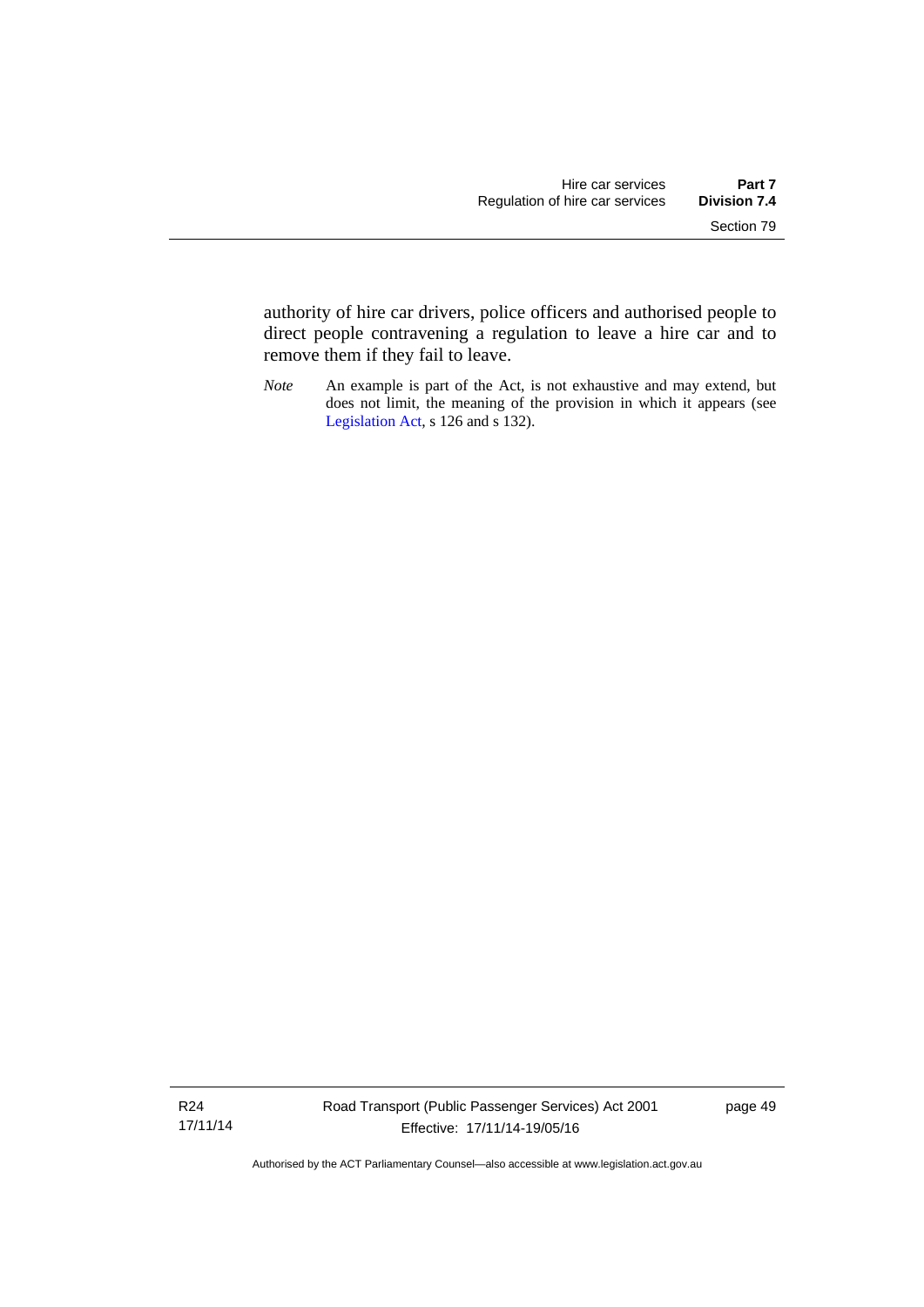authority of hire car drivers, police officers and authorised people to direct people contravening a regulation to leave a hire car and to remove them if they fail to leave.

*Note* An example is part of the Act, is not exhaustive and may extend, but does not limit, the meaning of the provision in which it appears (see Legislation Act, s 126 and s 132).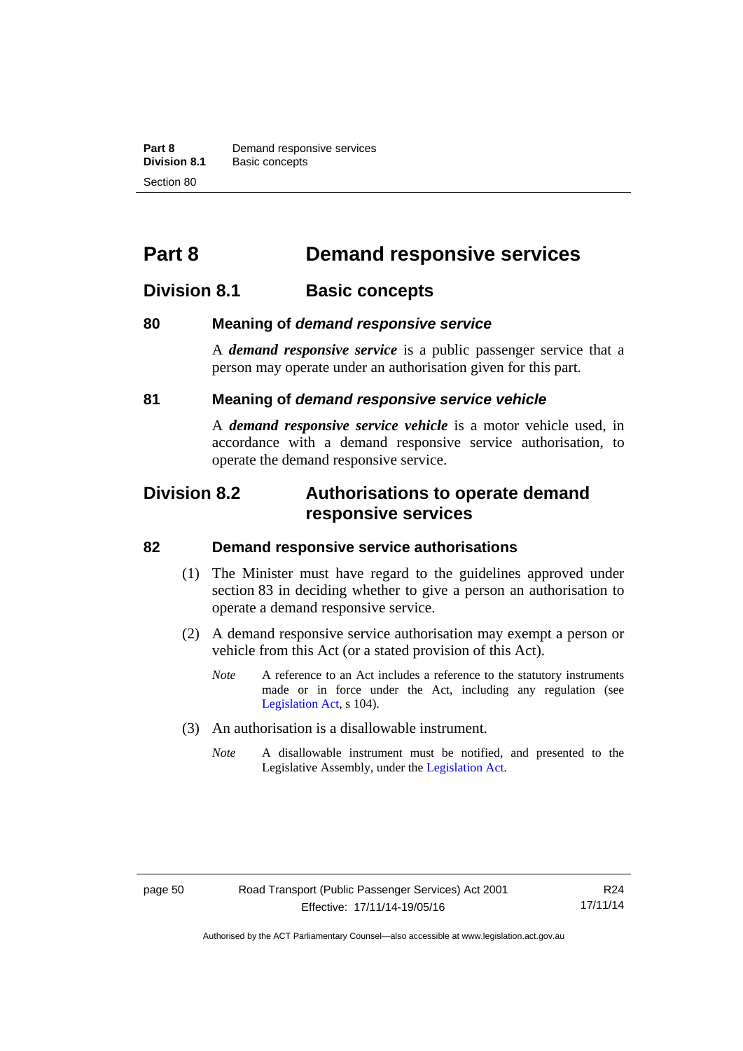# Part 8 Demand responsive services

## Division 8.1 Basic concepts

### 80 Meaning of *demand responsive service*

A ***demand responsive service*** is a public passenger service that a person may operate under an authorisation given for this part.

### 81 Meaning of *demand responsive service vehicle*

A ***demand responsive service vehicle*** is a motor vehicle used, in accordance with a demand responsive service authorisation, to operate the demand responsive service.

## Division 8.2 Authorisations to operate demand responsive services

### 82 Demand responsive service authorisations

(1) The Minister must have regard to the guidelines approved under section 83 in deciding whether to give a person an authorisation to operate a demand responsive service.

(2) A demand responsive service authorisation may exempt a person or vehicle from this Act (or a stated provision of this Act).

*Note* A reference to an Act includes a reference to the statutory instruments made or in force under the Act, including any regulation (see Legislation Act, s 104).

(3) An authorisation is a disallowable instrument.

*Note* A disallowable instrument must be notified, and presented to the Legislative Assembly, under the Legislation Act.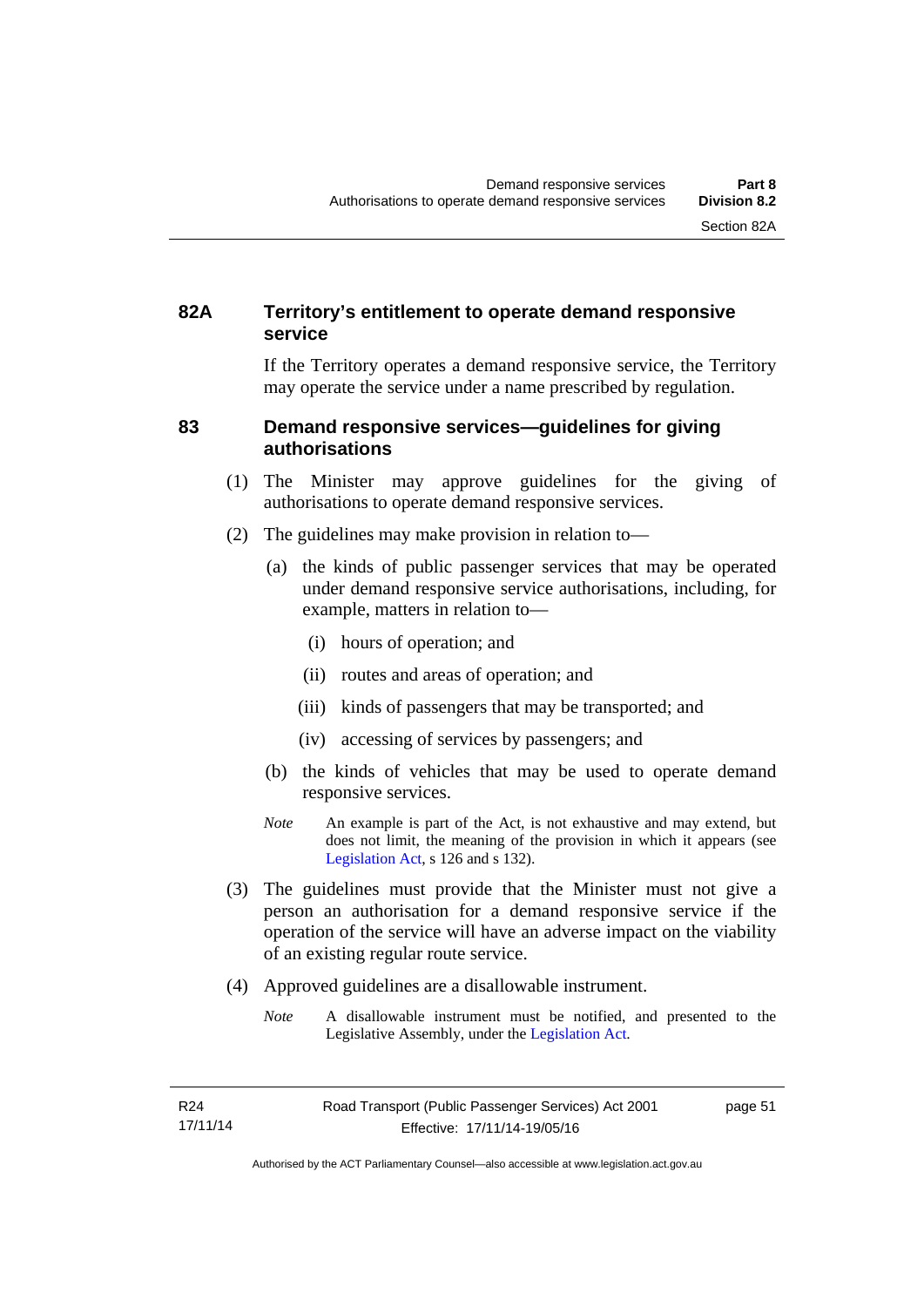## 82A Territory's entitlement to operate demand responsive service

If the Territory operates a demand responsive service, the Territory may operate the service under a name prescribed by regulation.

## 83 Demand responsive services—guidelines for giving authorisations

(1) The Minister may approve guidelines for the giving of authorisations to operate demand responsive services.

(2) The guidelines may make provision in relation to—

(a) the kinds of public passenger services that may be operated under demand responsive service authorisations, including, for example, matters in relation to—

(i) hours of operation; and

(ii) routes and areas of operation; and

(iii) kinds of passengers that may be transported; and

(iv) accessing of services by passengers; and

(b) the kinds of vehicles that may be used to operate demand responsive services.

*Note* An example is part of the Act, is not exhaustive and may extend, but does not limit, the meaning of the provision in which it appears (see Legislation Act, s 126 and s 132).

(3) The guidelines must provide that the Minister must not give a person an authorisation for a demand responsive service if the operation of the service will have an adverse impact on the viability of an existing regular route service.

(4) Approved guidelines are a disallowable instrument.

*Note* A disallowable instrument must be notified, and presented to the Legislative Assembly, under the Legislation Act.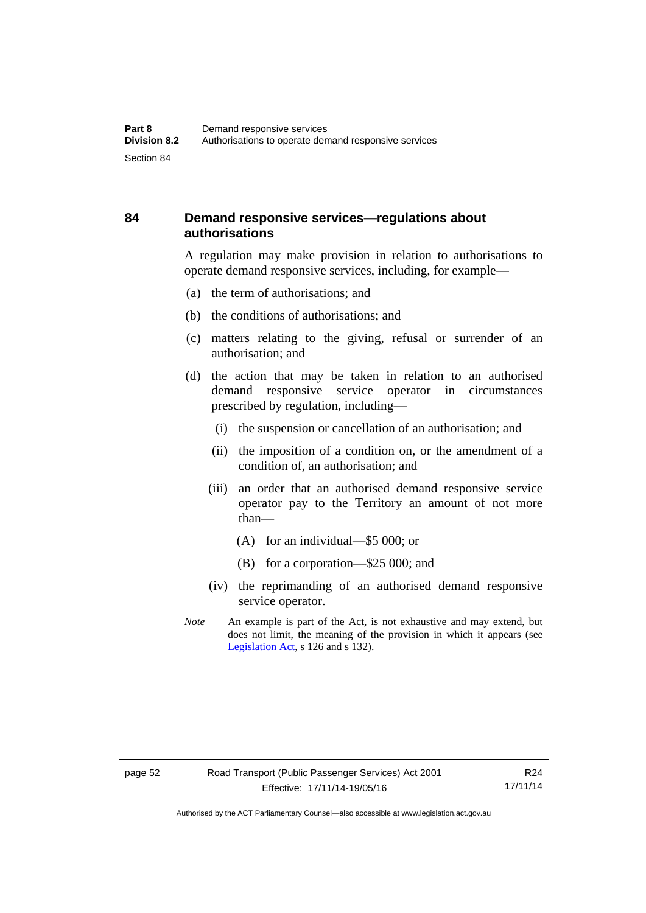## 84 Demand responsive services—regulations about authorisations

A regulation may make provision in relation to authorisations to operate demand responsive services, including, for example—

- (a) the term of authorisations; and
- (b) the conditions of authorisations; and
- (c) matters relating to the giving, refusal or surrender of an authorisation; and
- (d) the action that may be taken in relation to an authorised demand responsive service operator in circumstances prescribed by regulation, including—
  - (i) the suspension or cancellation of an authorisation; and
  - (ii) the imposition of a condition on, or the amendment of a condition of, an authorisation; and
  - (iii) an order that an authorised demand responsive service operator pay to the Territory an amount of not more than—
    - (A) for an individual—$5 000; or
    - (B) for a corporation—$25 000; and
  - (iv) the reprimanding of an authorised demand responsive service operator.

*Note* An example is part of the Act, is not exhaustive and may extend, but does not limit, the meaning of the provision in which it appears (see Legislation Act, s 126 and s 132).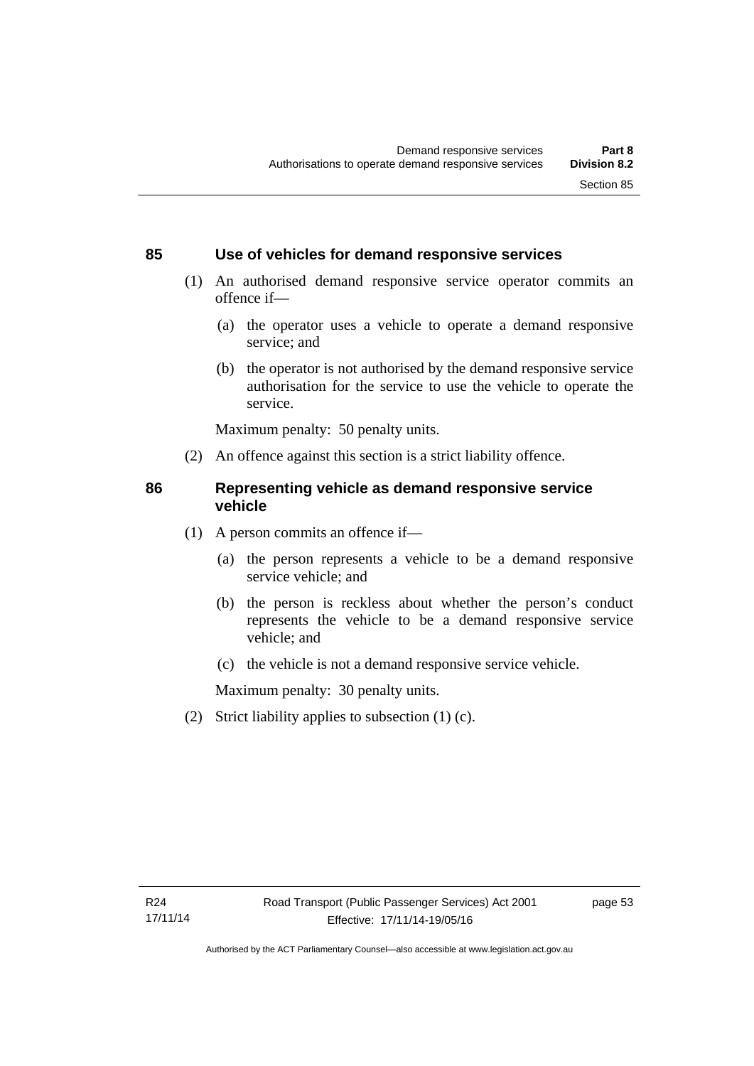## 85 Use of vehicles for demand responsive services

(1) An authorised demand responsive service operator commits an offence if—

(a) the operator uses a vehicle to operate a demand responsive service; and

(b) the operator is not authorised by the demand responsive service authorisation for the service to use the vehicle to operate the service.

Maximum penalty: 50 penalty units.

(2) An offence against this section is a strict liability offence.

## 86 Representing vehicle as demand responsive service vehicle

(1) A person commits an offence if—

(a) the person represents a vehicle to be a demand responsive service vehicle; and

(b) the person is reckless about whether the person's conduct represents the vehicle to be a demand responsive service vehicle; and

(c) the vehicle is not a demand responsive service vehicle.

Maximum penalty: 30 penalty units.

(2) Strict liability applies to subsection (1) (c).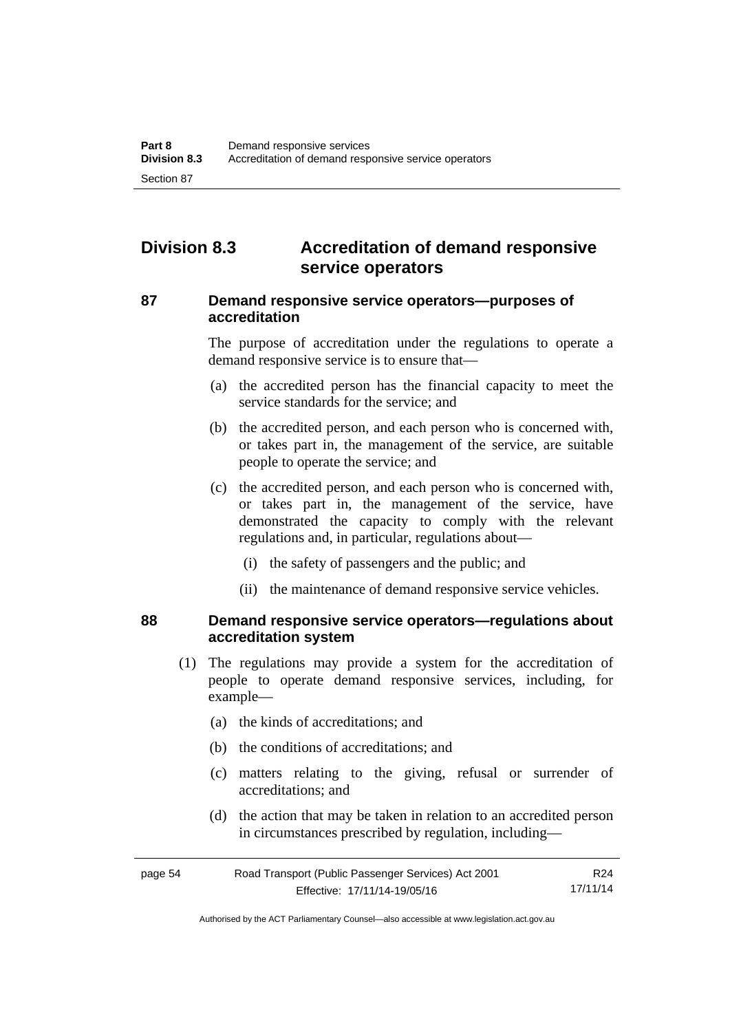## Division 8.3 Accreditation of demand responsive service operators

### 87 Demand responsive service operators—purposes of accreditation

The purpose of accreditation under the regulations to operate a demand responsive service is to ensure that—

(a) the accredited person has the financial capacity to meet the service standards for the service; and

(b) the accredited person, and each person who is concerned with, or takes part in, the management of the service, are suitable people to operate the service; and

(c) the accredited person, and each person who is concerned with, or takes part in, the management of the service, have demonstrated the capacity to comply with the relevant regulations and, in particular, regulations about—

(i) the safety of passengers and the public; and

(ii) the maintenance of demand responsive service vehicles.

### 88 Demand responsive service operators—regulations about accreditation system

(1) The regulations may provide a system for the accreditation of people to operate demand responsive services, including, for example—

(a) the kinds of accreditations; and

(b) the conditions of accreditations; and

(c) matters relating to the giving, refusal or surrender of accreditations; and

(d) the action that may be taken in relation to an accredited person in circumstances prescribed by regulation, including—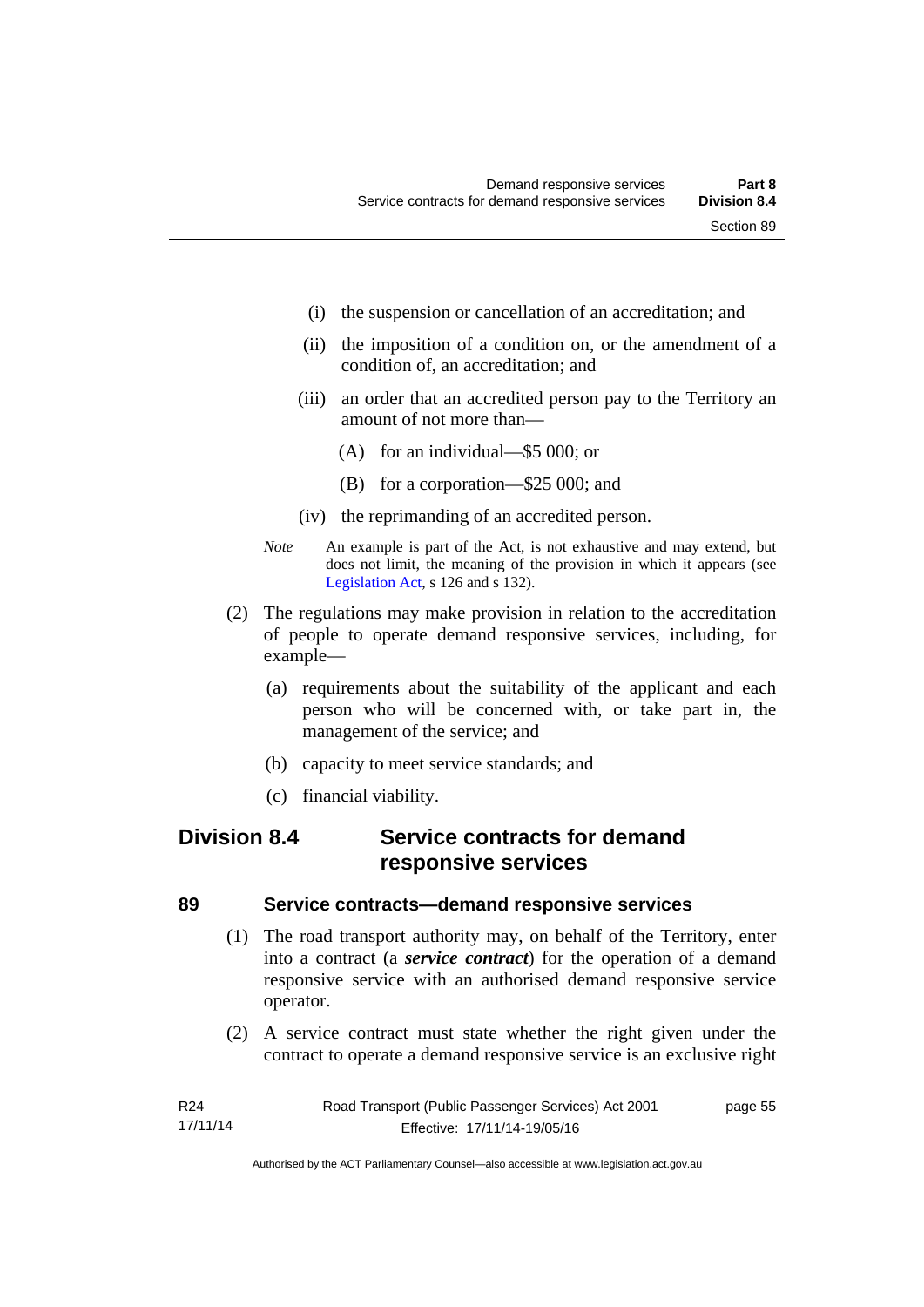(i) the suspension or cancellation of an accreditation; and

(ii) the imposition of a condition on, or the amendment of a condition of, an accreditation; and

(iii) an order that an accredited person pay to the Territory an amount of not more than—

(A) for an individual—$5 000; or

(B) for a corporation—$25 000; and

(iv) the reprimanding of an accredited person.

*Note* An example is part of the Act, is not exhaustive and may extend, but does not limit, the meaning of the provision in which it appears (see Legislation Act, s 126 and s 132).

(2) The regulations may make provision in relation to the accreditation of people to operate demand responsive services, including, for example—

(a) requirements about the suitability of the applicant and each person who will be concerned with, or take part in, the management of the service; and

(b) capacity to meet service standards; and

(c) financial viability.

## Division 8.4 Service contracts for demand responsive services

### 89 Service contracts—demand responsive services

(1) The road transport authority may, on behalf of the Territory, enter into a contract (a ***service contract***) for the operation of a demand responsive service with an authorised demand responsive service operator.

(2) A service contract must state whether the right given under the contract to operate a demand responsive service is an exclusive right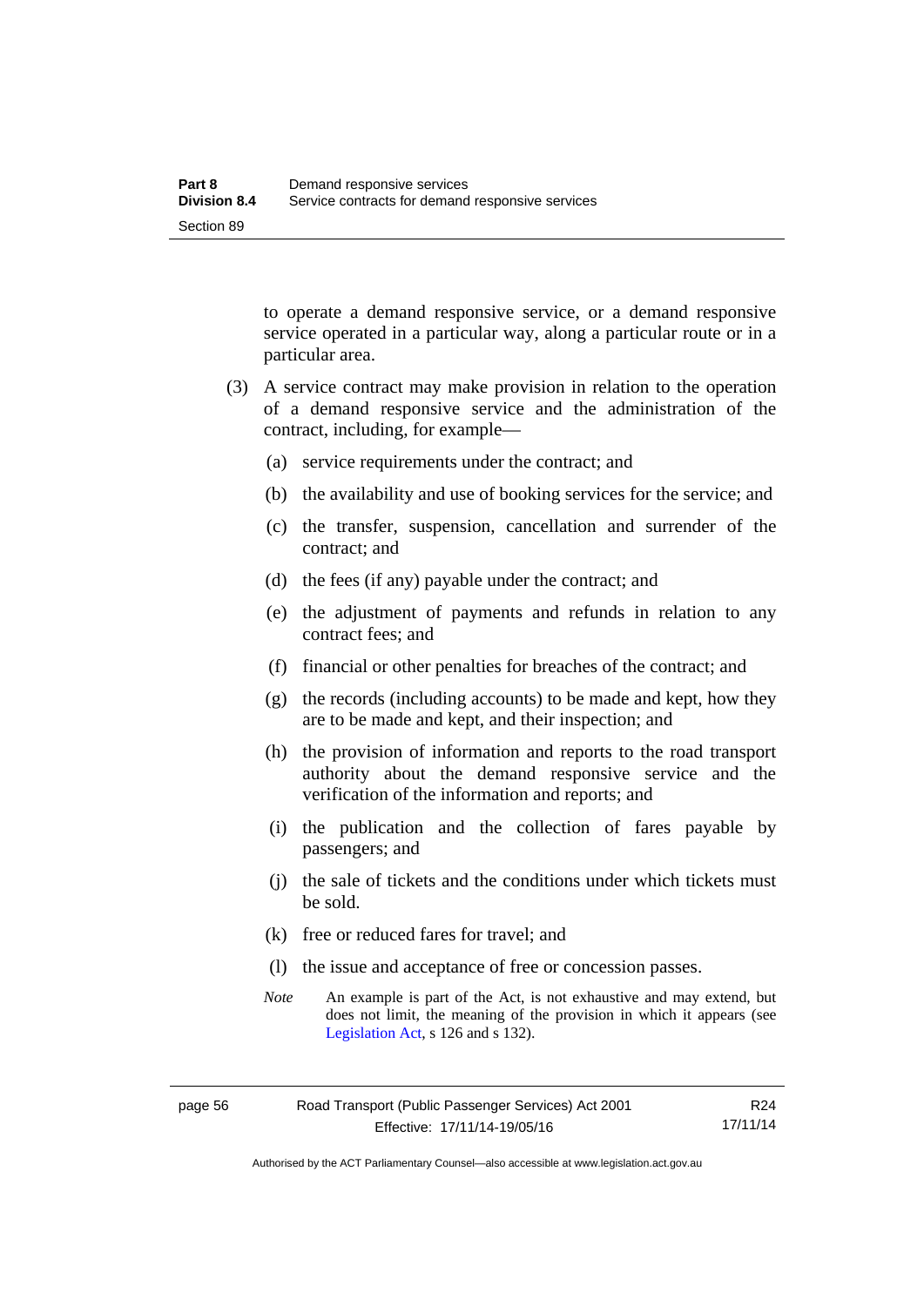to operate a demand responsive service, or a demand responsive service operated in a particular way, along a particular route or in a particular area.

(3) A service contract may make provision in relation to the operation of a demand responsive service and the administration of the contract, including, for example—

(a) service requirements under the contract; and

(b) the availability and use of booking services for the service; and

(c) the transfer, suspension, cancellation and surrender of the contract; and

(d) the fees (if any) payable under the contract; and

(e) the adjustment of payments and refunds in relation to any contract fees; and

(f) financial or other penalties for breaches of the contract; and

(g) the records (including accounts) to be made and kept, how they are to be made and kept, and their inspection; and

(h) the provision of information and reports to the road transport authority about the demand responsive service and the verification of the information and reports; and

(i) the publication and the collection of fares payable by passengers; and

(j) the sale of tickets and the conditions under which tickets must be sold.

(k) free or reduced fares for travel; and

(l) the issue and acceptance of free or concession passes.

*Note* An example is part of the Act, is not exhaustive and may extend, but does not limit, the meaning of the provision in which it appears (see Legislation Act, s 126 and s 132).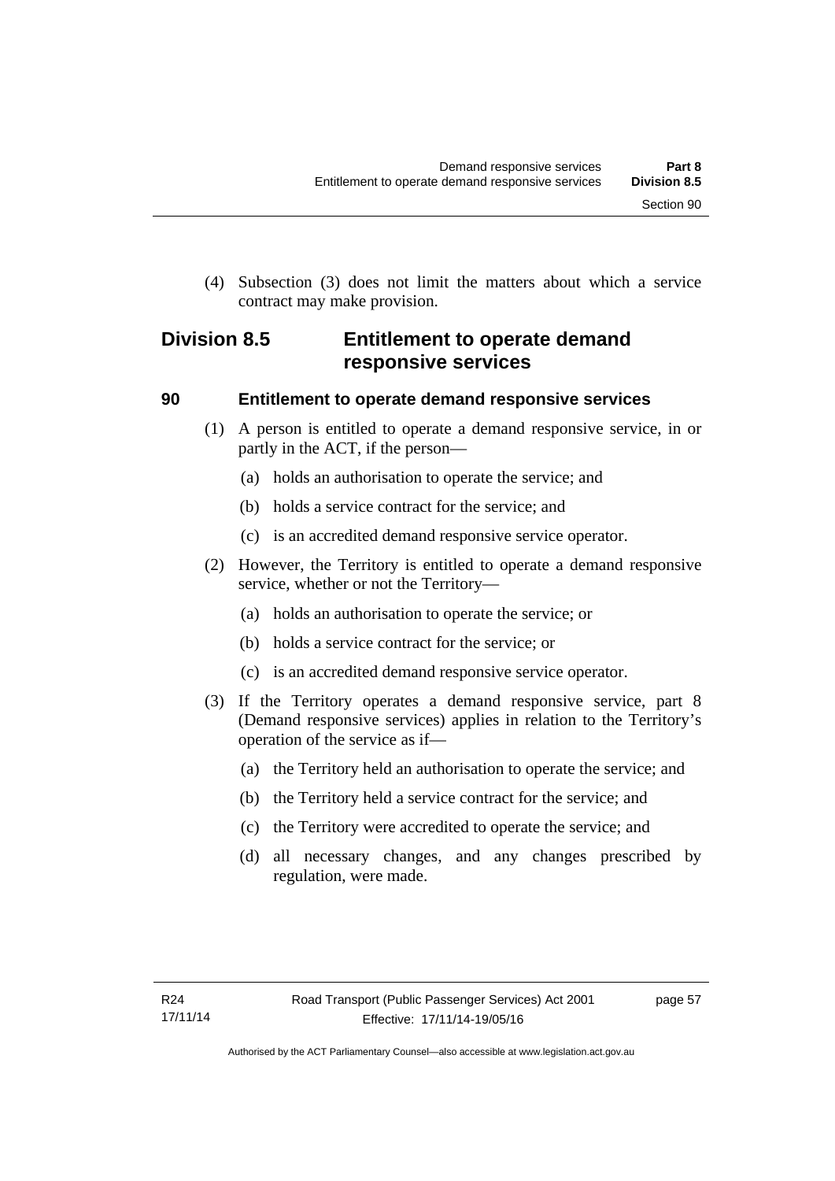(4) Subsection (3) does not limit the matters about which a service contract may make provision.

## Division 8.5 Entitlement to operate demand responsive services

### 90 Entitlement to operate demand responsive services

(1) A person is entitled to operate a demand responsive service, in or partly in the ACT, if the person—

(a) holds an authorisation to operate the service; and

(b) holds a service contract for the service; and

(c) is an accredited demand responsive service operator.

(2) However, the Territory is entitled to operate a demand responsive service, whether or not the Territory—

(a) holds an authorisation to operate the service; or

(b) holds a service contract for the service; or

(c) is an accredited demand responsive service operator.

(3) If the Territory operates a demand responsive service, part 8 (Demand responsive services) applies in relation to the Territory's operation of the service as if—

(a) the Territory held an authorisation to operate the service; and

(b) the Territory held a service contract for the service; and

(c) the Territory were accredited to operate the service; and

(d) all necessary changes, and any changes prescribed by regulation, were made.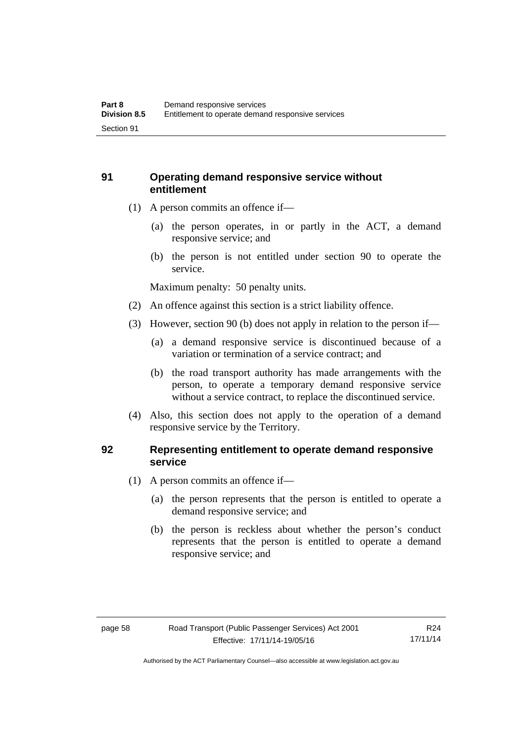## 91 Operating demand responsive service without entitlement

(1) A person commits an offence if—

(a) the person operates, in or partly in the ACT, a demand responsive service; and

(b) the person is not entitled under section 90 to operate the service.

Maximum penalty: 50 penalty units.

(2) An offence against this section is a strict liability offence.

(3) However, section 90 (b) does not apply in relation to the person if—

(a) a demand responsive service is discontinued because of a variation or termination of a service contract; and

(b) the road transport authority has made arrangements with the person, to operate a temporary demand responsive service without a service contract, to replace the discontinued service.

(4) Also, this section does not apply to the operation of a demand responsive service by the Territory.

## 92 Representing entitlement to operate demand responsive service

(1) A person commits an offence if—

(a) the person represents that the person is entitled to operate a demand responsive service; and

(b) the person is reckless about whether the person's conduct represents that the person is entitled to operate a demand responsive service; and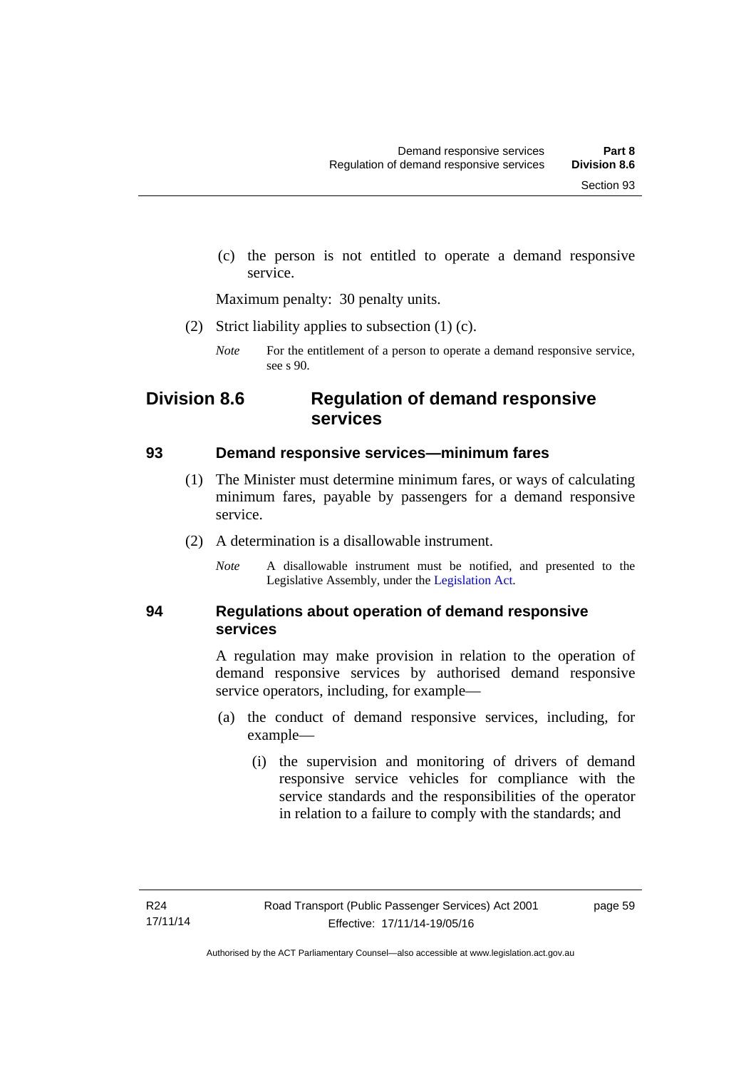(c) the person is not entitled to operate a demand responsive service.

Maximum penalty: 30 penalty units.

(2) Strict liability applies to subsection (1) (c).

*Note* For the entitlement of a person to operate a demand responsive service, see s 90.

## Division 8.6 Regulation of demand responsive services

### 93 Demand responsive services—minimum fares

(1) The Minister must determine minimum fares, or ways of calculating minimum fares, payable by passengers for a demand responsive service.

(2) A determination is a disallowable instrument.

*Note* A disallowable instrument must be notified, and presented to the Legislative Assembly, under the Legislation Act.

### 94 Regulations about operation of demand responsive services

A regulation may make provision in relation to the operation of demand responsive services by authorised demand responsive service operators, including, for example—

(a) the conduct of demand responsive services, including, for example—

(i) the supervision and monitoring of drivers of demand responsive service vehicles for compliance with the service standards and the responsibilities of the operator in relation to a failure to comply with the standards; and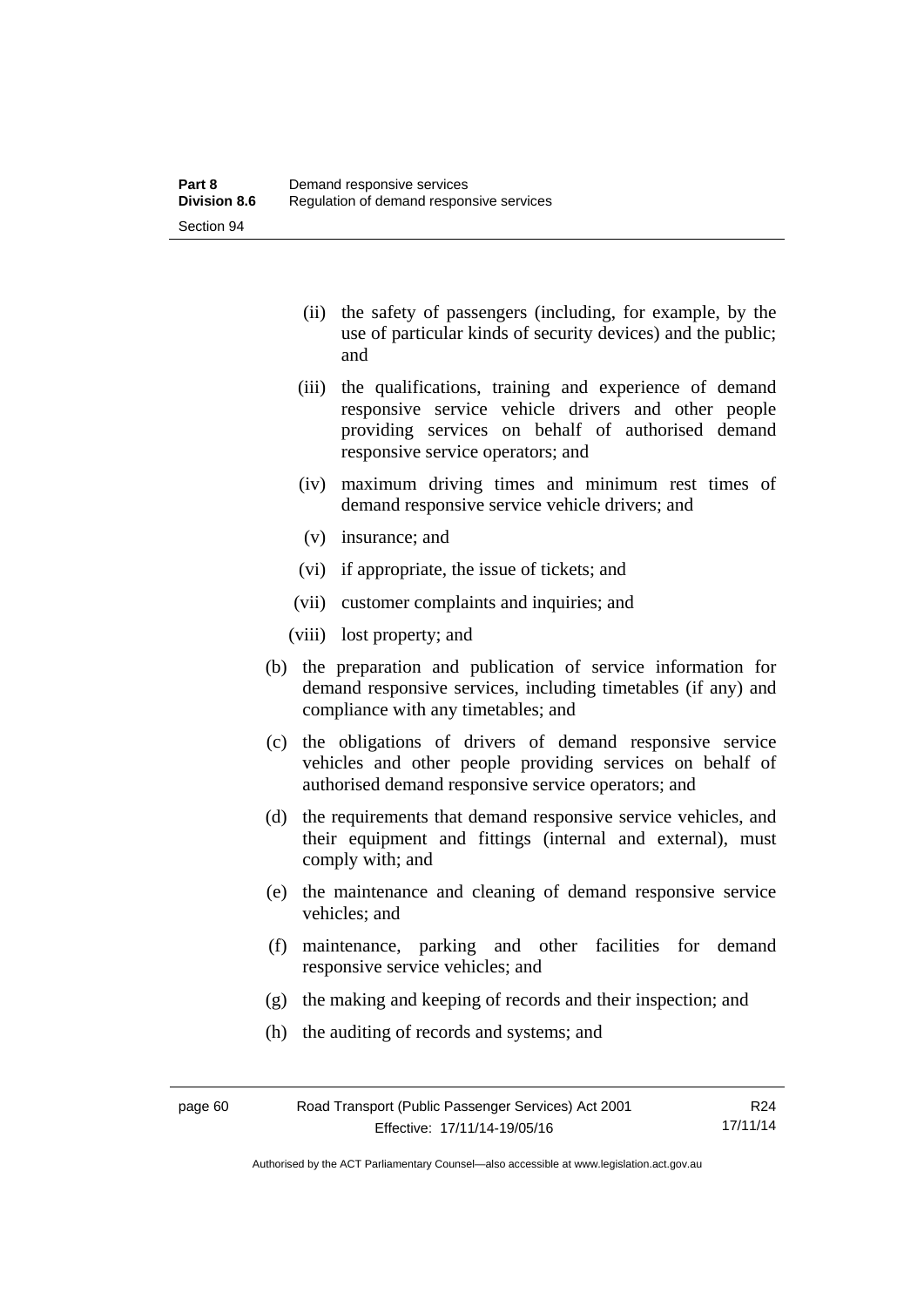(ii) the safety of passengers (including, for example, by the use of particular kinds of security devices) and the public; and

(iii) the qualifications, training and experience of demand responsive service vehicle drivers and other people providing services on behalf of authorised demand responsive service operators; and

(iv) maximum driving times and minimum rest times of demand responsive service vehicle drivers; and

(v) insurance; and

(vi) if appropriate, the issue of tickets; and

(vii) customer complaints and inquiries; and

(viii) lost property; and

(b) the preparation and publication of service information for demand responsive services, including timetables (if any) and compliance with any timetables; and

(c) the obligations of drivers of demand responsive service vehicles and other people providing services on behalf of authorised demand responsive service operators; and

(d) the requirements that demand responsive service vehicles, and their equipment and fittings (internal and external), must comply with; and

(e) the maintenance and cleaning of demand responsive service vehicles; and

(f) maintenance, parking and other facilities for demand responsive service vehicles; and

(g) the making and keeping of records and their inspection; and

(h) the auditing of records and systems; and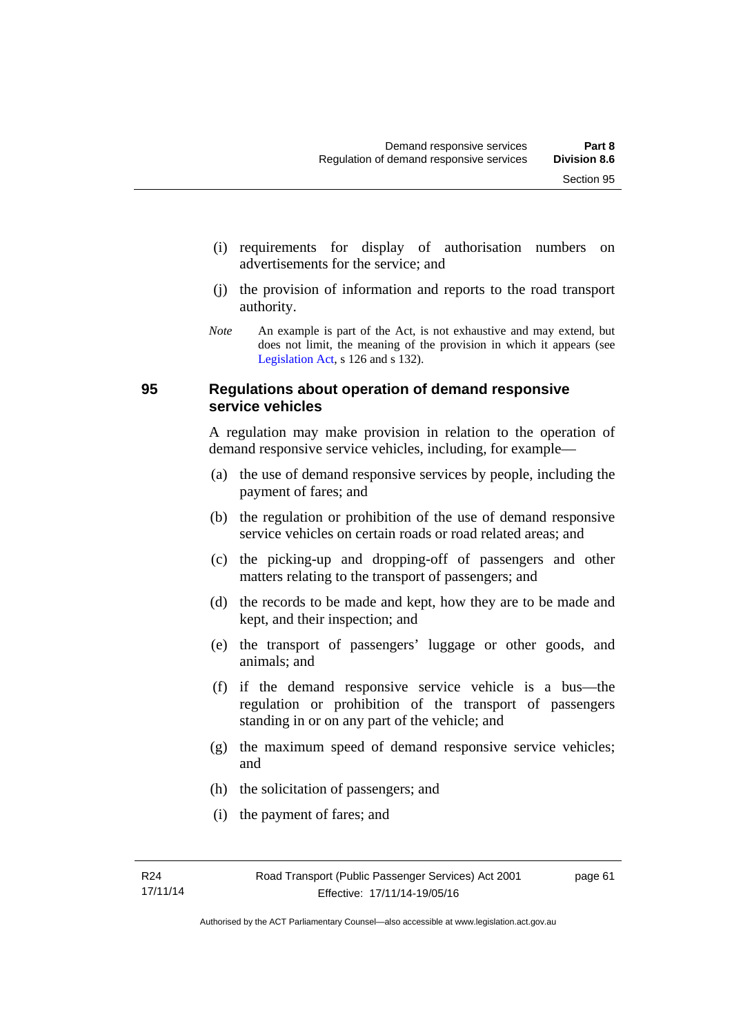(i) requirements for display of authorisation numbers on advertisements for the service; and

(j) the provision of information and reports to the road transport authority.

*Note* An example is part of the Act, is not exhaustive and may extend, but does not limit, the meaning of the provision in which it appears (see Legislation Act, s 126 and s 132).

## 95 Regulations about operation of demand responsive service vehicles

A regulation may make provision in relation to the operation of demand responsive service vehicles, including, for example—

(a) the use of demand responsive services by people, including the payment of fares; and

(b) the regulation or prohibition of the use of demand responsive service vehicles on certain roads or road related areas; and

(c) the picking-up and dropping-off of passengers and other matters relating to the transport of passengers; and

(d) the records to be made and kept, how they are to be made and kept, and their inspection; and

(e) the transport of passengers' luggage or other goods, and animals; and

(f) if the demand responsive service vehicle is a bus—the regulation or prohibition of the transport of passengers standing in or on any part of the vehicle; and

(g) the maximum speed of demand responsive service vehicles; and

(h) the solicitation of passengers; and

(i) the payment of fares; and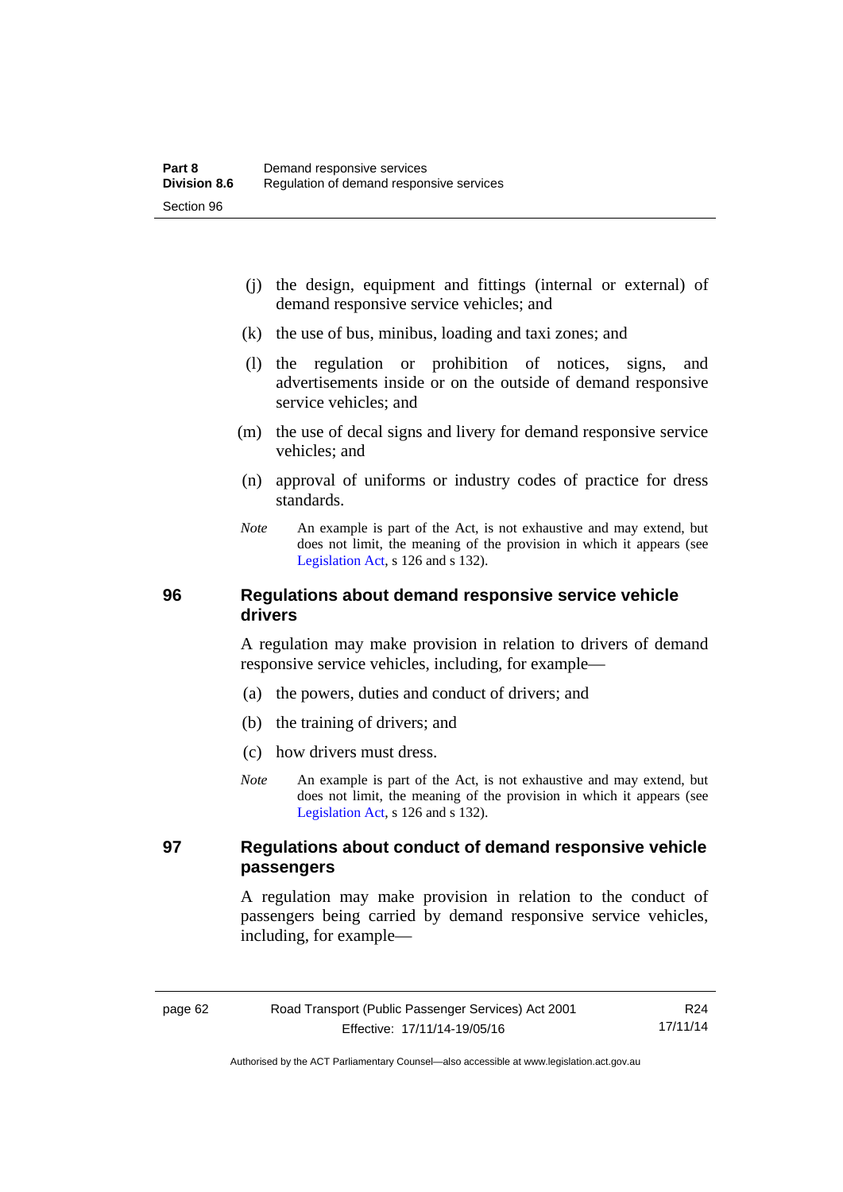(j) the design, equipment and fittings (internal or external) of demand responsive service vehicles; and

(k) the use of bus, minibus, loading and taxi zones; and

(l) the regulation or prohibition of notices, signs, and advertisements inside or on the outside of demand responsive service vehicles; and

(m) the use of decal signs and livery for demand responsive service vehicles; and

(n) approval of uniforms or industry codes of practice for dress standards.

*Note* An example is part of the Act, is not exhaustive and may extend, but does not limit, the meaning of the provision in which it appears (see Legislation Act, s 126 and s 132).

## 96 Regulations about demand responsive service vehicle drivers

A regulation may make provision in relation to drivers of demand responsive service vehicles, including, for example—

(a) the powers, duties and conduct of drivers; and

(b) the training of drivers; and

(c) how drivers must dress.

*Note* An example is part of the Act, is not exhaustive and may extend, but does not limit, the meaning of the provision in which it appears (see Legislation Act, s 126 and s 132).

## 97 Regulations about conduct of demand responsive vehicle passengers

A regulation may make provision in relation to the conduct of passengers being carried by demand responsive service vehicles, including, for example—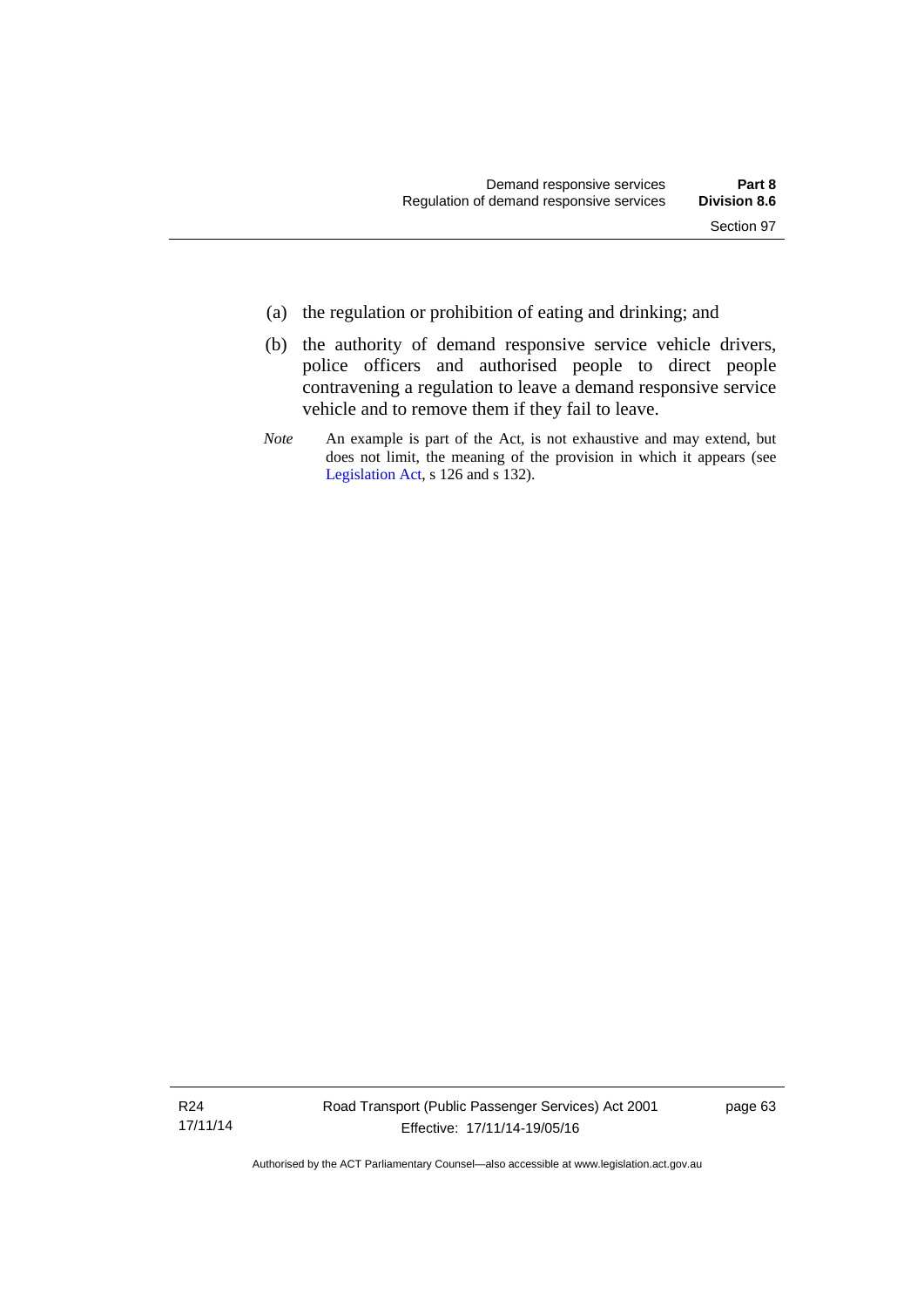(a) the regulation or prohibition of eating and drinking; and

(b) the authority of demand responsive service vehicle drivers, police officers and authorised people to direct people contravening a regulation to leave a demand responsive service vehicle and to remove them if they fail to leave.

*Note* An example is part of the Act, is not exhaustive and may extend, but does not limit, the meaning of the provision in which it appears (see Legislation Act, s 126 and s 132).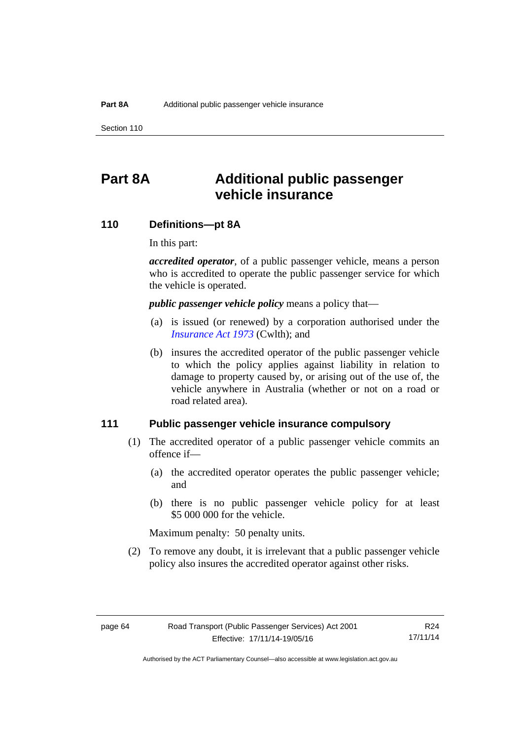# Part 8A Additional public passenger vehicle insurance

## 110 Definitions—pt 8A

In this part:

***accredited operator***, of a public passenger vehicle, means a person who is accredited to operate the public passenger service for which the vehicle is operated.

***public passenger vehicle policy*** means a policy that—

(a) is issued (or renewed) by a corporation authorised under the *Insurance Act 1973* (Cwlth); and

(b) insures the accredited operator of the public passenger vehicle to which the policy applies against liability in relation to damage to property caused by, or arising out of the use of, the vehicle anywhere in Australia (whether or not on a road or road related area).

## 111 Public passenger vehicle insurance compulsory

(1) The accredited operator of a public passenger vehicle commits an offence if—

(a) the accredited operator operates the public passenger vehicle; and

(b) there is no public passenger vehicle policy for at least $5 000 000 for the vehicle.

Maximum penalty: 50 penalty units.

(2) To remove any doubt, it is irrelevant that a public passenger vehicle policy also insures the accredited operator against other risks.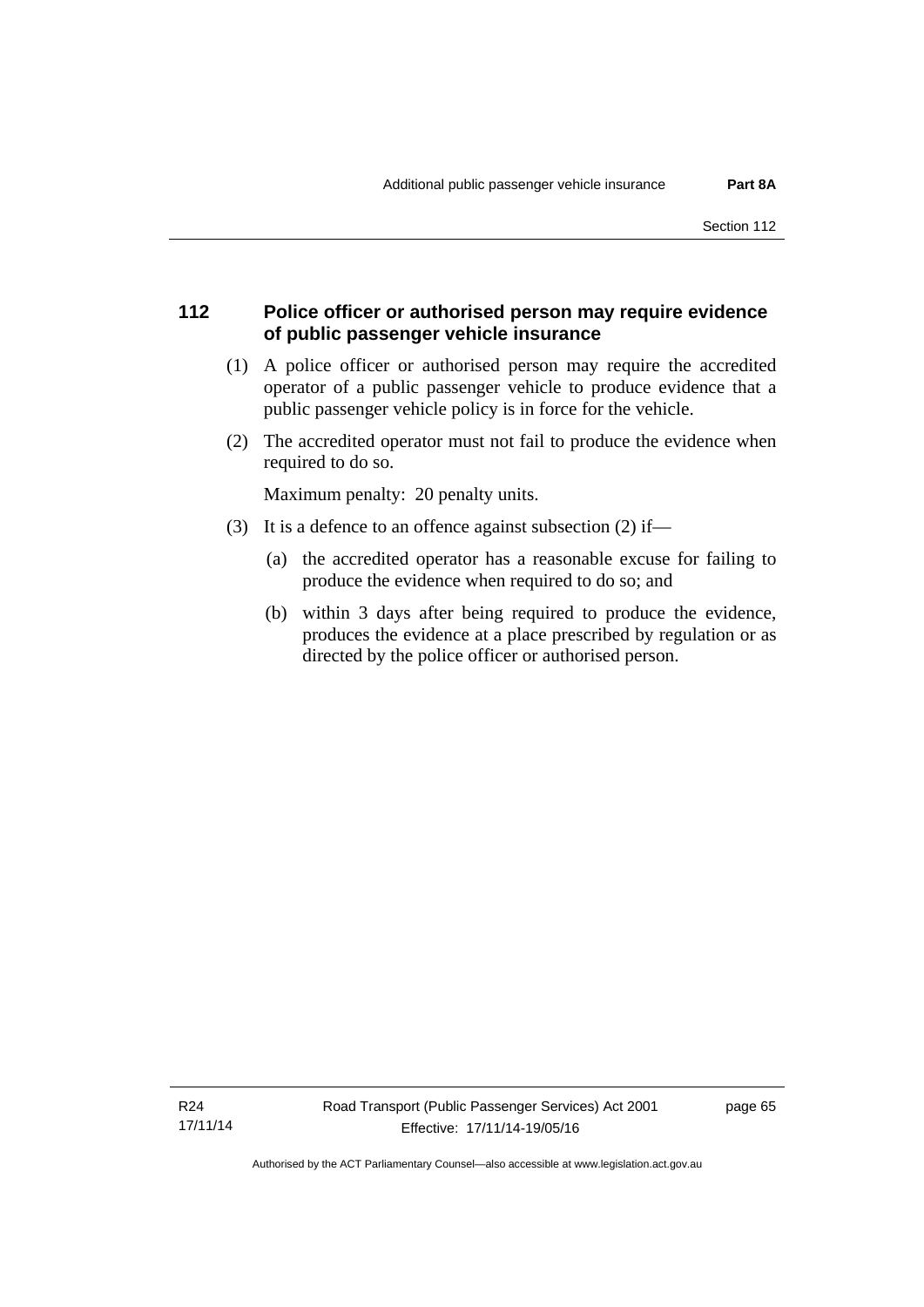## 112 Police officer or authorised person may require evidence of public passenger vehicle insurance

(1) A police officer or authorised person may require the accredited operator of a public passenger vehicle to produce evidence that a public passenger vehicle policy is in force for the vehicle.

(2) The accredited operator must not fail to produce the evidence when required to do so.

Maximum penalty: 20 penalty units.

(3) It is a defence to an offence against subsection (2) if—

(a) the accredited operator has a reasonable excuse for failing to produce the evidence when required to do so; and

(b) within 3 days after being required to produce the evidence, produces the evidence at a place prescribed by regulation or as directed by the police officer or authorised person.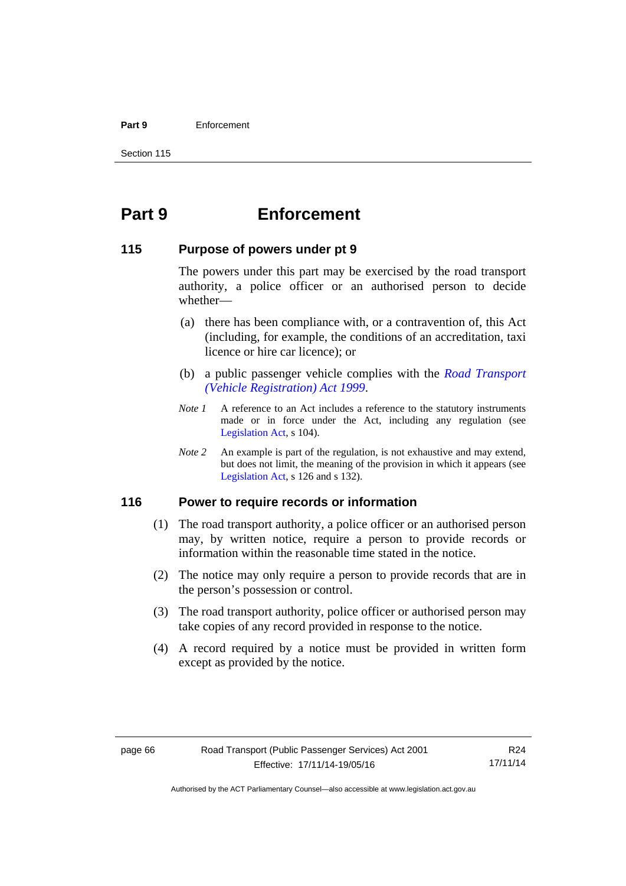# Part 9 Enforcement

## 115 Purpose of powers under pt 9

The powers under this part may be exercised by the road transport authority, a police officer or an authorised person to decide whether—

(a) there has been compliance with, or a contravention of, this Act (including, for example, the conditions of an accreditation, taxi licence or hire car licence); or

(b) a public passenger vehicle complies with the *Road Transport (Vehicle Registration) Act 1999*.

*Note 1* A reference to an Act includes a reference to the statutory instruments made or in force under the Act, including any regulation (see Legislation Act, s 104).

*Note 2* An example is part of the regulation, is not exhaustive and may extend, but does not limit, the meaning of the provision in which it appears (see Legislation Act, s 126 and s 132).

## 116 Power to require records or information

(1) The road transport authority, a police officer or an authorised person may, by written notice, require a person to provide records or information within the reasonable time stated in the notice.

(2) The notice may only require a person to provide records that are in the person's possession or control.

(3) The road transport authority, police officer or authorised person may take copies of any record provided in response to the notice.

(4) A record required by a notice must be provided in written form except as provided by the notice.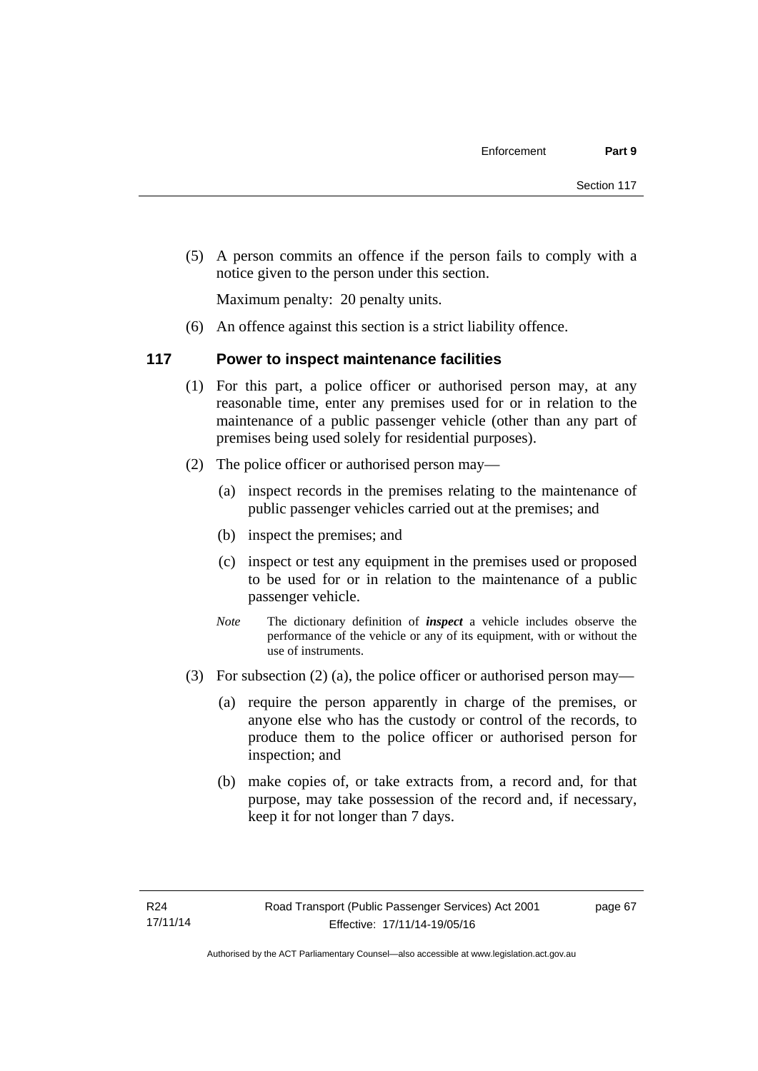(5) A person commits an offence if the person fails to comply with a notice given to the person under this section.

Maximum penalty: 20 penalty units.

(6) An offence against this section is a strict liability offence.

### 117 Power to inspect maintenance facilities

(1) For this part, a police officer or authorised person may, at any reasonable time, enter any premises used for or in relation to the maintenance of a public passenger vehicle (other than any part of premises being used solely for residential purposes).

(2) The police officer or authorised person may—

(a) inspect records in the premises relating to the maintenance of public passenger vehicles carried out at the premises; and

(b) inspect the premises; and

(c) inspect or test any equipment in the premises used or proposed to be used for or in relation to the maintenance of a public passenger vehicle.

*Note* The dictionary definition of ***inspect*** a vehicle includes observe the performance of the vehicle or any of its equipment, with or without the use of instruments.

(3) For subsection (2) (a), the police officer or authorised person may—

(a) require the person apparently in charge of the premises, or anyone else who has the custody or control of the records, to produce them to the police officer or authorised person for inspection; and

(b) make copies of, or take extracts from, a record and, for that purpose, may take possession of the record and, if necessary, keep it for not longer than 7 days.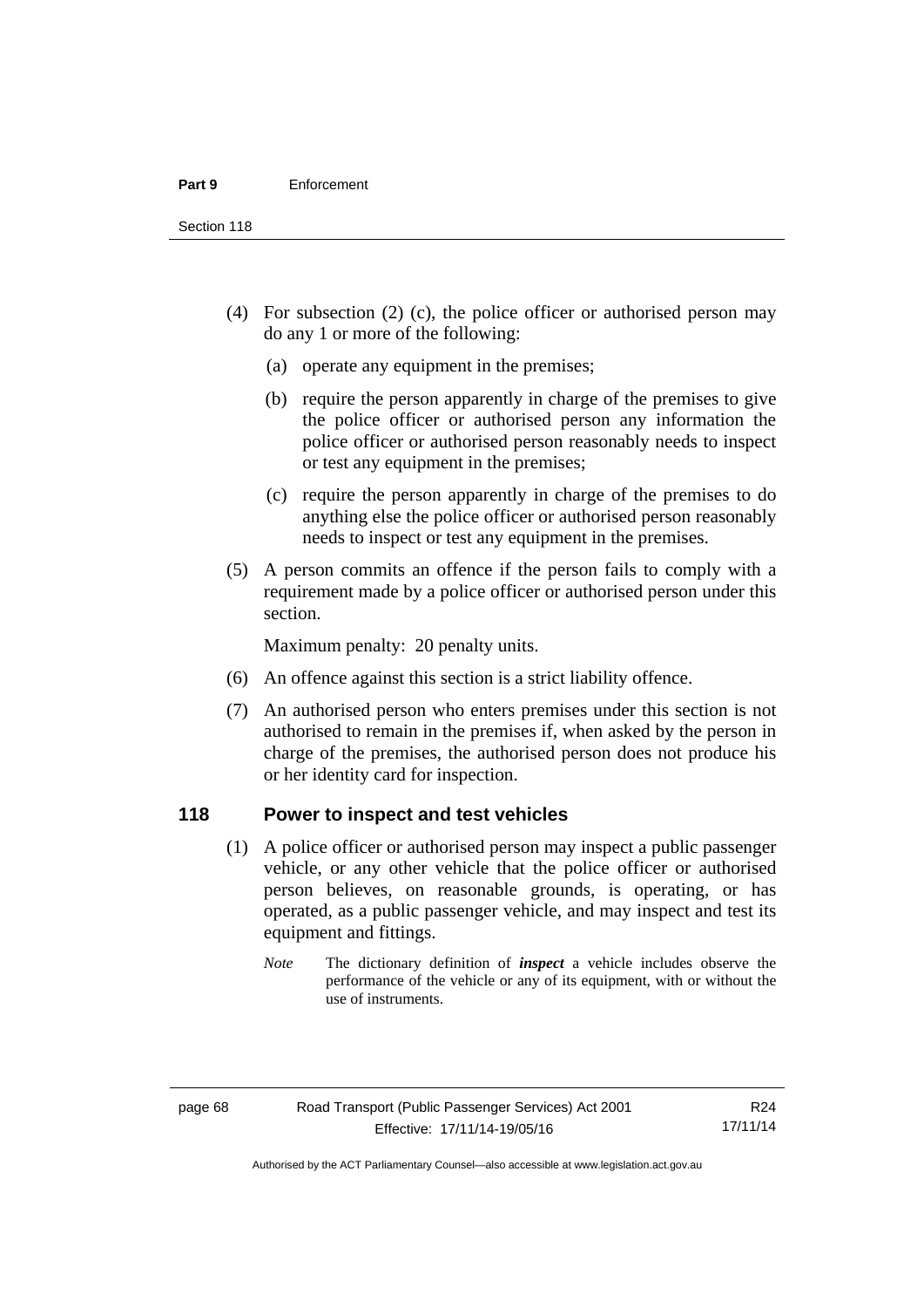(4) For subsection (2) (c), the police officer or authorised person may do any 1 or more of the following:

(a) operate any equipment in the premises;

(b) require the person apparently in charge of the premises to give the police officer or authorised person any information the police officer or authorised person reasonably needs to inspect or test any equipment in the premises;

(c) require the person apparently in charge of the premises to do anything else the police officer or authorised person reasonably needs to inspect or test any equipment in the premises.

(5) A person commits an offence if the person fails to comply with a requirement made by a police officer or authorised person under this section.

Maximum penalty: 20 penalty units.

(6) An offence against this section is a strict liability offence.

(7) An authorised person who enters premises under this section is not authorised to remain in the premises if, when asked by the person in charge of the premises, the authorised person does not produce his or her identity card for inspection.

## 118 Power to inspect and test vehicles

(1) A police officer or authorised person may inspect a public passenger vehicle, or any other vehicle that the police officer or authorised person believes, on reasonable grounds, is operating, or has operated, as a public passenger vehicle, and may inspect and test its equipment and fittings.

*Note* The dictionary definition of ***inspect*** a vehicle includes observe the performance of the vehicle or any of its equipment, with or without the use of instruments.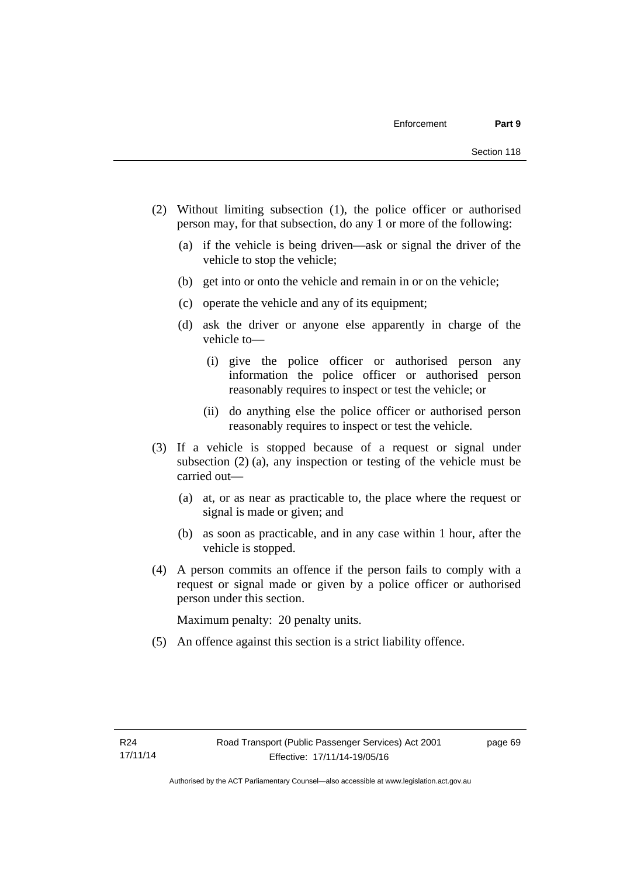(2) Without limiting subsection (1), the police officer or authorised person may, for that subsection, do any 1 or more of the following:

(a) if the vehicle is being driven—ask or signal the driver of the vehicle to stop the vehicle;

(b) get into or onto the vehicle and remain in or on the vehicle;

(c) operate the vehicle and any of its equipment;

(d) ask the driver or anyone else apparently in charge of the vehicle to—

(i) give the police officer or authorised person any information the police officer or authorised person reasonably requires to inspect or test the vehicle; or

(ii) do anything else the police officer or authorised person reasonably requires to inspect or test the vehicle.

(3) If a vehicle is stopped because of a request or signal under subsection (2) (a), any inspection or testing of the vehicle must be carried out—

(a) at, or as near as practicable to, the place where the request or signal is made or given; and

(b) as soon as practicable, and in any case within 1 hour, after the vehicle is stopped.

(4) A person commits an offence if the person fails to comply with a request or signal made or given by a police officer or authorised person under this section.

Maximum penalty: 20 penalty units.

(5) An offence against this section is a strict liability offence.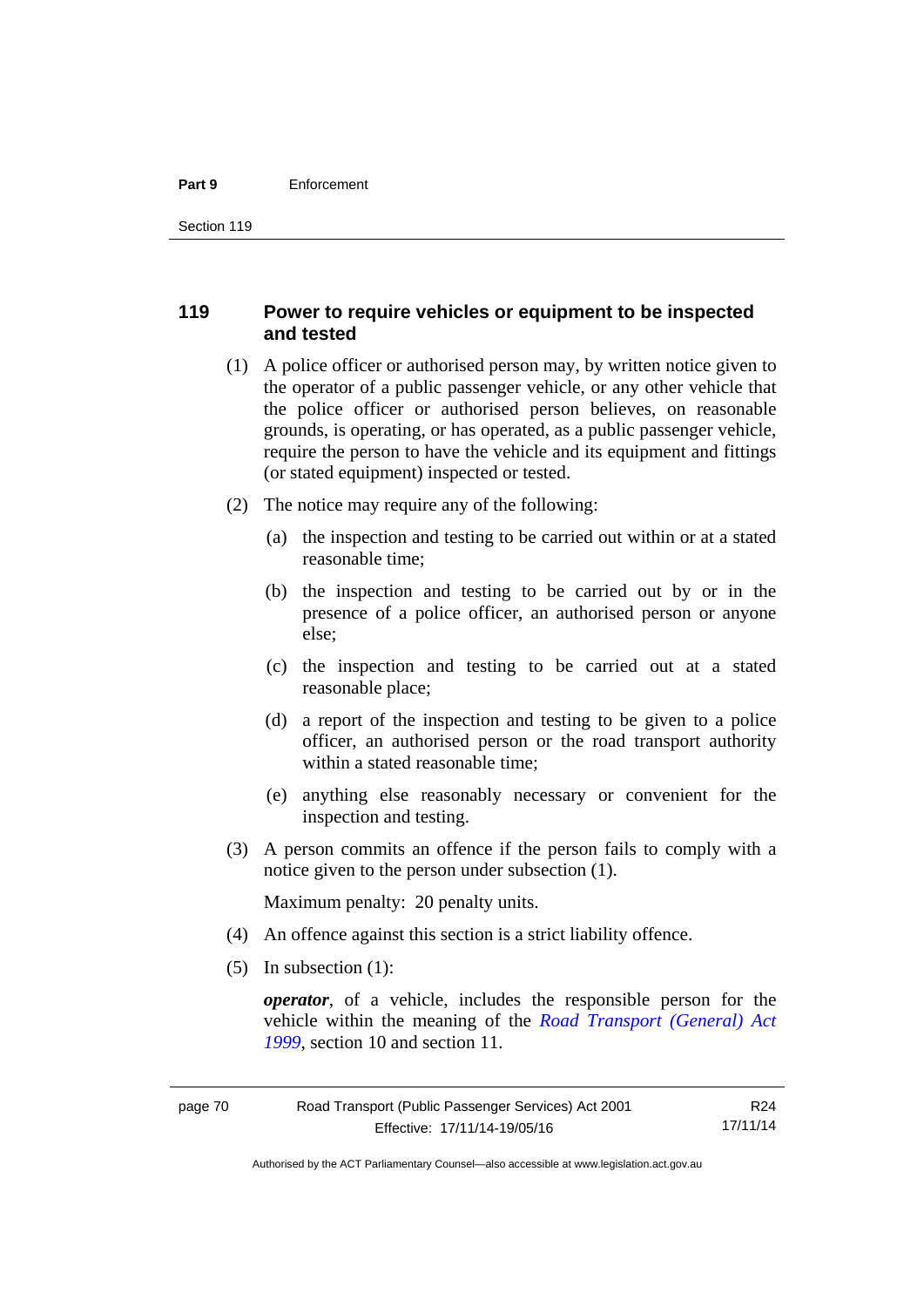## 119 Power to require vehicles or equipment to be inspected and tested

(1) A police officer or authorised person may, by written notice given to the operator of a public passenger vehicle, or any other vehicle that the police officer or authorised person believes, on reasonable grounds, is operating, or has operated, as a public passenger vehicle, require the person to have the vehicle and its equipment and fittings (or stated equipment) inspected or tested.

(2) The notice may require any of the following:

(a) the inspection and testing to be carried out within or at a stated reasonable time;

(b) the inspection and testing to be carried out by or in the presence of a police officer, an authorised person or anyone else;

(c) the inspection and testing to be carried out at a stated reasonable place;

(d) a report of the inspection and testing to be given to a police officer, an authorised person or the road transport authority within a stated reasonable time;

(e) anything else reasonably necessary or convenient for the inspection and testing.

(3) A person commits an offence if the person fails to comply with a notice given to the person under subsection (1).

Maximum penalty: 20 penalty units.

(4) An offence against this section is a strict liability offence.

(5) In subsection (1):

***operator***, of a vehicle, includes the responsible person for the vehicle within the meaning of the *Road Transport (General) Act 1999*, section 10 and section 11.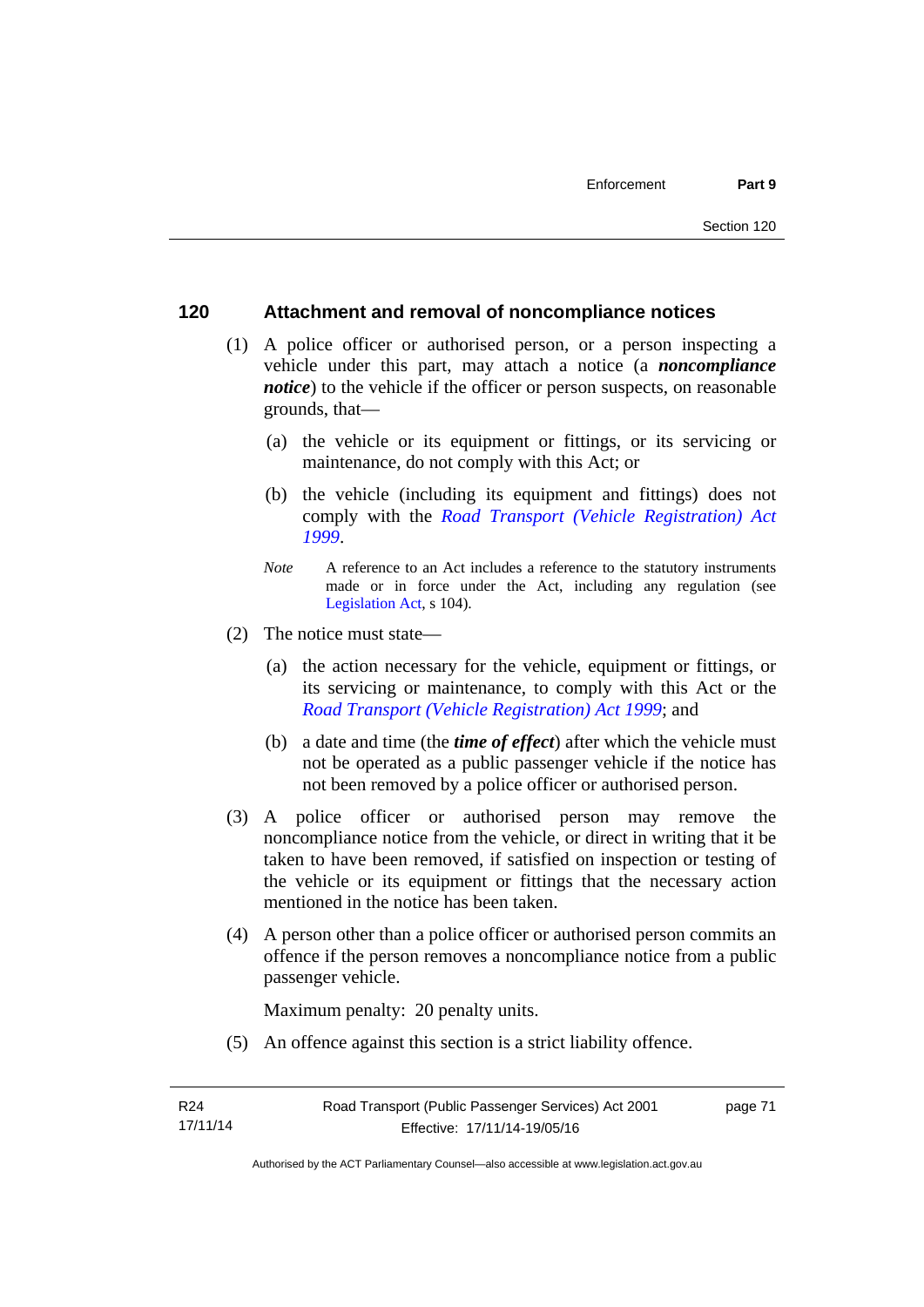## 120 Attachment and removal of noncompliance notices

(1) A police officer or authorised person, or a person inspecting a vehicle under this part, may attach a notice (a ***noncompliance notice***) to the vehicle if the officer or person suspects, on reasonable grounds, that—

(a) the vehicle or its equipment or fittings, or its servicing or maintenance, do not comply with this Act; or

(b) the vehicle (including its equipment and fittings) does not comply with the *Road Transport (Vehicle Registration) Act 1999*.

*Note* A reference to an Act includes a reference to the statutory instruments made or in force under the Act, including any regulation (see Legislation Act, s 104).

(2) The notice must state—

(a) the action necessary for the vehicle, equipment or fittings, or its servicing or maintenance, to comply with this Act or the *Road Transport (Vehicle Registration) Act 1999*; and

(b) a date and time (the ***time of effect***) after which the vehicle must not be operated as a public passenger vehicle if the notice has not been removed by a police officer or authorised person.

(3) A police officer or authorised person may remove the noncompliance notice from the vehicle, or direct in writing that it be taken to have been removed, if satisfied on inspection or testing of the vehicle or its equipment or fittings that the necessary action mentioned in the notice has been taken.

(4) A person other than a police officer or authorised person commits an offence if the person removes a noncompliance notice from a public passenger vehicle.

Maximum penalty: 20 penalty units.

(5) An offence against this section is a strict liability offence.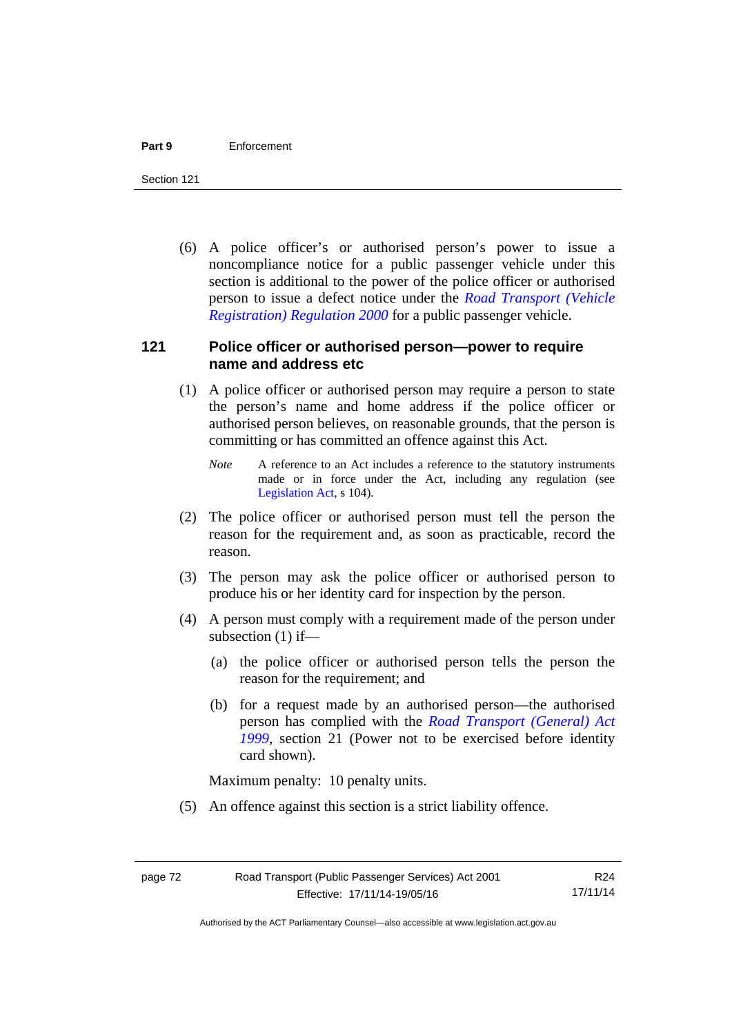(6) A police officer's or authorised person's power to issue a noncompliance notice for a public passenger vehicle under this section is additional to the power of the police officer or authorised person to issue a defect notice under the *Road Transport (Vehicle Registration) Regulation 2000* for a public passenger vehicle.

### 121 Police officer or authorised person—power to require name and address etc

(1) A police officer or authorised person may require a person to state the person's name and home address if the police officer or authorised person believes, on reasonable grounds, that the person is committing or has committed an offence against this Act.

*Note* A reference to an Act includes a reference to the statutory instruments made or in force under the Act, including any regulation (see Legislation Act, s 104).

(2) The police officer or authorised person must tell the person the reason for the requirement and, as soon as practicable, record the reason.

(3) The person may ask the police officer or authorised person to produce his or her identity card for inspection by the person.

(4) A person must comply with a requirement made of the person under subsection (1) if—

(a) the police officer or authorised person tells the person the reason for the requirement; and

(b) for a request made by an authorised person—the authorised person has complied with the *Road Transport (General) Act 1999*, section 21 (Power not to be exercised before identity card shown).

Maximum penalty: 10 penalty units.

(5) An offence against this section is a strict liability offence.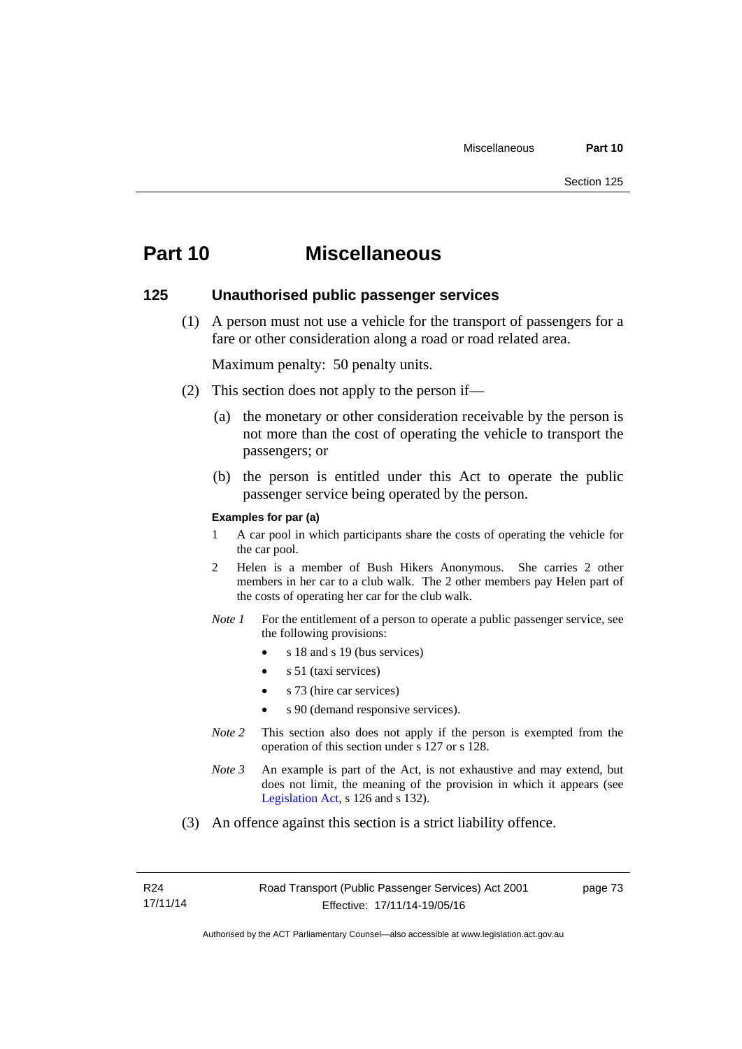# Part 10 Miscellaneous

## 125 Unauthorised public passenger services

(1) A person must not use a vehicle for the transport of passengers for a fare or other consideration along a road or road related area.

Maximum penalty: 50 penalty units.

(2) This section does not apply to the person if—

(a) the monetary or other consideration receivable by the person is not more than the cost of operating the vehicle to transport the passengers; or

(b) the person is entitled under this Act to operate the public passenger service being operated by the person.

**Examples for par (a)**

1 A car pool in which participants share the costs of operating the vehicle for the car pool.

2 Helen is a member of Bush Hikers Anonymous. She carries 2 other members in her car to a club walk. The 2 other members pay Helen part of the costs of operating her car for the club walk.

*Note 1* For the entitlement of a person to operate a public passenger service, see the following provisions:

- s 18 and s 19 (bus services)
- s 51 (taxi services)
- s 73 (hire car services)
- s 90 (demand responsive services).

*Note 2* This section also does not apply if the person is exempted from the operation of this section under s 127 or s 128.

*Note 3* An example is part of the Act, is not exhaustive and may extend, but does not limit, the meaning of the provision in which it appears (see Legislation Act, s 126 and s 132).

(3) An offence against this section is a strict liability offence.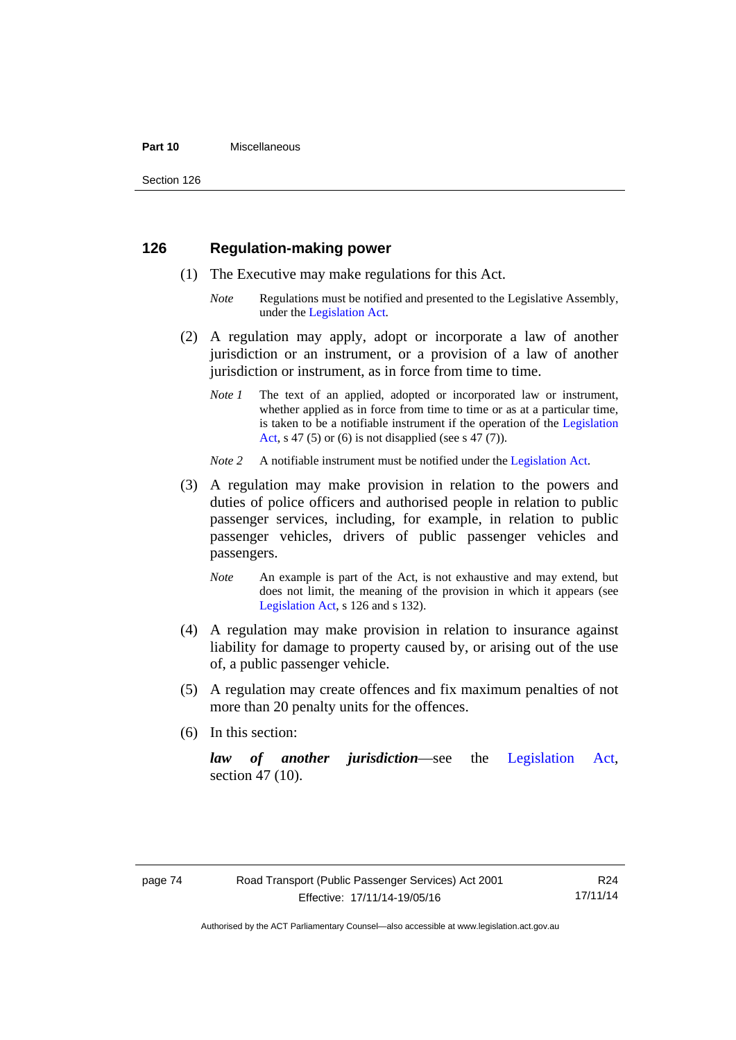## 126 Regulation-making power

(1) The Executive may make regulations for this Act.

*Note* Regulations must be notified and presented to the Legislative Assembly, under the Legislation Act.

(2) A regulation may apply, adopt or incorporate a law of another jurisdiction or an instrument, or a provision of a law of another jurisdiction or instrument, as in force from time to time.

*Note 1* The text of an applied, adopted or incorporated law or instrument, whether applied as in force from time to time or as at a particular time, is taken to be a notifiable instrument if the operation of the Legislation Act, s 47 (5) or (6) is not disapplied (see s 47 (7)).

*Note 2* A notifiable instrument must be notified under the Legislation Act.

(3) A regulation may make provision in relation to the powers and duties of police officers and authorised people in relation to public passenger services, including, for example, in relation to public passenger vehicles, drivers of public passenger vehicles and passengers.

*Note* An example is part of the Act, is not exhaustive and may extend, but does not limit, the meaning of the provision in which it appears (see Legislation Act, s 126 and s 132).

(4) A regulation may make provision in relation to insurance against liability for damage to property caused by, or arising out of the use of, a public passenger vehicle.

(5) A regulation may create offences and fix maximum penalties of not more than 20 penalty units for the offences.

(6) In this section:

***law of another jurisdiction***—see the Legislation Act, section 47 (10).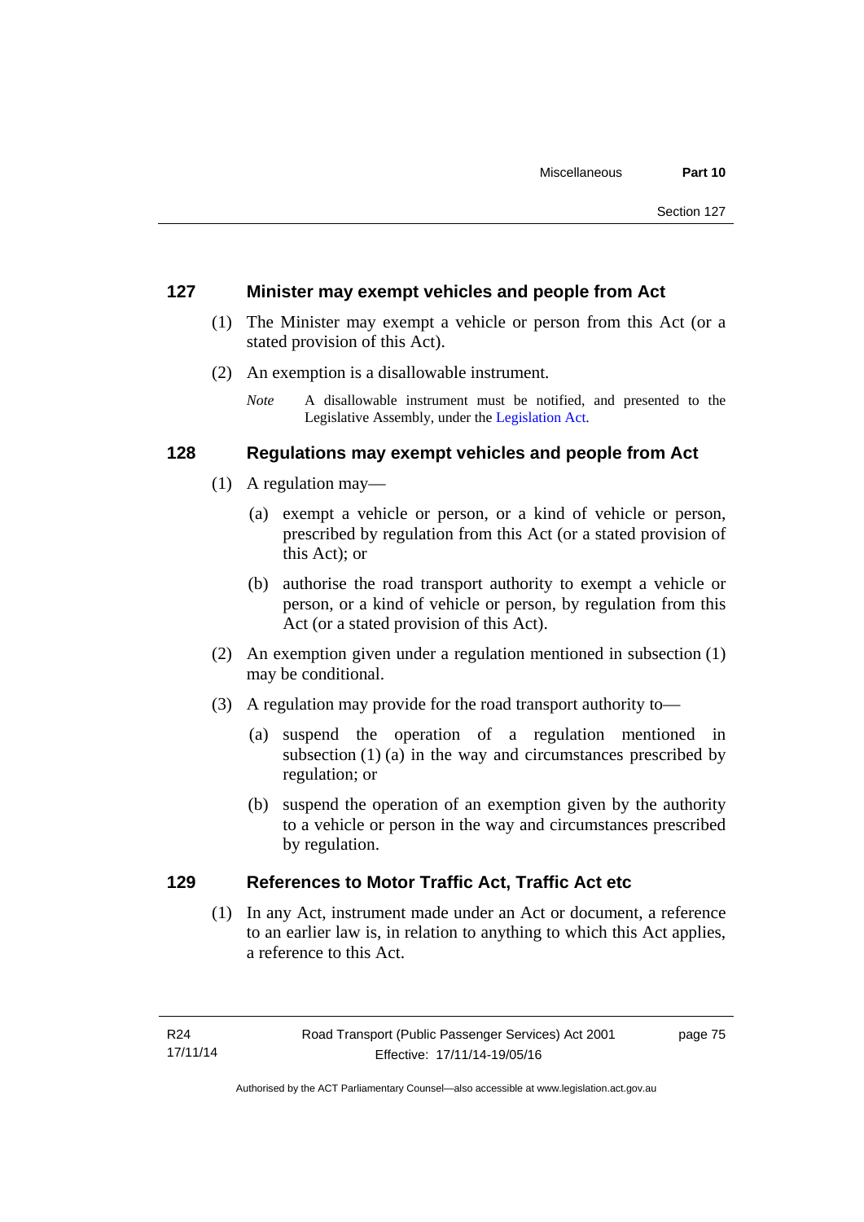## 127 Minister may exempt vehicles and people from Act

(1) The Minister may exempt a vehicle or person from this Act (or a stated provision of this Act).

(2) An exemption is a disallowable instrument.

*Note* A disallowable instrument must be notified, and presented to the Legislative Assembly, under the Legislation Act.

## 128 Regulations may exempt vehicles and people from Act

(1) A regulation may—

(a) exempt a vehicle or person, or a kind of vehicle or person, prescribed by regulation from this Act (or a stated provision of this Act); or

(b) authorise the road transport authority to exempt a vehicle or person, or a kind of vehicle or person, by regulation from this Act (or a stated provision of this Act).

(2) An exemption given under a regulation mentioned in subsection (1) may be conditional.

(3) A regulation may provide for the road transport authority to—

(a) suspend the operation of a regulation mentioned in subsection (1) (a) in the way and circumstances prescribed by regulation; or

(b) suspend the operation of an exemption given by the authority to a vehicle or person in the way and circumstances prescribed by regulation.

## 129 References to Motor Traffic Act, Traffic Act etc

(1) In any Act, instrument made under an Act or document, a reference to an earlier law is, in relation to anything to which this Act applies, a reference to this Act.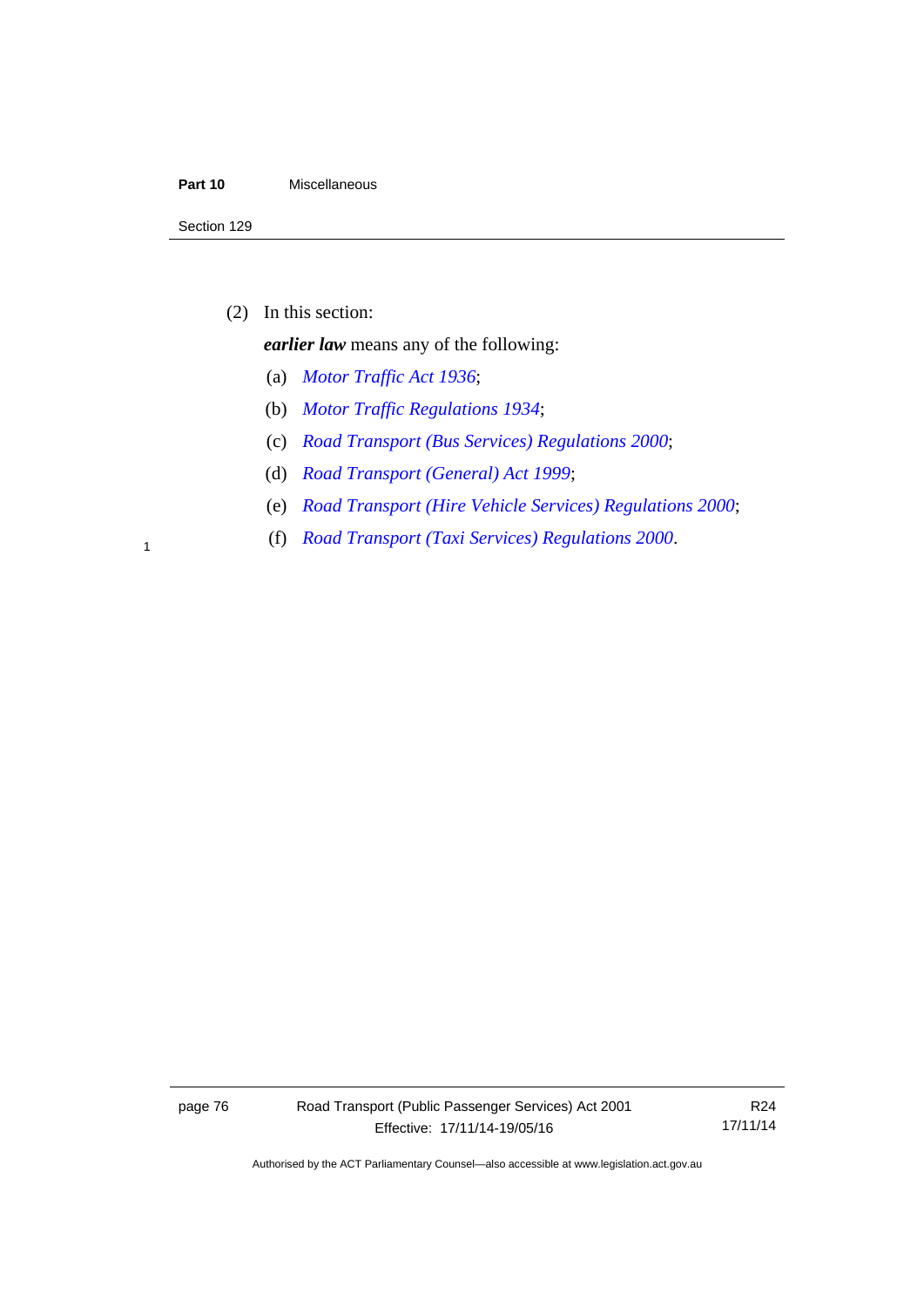(2) In this section:

***earlier law*** means any of the following:

(a) *Motor Traffic Act 1936*;

(b) *Motor Traffic Regulations 1934*;

(c) *Road Transport (Bus Services) Regulations 2000*;

(d) *Road Transport (General) Act 1999*;

(e) *Road Transport (Hire Vehicle Services) Regulations 2000*;

(f) *Road Transport (Taxi Services) Regulations 2000*.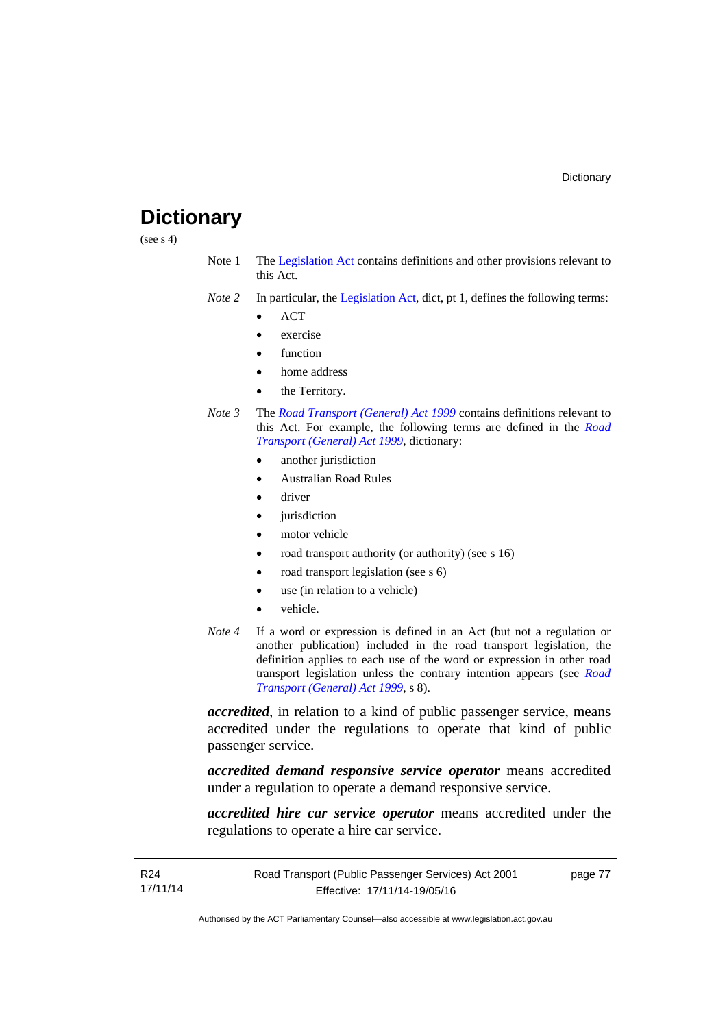# Dictionary

(see s 4)

Note 1 The Legislation Act contains definitions and other provisions relevant to this Act.

*Note 2* In particular, the Legislation Act, dict, pt 1, defines the following terms:

- ACT
- exercise
- function
- home address
- the Territory.

*Note 3* The *Road Transport (General) Act 1999* contains definitions relevant to this Act. For example, the following terms are defined in the *Road Transport (General) Act 1999*, dictionary:

- another jurisdiction
- Australian Road Rules
- driver
- jurisdiction
- motor vehicle
- road transport authority (or authority) (see s 16)
- road transport legislation (see s 6)
- use (in relation to a vehicle)
- vehicle.

*Note 4* If a word or expression is defined in an Act (but not a regulation or another publication) included in the road transport legislation, the definition applies to each use of the word or expression in other road transport legislation unless the contrary intention appears (see *Road Transport (General) Act 1999*, s 8).

***accredited***, in relation to a kind of public passenger service, means accredited under the regulations to operate that kind of public passenger service.

***accredited demand responsive service operator*** means accredited under a regulation to operate a demand responsive service.

***accredited hire car service operator*** means accredited under the regulations to operate a hire car service.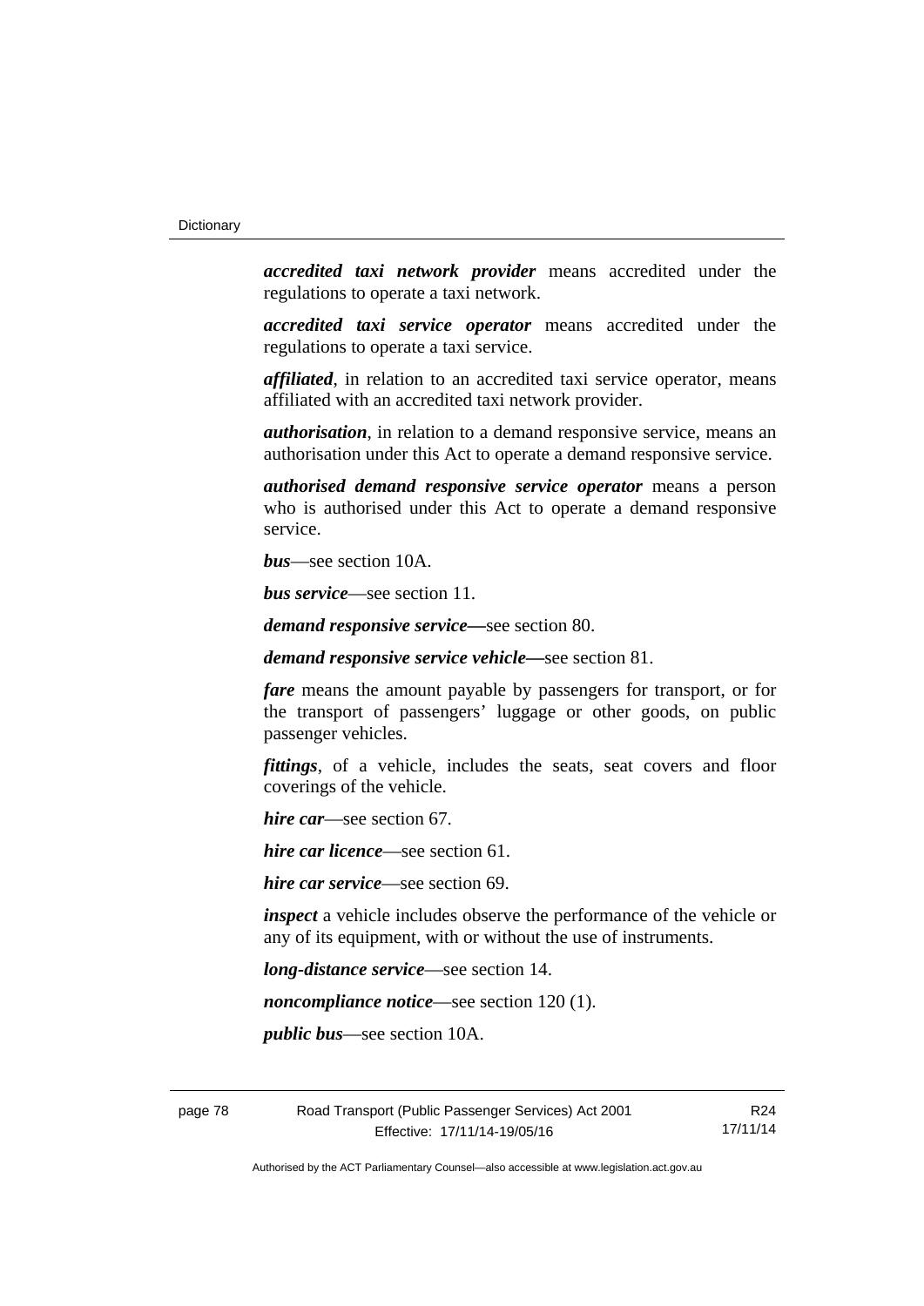***accredited taxi network provider*** means accredited under the regulations to operate a taxi network.

***accredited taxi service operator*** means accredited under the regulations to operate a taxi service.

***affiliated***, in relation to an accredited taxi service operator, means affiliated with an accredited taxi network provider.

***authorisation***, in relation to a demand responsive service, means an authorisation under this Act to operate a demand responsive service.

***authorised demand responsive service operator*** means a person who is authorised under this Act to operate a demand responsive service.

***bus***—see section 10A.

***bus service***—see section 11.

***demand responsive service—***see section 80.

***demand responsive service vehicle—***see section 81.

***fare*** means the amount payable by passengers for transport, or for the transport of passengers' luggage or other goods, on public passenger vehicles.

***fittings***, of a vehicle, includes the seats, seat covers and floor coverings of the vehicle.

***hire car***—see section 67.

***hire car licence***—see section 61.

***hire car service***—see section 69.

***inspect*** a vehicle includes observe the performance of the vehicle or any of its equipment, with or without the use of instruments.

***long-distance service***—see section 14.

***noncompliance notice***—see section 120 (1).

***public bus***—see section 10A.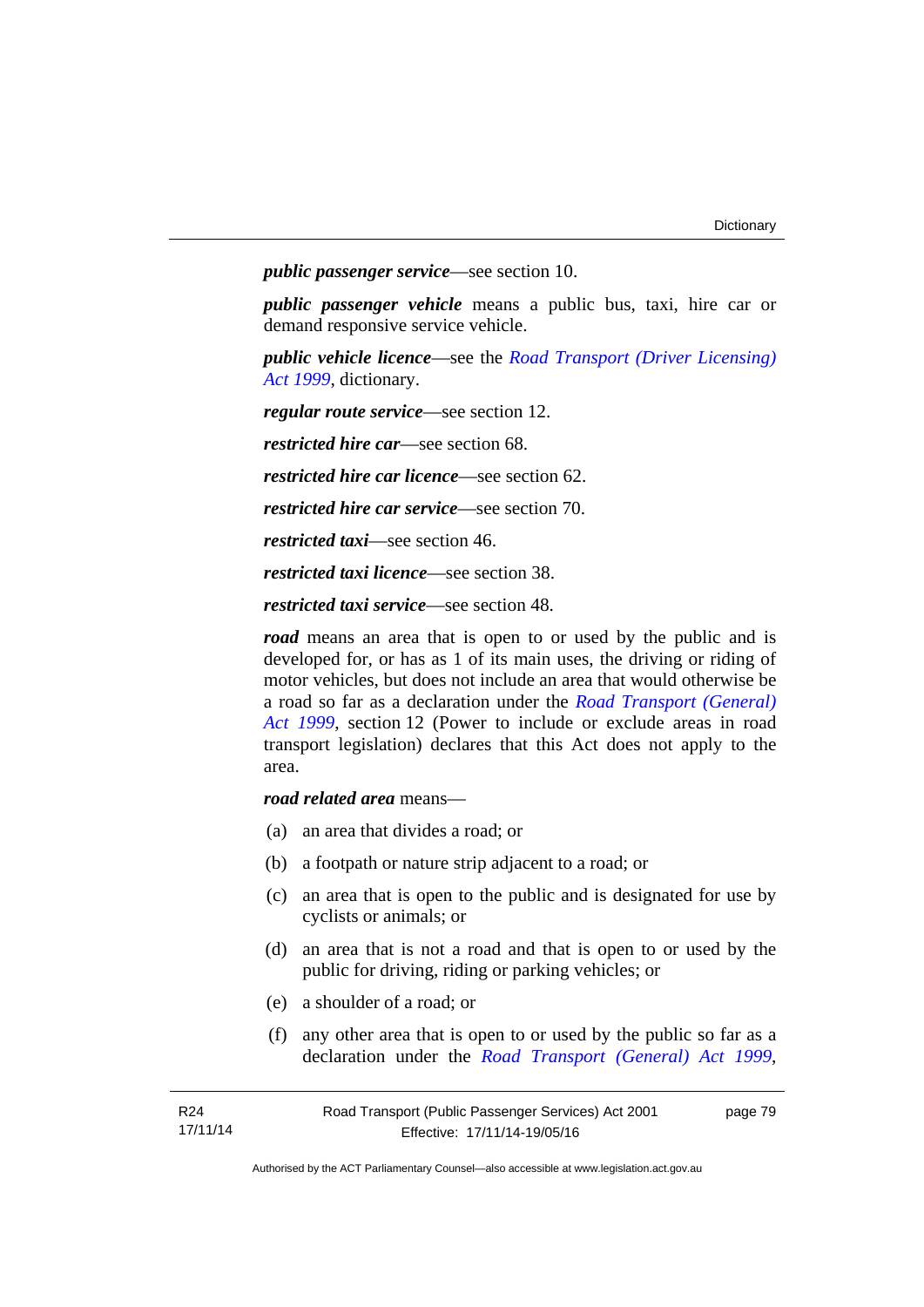***public passenger service***—see section 10.

***public passenger vehicle*** means a public bus, taxi, hire car or demand responsive service vehicle.

***public vehicle licence***—see the *Road Transport (Driver Licensing) Act 1999*, dictionary.

***regular route service***—see section 12.

***restricted hire car***—see section 68.

***restricted hire car licence***—see section 62.

***restricted hire car service***—see section 70.

***restricted taxi***—see section 46.

***restricted taxi licence***—see section 38.

***restricted taxi service***—see section 48.

***road*** means an area that is open to or used by the public and is developed for, or has as 1 of its main uses, the driving or riding of motor vehicles, but does not include an area that would otherwise be a road so far as a declaration under the *Road Transport (General) Act 1999*, section 12 (Power to include or exclude areas in road transport legislation) declares that this Act does not apply to the area.

***road related area*** means—

(a) an area that divides a road; or

(b) a footpath or nature strip adjacent to a road; or

(c) an area that is open to the public and is designated for use by cyclists or animals; or

(d) an area that is not a road and that is open to or used by the public for driving, riding or parking vehicles; or

(e) a shoulder of a road; or

(f) any other area that is open to or used by the public so far as a declaration under the *Road Transport (General) Act 1999*,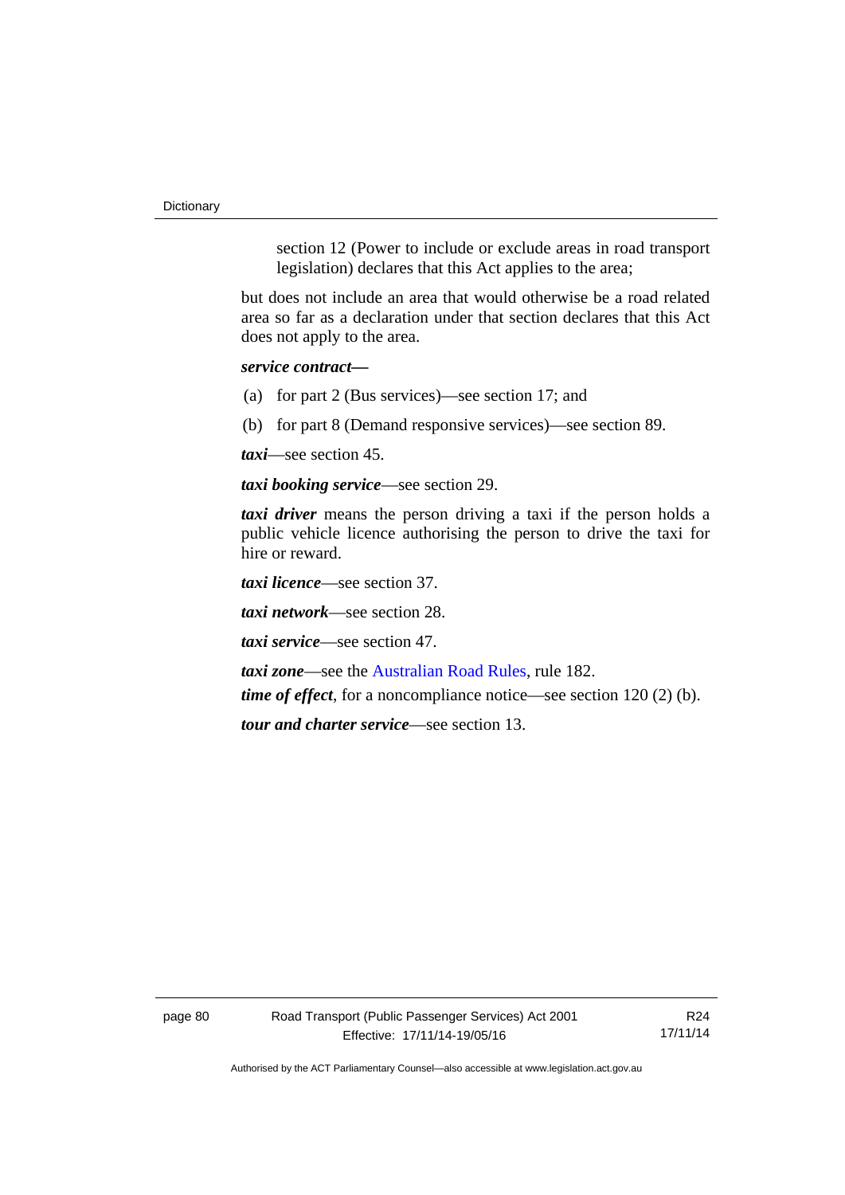section 12 (Power to include or exclude areas in road transport legislation) declares that this Act applies to the area;

but does not include an area that would otherwise be a road related area so far as a declaration under that section declares that this Act does not apply to the area.

***service contract***—

(a) for part 2 (Bus services)—see section 17; and

(b) for part 8 (Demand responsive services)—see section 89.

***taxi***—see section 45.

***taxi booking service***—see section 29.

***taxi driver*** means the person driving a taxi if the person holds a public vehicle licence authorising the person to drive the taxi for hire or reward.

***taxi licence***—see section 37.

***taxi network***—see section 28.

***taxi service***—see section 47.

***taxi zone***—see the Australian Road Rules, rule 182.

***time of effect***, for a noncompliance notice—see section 120 (2) (b).

***tour and charter service***—see section 13.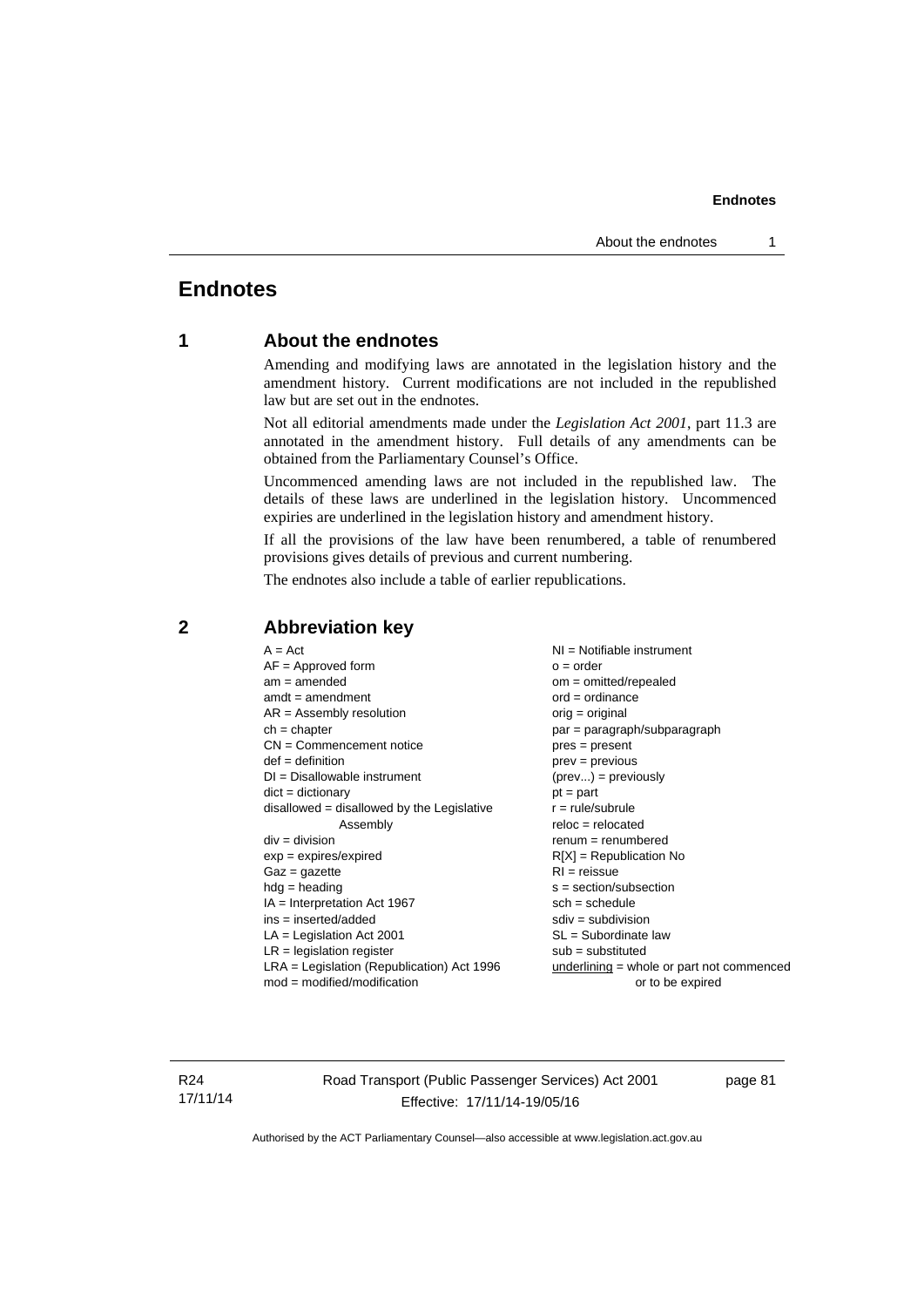# Endnotes

## 1 About the endnotes

Amending and modifying laws are annotated in the legislation history and the amendment history. Current modifications are not included in the republished law but are set out in the endnotes.

Not all editorial amendments made under the *Legislation Act 2001*, part 11.3 are annotated in the amendment history. Full details of any amendments can be obtained from the Parliamentary Counsel's Office.

Uncommenced amending laws are not included in the republished law. The details of these laws are underlined in the legislation history. Uncommenced expiries are underlined in the legislation history and amendment history.

If all the provisions of the law have been renumbered, a table of renumbered provisions gives details of previous and current numbering.

The endnotes also include a table of earlier republications.

## 2 Abbreviation key

A = Act
AF = Approved form
am = amended
amdt = amendment
AR = Assembly resolution
ch = chapter
CN = Commencement notice
def = definition
DI = Disallowable instrument
dict = dictionary
disallowed = disallowed by the Legislative Assembly
div = division
exp = expires/expired
Gaz = gazette
hdg = heading
IA = Interpretation Act 1967
ins = inserted/added
LA = Legislation Act 2001
LR = legislation register
LRA = Legislation (Republication) Act 1996
mod = modified/modification
NI = Notifiable instrument
o = order
om = omitted/repealed
ord = ordinance
orig = original
par = paragraph/subparagraph
pres = present
prev = previous
(prev...) = previously
pt = part
r = rule/subrule
reloc = relocated
renum = renumbered
R[X] = Republication No
RI = reissue
s = section/subsection
sch = schedule
sdiv = subdivision
SL = Subordinate law
sub = substituted
underlining = whole or part not commenced or to be expired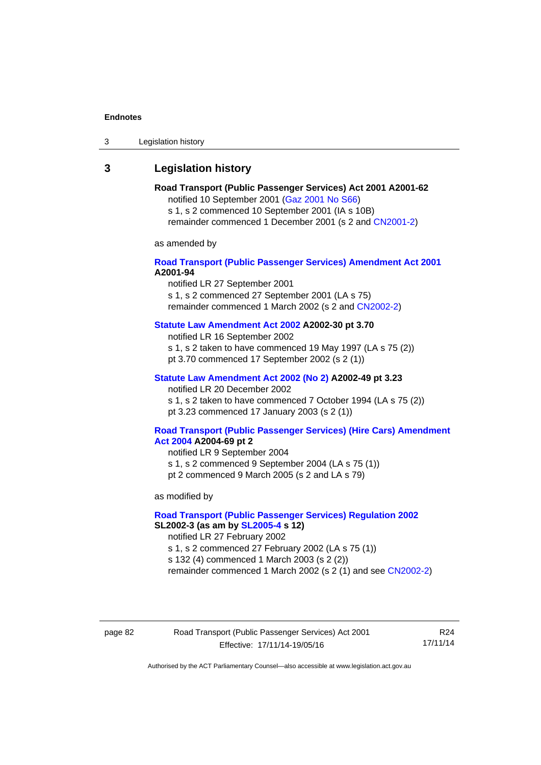## 3 Legislation history

**Road Transport (Public Passenger Services) Act 2001 A2001-62**

notified 10 September 2001 (Gaz 2001 No S66)

s 1, s 2 commenced 10 September 2001 (IA s 10B)

remainder commenced 1 December 2001 (s 2 and CN2001-2)

as amended by

**Road Transport (Public Passenger Services) Amendment Act 2001 A2001-94**

notified LR 27 September 2001

s 1, s 2 commenced 27 September 2001 (LA s 75)

remainder commenced 1 March 2002 (s 2 and CN2002-2)

**Statute Law Amendment Act 2002 A2002-30 pt 3.70**

notified LR 16 September 2002

s 1, s 2 taken to have commenced 19 May 1997 (LA s 75 (2))

pt 3.70 commenced 17 September 2002 (s 2 (1))

**Statute Law Amendment Act 2002 (No 2) A2002-49 pt 3.23**

notified LR 20 December 2002

s 1, s 2 taken to have commenced 7 October 1994 (LA s 75 (2))

pt 3.23 commenced 17 January 2003 (s 2 (1))

**Road Transport (Public Passenger Services) (Hire Cars) Amendment Act 2004 A2004-69 pt 2**

notified LR 9 September 2004

s 1, s 2 commenced 9 September 2004 (LA s 75 (1))

pt 2 commenced 9 March 2005 (s 2 and LA s 79)

as modified by

**Road Transport (Public Passenger Services) Regulation 2002 SL2002-3 (as am by SL2005-4 s 12)**

notified LR 27 February 2002

s 1, s 2 commenced 27 February 2002 (LA s 75 (1))

s 132 (4) commenced 1 March 2003 (s 2 (2))

remainder commenced 1 March 2002 (s 2 (1) and see CN2002-2)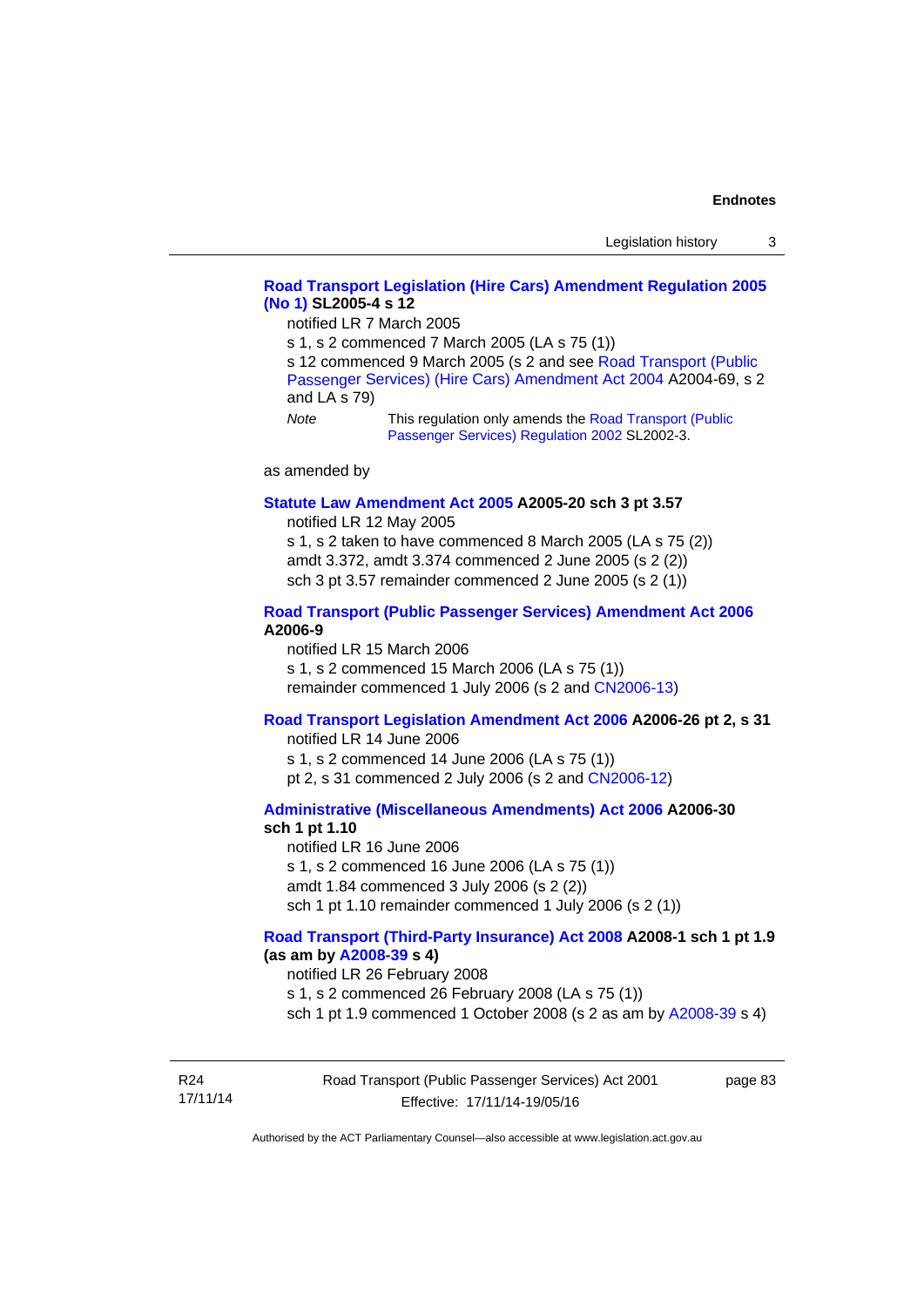**Road Transport Legislation (Hire Cars) Amendment Regulation 2005 (No 1) SL2005-4 s 12**

notified LR 7 March 2005

s 1, s 2 commenced 7 March 2005 (LA s 75 (1))

s 12 commenced 9 March 2005 (s 2 and see Road Transport (Public Passenger Services) (Hire Cars) Amendment Act 2004 A2004-69, s 2 and LA s 79)

*Note* This regulation only amends the Road Transport (Public Passenger Services) Regulation 2002 SL2002-3.

as amended by

**Statute Law Amendment Act 2005 A2005-20 sch 3 pt 3.57**

notified LR 12 May 2005

s 1, s 2 taken to have commenced 8 March 2005 (LA s 75 (2))

amdt 3.372, amdt 3.374 commenced 2 June 2005 (s 2 (2))

sch 3 pt 3.57 remainder commenced 2 June 2005 (s 2 (1))

**Road Transport (Public Passenger Services) Amendment Act 2006 A2006-9**

notified LR 15 March 2006

s 1, s 2 commenced 15 March 2006 (LA s 75 (1))

remainder commenced 1 July 2006 (s 2 and CN2006-13)

**Road Transport Legislation Amendment Act 2006 A2006-26 pt 2, s 31**

notified LR 14 June 2006

s 1, s 2 commenced 14 June 2006 (LA s 75 (1))

pt 2, s 31 commenced 2 July 2006 (s 2 and CN2006-12)

**Administrative (Miscellaneous Amendments) Act 2006 A2006-30 sch 1 pt 1.10**

notified LR 16 June 2006

s 1, s 2 commenced 16 June 2006 (LA s 75 (1))

amdt 1.84 commenced 3 July 2006 (s 2 (2))

sch 1 pt 1.10 remainder commenced 1 July 2006 (s 2 (1))

**Road Transport (Third-Party Insurance) Act 2008 A2008-1 sch 1 pt 1.9 (as am by A2008-39 s 4)**

notified LR 26 February 2008

s 1, s 2 commenced 26 February 2008 (LA s 75 (1))

sch 1 pt 1.9 commenced 1 October 2008 (s 2 as am by A2008-39 s 4)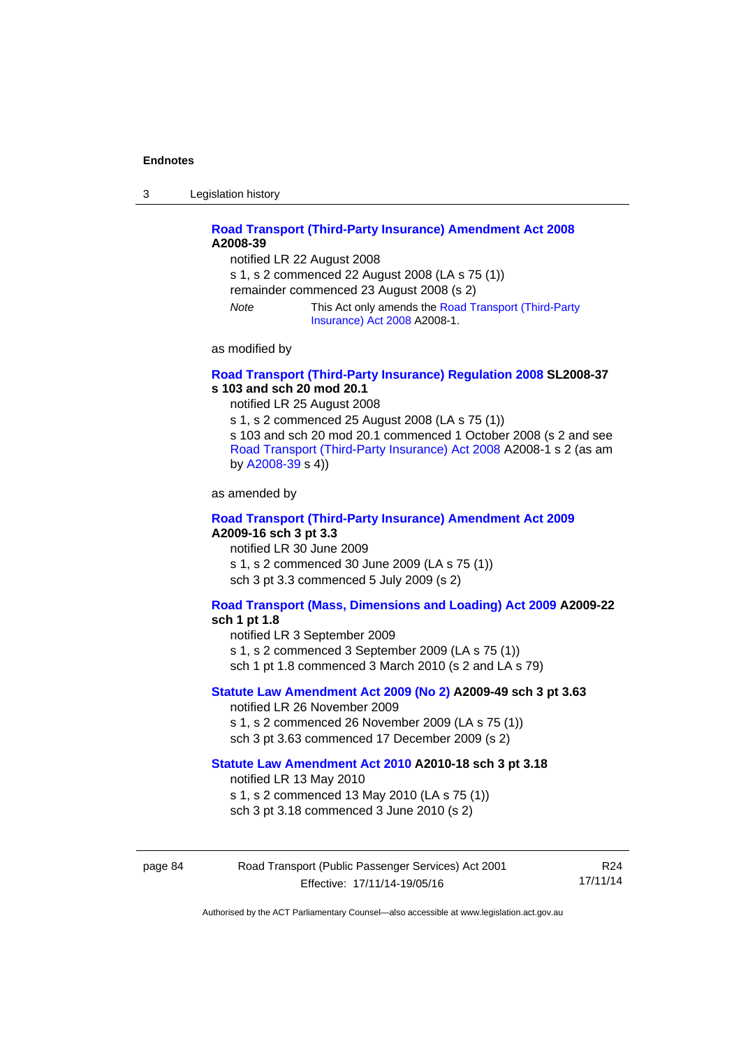**Road Transport (Third-Party Insurance) Amendment Act 2008 A2008-39**

notified LR 22 August 2008

s 1, s 2 commenced 22 August 2008 (LA s 75 (1))

remainder commenced 23 August 2008 (s 2)

*Note* This Act only amends the Road Transport (Third-Party Insurance) Act 2008 A2008-1.

as modified by

**Road Transport (Third-Party Insurance) Regulation 2008 SL2008-37 s 103 and sch 20 mod 20.1**

notified LR 25 August 2008

s 1, s 2 commenced 25 August 2008 (LA s 75 (1))

s 103 and sch 20 mod 20.1 commenced 1 October 2008 (s 2 and see Road Transport (Third-Party Insurance) Act 2008 A2008-1 s 2 (as am by A2008-39 s 4))

as amended by

**Road Transport (Third-Party Insurance) Amendment Act 2009 A2009-16 sch 3 pt 3.3**

notified LR 30 June 2009

s 1, s 2 commenced 30 June 2009 (LA s 75 (1))

sch 3 pt 3.3 commenced 5 July 2009 (s 2)

**Road Transport (Mass, Dimensions and Loading) Act 2009 A2009-22 sch 1 pt 1.8**

notified LR 3 September 2009

s 1, s 2 commenced 3 September 2009 (LA s 75 (1))

sch 1 pt 1.8 commenced 3 March 2010 (s 2 and LA s 79)

**Statute Law Amendment Act 2009 (No 2) A2009-49 sch 3 pt 3.63**

notified LR 26 November 2009

s 1, s 2 commenced 26 November 2009 (LA s 75 (1))

sch 3 pt 3.63 commenced 17 December 2009 (s 2)

**Statute Law Amendment Act 2010 A2010-18 sch 3 pt 3.18**

notified LR 13 May 2010

s 1, s 2 commenced 13 May 2010 (LA s 75 (1))

sch 3 pt 3.18 commenced 3 June 2010 (s 2)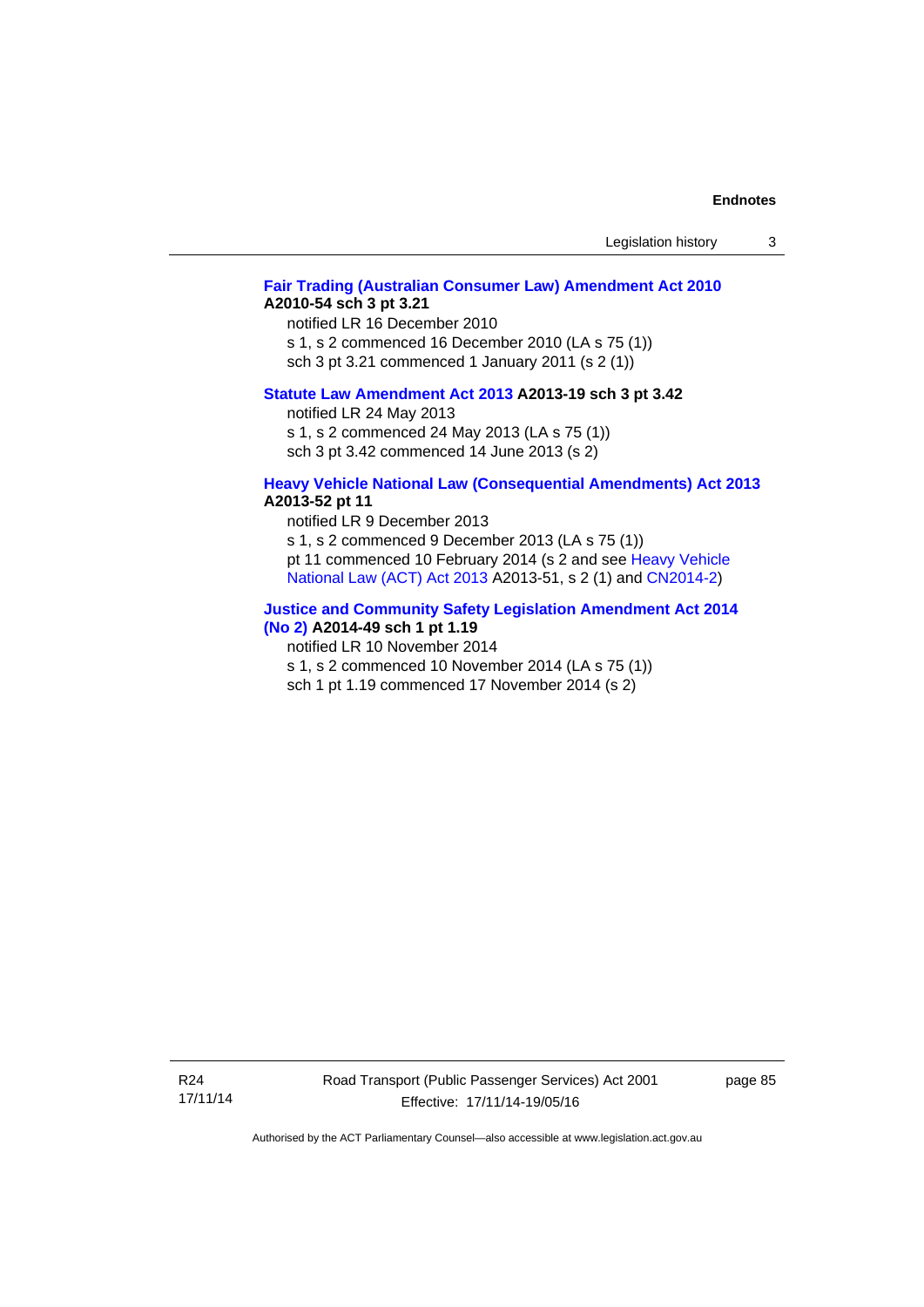**Fair Trading (Australian Consumer Law) Amendment Act 2010 A2010-54 sch 3 pt 3.21**

notified LR 16 December 2010
s 1, s 2 commenced 16 December 2010 (LA s 75 (1))
sch 3 pt 3.21 commenced 1 January 2011 (s 2 (1))

**Statute Law Amendment Act 2013 A2013-19 sch 3 pt 3.42**

notified LR 24 May 2013
s 1, s 2 commenced 24 May 2013 (LA s 75 (1))
sch 3 pt 3.42 commenced 14 June 2013 (s 2)

**Heavy Vehicle National Law (Consequential Amendments) Act 2013 A2013-52 pt 11**

notified LR 9 December 2013
s 1, s 2 commenced 9 December 2013 (LA s 75 (1))
pt 11 commenced 10 February 2014 (s 2 and see Heavy Vehicle National Law (ACT) Act 2013 A2013-51, s 2 (1) and CN2014-2)

**Justice and Community Safety Legislation Amendment Act 2014 (No 2) A2014-49 sch 1 pt 1.19**

notified LR 10 November 2014
s 1, s 2 commenced 10 November 2014 (LA s 75 (1))
sch 1 pt 1.19 commenced 17 November 2014 (s 2)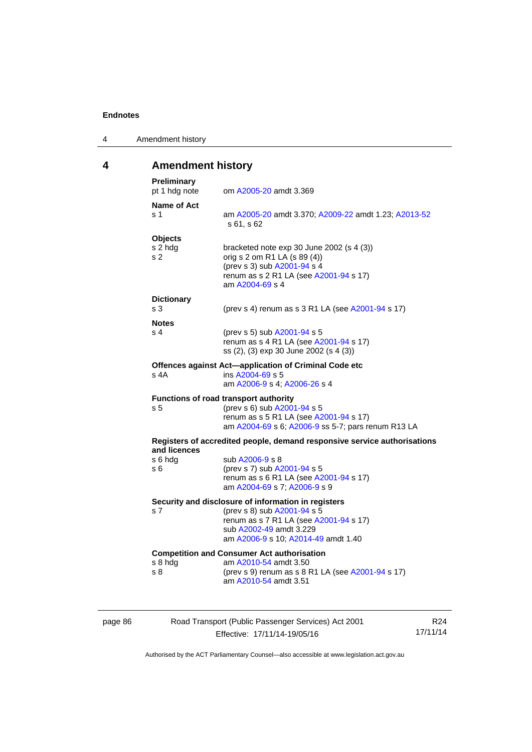## 4 Amendment history

**Preliminary**
pt 1 hdg note — om A2005-20 amdt 3.369

**Name of Act**
s 1 — am A2005-20 amdt 3.370; A2009-22 amdt 1.23; A2013-52 s 61, s 62

**Objects**
s 2 hdg — bracketed note exp 30 June 2002 (s 4 (3))
s 2 — orig s 2 om R1 LA (s 89 (4))
(prev s 3) sub A2001-94 s 4
renum as s 2 R1 LA (see A2001-94 s 17)
am A2004-69 s 4

**Dictionary**
s 3 — (prev s 4) renum as s 3 R1 LA (see A2001-94 s 17)

**Notes**
s 4 — (prev s 5) sub A2001-94 s 5
renum as s 4 R1 LA (see A2001-94 s 17)
ss (2), (3) exp 30 June 2002 (s 4 (3))

**Offences against Act—application of Criminal Code etc**
s 4A — ins A2004-69 s 5
am A2006-9 s 4; A2006-26 s 4

**Functions of road transport authority**
s 5 — (prev s 6) sub A2001-94 s 5
renum as s 5 R1 LA (see A2001-94 s 17)
am A2004-69 s 6; A2006-9 ss 5-7; pars renum R13 LA

**Registers of accredited people, demand responsive service authorisations and licences**
s 6 hdg — sub A2006-9 s 8
s 6 — (prev s 7) sub A2001-94 s 5
renum as s 6 R1 LA (see A2001-94 s 17)
am A2004-69 s 7; A2006-9 s 9

**Security and disclosure of information in registers**
s 7 — (prev s 8) sub A2001-94 s 5
renum as s 7 R1 LA (see A2001-94 s 17)
sub A2002-49 amdt 3.229
am A2006-9 s 10; A2014-49 amdt 1.40

**Competition and Consumer Act authorisation**
s 8 hdg — am A2010-54 amdt 3.50
s 8 — (prev s 9) renum as s 8 R1 LA (see A2001-94 s 17)
am A2010-54 amdt 3.51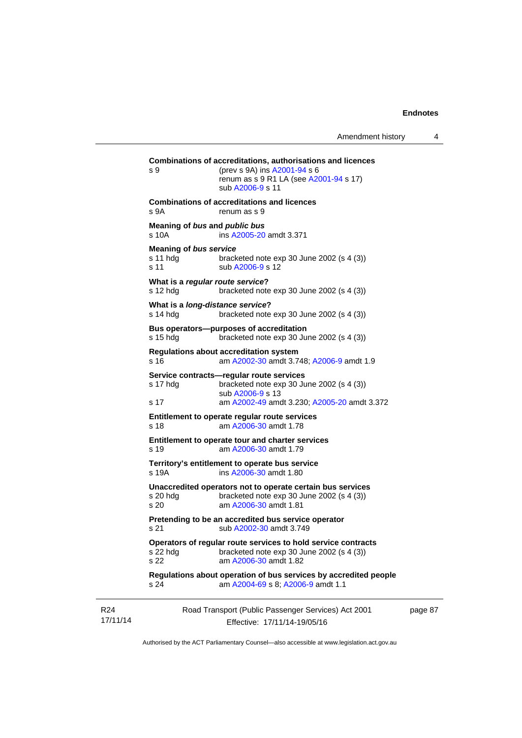**Combinations of accreditations, authorisations and licences**

s 9 (prev s 9A) ins A2001-94 s 6
renum as s 9 R1 LA (see A2001-94 s 17)
sub A2006-9 s 11

**Combinations of accreditations and licences**

s 9A renum as s 9

**Meaning of *bus* and *public bus***

s 10A ins A2005-20 amdt 3.371

**Meaning of *bus service***

s 11 hdg bracketed note exp 30 June 2002 (s 4 (3))
s 11 sub A2006-9 s 12

**What is a *regular route service*?**

s 12 hdg bracketed note exp 30 June 2002 (s 4 (3))

**What is a *long-distance service*?**

s 14 hdg bracketed note exp 30 June 2002 (s 4 (3))

**Bus operators—purposes of accreditation**

s 15 hdg bracketed note exp 30 June 2002 (s 4 (3))

**Regulations about accreditation system**

s 16 am A2002-30 amdt 3.748; A2006-9 amdt 1.9

**Service contracts—regular route services**

s 17 hdg bracketed note exp 30 June 2002 (s 4 (3))
sub A2006-9 s 13
s 17 am A2002-49 amdt 3.230; A2005-20 amdt 3.372

**Entitlement to operate regular route services**

s 18 am A2006-30 amdt 1.78

**Entitlement to operate tour and charter services**

s 19 am A2006-30 amdt 1.79

**Territory's entitlement to operate bus service**

s 19A ins A2006-30 amdt 1.80

**Unaccredited operators not to operate certain bus services**

s 20 hdg bracketed note exp 30 June 2002 (s 4 (3))
s 20 am A2006-30 amdt 1.81

**Pretending to be an accredited bus service operator**

s 21 sub A2002-30 amdt 3.749

**Operators of regular route services to hold service contracts**

s 22 hdg bracketed note exp 30 June 2002 (s 4 (3))
s 22 am A2006-30 amdt 1.82

**Regulations about operation of bus services by accredited people**

s 24 am A2004-69 s 8; A2006-9 amdt 1.1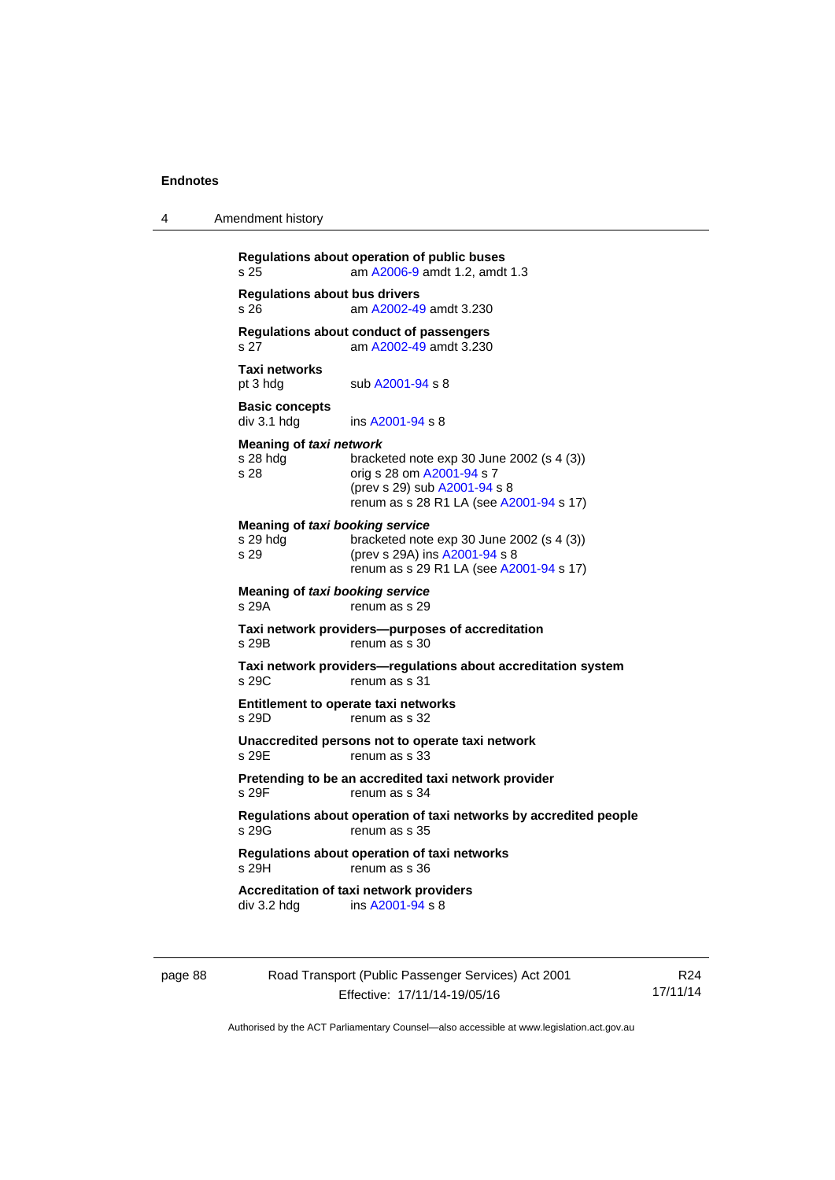**Regulations about operation of public buses**
s 25 am A2006-9 amdt 1.2, amdt 1.3

**Regulations about bus drivers**
s 26 am A2002-49 amdt 3.230

**Regulations about conduct of passengers**
s 27 am A2002-49 amdt 3.230

**Taxi networks**
pt 3 hdg sub A2001-94 s 8

**Basic concepts**
div 3.1 hdg ins A2001-94 s 8

**Meaning of *taxi network***
s 28 hdg bracketed note exp 30 June 2002 (s 4 (3))
s 28 orig s 28 om A2001-94 s 7
(prev s 29) sub A2001-94 s 8
renum as s 28 R1 LA (see A2001-94 s 17)

**Meaning of *taxi booking service***
s 29 hdg bracketed note exp 30 June 2002 (s 4 (3))
s 29 (prev s 29A) ins A2001-94 s 8
renum as s 29 R1 LA (see A2001-94 s 17)

**Meaning of *taxi booking service***
s 29A renum as s 29

**Taxi network providers—purposes of accreditation**
s 29B renum as s 30

**Taxi network providers—regulations about accreditation system**
s 29C renum as s 31

**Entitlement to operate taxi networks**
s 29D renum as s 32

**Unaccredited persons not to operate taxi network**
s 29E renum as s 33

**Pretending to be an accredited taxi network provider**
s 29F renum as s 34

**Regulations about operation of taxi networks by accredited people**
s 29G renum as s 35

**Regulations about operation of taxi networks**
s 29H renum as s 36

**Accreditation of taxi network providers**
div 3.2 hdg ins A2001-94 s 8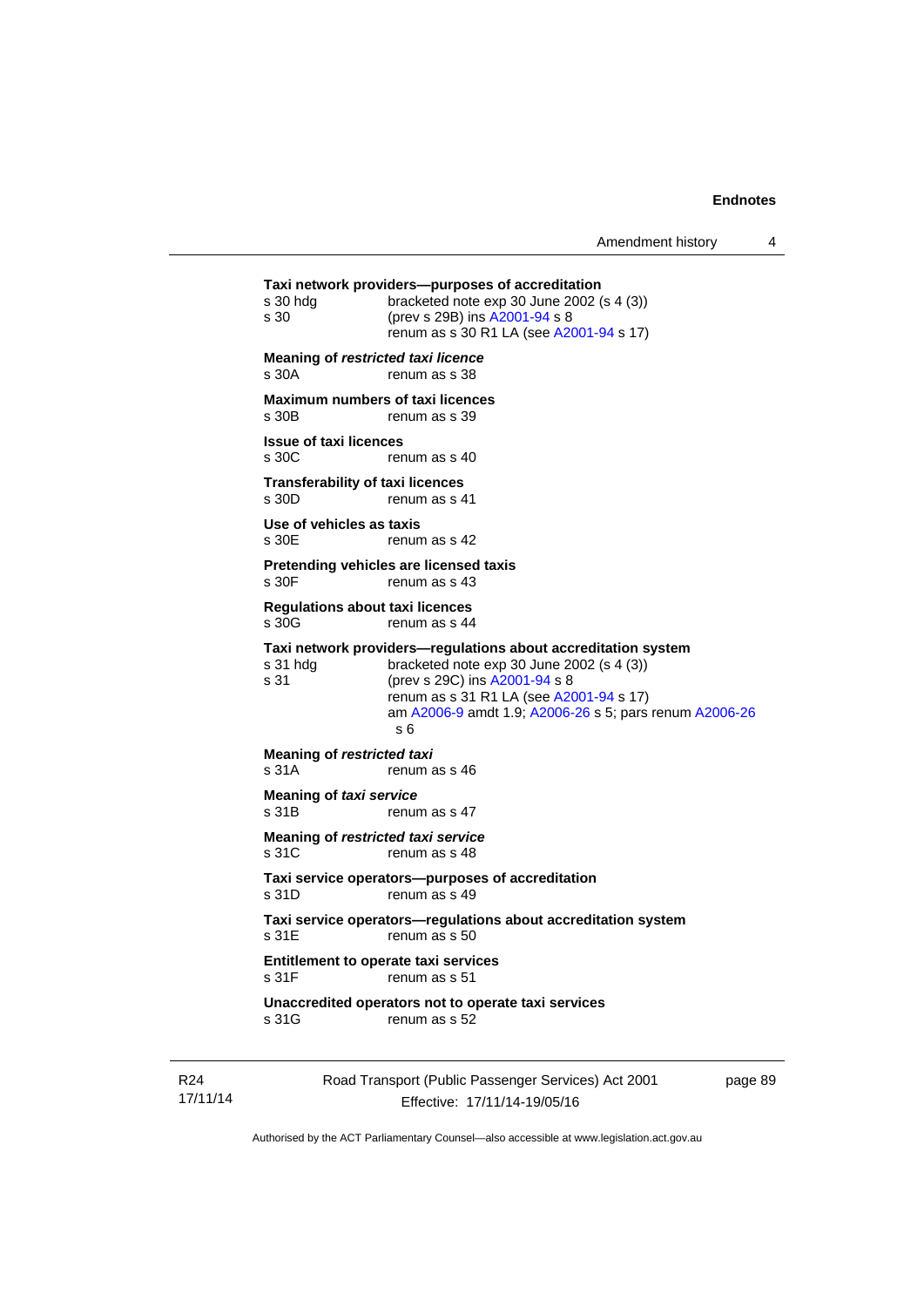**Taxi network providers—purposes of accreditation**

s 30 hdg bracketed note exp 30 June 2002 (s 4 (3))
s 30 (prev s 29B) ins A2001-94 s 8
renum as s 30 R1 LA (see A2001-94 s 17)

**Meaning of *restricted taxi licence***

s 30A renum as s 38

**Maximum numbers of taxi licences**

s 30B renum as s 39

**Issue of taxi licences**

s 30C renum as s 40

**Transferability of taxi licences**

s 30D renum as s 41

**Use of vehicles as taxis**

s 30E renum as s 42

**Pretending vehicles are licensed taxis**

s 30F renum as s 43

**Regulations about taxi licences**

s 30G renum as s 44

**Taxi network providers—regulations about accreditation system**

s 31 hdg bracketed note exp 30 June 2002 (s 4 (3))
s 31 (prev s 29C) ins A2001-94 s 8
renum as s 31 R1 LA (see A2001-94 s 17)
am A2006-9 amdt 1.9; A2006-26 s 5; pars renum A2006-26 s 6

**Meaning of *restricted taxi***

s 31A renum as s 46

**Meaning of *taxi service***

s 31B renum as s 47

**Meaning of *restricted taxi service***

s 31C renum as s 48

**Taxi service operators—purposes of accreditation**

s 31D renum as s 49

**Taxi service operators—regulations about accreditation system**

s 31E renum as s 50

**Entitlement to operate taxi services**

s 31F renum as s 51

**Unaccredited operators not to operate taxi services**

s 31G renum as s 52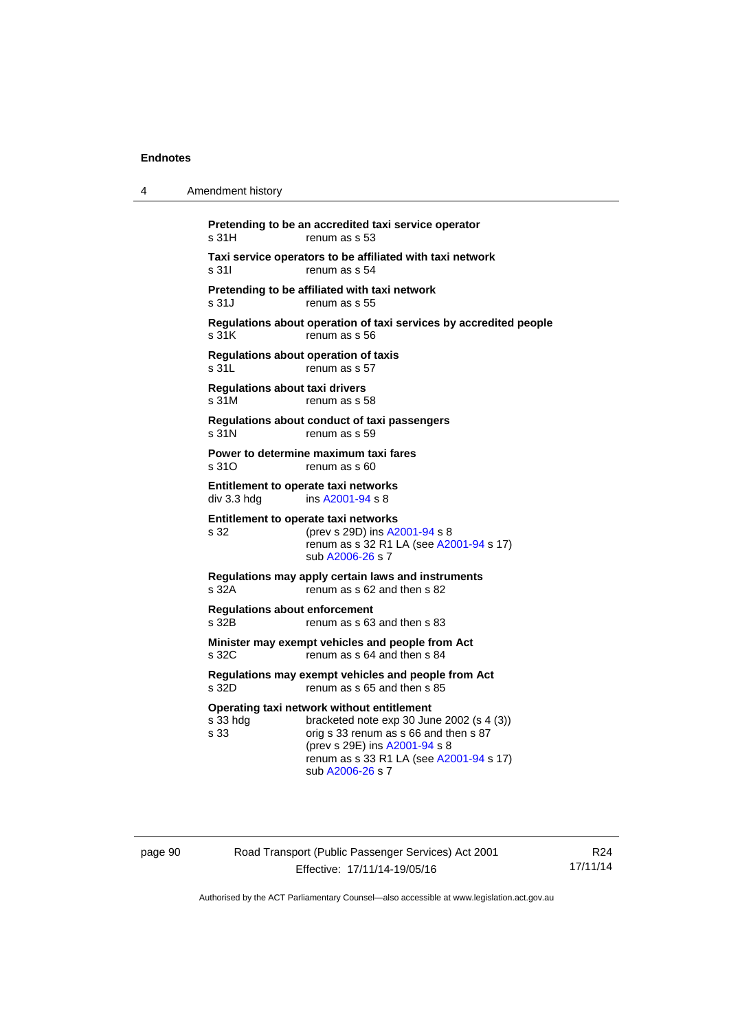**Pretending to be an accredited taxi service operator**
s 31H renum as s 53

**Taxi service operators to be affiliated with taxi network**
s 31I renum as s 54

**Pretending to be affiliated with taxi network**
s 31J renum as s 55

**Regulations about operation of taxi services by accredited people**
s 31K renum as s 56

**Regulations about operation of taxis**
s 31L renum as s 57

**Regulations about taxi drivers**
s 31M renum as s 58

**Regulations about conduct of taxi passengers**
s 31N renum as s 59

**Power to determine maximum taxi fares**
s 31O renum as s 60

**Entitlement to operate taxi networks**
div 3.3 hdg ins A2001-94 s 8

**Entitlement to operate taxi networks**
s 32 (prev s 29D) ins A2001-94 s 8
renum as s 32 R1 LA (see A2001-94 s 17)
sub A2006-26 s 7

**Regulations may apply certain laws and instruments**
s 32A renum as s 62 and then s 82

**Regulations about enforcement**
s 32B renum as s 63 and then s 83

**Minister may exempt vehicles and people from Act**
s 32C renum as s 64 and then s 84

**Regulations may exempt vehicles and people from Act**
s 32D renum as s 65 and then s 85

**Operating taxi network without entitlement**
s 33 hdg bracketed note exp 30 June 2002 (s 4 (3))
s 33 orig s 33 renum as s 66 and then s 87
(prev s 29E) ins A2001-94 s 8
renum as s 33 R1 LA (see A2001-94 s 17)
sub A2006-26 s 7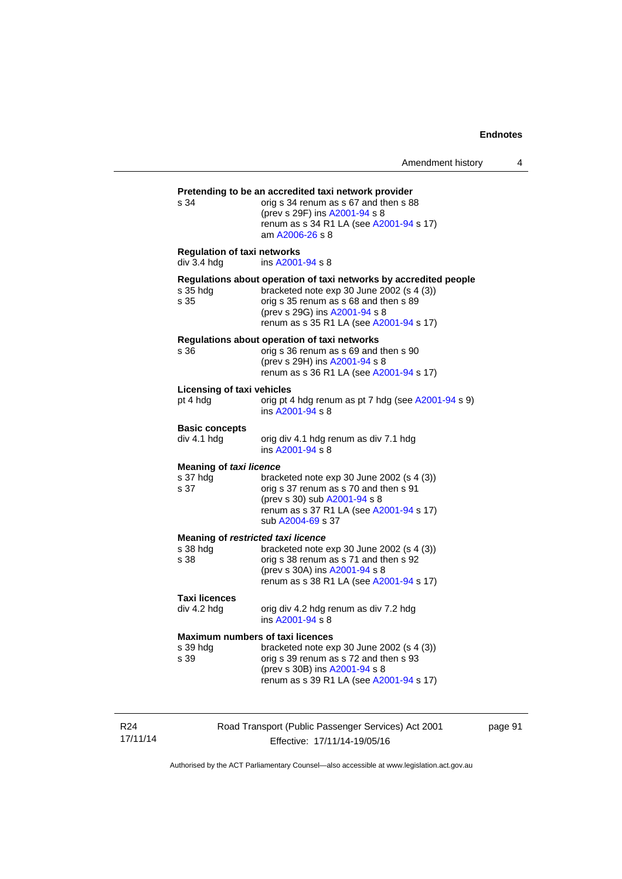**Pretending to be an accredited taxi network provider**

s 34 orig s 34 renum as s 67 and then s 88
(prev s 29F) ins A2001-94 s 8
renum as s 34 R1 LA (see A2001-94 s 17)
am A2006-26 s 8

**Regulation of taxi networks**

div 3.4 hdg ins A2001-94 s 8

**Regulations about operation of taxi networks by accredited people**

s 35 hdg bracketed note exp 30 June 2002 (s 4 (3))
s 35 orig s 35 renum as s 68 and then s 89
(prev s 29G) ins A2001-94 s 8
renum as s 35 R1 LA (see A2001-94 s 17)

**Regulations about operation of taxi networks**

s 36 orig s 36 renum as s 69 and then s 90
(prev s 29H) ins A2001-94 s 8
renum as s 36 R1 LA (see A2001-94 s 17)

**Licensing of taxi vehicles**

pt 4 hdg orig pt 4 hdg renum as pt 7 hdg (see A2001-94 s 9)
ins A2001-94 s 8

**Basic concepts**

div 4.1 hdg orig div 4.1 hdg renum as div 7.1 hdg
ins A2001-94 s 8

**Meaning of *taxi licence***

s 37 hdg bracketed note exp 30 June 2002 (s 4 (3))
s 37 orig s 37 renum as s 70 and then s 91
(prev s 30) sub A2001-94 s 8
renum as s 37 R1 LA (see A2001-94 s 17)
sub A2004-69 s 37

**Meaning of *restricted taxi licence***

s 38 hdg bracketed note exp 30 June 2002 (s 4 (3))
s 38 orig s 38 renum as s 71 and then s 92
(prev s 30A) ins A2001-94 s 8
renum as s 38 R1 LA (see A2001-94 s 17)

**Taxi licences**

div 4.2 hdg orig div 4.2 hdg renum as div 7.2 hdg
ins A2001-94 s 8

**Maximum numbers of taxi licences**

s 39 hdg bracketed note exp 30 June 2002 (s 4 (3))
s 39 orig s 39 renum as s 72 and then s 93
(prev s 30B) ins A2001-94 s 8
renum as s 39 R1 LA (see A2001-94 s 17)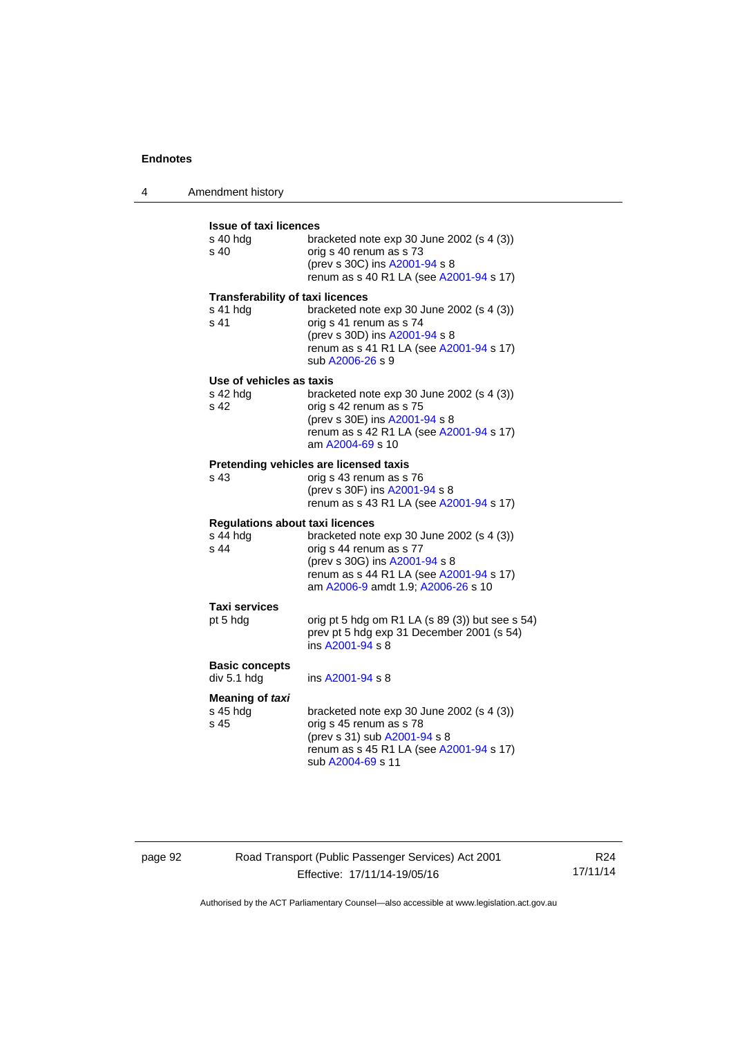**Issue of taxi licences**

s 40 hdg — bracketed note exp 30 June 2002 (s 4 (3))
s 40 — orig s 40 renum as s 73
(prev s 30C) ins A2001-94 s 8
renum as s 40 R1 LA (see A2001-94 s 17)

**Transferability of taxi licences**

s 41 hdg — bracketed note exp 30 June 2002 (s 4 (3))
s 41 — orig s 41 renum as s 74
(prev s 30D) ins A2001-94 s 8
renum as s 41 R1 LA (see A2001-94 s 17)
sub A2006-26 s 9

**Use of vehicles as taxis**

s 42 hdg — bracketed note exp 30 June 2002 (s 4 (3))
s 42 — orig s 42 renum as s 75
(prev s 30E) ins A2001-94 s 8
renum as s 42 R1 LA (see A2001-94 s 17)
am A2004-69 s 10

**Pretending vehicles are licensed taxis**

s 43 — orig s 43 renum as s 76
(prev s 30F) ins A2001-94 s 8
renum as s 43 R1 LA (see A2001-94 s 17)

**Regulations about taxi licences**

s 44 hdg — bracketed note exp 30 June 2002 (s 4 (3))
s 44 — orig s 44 renum as s 77
(prev s 30G) ins A2001-94 s 8
renum as s 44 R1 LA (see A2001-94 s 17)
am A2006-9 amdt 1.9; A2006-26 s 10

**Taxi services**

pt 5 hdg — orig pt 5 hdg om R1 LA (s 89 (3)) but see s 54)
prev pt 5 hdg exp 31 December 2001 (s 54)
ins A2001-94 s 8

**Basic concepts**

div 5.1 hdg — ins A2001-94 s 8

**Meaning of *taxi***

s 45 hdg — bracketed note exp 30 June 2002 (s 4 (3))
s 45 — orig s 45 renum as s 78
(prev s 31) sub A2001-94 s 8
renum as s 45 R1 LA (see A2001-94 s 17)
sub A2004-69 s 11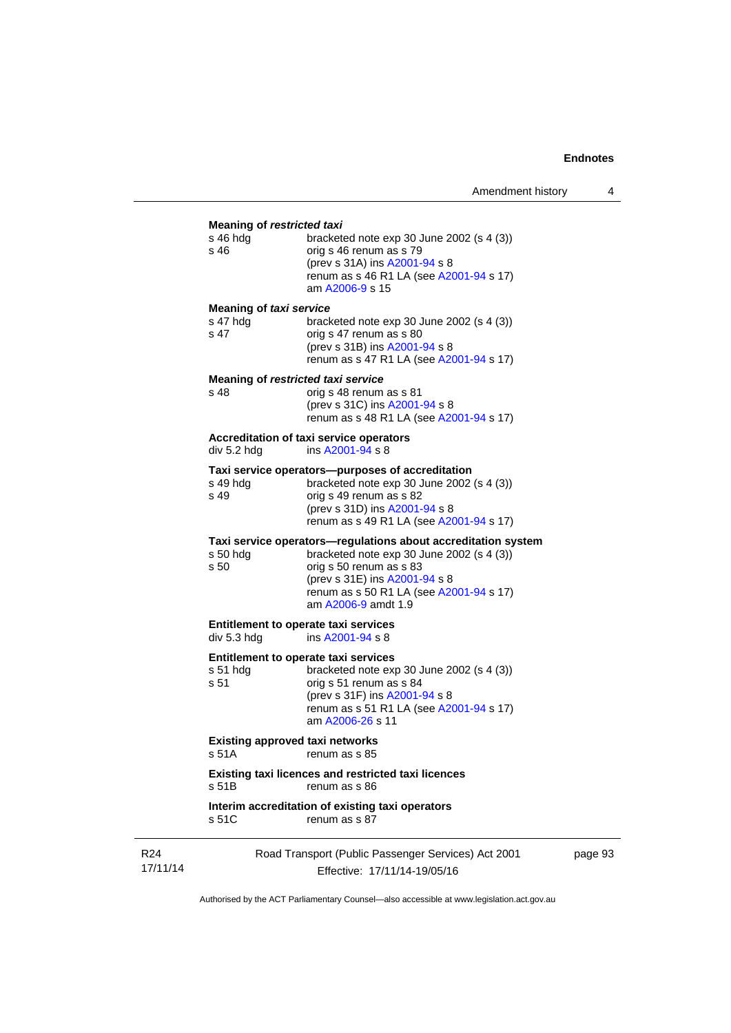**Meaning of *restricted taxi***

s 46 hdg — bracketed note exp 30 June 2002 (s 4 (3))
s 46 — orig s 46 renum as s 79
(prev s 31A) ins A2001-94 s 8
renum as s 46 R1 LA (see A2001-94 s 17)
am A2006-9 s 15

**Meaning of *taxi service***

s 47 hdg — bracketed note exp 30 June 2002 (s 4 (3))
s 47 — orig s 47 renum as s 80
(prev s 31B) ins A2001-94 s 8
renum as s 47 R1 LA (see A2001-94 s 17)

**Meaning of *restricted taxi service***

s 48 — orig s 48 renum as s 81
(prev s 31C) ins A2001-94 s 8
renum as s 48 R1 LA (see A2001-94 s 17)

**Accreditation of taxi service operators**

div 5.2 hdg — ins A2001-94 s 8

**Taxi service operators—purposes of accreditation**

s 49 hdg — bracketed note exp 30 June 2002 (s 4 (3))
s 49 — orig s 49 renum as s 82
(prev s 31D) ins A2001-94 s 8
renum as s 49 R1 LA (see A2001-94 s 17)

**Taxi service operators—regulations about accreditation system**

s 50 hdg — bracketed note exp 30 June 2002 (s 4 (3))
s 50 — orig s 50 renum as s 83
(prev s 31E) ins A2001-94 s 8
renum as s 50 R1 LA (see A2001-94 s 17)
am A2006-9 amdt 1.9

**Entitlement to operate taxi services**

div 5.3 hdg — ins A2001-94 s 8

**Entitlement to operate taxi services**

s 51 hdg — bracketed note exp 30 June 2002 (s 4 (3))
s 51 — orig s 51 renum as s 84
(prev s 31F) ins A2001-94 s 8
renum as s 51 R1 LA (see A2001-94 s 17)
am A2006-26 s 11

**Existing approved taxi networks**

s 51A — renum as s 85

**Existing taxi licences and restricted taxi licences**

s 51B — renum as s 86

**Interim accreditation of existing taxi operators**

s 51C — renum as s 87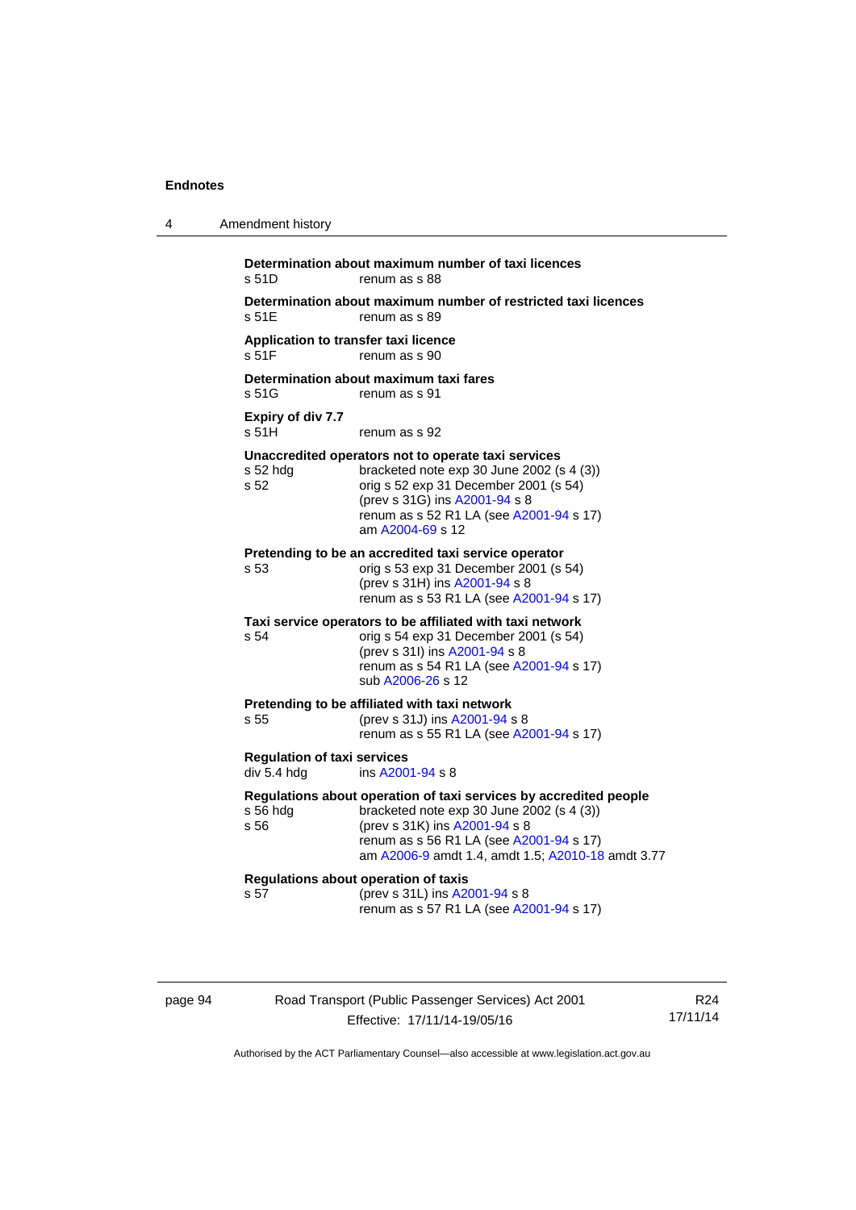**Determination about maximum number of taxi licences**

s 51D renum as s 88

**Determination about maximum number of restricted taxi licences**

s 51E renum as s 89

**Application to transfer taxi licence**

s 51F renum as s 90

**Determination about maximum taxi fares**

s 51G renum as s 91

**Expiry of div 7.7**

s 51H renum as s 92

**Unaccredited operators not to operate taxi services**

s 52 hdg bracketed note exp 30 June 2002 (s 4 (3))
s 52 orig s 52 exp 31 December 2001 (s 54)
(prev s 31G) ins A2001-94 s 8
renum as s 52 R1 LA (see A2001-94 s 17)
am A2004-69 s 12

**Pretending to be an accredited taxi service operator**

s 53 orig s 53 exp 31 December 2001 (s 54)
(prev s 31H) ins A2001-94 s 8
renum as s 53 R1 LA (see A2001-94 s 17)

**Taxi service operators to be affiliated with taxi network**

s 54 orig s 54 exp 31 December 2001 (s 54)
(prev s 31I) ins A2001-94 s 8
renum as s 54 R1 LA (see A2001-94 s 17)
sub A2006-26 s 12

**Pretending to be affiliated with taxi network**

s 55 (prev s 31J) ins A2001-94 s 8
renum as s 55 R1 LA (see A2001-94 s 17)

**Regulation of taxi services**

div 5.4 hdg ins A2001-94 s 8

**Regulations about operation of taxi services by accredited people**

s 56 hdg bracketed note exp 30 June 2002 (s 4 (3))
s 56 (prev s 31K) ins A2001-94 s 8
renum as s 56 R1 LA (see A2001-94 s 17)
am A2006-9 amdt 1.4, amdt 1.5; A2010-18 amdt 3.77

**Regulations about operation of taxis**

s 57 (prev s 31L) ins A2001-94 s 8
renum as s 57 R1 LA (see A2001-94 s 17)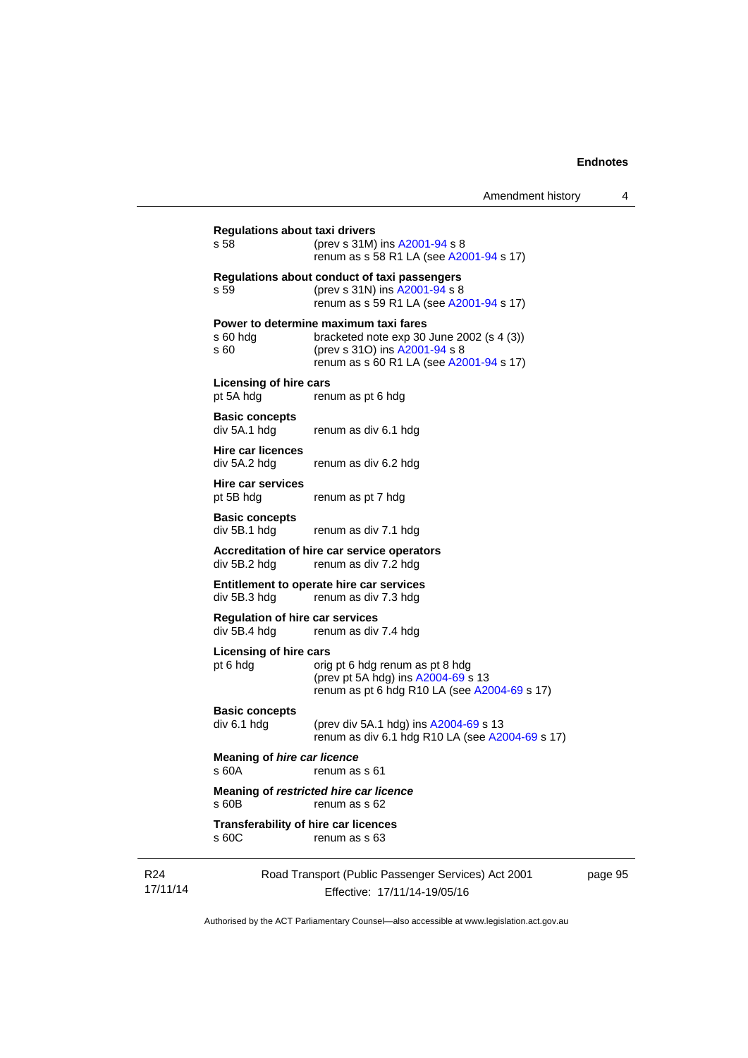**Regulations about taxi drivers**
s 58 (prev s 31M) ins A2001-94 s 8
renum as s 58 R1 LA (see A2001-94 s 17)

**Regulations about conduct of taxi passengers**
s 59 (prev s 31N) ins A2001-94 s 8
renum as s 59 R1 LA (see A2001-94 s 17)

**Power to determine maximum taxi fares**
s 60 hdg bracketed note exp 30 June 2002 (s 4 (3))
s 60 (prev s 31O) ins A2001-94 s 8
renum as s 60 R1 LA (see A2001-94 s 17)

**Licensing of hire cars**
pt 5A hdg renum as pt 6 hdg

**Basic concepts**
div 5A.1 hdg renum as div 6.1 hdg

**Hire car licences**
div 5A.2 hdg renum as div 6.2 hdg

**Hire car services**
pt 5B hdg renum as pt 7 hdg

**Basic concepts**
div 5B.1 hdg renum as div 7.1 hdg

**Accreditation of hire car service operators**
div 5B.2 hdg renum as div 7.2 hdg

**Entitlement to operate hire car services**
div 5B.3 hdg renum as div 7.3 hdg

**Regulation of hire car services**
div 5B.4 hdg renum as div 7.4 hdg

**Licensing of hire cars**
pt 6 hdg orig pt 6 hdg renum as pt 8 hdg
(prev pt 5A hdg) ins A2004-69 s 13
renum as pt 6 hdg R10 LA (see A2004-69 s 17)

**Basic concepts**
div 6.1 hdg (prev div 5A.1 hdg) ins A2004-69 s 13
renum as div 6.1 hdg R10 LA (see A2004-69 s 17)

**Meaning of *hire car licence***
s 60A renum as s 61

**Meaning of *restricted hire car licence***
s 60B renum as s 62

**Transferability of hire car licences**
s 60C renum as s 63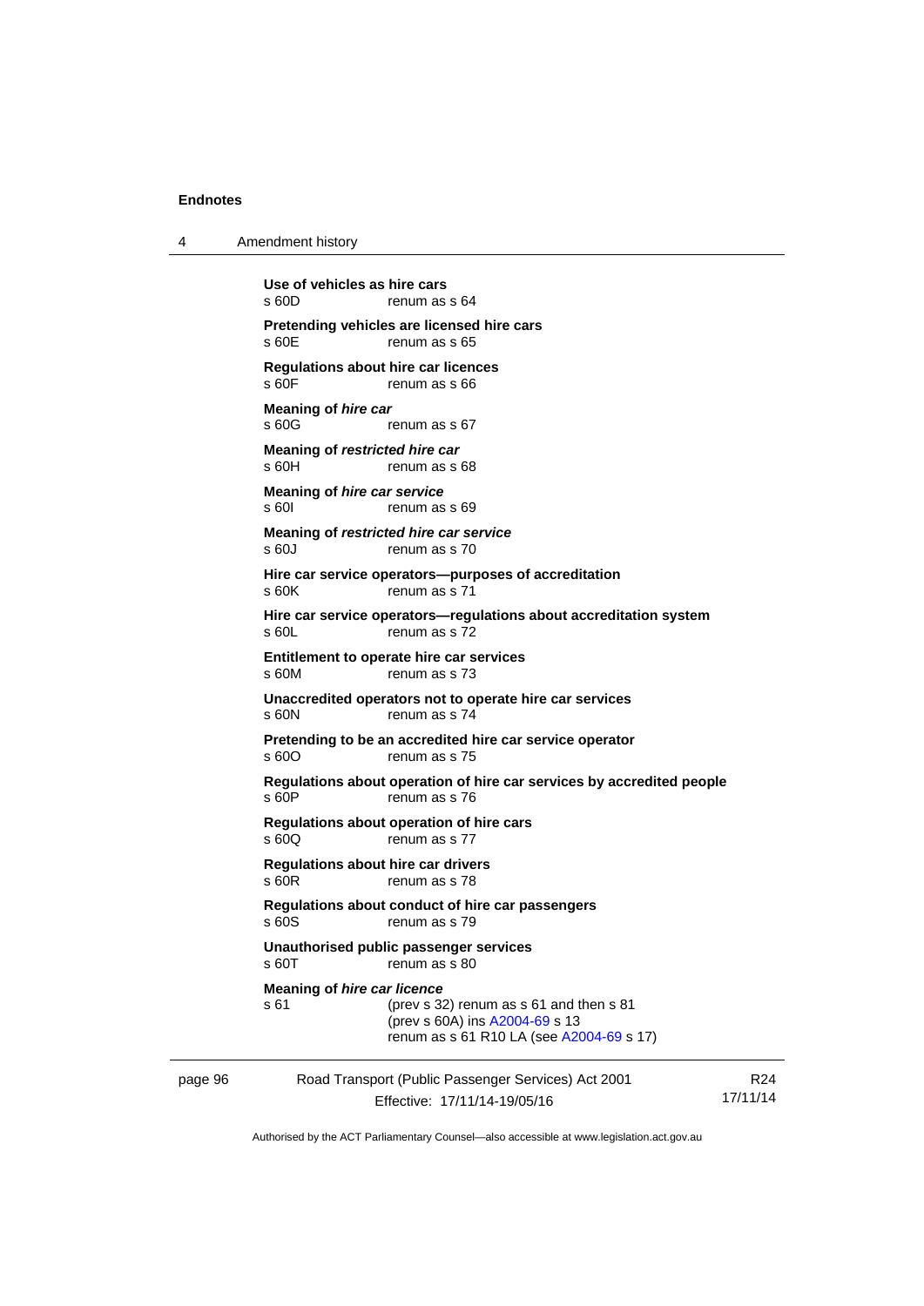**Use of vehicles as hire cars**
s 60D renum as s 64

**Pretending vehicles are licensed hire cars**
s 60E renum as s 65

**Regulations about hire car licences**
s 60F renum as s 66

**Meaning of *hire car***
s 60G renum as s 67

**Meaning of *restricted hire car***
s 60H renum as s 68

**Meaning of *hire car service***
s 60I renum as s 69

**Meaning of *restricted hire car service***
s 60J renum as s 70

**Hire car service operators—purposes of accreditation**
s 60K renum as s 71

**Hire car service operators—regulations about accreditation system**
s 60L renum as s 72

**Entitlement to operate hire car services**
s 60M renum as s 73

**Unaccredited operators not to operate hire car services**
s 60N renum as s 74

**Pretending to be an accredited hire car service operator**
s 60O renum as s 75

**Regulations about operation of hire car services by accredited people**
s 60P renum as s 76

**Regulations about operation of hire cars**
s 60Q renum as s 77

**Regulations about hire car drivers**
s 60R renum as s 78

**Regulations about conduct of hire car passengers**
s 60S renum as s 79

**Unauthorised public passenger services**
s 60T renum as s 80

**Meaning of *hire car licence***
s 61 (prev s 32) renum as s 61 and then s 81
(prev s 60A) ins A2004-69 s 13
renum as s 61 R10 LA (see A2004-69 s 17)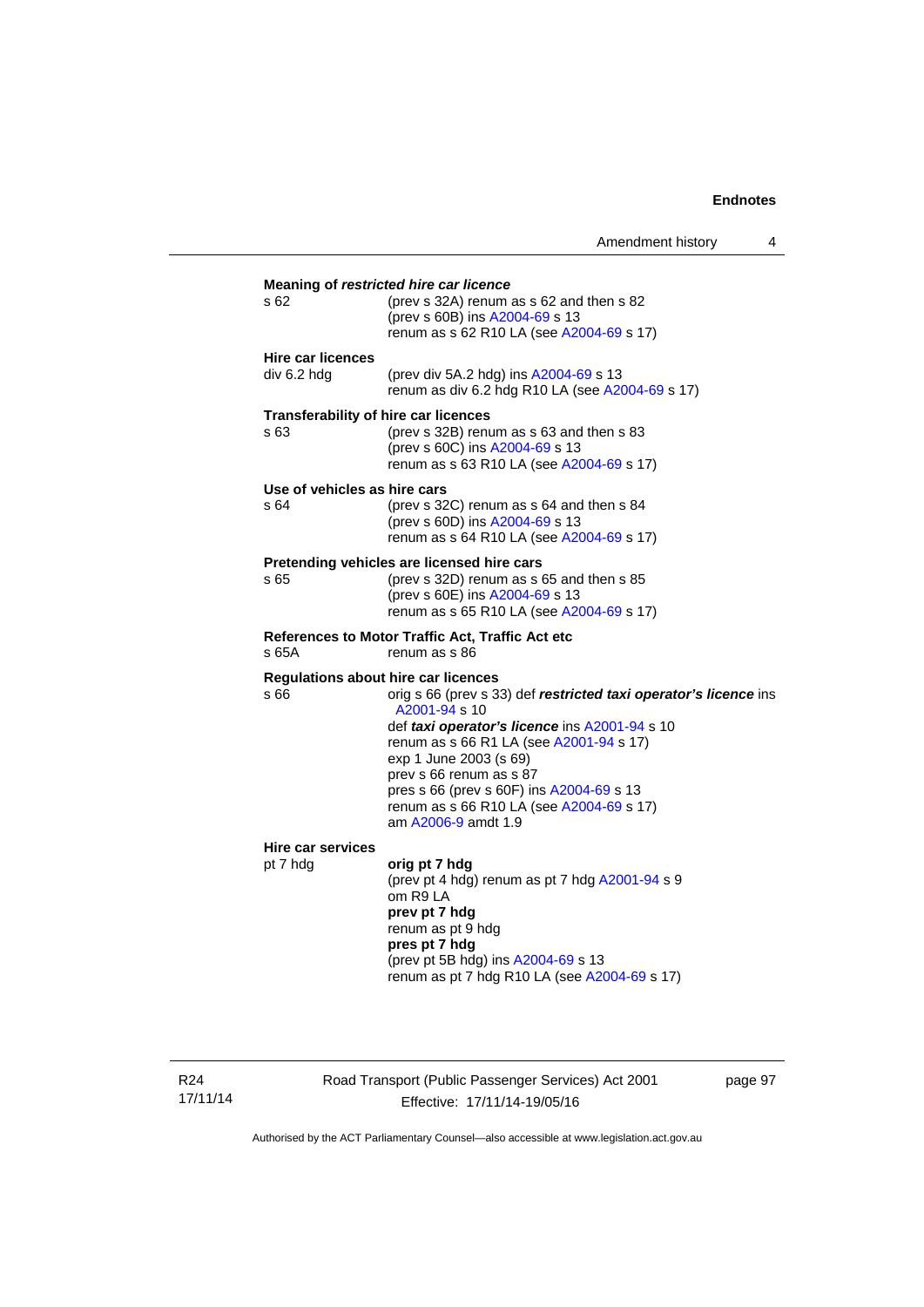**Meaning of *restricted hire car licence***

s 62 — (prev s 32A) renum as s 62 and then s 82
(prev s 60B) ins A2004-69 s 13
renum as s 62 R10 LA (see A2004-69 s 17)

**Hire car licences**

div 6.2 hdg — (prev div 5A.2 hdg) ins A2004-69 s 13
renum as div 6.2 hdg R10 LA (see A2004-69 s 17)

**Transferability of hire car licences**

s 63 — (prev s 32B) renum as s 63 and then s 83
(prev s 60C) ins A2004-69 s 13
renum as s 63 R10 LA (see A2004-69 s 17)

**Use of vehicles as hire cars**

s 64 — (prev s 32C) renum as s 64 and then s 84
(prev s 60D) ins A2004-69 s 13
renum as s 64 R10 LA (see A2004-69 s 17)

**Pretending vehicles are licensed hire cars**

s 65 — (prev s 32D) renum as s 65 and then s 85
(prev s 60E) ins A2004-69 s 13
renum as s 65 R10 LA (see A2004-69 s 17)

**References to Motor Traffic Act, Traffic Act etc**

s 65A — renum as s 86

**Regulations about hire car licences**

s 66 — orig s 66 (prev s 33) def ***restricted taxi operator's licence*** ins A2001-94 s 10
def ***taxi operator's licence*** ins A2001-94 s 10
renum as s 66 R1 LA (see A2001-94 s 17)
exp 1 June 2003 (s 69)
prev s 66 renum as s 87
pres s 66 (prev s 60F) ins A2004-69 s 13
renum as s 66 R10 LA (see A2004-69 s 17)
am A2006-9 amdt 1.9

**Hire car services**

pt 7 hdg — **orig pt 7 hdg**
(prev pt 4 hdg) renum as pt 7 hdg A2001-94 s 9
om R9 LA
**prev pt 7 hdg**
renum as pt 9 hdg
**pres pt 7 hdg**
(prev pt 5B hdg) ins A2004-69 s 13
renum as pt 7 hdg R10 LA (see A2004-69 s 17)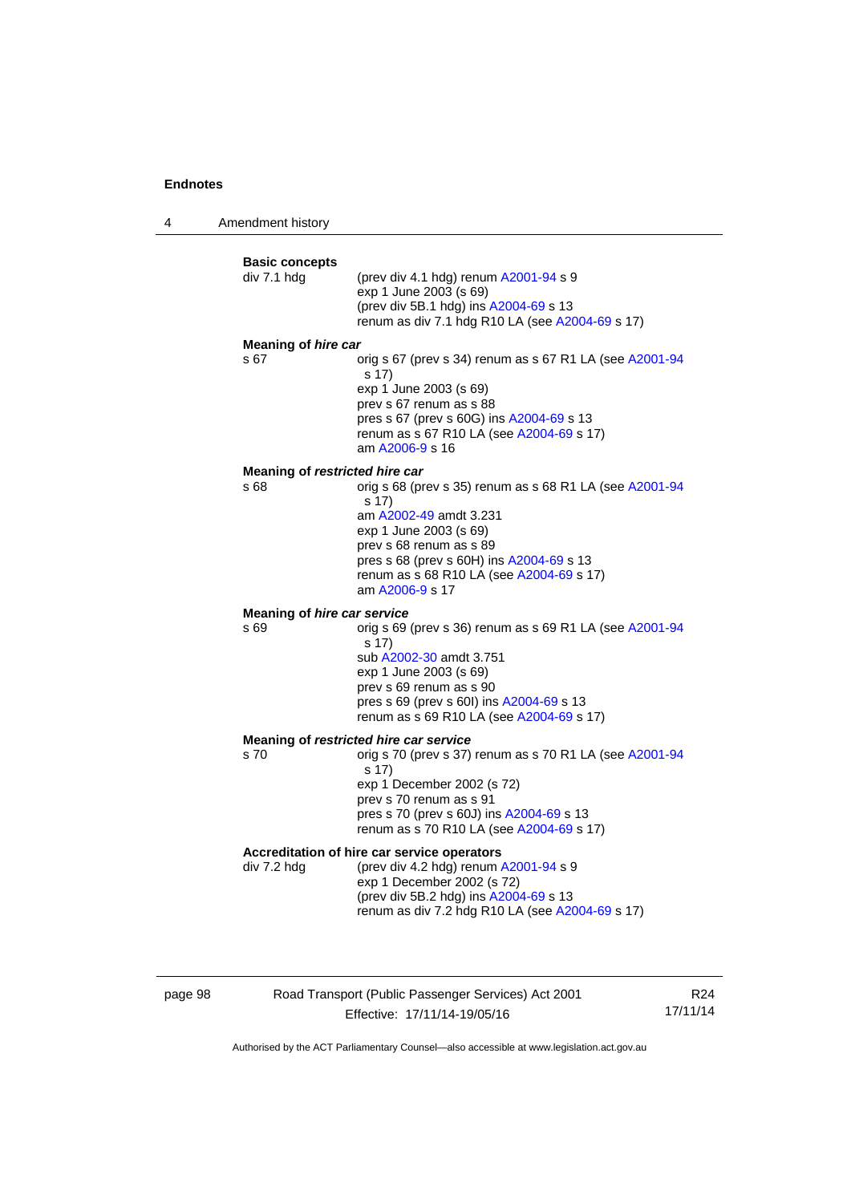**Basic concepts**

div 7.1 hdg — (prev div 4.1 hdg) renum A2001-94 s 9
exp 1 June 2003 (s 69)
(prev div 5B.1 hdg) ins A2004-69 s 13
renum as div 7.1 hdg R10 LA (see A2004-69 s 17)

**Meaning of *hire car***

s 67 — orig s 67 (prev s 34) renum as s 67 R1 LA (see A2001-94 s 17)
exp 1 June 2003 (s 69)
prev s 67 renum as s 88
pres s 67 (prev s 60G) ins A2004-69 s 13
renum as s 67 R10 LA (see A2004-69 s 17)
am A2006-9 s 16

**Meaning of *restricted hire car***

s 68 — orig s 68 (prev s 35) renum as s 68 R1 LA (see A2001-94 s 17)
am A2002-49 amdt 3.231
exp 1 June 2003 (s 69)
prev s 68 renum as s 89
pres s 68 (prev s 60H) ins A2004-69 s 13
renum as s 68 R10 LA (see A2004-69 s 17)
am A2006-9 s 17

**Meaning of *hire car service***

s 69 — orig s 69 (prev s 36) renum as s 69 R1 LA (see A2001-94 s 17)
sub A2002-30 amdt 3.751
exp 1 June 2003 (s 69)
prev s 69 renum as s 90
pres s 69 (prev s 60I) ins A2004-69 s 13
renum as s 69 R10 LA (see A2004-69 s 17)

**Meaning of *restricted hire car service***

s 70 — orig s 70 (prev s 37) renum as s 70 R1 LA (see A2001-94 s 17)
exp 1 December 2002 (s 72)
prev s 70 renum as s 91
pres s 70 (prev s 60J) ins A2004-69 s 13
renum as s 70 R10 LA (see A2004-69 s 17)

**Accreditation of hire car service operators**

div 7.2 hdg — (prev div 4.2 hdg) renum A2001-94 s 9
exp 1 December 2002 (s 72)
(prev div 5B.2 hdg) ins A2004-69 s 13
renum as div 7.2 hdg R10 LA (see A2004-69 s 17)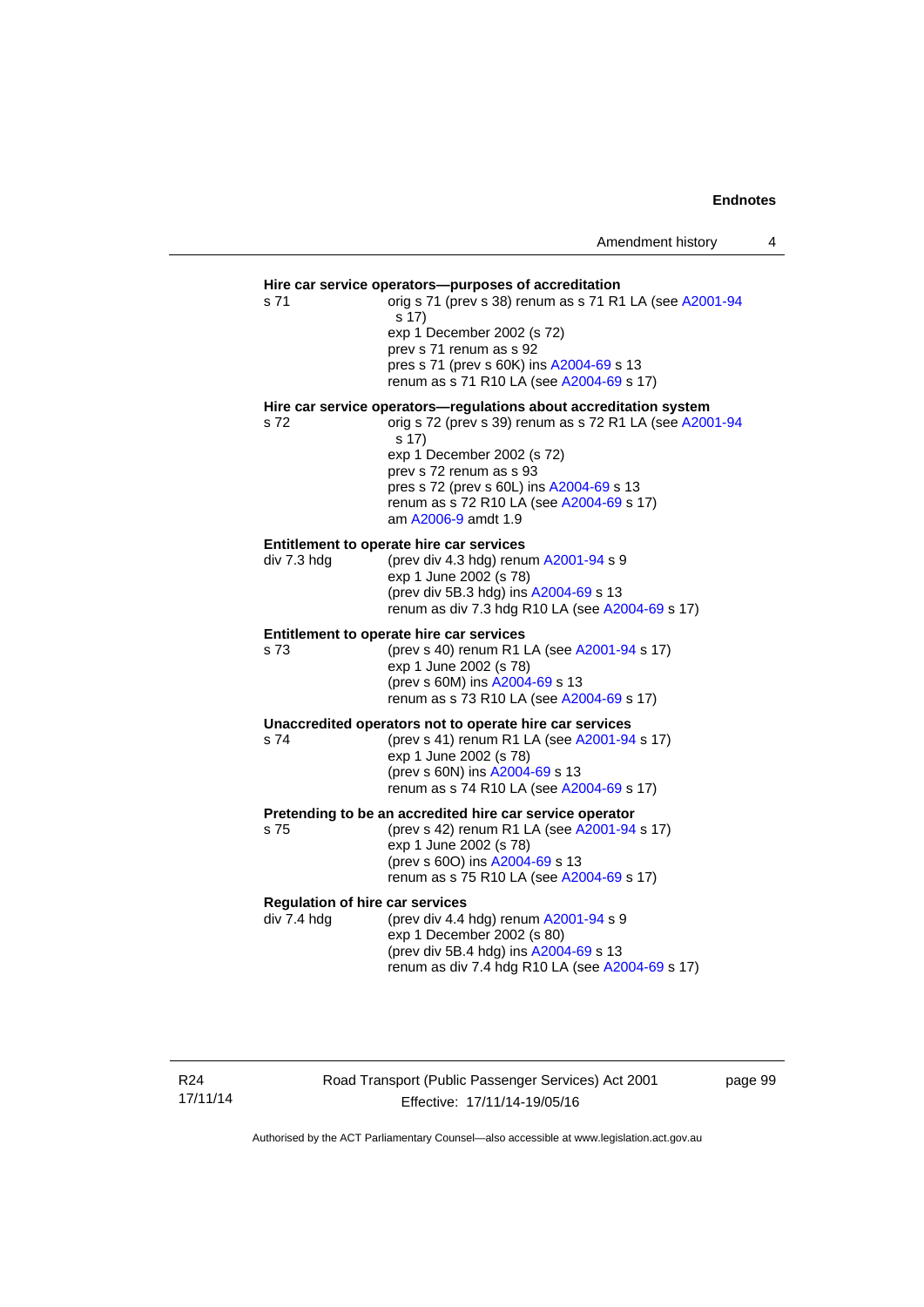**Hire car service operators—purposes of accreditation**

s 71 — orig s 71 (prev s 38) renum as s 71 R1 LA (see A2001-94 s 17)
exp 1 December 2002 (s 72)
prev s 71 renum as s 92
pres s 71 (prev s 60K) ins A2004-69 s 13
renum as s 71 R10 LA (see A2004-69 s 17)

**Hire car service operators—regulations about accreditation system**

s 72 — orig s 72 (prev s 39) renum as s 72 R1 LA (see A2001-94 s 17)
exp 1 December 2002 (s 72)
prev s 72 renum as s 93
pres s 72 (prev s 60L) ins A2004-69 s 13
renum as s 72 R10 LA (see A2004-69 s 17)
am A2006-9 amdt 1.9

**Entitlement to operate hire car services**

div 7.3 hdg — (prev div 4.3 hdg) renum A2001-94 s 9
exp 1 June 2002 (s 78)
(prev div 5B.3 hdg) ins A2004-69 s 13
renum as div 7.3 hdg R10 LA (see A2004-69 s 17)

**Entitlement to operate hire car services**

s 73 — (prev s 40) renum R1 LA (see A2001-94 s 17)
exp 1 June 2002 (s 78)
(prev s 60M) ins A2004-69 s 13
renum as s 73 R10 LA (see A2004-69 s 17)

**Unaccredited operators not to operate hire car services**

s 74 — (prev s 41) renum R1 LA (see A2001-94 s 17)
exp 1 June 2002 (s 78)
(prev s 60N) ins A2004-69 s 13
renum as s 74 R10 LA (see A2004-69 s 17)

**Pretending to be an accredited hire car service operator**

s 75 — (prev s 42) renum R1 LA (see A2001-94 s 17)
exp 1 June 2002 (s 78)
(prev s 60O) ins A2004-69 s 13
renum as s 75 R10 LA (see A2004-69 s 17)

**Regulation of hire car services**

div 7.4 hdg — (prev div 4.4 hdg) renum A2001-94 s 9
exp 1 December 2002 (s 80)
(prev div 5B.4 hdg) ins A2004-69 s 13
renum as div 7.4 hdg R10 LA (see A2004-69 s 17)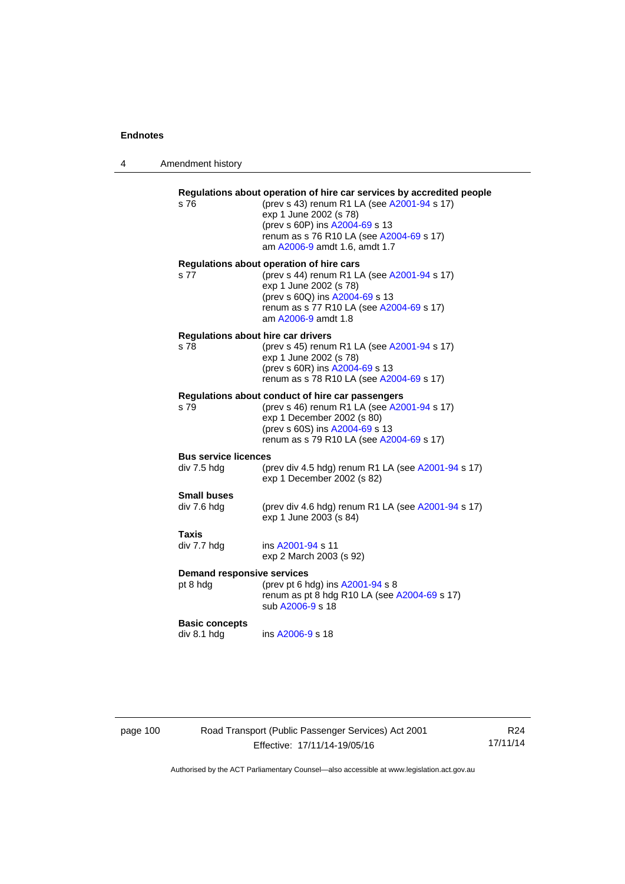**Regulations about operation of hire car services by accredited people**

s 76 (prev s 43) renum R1 LA (see A2001-94 s 17)
exp 1 June 2002 (s 78)
(prev s 60P) ins A2004-69 s 13
renum as s 76 R10 LA (see A2004-69 s 17)
am A2006-9 amdt 1.6, amdt 1.7

**Regulations about operation of hire cars**

s 77 (prev s 44) renum R1 LA (see A2001-94 s 17)
exp 1 June 2002 (s 78)
(prev s 60Q) ins A2004-69 s 13
renum as s 77 R10 LA (see A2004-69 s 17)
am A2006-9 amdt 1.8

**Regulations about hire car drivers**

s 78 (prev s 45) renum R1 LA (see A2001-94 s 17)
exp 1 June 2002 (s 78)
(prev s 60R) ins A2004-69 s 13
renum as s 78 R10 LA (see A2004-69 s 17)

**Regulations about conduct of hire car passengers**

s 79 (prev s 46) renum R1 LA (see A2001-94 s 17)
exp 1 December 2002 (s 80)
(prev s 60S) ins A2004-69 s 13
renum as s 79 R10 LA (see A2004-69 s 17)

**Bus service licences**

div 7.5 hdg (prev div 4.5 hdg) renum R1 LA (see A2001-94 s 17)
exp 1 December 2002 (s 82)

**Small buses**

div 7.6 hdg (prev div 4.6 hdg) renum R1 LA (see A2001-94 s 17)
exp 1 June 2003 (s 84)

**Taxis**

div 7.7 hdg ins A2001-94 s 11
exp 2 March 2003 (s 92)

**Demand responsive services**

pt 8 hdg (prev pt 6 hdg) ins A2001-94 s 8
renum as pt 8 hdg R10 LA (see A2004-69 s 17)
sub A2006-9 s 18

**Basic concepts**

div 8.1 hdg ins A2006-9 s 18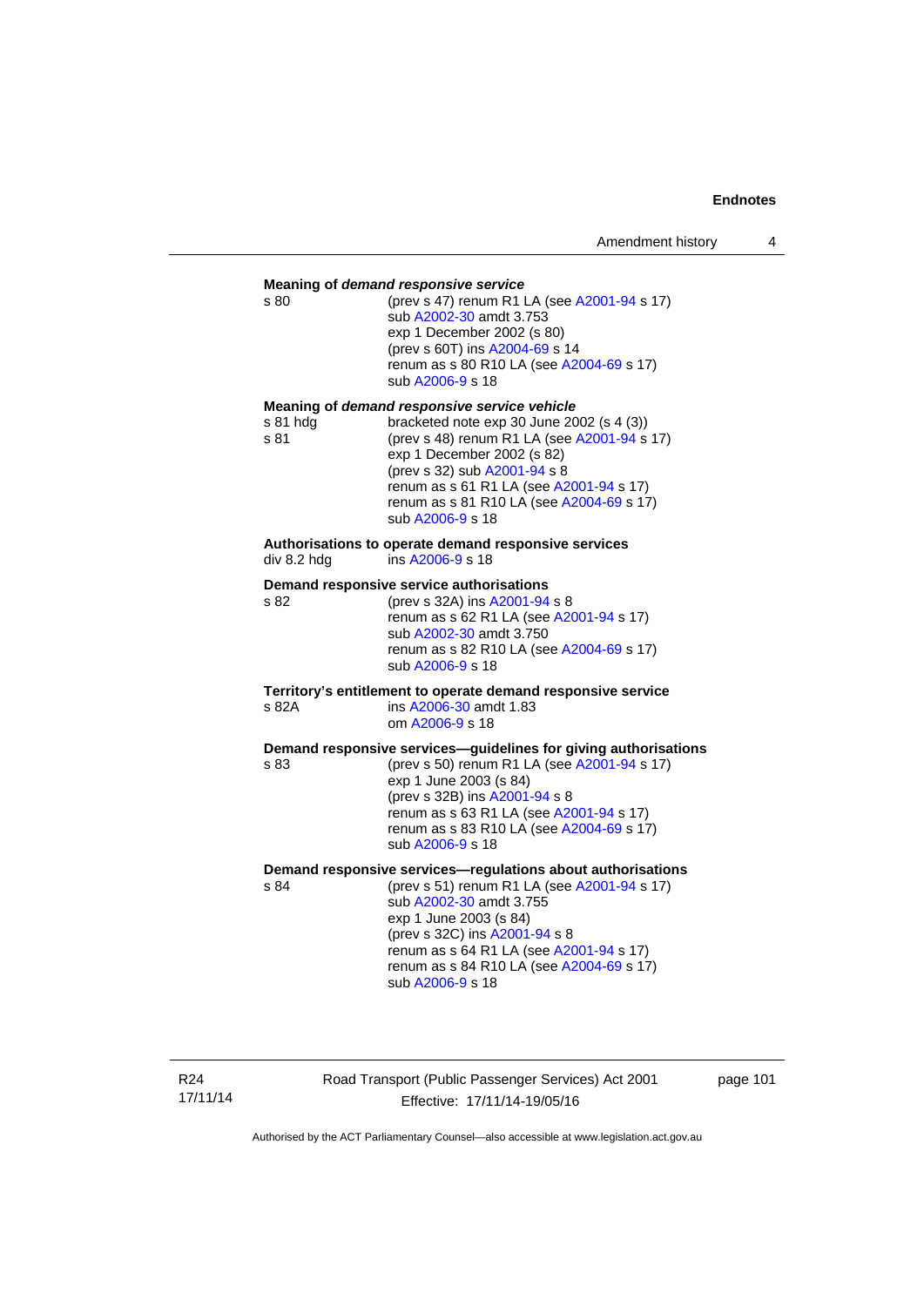**Meaning of *demand responsive service***

s 80 (prev s 47) renum R1 LA (see A2001-94 s 17)
sub A2002-30 amdt 3.753
exp 1 December 2002 (s 80)
(prev s 60T) ins A2004-69 s 14
renum as s 80 R10 LA (see A2004-69 s 17)
sub A2006-9 s 18

**Meaning of *demand responsive service vehicle***

s 81 hdg bracketed note exp 30 June 2002 (s 4 (3))
s 81 (prev s 48) renum R1 LA (see A2001-94 s 17)
exp 1 December 2002 (s 82)
(prev s 32) sub A2001-94 s 8
renum as s 61 R1 LA (see A2001-94 s 17)
renum as s 81 R10 LA (see A2004-69 s 17)
sub A2006-9 s 18

**Authorisations to operate demand responsive services**

div 8.2 hdg ins A2006-9 s 18

**Demand responsive service authorisations**

s 82 (prev s 32A) ins A2001-94 s 8
renum as s 62 R1 LA (see A2001-94 s 17)
sub A2002-30 amdt 3.750
renum as s 82 R10 LA (see A2004-69 s 17)
sub A2006-9 s 18

**Territory's entitlement to operate demand responsive service**

s 82A ins A2006-30 amdt 1.83
om A2006-9 s 18

**Demand responsive services—guidelines for giving authorisations**

s 83 (prev s 50) renum R1 LA (see A2001-94 s 17)
exp 1 June 2003 (s 84)
(prev s 32B) ins A2001-94 s 8
renum as s 63 R1 LA (see A2001-94 s 17)
renum as s 83 R10 LA (see A2004-69 s 17)
sub A2006-9 s 18

**Demand responsive services—regulations about authorisations**

s 84 (prev s 51) renum R1 LA (see A2001-94 s 17)
sub A2002-30 amdt 3.755
exp 1 June 2003 (s 84)
(prev s 32C) ins A2001-94 s 8
renum as s 64 R1 LA (see A2001-94 s 17)
renum as s 84 R10 LA (see A2004-69 s 17)
sub A2006-9 s 18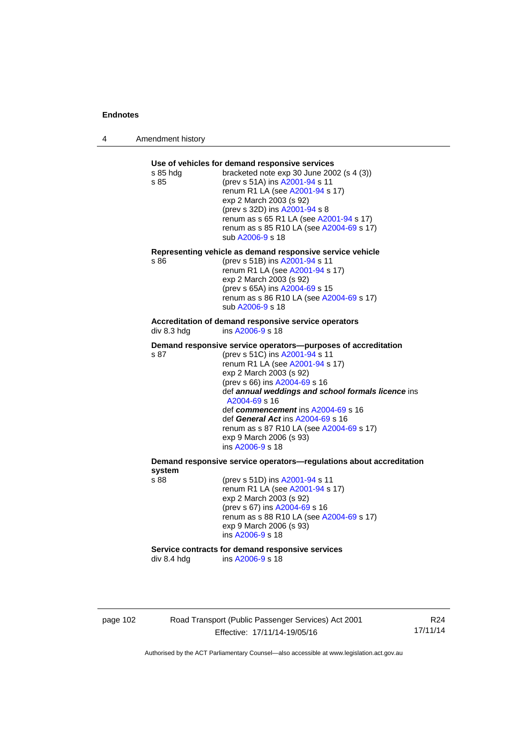**Use of vehicles for demand responsive services**

s 85 hdg — bracketed note exp 30 June 2002 (s 4 (3))
s 85 — (prev s 51A) ins A2001-94 s 11
renum R1 LA (see A2001-94 s 17)
exp 2 March 2003 (s 92)
(prev s 32D) ins A2001-94 s 8
renum as s 65 R1 LA (see A2001-94 s 17)
renum as s 85 R10 LA (see A2004-69 s 17)
sub A2006-9 s 18

**Representing vehicle as demand responsive service vehicle**

s 86 — (prev s 51B) ins A2001-94 s 11
renum R1 LA (see A2001-94 s 17)
exp 2 March 2003 (s 92)
(prev s 65A) ins A2004-69 s 15
renum as s 86 R10 LA (see A2004-69 s 17)
sub A2006-9 s 18

**Accreditation of demand responsive service operators**

div 8.3 hdg — ins A2006-9 s 18

**Demand responsive service operators—purposes of accreditation**

s 87 — (prev s 51C) ins A2001-94 s 11
renum R1 LA (see A2001-94 s 17)
exp 2 March 2003 (s 92)
(prev s 66) ins A2004-69 s 16
def ***annual weddings and school formals licence*** ins A2004-69 s 16
def ***commencement*** ins A2004-69 s 16
def ***General Act*** ins A2004-69 s 16
renum as s 87 R10 LA (see A2004-69 s 17)
exp 9 March 2006 (s 93)
ins A2006-9 s 18

**Demand responsive service operators—regulations about accreditation system**

s 88 — (prev s 51D) ins A2001-94 s 11
renum R1 LA (see A2001-94 s 17)
exp 2 March 2003 (s 92)
(prev s 67) ins A2004-69 s 16
renum as s 88 R10 LA (see A2004-69 s 17)
exp 9 March 2006 (s 93)
ins A2006-9 s 18

**Service contracts for demand responsive services**

div 8.4 hdg — ins A2006-9 s 18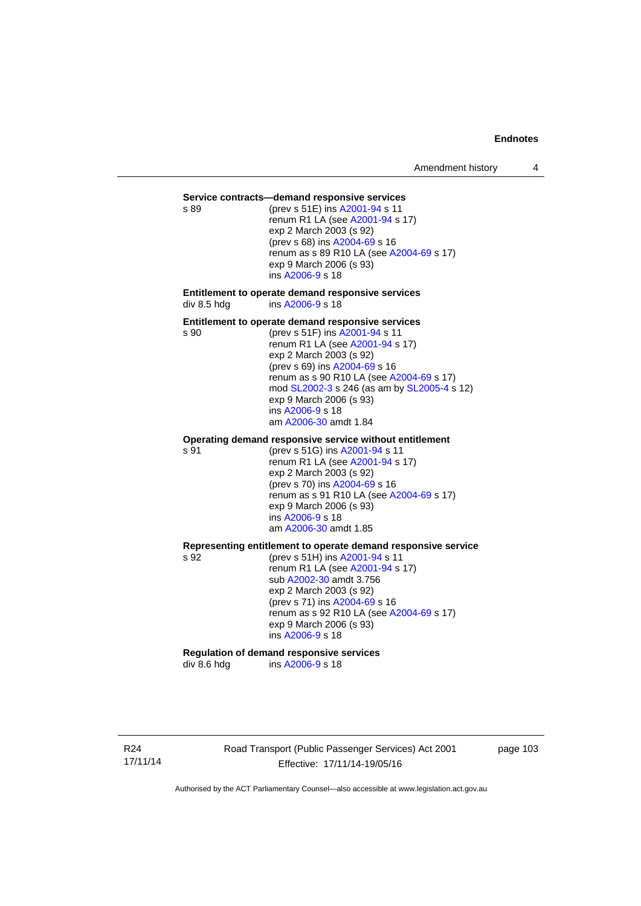**Service contracts—demand responsive services**

s 89 (prev s 51E) ins A2001-94 s 11
renum R1 LA (see A2001-94 s 17)
exp 2 March 2003 (s 92)
(prev s 68) ins A2004-69 s 16
renum as s 89 R10 LA (see A2004-69 s 17)
exp 9 March 2006 (s 93)
ins A2006-9 s 18

**Entitlement to operate demand responsive services**

div 8.5 hdg ins A2006-9 s 18

**Entitlement to operate demand responsive services**

s 90 (prev s 51F) ins A2001-94 s 11
renum R1 LA (see A2001-94 s 17)
exp 2 March 2003 (s 92)
(prev s 69) ins A2004-69 s 16
renum as s 90 R10 LA (see A2004-69 s 17)
mod SL2002-3 s 246 (as am by SL2005-4 s 12)
exp 9 March 2006 (s 93)
ins A2006-9 s 18
am A2006-30 amdt 1.84

**Operating demand responsive service without entitlement**

s 91 (prev s 51G) ins A2001-94 s 11
renum R1 LA (see A2001-94 s 17)
exp 2 March 2003 (s 92)
(prev s 70) ins A2004-69 s 16
renum as s 91 R10 LA (see A2004-69 s 17)
exp 9 March 2006 (s 93)
ins A2006-9 s 18
am A2006-30 amdt 1.85

**Representing entitlement to operate demand responsive service**

s 92 (prev s 51H) ins A2001-94 s 11
renum R1 LA (see A2001-94 s 17)
sub A2002-30 amdt 3.756
exp 2 March 2003 (s 92)
(prev s 71) ins A2004-69 s 16
renum as s 92 R10 LA (see A2004-69 s 17)
exp 9 March 2006 (s 93)
ins A2006-9 s 18

**Regulation of demand responsive services**

div 8.6 hdg ins A2006-9 s 18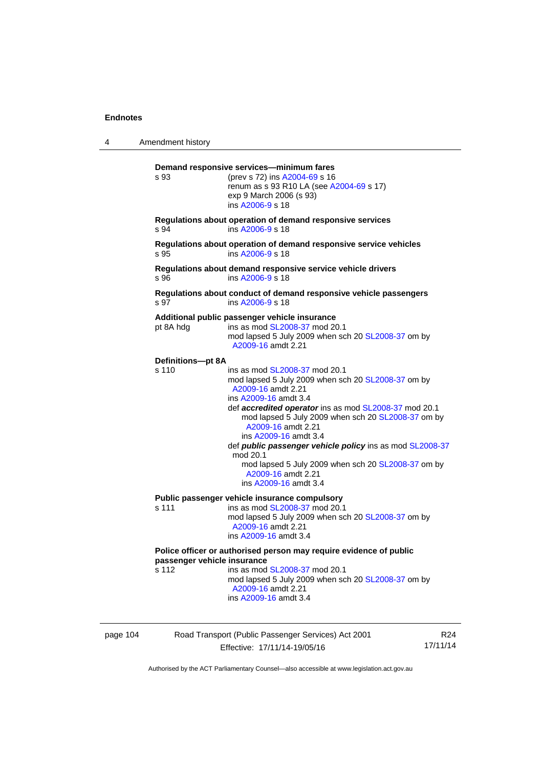**Demand responsive services—minimum fares**

s 93 (prev s 72) ins A2004-69 s 16
renum as s 93 R10 LA (see A2004-69 s 17)
exp 9 March 2006 (s 93)
ins A2006-9 s 18

**Regulations about operation of demand responsive services**

s 94 ins A2006-9 s 18

**Regulations about operation of demand responsive service vehicles**

s 95 ins A2006-9 s 18

**Regulations about demand responsive service vehicle drivers**

s 96 ins A2006-9 s 18

**Regulations about conduct of demand responsive vehicle passengers**

s 97 ins A2006-9 s 18

**Additional public passenger vehicle insurance**

pt 8A hdg ins as mod SL2008-37 mod 20.1
mod lapsed 5 July 2009 when sch 20 SL2008-37 om by A2009-16 amdt 2.21

**Definitions—pt 8A**

s 110 ins as mod SL2008-37 mod 20.1
mod lapsed 5 July 2009 when sch 20 SL2008-37 om by A2009-16 amdt 2.21
ins A2009-16 amdt 3.4
def ***accredited operator*** ins as mod SL2008-37 mod 20.1
mod lapsed 5 July 2009 when sch 20 SL2008-37 om by A2009-16 amdt 2.21
ins A2009-16 amdt 3.4
def ***public passenger vehicle policy*** ins as mod SL2008-37 mod 20.1
mod lapsed 5 July 2009 when sch 20 SL2008-37 om by A2009-16 amdt 2.21
ins A2009-16 amdt 3.4

**Public passenger vehicle insurance compulsory**

s 111 ins as mod SL2008-37 mod 20.1
mod lapsed 5 July 2009 when sch 20 SL2008-37 om by A2009-16 amdt 2.21
ins A2009-16 amdt 3.4

**Police officer or authorised person may require evidence of public passenger vehicle insurance**

s 112 ins as mod SL2008-37 mod 20.1
mod lapsed 5 July 2009 when sch 20 SL2008-37 om by A2009-16 amdt 2.21
ins A2009-16 amdt 3.4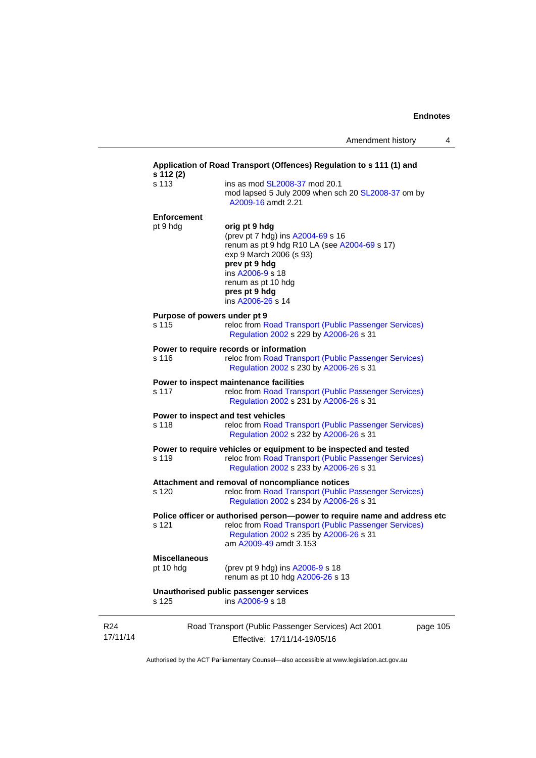**Application of Road Transport (Offences) Regulation to s 111 (1) and s 112 (2)**

s 113 — ins as mod SL2008-37 mod 20.1
mod lapsed 5 July 2009 when sch 20 SL2008-37 om by A2009-16 amdt 2.21

**Enforcement**

pt 9 hdg — **orig pt 9 hdg**
(prev pt 7 hdg) ins A2004-69 s 16
renum as pt 9 hdg R10 LA (see A2004-69 s 17)
exp 9 March 2006 (s 93)
**prev pt 9 hdg**
ins A2006-9 s 18
renum as pt 10 hdg
**pres pt 9 hdg**
ins A2006-26 s 14

**Purpose of powers under pt 9**

s 115 — reloc from Road Transport (Public Passenger Services) Regulation 2002 s 229 by A2006-26 s 31

**Power to require records or information**

s 116 — reloc from Road Transport (Public Passenger Services) Regulation 2002 s 230 by A2006-26 s 31

**Power to inspect maintenance facilities**

s 117 — reloc from Road Transport (Public Passenger Services) Regulation 2002 s 231 by A2006-26 s 31

**Power to inspect and test vehicles**

s 118 — reloc from Road Transport (Public Passenger Services) Regulation 2002 s 232 by A2006-26 s 31

**Power to require vehicles or equipment to be inspected and tested**

s 119 — reloc from Road Transport (Public Passenger Services) Regulation 2002 s 233 by A2006-26 s 31

**Attachment and removal of noncompliance notices**

s 120 — reloc from Road Transport (Public Passenger Services) Regulation 2002 s 234 by A2006-26 s 31

**Police officer or authorised person—power to require name and address etc**

s 121 — reloc from Road Transport (Public Passenger Services) Regulation 2002 s 235 by A2006-26 s 31
am A2009-49 amdt 3.153

**Miscellaneous**

pt 10 hdg — (prev pt 9 hdg) ins A2006-9 s 18
renum as pt 10 hdg A2006-26 s 13

**Unauthorised public passenger services**

s 125 — ins A2006-9 s 18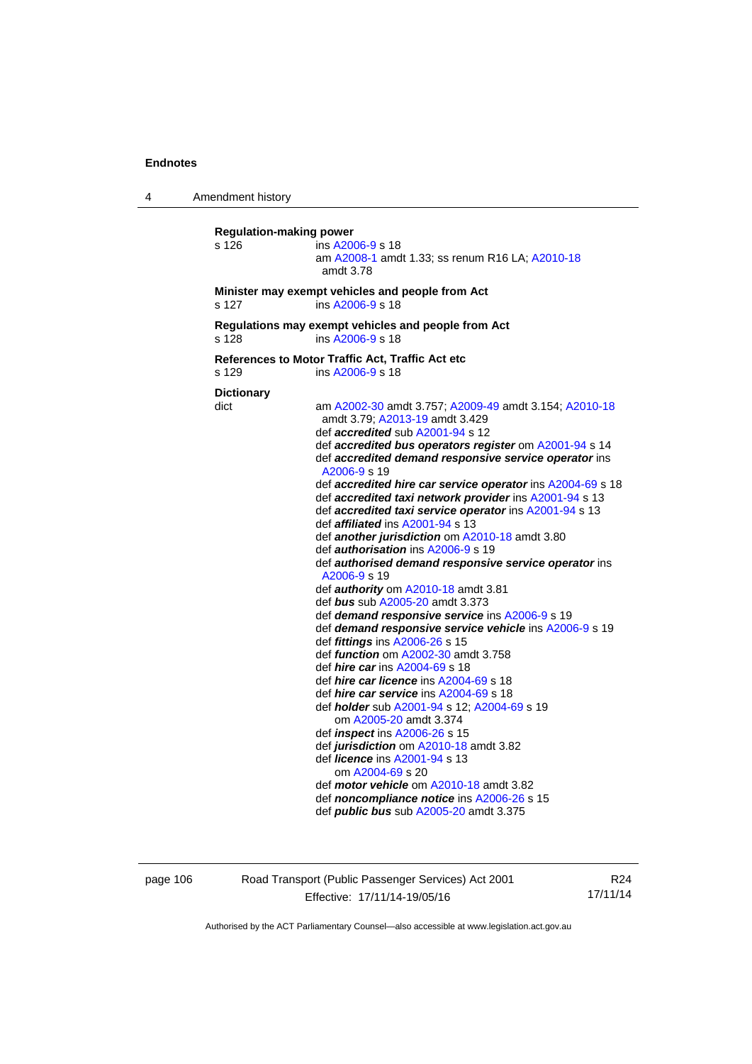**Regulation-making power**

s 126 ins A2006-9 s 18
am A2008-1 amdt 1.33; ss renum R16 LA; A2010-18 amdt 3.78

**Minister may exempt vehicles and people from Act**

s 127 ins A2006-9 s 18

**Regulations may exempt vehicles and people from Act**

s 128 ins A2006-9 s 18

**References to Motor Traffic Act, Traffic Act etc**

s 129 ins A2006-9 s 18

**Dictionary**

dict am A2002-30 amdt 3.757; A2009-49 amdt 3.154; A2010-18 amdt 3.79; A2013-19 amdt 3.429
def ***accredited*** sub A2001-94 s 12
def ***accredited bus operators register*** om A2001-94 s 14
def ***accredited demand responsive service operator*** ins A2006-9 s 19
def ***accredited hire car service operator*** ins A2004-69 s 18
def ***accredited taxi network provider*** ins A2001-94 s 13
def ***accredited taxi service operator*** ins A2001-94 s 13
def ***affiliated*** ins A2001-94 s 13
def ***another jurisdiction*** om A2010-18 amdt 3.80
def ***authorisation*** ins A2006-9 s 19
def ***authorised demand responsive service operator*** ins A2006-9 s 19
def ***authority*** om A2010-18 amdt 3.81
def ***bus*** sub A2005-20 amdt 3.373
def ***demand responsive service*** ins A2006-9 s 19
def ***demand responsive service vehicle*** ins A2006-9 s 19
def ***fittings*** ins A2006-26 s 15
def ***function*** om A2002-30 amdt 3.758
def ***hire car*** ins A2004-69 s 18
def ***hire car licence*** ins A2004-69 s 18
def ***hire car service*** ins A2004-69 s 18
def ***holder*** sub A2001-94 s 12; A2004-69 s 19
om A2005-20 amdt 3.374
def ***inspect*** ins A2006-26 s 15
def ***jurisdiction*** om A2010-18 amdt 3.82
def ***licence*** ins A2001-94 s 13
om A2004-69 s 20
def ***motor vehicle*** om A2010-18 amdt 3.82
def ***noncompliance notice*** ins A2006-26 s 15
def ***public bus*** sub A2005-20 amdt 3.375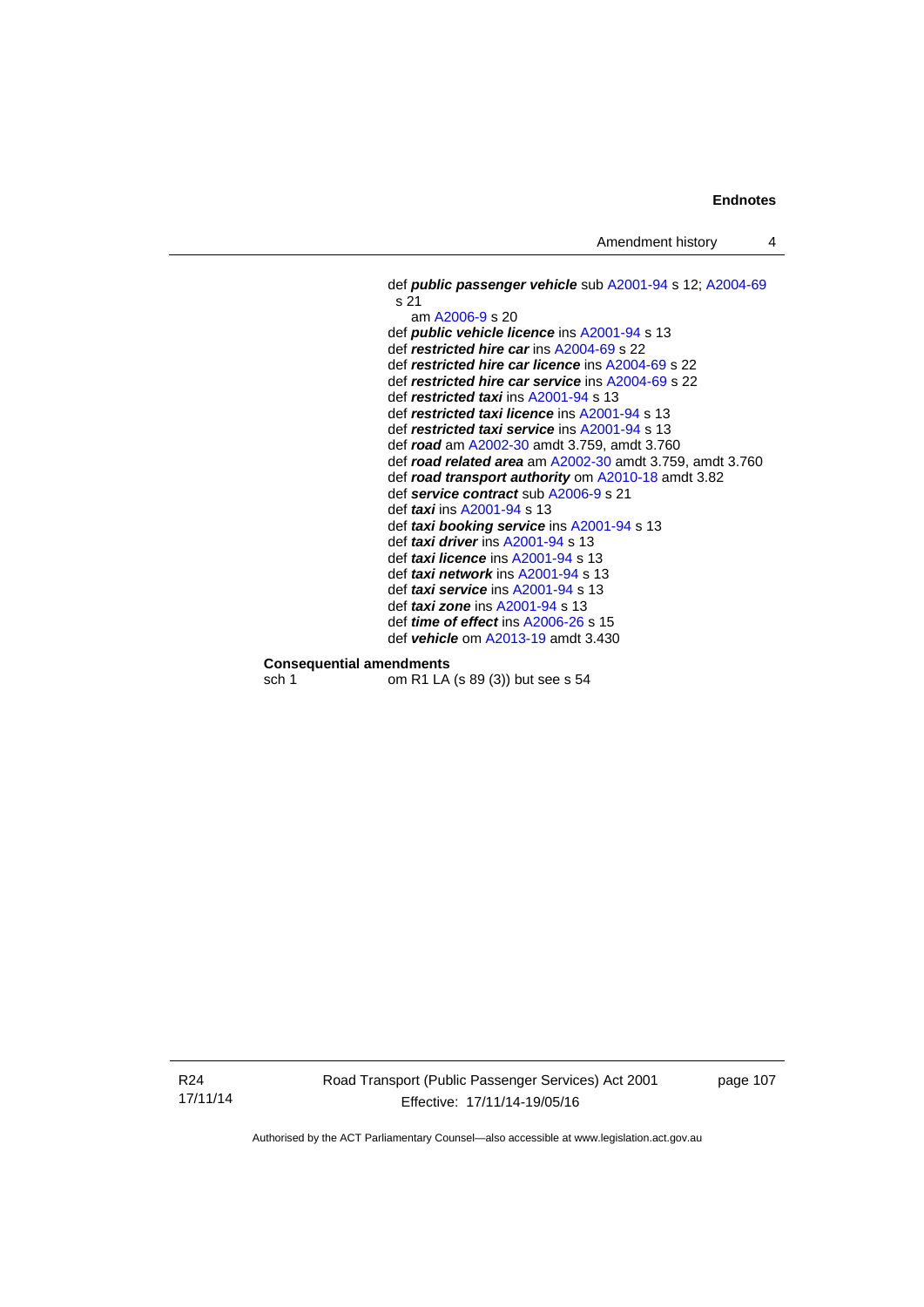def ***public passenger vehicle*** sub A2001-94 s 12; A2004-69 s 21
  am A2006-9 s 20
def ***public vehicle licence*** ins A2001-94 s 13
def ***restricted hire car*** ins A2004-69 s 22
def ***restricted hire car licence*** ins A2004-69 s 22
def ***restricted hire car service*** ins A2004-69 s 22
def ***restricted taxi*** ins A2001-94 s 13
def ***restricted taxi licence*** ins A2001-94 s 13
def ***restricted taxi service*** ins A2001-94 s 13
def ***road*** am A2002-30 amdt 3.759, amdt 3.760
def ***road related area*** am A2002-30 amdt 3.759, amdt 3.760
def ***road transport authority*** om A2010-18 amdt 3.82
def ***service contract*** sub A2006-9 s 21
def ***taxi*** ins A2001-94 s 13
def ***taxi booking service*** ins A2001-94 s 13
def ***taxi driver*** ins A2001-94 s 13
def ***taxi licence*** ins A2001-94 s 13
def ***taxi network*** ins A2001-94 s 13
def ***taxi service*** ins A2001-94 s 13
def ***taxi zone*** ins A2001-94 s 13
def ***time of effect*** ins A2006-26 s 15
def ***vehicle*** om A2013-19 amdt 3.430

**Consequential amendments**

sch 1 — om R1 LA (s 89 (3)) but see s 54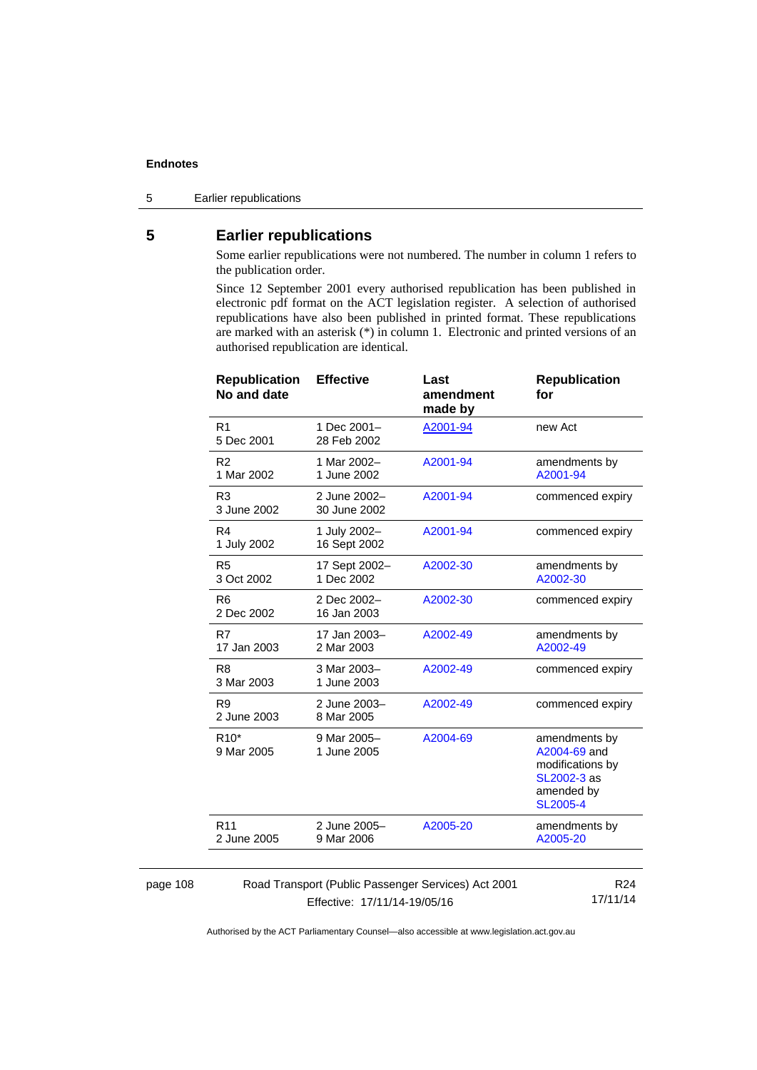## 5 Earlier republications

Some earlier republications were not numbered. The number in column 1 refers to the publication order.

Since 12 September 2001 every authorised republication has been published in electronic pdf format on the ACT legislation register. A selection of authorised republications have also been published in printed format. These republications are marked with an asterisk (*) in column 1. Electronic and printed versions of an authorised republication are identical.

| Republication No and date | Effective | Last amendment made by | Republication for |
|---|---|---|---|
| R1<br>5 Dec 2001 | 1 Dec 2001–<br>28 Feb 2002 | A2001-94 | new Act |
| R2<br>1 Mar 2002 | 1 Mar 2002–<br>1 June 2002 | A2001-94 | amendments by A2001-94 |
| R3<br>3 June 2002 | 2 June 2002–<br>30 June 2002 | A2001-94 | commenced expiry |
| R4<br>1 July 2002 | 1 July 2002–<br>16 Sept 2002 | A2001-94 | commenced expiry |
| R5<br>3 Oct 2002 | 17 Sept 2002–<br>1 Dec 2002 | A2002-30 | amendments by A2002-30 |
| R6<br>2 Dec 2002 | 2 Dec 2002–<br>16 Jan 2003 | A2002-30 | commenced expiry |
| R7<br>17 Jan 2003 | 17 Jan 2003–<br>2 Mar 2003 | A2002-49 | amendments by A2002-49 |
| R8<br>3 Mar 2003 | 3 Mar 2003–<br>1 June 2003 | A2002-49 | commenced expiry |
| R9<br>2 June 2003 | 2 June 2003–<br>8 Mar 2005 | A2002-49 | commenced expiry |
| R10*<br>9 Mar 2005 | 9 Mar 2005–<br>1 June 2005 | A2004-69 | amendments by A2004-69 and modifications by SL2002-3 as amended by SL2005-4 |
| R11<br>2 June 2005 | 2 June 2005–<br>9 Mar 2006 | A2005-20 | amendments by A2005-20 |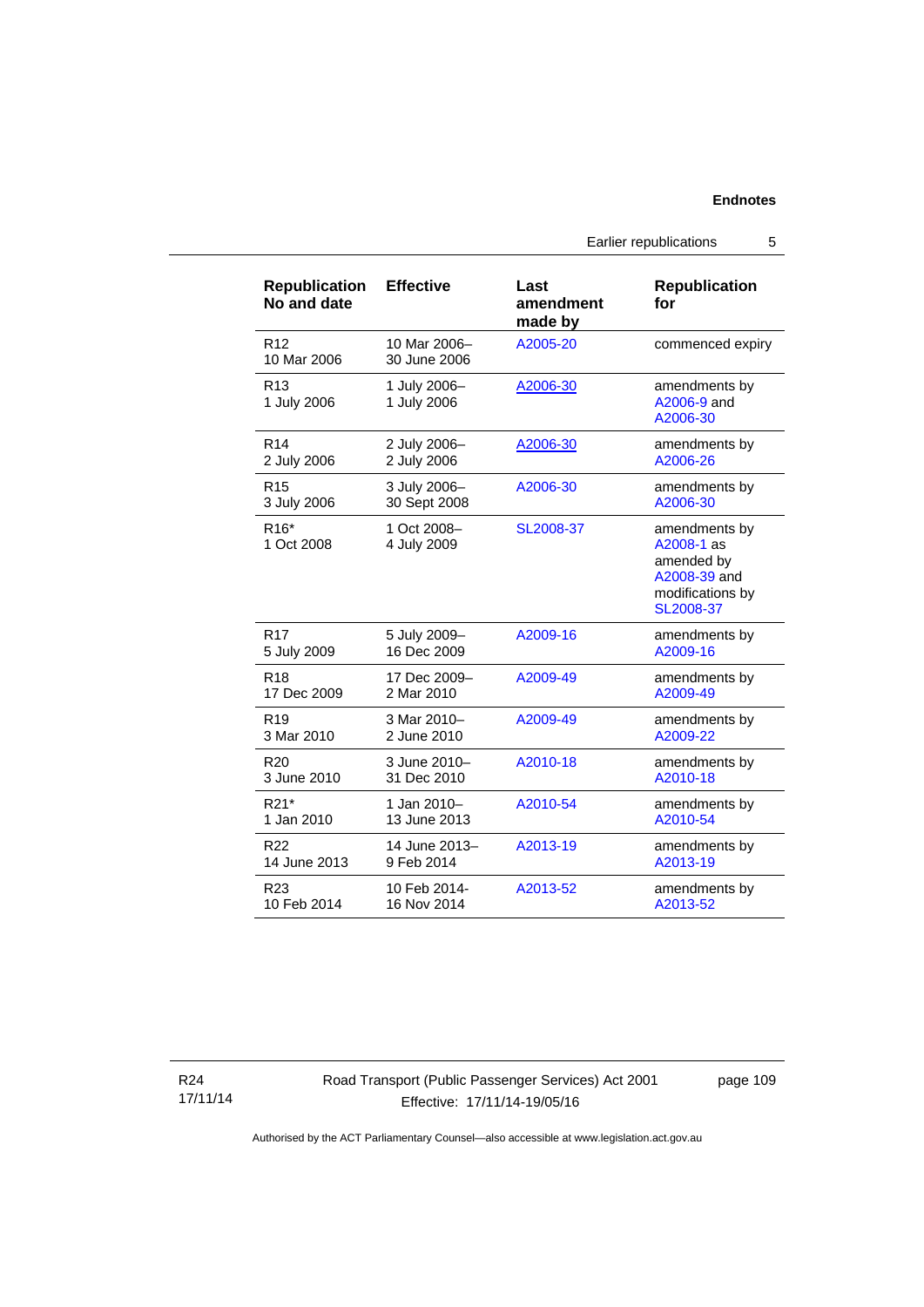| Republication No and date | Effective | Last amendment made by | Republication for |
|---|---|---|---|
| R12<br>10 Mar 2006 | 10 Mar 2006–<br>30 June 2006 | A2005-20 | commenced expiry |
| R13<br>1 July 2006 | 1 July 2006–<br>1 July 2006 | A2006-30 | amendments by A2006-9 and A2006-30 |
| R14<br>2 July 2006 | 2 July 2006–<br>2 July 2006 | A2006-30 | amendments by A2006-26 |
| R15<br>3 July 2006 | 3 July 2006–<br>30 Sept 2008 | A2006-30 | amendments by A2006-30 |
| R16*<br>1 Oct 2008 | 1 Oct 2008–<br>4 July 2009 | SL2008-37 | amendments by A2008-1 as amended by A2008-39 and modifications by SL2008-37 |
| R17<br>5 July 2009 | 5 July 2009–<br>16 Dec 2009 | A2009-16 | amendments by A2009-16 |
| R18<br>17 Dec 2009 | 17 Dec 2009–<br>2 Mar 2010 | A2009-49 | amendments by A2009-49 |
| R19<br>3 Mar 2010 | 3 Mar 2010–<br>2 June 2010 | A2009-49 | amendments by A2009-22 |
| R20<br>3 June 2010 | 3 June 2010–<br>31 Dec 2010 | A2010-18 | amendments by A2010-18 |
| R21*<br>1 Jan 2010 | 1 Jan 2010–<br>13 June 2013 | A2010-54 | amendments by A2010-54 |
| R22<br>14 June 2013 | 14 June 2013–<br>9 Feb 2014 | A2013-19 | amendments by A2013-19 |
| R23<br>10 Feb 2014 | 10 Feb 2014-<br>16 Nov 2014 | A2013-52 | amendments by A2013-52 |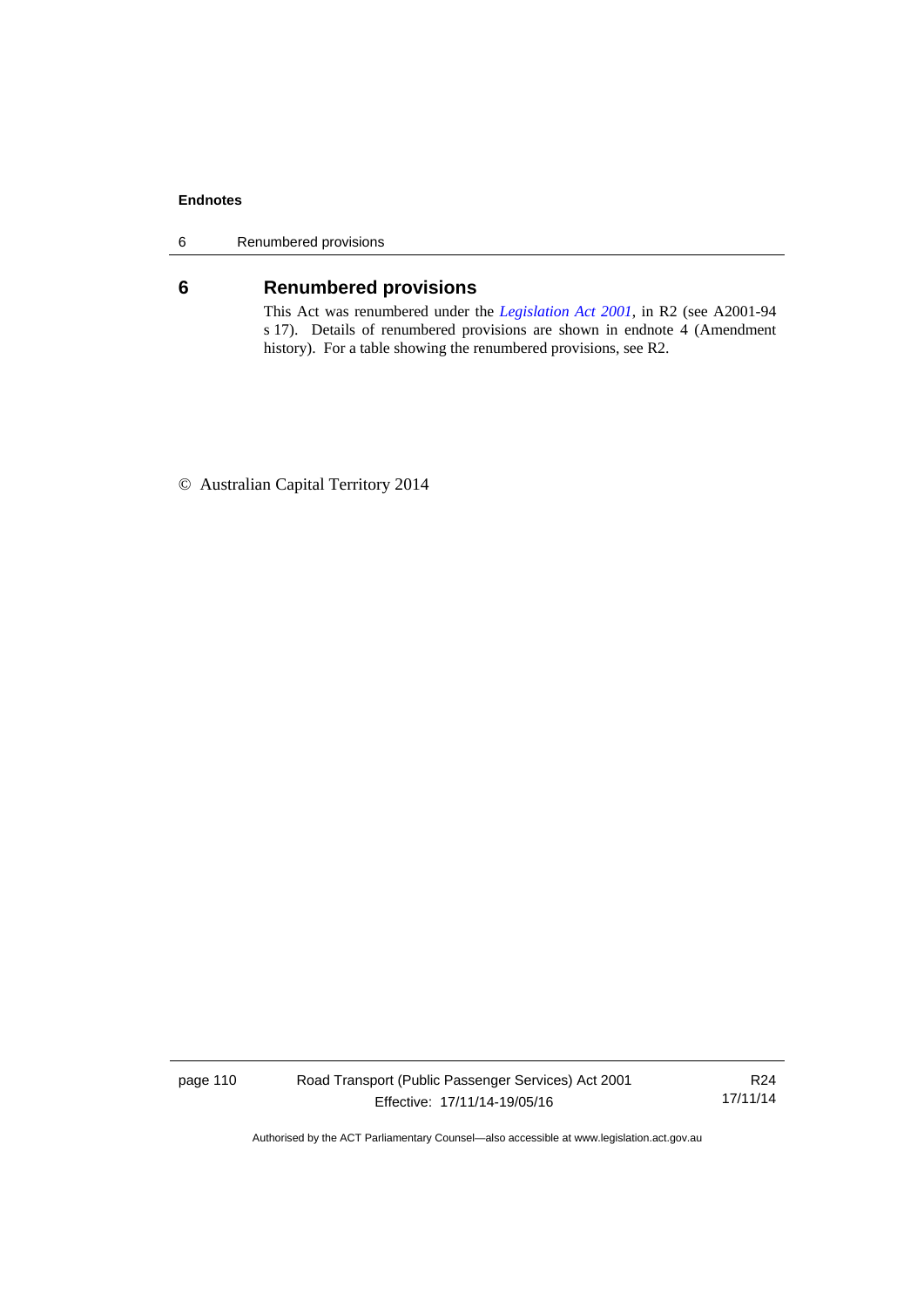## 6 Renumbered provisions

This Act was renumbered under the *Legislation Act 2001*, in R2 (see A2001-94 s 17). Details of renumbered provisions are shown in endnote 4 (Amendment history). For a table showing the renumbered provisions, see R2.

© Australian Capital Territory 2014